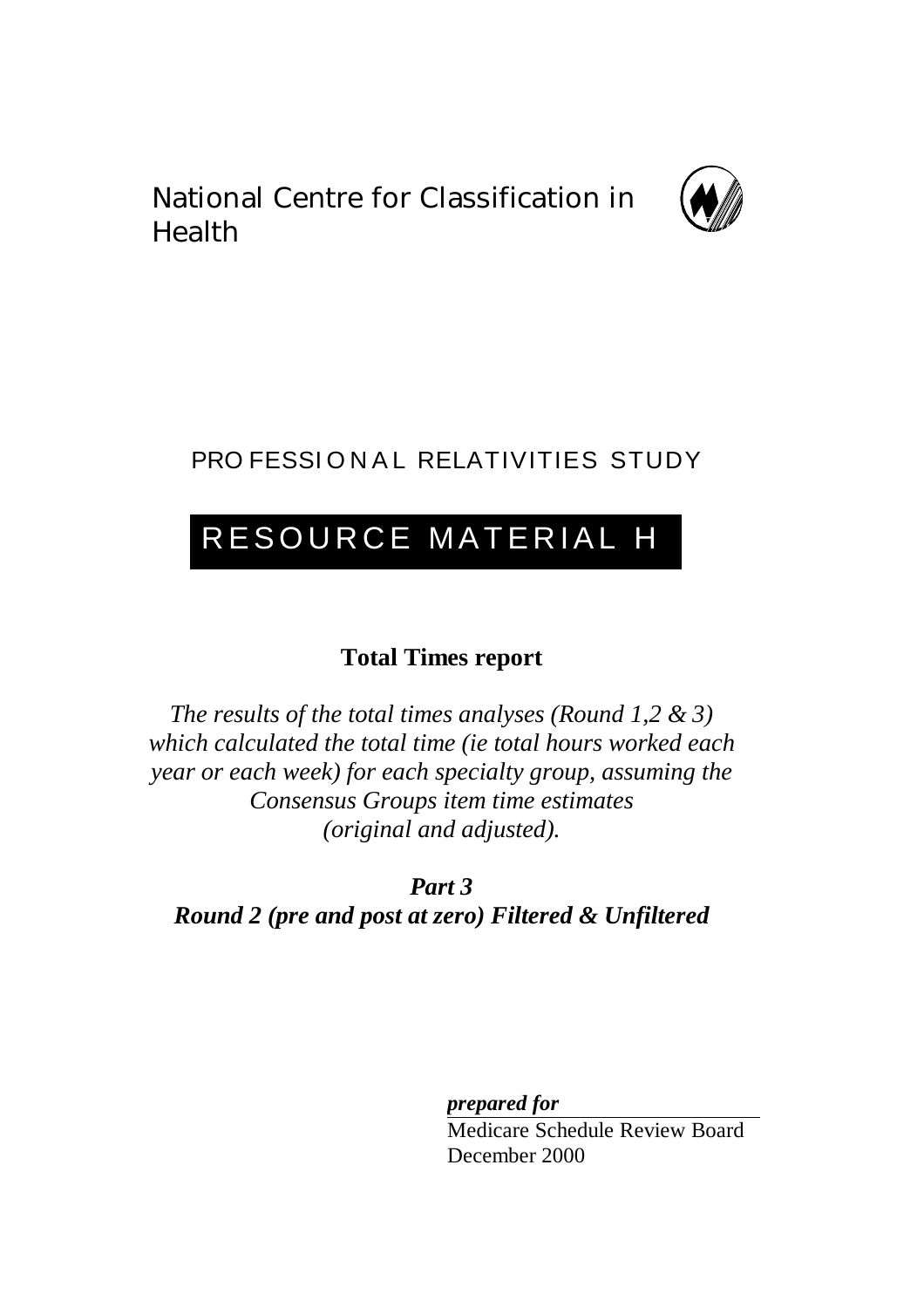National Centre for Classification in Health

PROFESSIONAL RELATIVITIES STUDY

# RESOURCE MATERIAL H

## Total Times report

*The results of the total times analyses (Round 1,2 & 3) which calculated the total time (ie total hours worked each year or each week) for each specialty group, assuming the Consensus Groups item time estimates (original and adjusted).*

***Part 3***
***Round 2 (pre and post at zero) Filtered & Unfiltered***

***prepared for***

Medicare Schedule Review Board
December 2000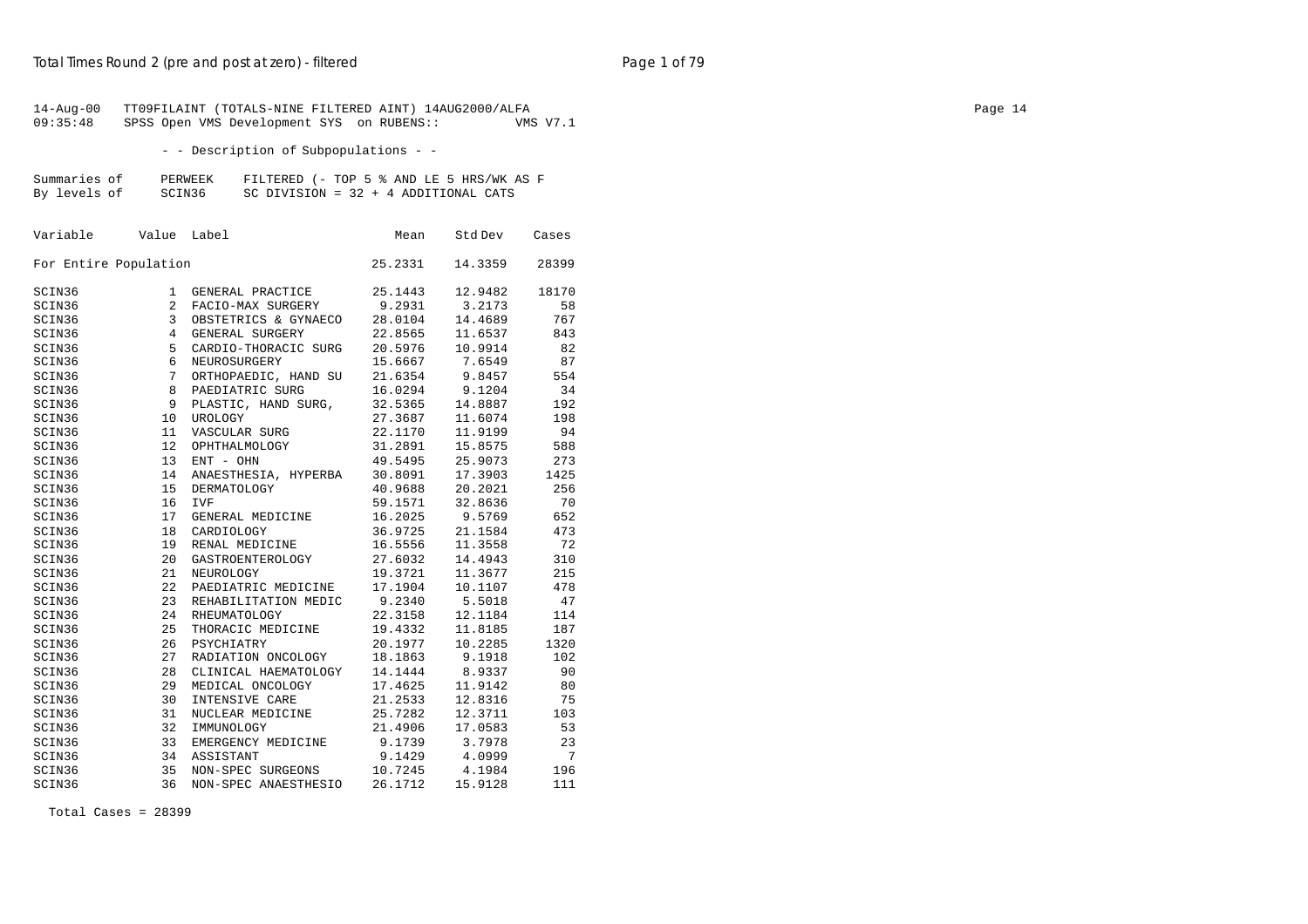14-Aug-00 TT09FILAINT (TOTALS-NINE FILTERED AINT) 14AUG2000/ALFA
09:35:48 SPSS Open VMS Development SYS on RUBENS:: VMS V7.1

- - Description of Subpopulations - -

Summaries of PERWEEK FILTERED (- TOP 5 % AND LE 5 HRS/WK AS F
By levels of SCIN36 SC DIVISION = 32 + 4 ADDITIONAL CATS

| Variable | Value | Label | Mean | Std Dev | Cases |
|---|---|---|---|---|---|
| For Entire Population | | | 25.2331 | 14.3359 | 28399 |
| SCIN36 | 1 | GENERAL PRACTICE | 25.1443 | 12.9482 | 18170 |
| SCIN36 | 2 | FACIO-MAX SURGERY | 9.2931 | 3.2173 | 58 |
| SCIN36 | 3 | OBSTETRICS & GYNAECO | 28.0104 | 14.4689 | 767 |
| SCIN36 | 4 | GENERAL SURGERY | 22.8565 | 11.6537 | 843 |
| SCIN36 | 5 | CARDIO-THORACIC SURG | 20.5976 | 10.9914 | 82 |
| SCIN36 | 6 | NEUROSURGERY | 15.6667 | 7.6549 | 87 |
| SCIN36 | 7 | ORTHOPAEDIC, HAND SU | 21.6354 | 9.8457 | 554 |
| SCIN36 | 8 | PAEDIATRIC SURG | 16.0294 | 9.1204 | 34 |
| SCIN36 | 9 | PLASTIC, HAND SURG, | 32.5365 | 14.8887 | 192 |
| SCIN36 | 10 | UROLOGY | 27.3687 | 11.6074 | 198 |
| SCIN36 | 11 | VASCULAR SURG | 22.1170 | 11.9199 | 94 |
| SCIN36 | 12 | OPHTHALMOLOGY | 31.2891 | 15.8575 | 588 |
| SCIN36 | 13 | ENT - OHN | 49.5495 | 25.9073 | 273 |
| SCIN36 | 14 | ANAESTHESIA, HYPERBA | 30.8091 | 17.3903 | 1425 |
| SCIN36 | 15 | DERMATOLOGY | 40.9688 | 20.2021 | 256 |
| SCIN36 | 16 | IVF | 59.1571 | 32.8636 | 70 |
| SCIN36 | 17 | GENERAL MEDICINE | 16.2025 | 9.5769 | 652 |
| SCIN36 | 18 | CARDIOLOGY | 36.9725 | 21.1584 | 473 |
| SCIN36 | 19 | RENAL MEDICINE | 16.5556 | 11.3558 | 72 |
| SCIN36 | 20 | GASTROENTEROLOGY | 27.6032 | 14.4943 | 310 |
| SCIN36 | 21 | NEUROLOGY | 19.3721 | 11.3677 | 215 |
| SCIN36 | 22 | PAEDIATRIC MEDICINE | 17.1904 | 10.1107 | 478 |
| SCIN36 | 23 | REHABILITATION MEDIC | 9.2340 | 5.5018 | 47 |
| SCIN36 | 24 | RHEUMATOLOGY | 22.3158 | 12.1184 | 114 |
| SCIN36 | 25 | THORACIC MEDICINE | 19.4332 | 11.8185 | 187 |
| SCIN36 | 26 | PSYCHIATRY | 20.1977 | 10.2285 | 1320 |
| SCIN36 | 27 | RADIATION ONCOLOGY | 18.1863 | 9.1918 | 102 |
| SCIN36 | 28 | CLINICAL HAEMATOLOGY | 14.1444 | 8.9337 | 90 |
| SCIN36 | 29 | MEDICAL ONCOLOGY | 17.4625 | 11.9142 | 80 |
| SCIN36 | 30 | INTENSIVE CARE | 21.2533 | 12.8316 | 75 |
| SCIN36 | 31 | NUCLEAR MEDICINE | 25.7282 | 12.3711 | 103 |
| SCIN36 | 32 | IMMUNOLOGY | 21.4906 | 17.0583 | 53 |
| SCIN36 | 33 | EMERGENCY MEDICINE | 9.1739 | 3.7978 | 23 |
| SCIN36 | 34 | ASSISTANT | 9.1429 | 4.0999 | 7 |
| SCIN36 | 35 | NON-SPEC SURGEONS | 10.7245 | 4.1984 | 196 |
| SCIN36 | 36 | NON-SPEC ANAESTHESIO | 26.1712 | 15.9128 | 111 |

Total Cases = 28399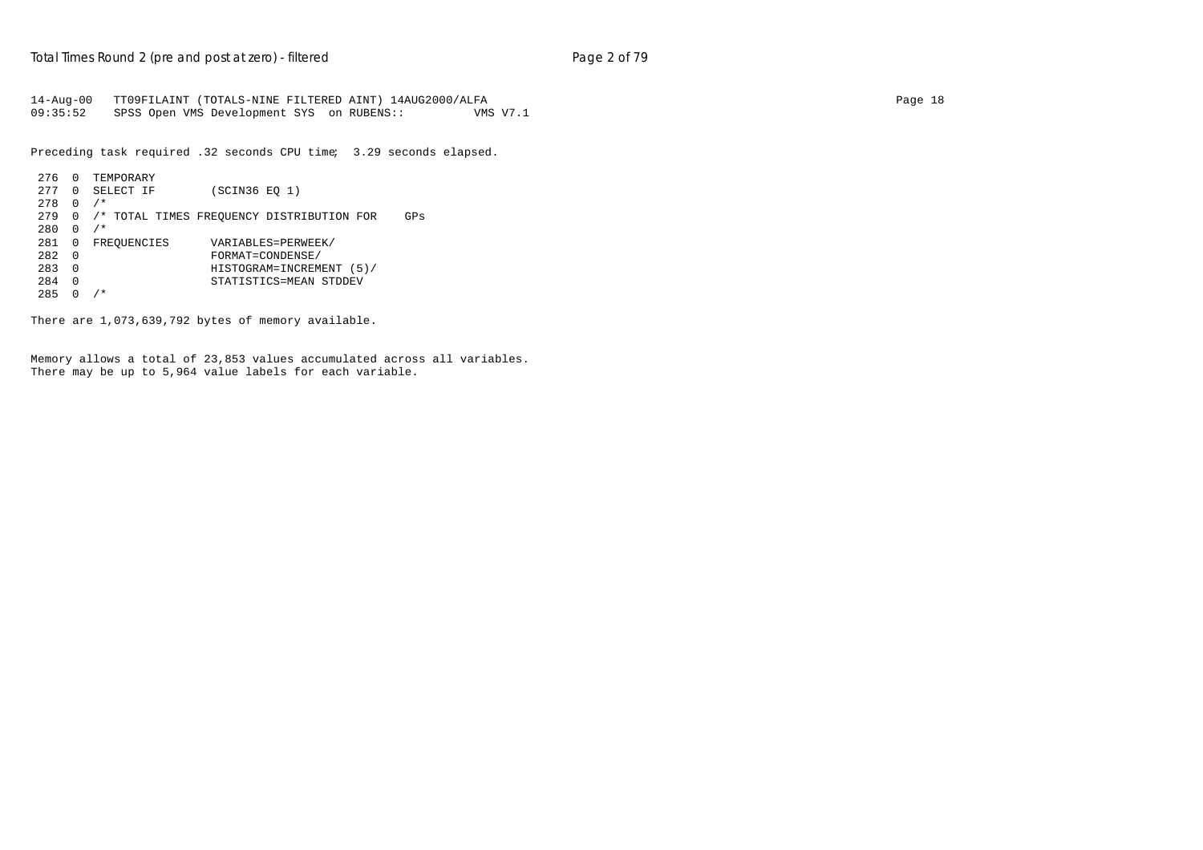```
14-Aug-00   TT09FILAINT (TOTALS-NINE FILTERED AINT) 14AUG2000/ALFA
09:35:52    SPSS Open VMS Development SYS  on RUBENS::          VMS V7.1
```

Preceding task required .32 seconds CPU time;  3.29 seconds elapsed.

```
 276  0  TEMPORARY
 277  0  SELECT IF        (SCIN36 EQ 1)
 278  0  /*
 279  0  /* TOTAL TIMES FREQUENCY DISTRIBUTION FOR    GPs
 280  0  /*
 281  0  FREQUENCIES      VARIABLES=PERWEEK/
 282  0                   FORMAT=CONDENSE/
 283  0                   HISTOGRAM=INCREMENT (5)/
 284  0                   STATISTICS=MEAN STDDEV
 285  0  /*
```

There are 1,073,639,792 bytes of memory available.

Memory allows a total of 23,853 values accumulated across all variables.
There may be up to 5,964 value labels for each variable.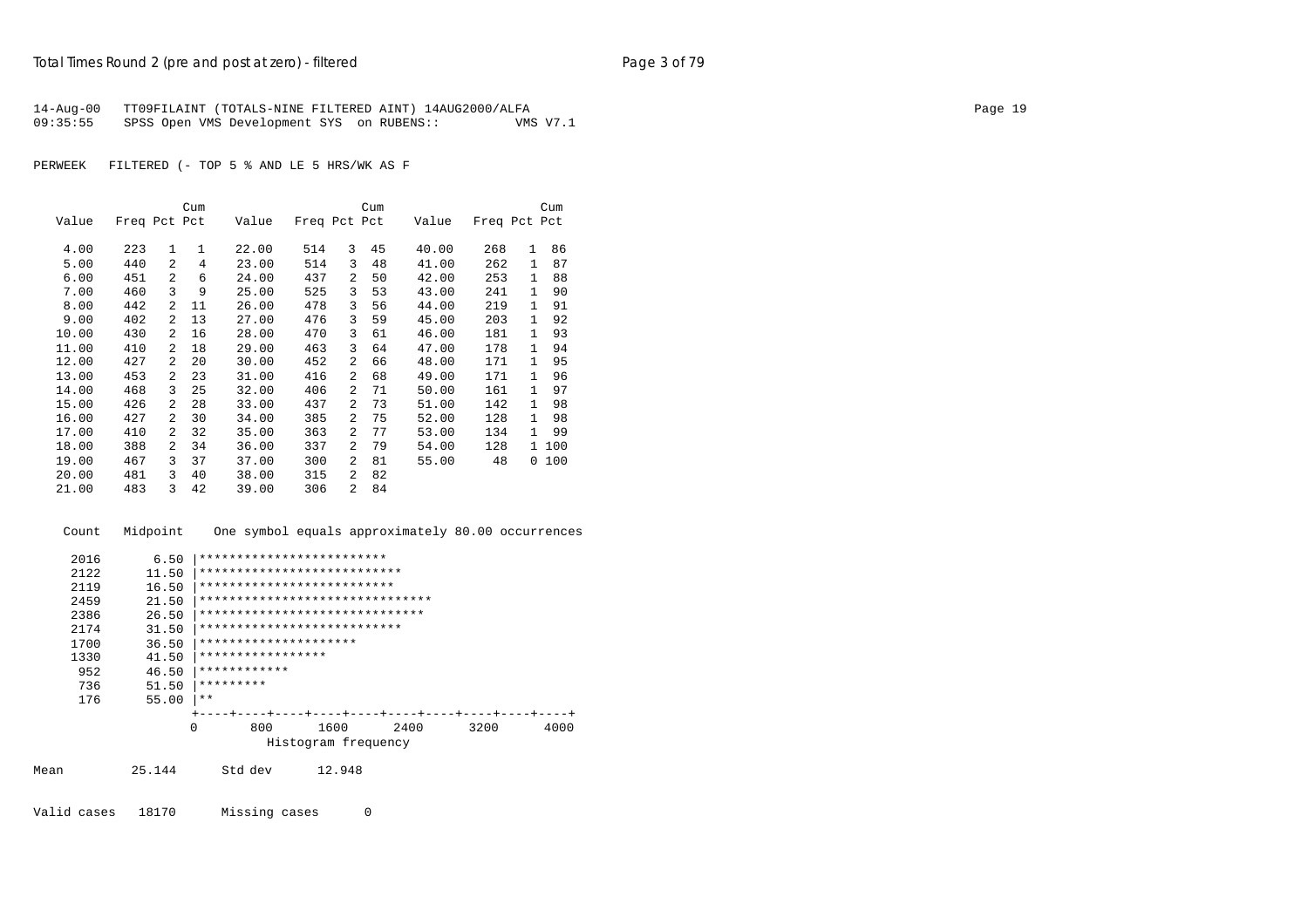14-Aug-00 TT09FILAINT (TOTALS-NINE FILTERED AINT) 14AUG2000/ALFA
09:35:55 SPSS Open VMS Development SYS on RUBENS:: VMS V7.1

PERWEEK FILTERED (- TOP 5 % AND LE 5 HRS/WK AS F

| Value | Freq | Pct | Cum Pct | Value | Freq | Pct | Cum Pct | Value | Freq | Pct | Cum Pct |
|---|---|---|---|---|---|---|---|---|---|---|---|
| 4.00 | 223 | 1 | 1 | 22.00 | 514 | 3 | 45 | 40.00 | 268 | 1 | 86 |
| 5.00 | 440 | 2 | 4 | 23.00 | 514 | 3 | 48 | 41.00 | 262 | 1 | 87 |
| 6.00 | 451 | 2 | 6 | 24.00 | 437 | 2 | 50 | 42.00 | 253 | 1 | 88 |
| 7.00 | 460 | 3 | 9 | 25.00 | 525 | 3 | 53 | 43.00 | 241 | 1 | 90 |
| 8.00 | 442 | 2 | 11 | 26.00 | 478 | 3 | 56 | 44.00 | 219 | 1 | 91 |
| 9.00 | 402 | 2 | 13 | 27.00 | 476 | 3 | 59 | 45.00 | 203 | 1 | 92 |
| 10.00 | 430 | 2 | 16 | 28.00 | 470 | 3 | 61 | 46.00 | 181 | 1 | 93 |
| 11.00 | 410 | 2 | 18 | 29.00 | 463 | 3 | 64 | 47.00 | 178 | 1 | 94 |
| 12.00 | 427 | 2 | 20 | 30.00 | 452 | 2 | 66 | 48.00 | 171 | 1 | 95 |
| 13.00 | 453 | 2 | 23 | 31.00 | 416 | 2 | 68 | 49.00 | 171 | 1 | 96 |
| 14.00 | 468 | 3 | 25 | 32.00 | 406 | 2 | 71 | 50.00 | 161 | 1 | 97 |
| 15.00 | 426 | 2 | 28 | 33.00 | 437 | 2 | 73 | 51.00 | 142 | 1 | 98 |
| 16.00 | 427 | 2 | 30 | 34.00 | 385 | 2 | 75 | 52.00 | 128 | 1 | 98 |
| 17.00 | 410 | 2 | 32 | 35.00 | 363 | 2 | 77 | 53.00 | 134 | 1 | 99 |
| 18.00 | 388 | 2 | 34 | 36.00 | 337 | 2 | 79 | 54.00 | 128 | 1 | 100 |
| 19.00 | 467 | 3 | 37 | 37.00 | 300 | 2 | 81 | 55.00 | 48 | 0 | 100 |
| 20.00 | 481 | 3 | 40 | 38.00 | 315 | 2 | 82 | | | | |
| 21.00 | 483 | 3 | 42 | 39.00 | 306 | 2 | 84 | | | | |

```
  Count   Midpoint    One symbol equals approximately 80.00 occurrences

   2016       6.50 |*************************
   2122      11.50 |***************************
   2119      16.50 |**************************
   2459      21.50 |*******************************
   2386      26.50 |******************************
   2174      31.50 |***************************
   1700      36.50 |*********************
   1330      41.50 |*****************
    952      46.50 |************
    736      51.50 |*********
    176      55.00 |**
                   +----+----+----+----+----+----+----+----+----+----+
                   0       800      1600      2400      3200      4000
                             Histogram frequency
```

Mean 25.144 Std dev 12.948

Valid cases 18170 Missing cases 0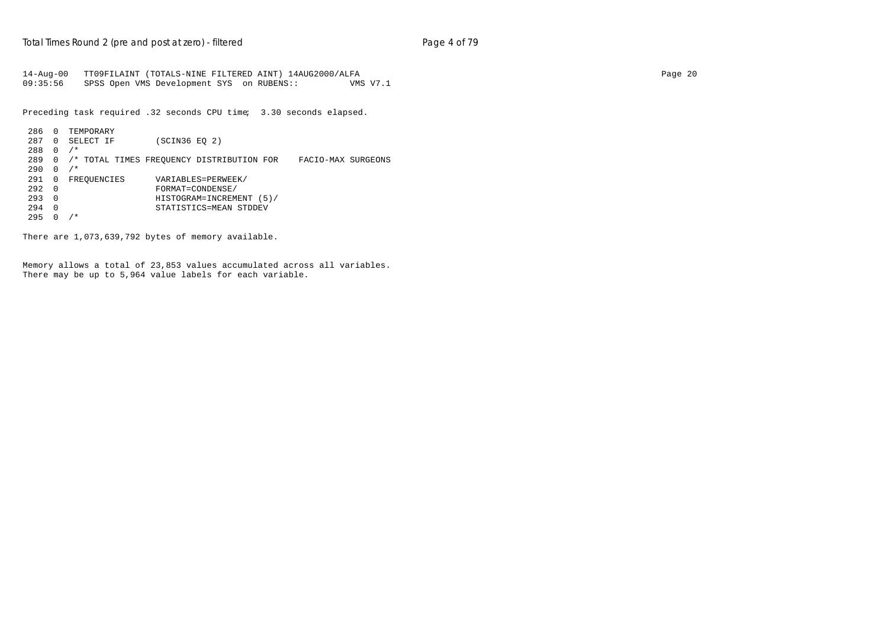```
14-Aug-00   TT09FILAINT (TOTALS-NINE FILTERED AINT) 14AUG2000/ALFA
09:35:56    SPSS Open VMS Development SYS  on RUBENS::          VMS V7.1
```

Preceding task required .32 seconds CPU time;  3.30 seconds elapsed.

```
 286  0  TEMPORARY
 287  0  SELECT IF        (SCIN36 EQ 2)
 288  0  /*
 289  0  /* TOTAL TIMES FREQUENCY DISTRIBUTION FOR    FACIO-MAX SURGEONS
 290  0  /*
 291  0  FREQUENCIES      VARIABLES=PERWEEK/
 292  0                   FORMAT=CONDENSE/
 293  0                   HISTOGRAM=INCREMENT (5)/
 294  0                   STATISTICS=MEAN STDDEV
 295  0  /*
```

There are 1,073,639,792 bytes of memory available.

Memory allows a total of 23,853 values accumulated across all variables.
There may be up to 5,964 value labels for each variable.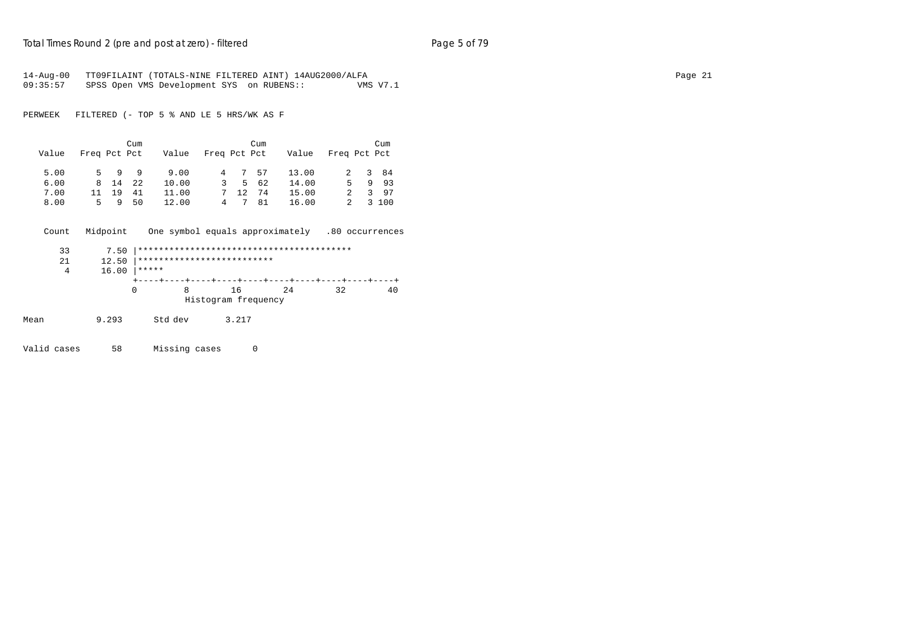14-Aug-00 TT09FILAINT (TOTALS-NINE FILTERED AINT) 14AUG2000/ALFA
09:35:57 SPSS Open VMS Development SYS on RUBENS:: VMS V7.1

PERWEEK FILTERED (- TOP 5 % AND LE 5 HRS/WK AS F

| Value | Freq | Pct | Cum Pct | Value | Freq | Pct | Cum Pct | Value | Freq | Pct | Cum Pct |
|---|---|---|---|---|---|---|---|---|---|---|---|
| 5.00 | 5 | 9 | 9 | 9.00 | 4 | 7 | 57 | 13.00 | 2 | 3 | 84 |
| 6.00 | 8 | 14 | 22 | 10.00 | 3 | 5 | 62 | 14.00 | 5 | 9 | 93 |
| 7.00 | 11 | 19 | 41 | 11.00 | 7 | 12 | 74 | 15.00 | 2 | 3 | 97 |
| 8.00 | 5 | 9 | 50 | 12.00 | 4 | 7 | 81 | 16.00 | 2 | 3 | 100 |

```
 Count   Midpoint    One symbol equals approximately   .80 occurrences

    33       7.50 |*****************************************
    21      12.50 |**************************
     4      16.00 |*****
                  +----+----+----+----+----+----+----+----+----+----+
                  0         8        16        24        32        40
                            Histogram frequency
```

Mean 9.293 Std dev 3.217

Valid cases 58 Missing cases 0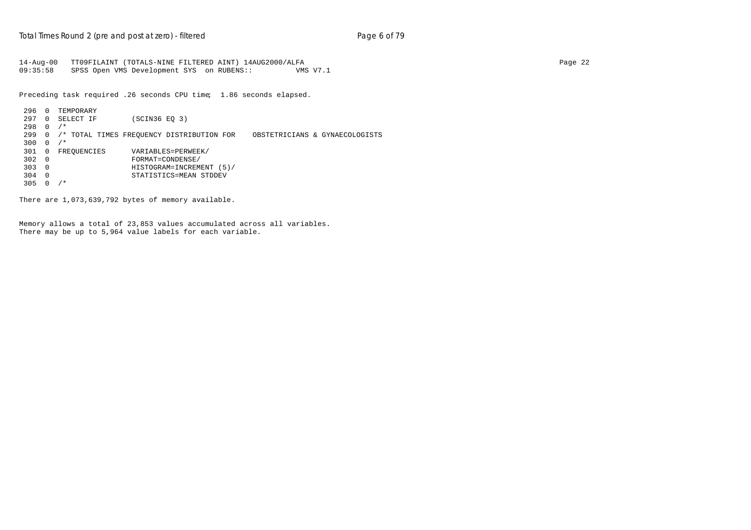```
14-Aug-00   TT09FILAINT (TOTALS-NINE FILTERED AINT) 14AUG2000/ALFA
09:35:58    SPSS Open VMS Development SYS  on RUBENS::          VMS V7.1
```

Preceding task required .26 seconds CPU time;  1.86 seconds elapsed.

```
 296  0  TEMPORARY
 297  0  SELECT IF        (SCIN36 EQ 3)
 298  0  /*
 299  0  /* TOTAL TIMES FREQUENCY DISTRIBUTION FOR    OBSTETRICIANS & GYNAECOLOGISTS
 300  0  /*
 301  0  FREQUENCIES      VARIABLES=PERWEEK/
 302  0                   FORMAT=CONDENSE/
 303  0                   HISTOGRAM=INCREMENT (5)/
 304  0                   STATISTICS=MEAN STDDEV
 305  0  /*
```

There are 1,073,639,792 bytes of memory available.

Memory allows a total of 23,853 values accumulated across all variables.
There may be up to 5,964 value labels for each variable.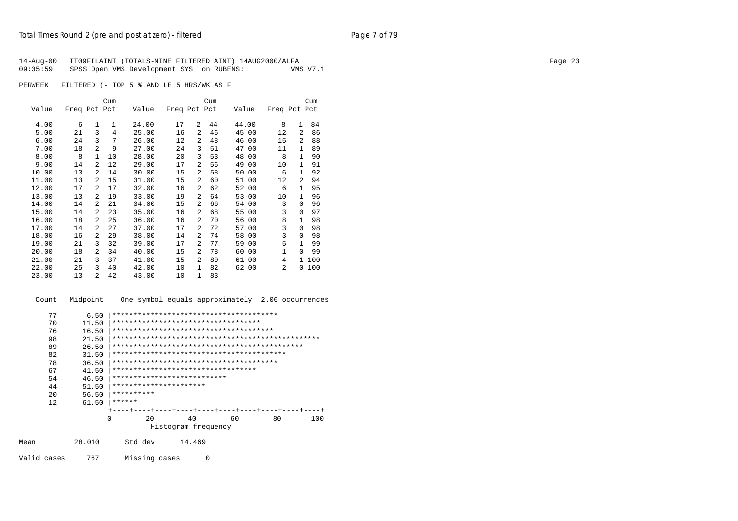14-Aug-00 TT09FILAINT (TOTALS-NINE FILTERED AINT) 14AUG2000/ALFA
09:35:59 SPSS Open VMS Development SYS on RUBENS:: VMS V7.1

PERWEEK FILTERED (- TOP 5 % AND LE 5 HRS/WK AS F

| Value | Freq | Pct | Cum Pct | Value | Freq | Pct | Cum Pct | Value | Freq | Pct | Cum Pct |
|---|---|---|---|---|---|---|---|---|---|---|---|
| 4.00 | 6 | 1 | 1 | 24.00 | 17 | 2 | 44 | 44.00 | 8 | 1 | 84 |
| 5.00 | 21 | 3 | 4 | 25.00 | 16 | 2 | 46 | 45.00 | 12 | 2 | 86 |
| 6.00 | 24 | 3 | 7 | 26.00 | 12 | 2 | 48 | 46.00 | 15 | 2 | 88 |
| 7.00 | 18 | 2 | 9 | 27.00 | 24 | 3 | 51 | 47.00 | 11 | 1 | 89 |
| 8.00 | 8 | 1 | 10 | 28.00 | 20 | 3 | 53 | 48.00 | 8 | 1 | 90 |
| 9.00 | 14 | 2 | 12 | 29.00 | 17 | 2 | 56 | 49.00 | 10 | 1 | 91 |
| 10.00 | 13 | 2 | 14 | 30.00 | 15 | 2 | 58 | 50.00 | 6 | 1 | 92 |
| 11.00 | 13 | 2 | 15 | 31.00 | 15 | 2 | 60 | 51.00 | 12 | 2 | 94 |
| 12.00 | 17 | 2 | 17 | 32.00 | 16 | 2 | 62 | 52.00 | 6 | 1 | 95 |
| 13.00 | 13 | 2 | 19 | 33.00 | 19 | 2 | 64 | 53.00 | 10 | 1 | 96 |
| 14.00 | 14 | 2 | 21 | 34.00 | 15 | 2 | 66 | 54.00 | 3 | 0 | 96 |
| 15.00 | 14 | 2 | 23 | 35.00 | 16 | 2 | 68 | 55.00 | 3 | 0 | 97 |
| 16.00 | 18 | 2 | 25 | 36.00 | 16 | 2 | 70 | 56.00 | 8 | 1 | 98 |
| 17.00 | 14 | 2 | 27 | 37.00 | 17 | 2 | 72 | 57.00 | 3 | 0 | 98 |
| 18.00 | 16 | 2 | 29 | 38.00 | 14 | 2 | 74 | 58.00 | 3 | 0 | 98 |
| 19.00 | 21 | 3 | 32 | 39.00 | 17 | 2 | 77 | 59.00 | 5 | 1 | 99 |
| 20.00 | 18 | 2 | 34 | 40.00 | 15 | 2 | 78 | 60.00 | 1 | 0 | 99 |
| 21.00 | 21 | 3 | 37 | 41.00 | 15 | 2 | 80 | 61.00 | 4 | 1 | 100 |
| 22.00 | 25 | 3 | 40 | 42.00 | 10 | 1 | 82 | 62.00 | 2 | 0 | 100 |
| 23.00 | 13 | 2 | 42 | 43.00 | 10 | 1 | 83 | | | | |

```
  Count   Midpoint     One symbol equals approximately  2.00 occurrences

     77       6.50 |***************************************
     70      11.50 |***********************************
     76      16.50 |**************************************
     98      21.50 |*************************************************
     89      26.50 |*********************************************
     82      31.50 |*****************************************
     78      36.50 |***************************************
     67      41.50 |**********************************
     54      46.50 |***************************
     44      51.50 |**********************
     20      56.50 |**********
     12      61.50 |******
                   +----+----+----+----+----+----+----+----+----+----+
                   0        20        40        60        80       100
                                Histogram frequency
```

Mean 28.010 Std dev 14.469

Valid cases 767 Missing cases 0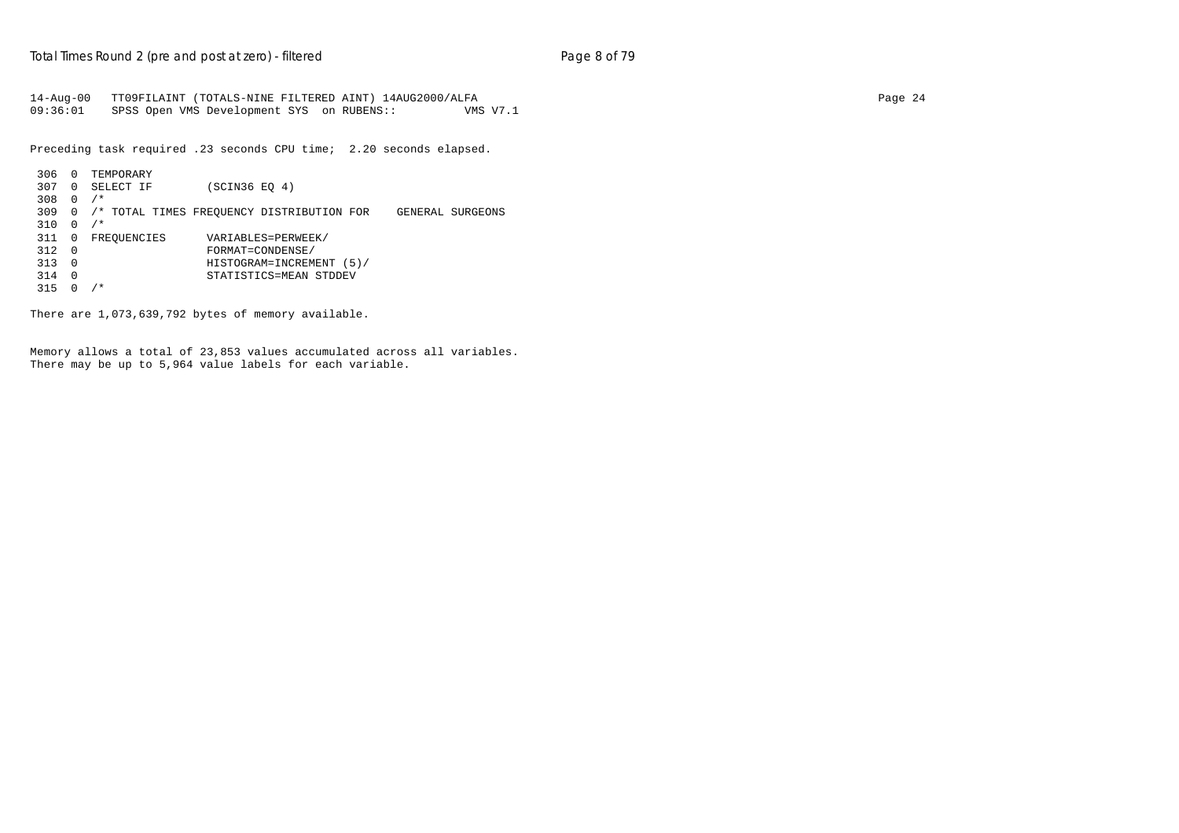```
14-Aug-00   TT09FILAINT (TOTALS-NINE FILTERED AINT) 14AUG2000/ALFA
09:36:01    SPSS Open VMS Development SYS  on RUBENS::          VMS V7.1
```

Preceding task required .23 seconds CPU time;  2.20 seconds elapsed.

```
 306  0  TEMPORARY
 307  0  SELECT IF        (SCIN36 EQ 4)
 308  0  /*
 309  0  /* TOTAL TIMES FREQUENCY DISTRIBUTION FOR    GENERAL SURGEONS
 310  0  /*
 311  0  FREQUENCIES      VARIABLES=PERWEEK/
 312  0                   FORMAT=CONDENSE/
 313  0                   HISTOGRAM=INCREMENT (5)/
 314  0                   STATISTICS=MEAN STDDEV
 315  0  /*
```

There are 1,073,639,792 bytes of memory available.

Memory allows a total of 23,853 values accumulated across all variables.
There may be up to 5,964 value labels for each variable.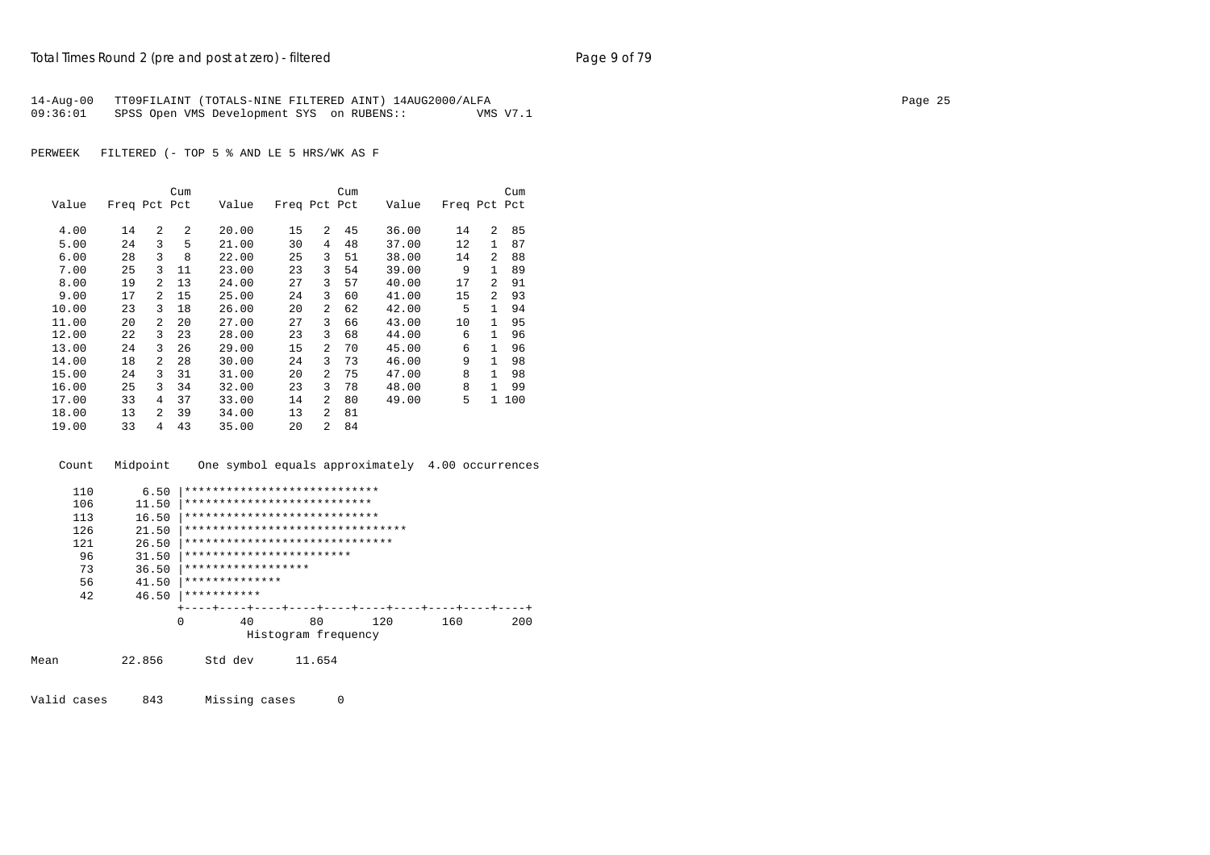14-Aug-00   TT09FILAINT (TOTALS-NINE FILTERED AINT) 14AUG2000/ALFA
09:36:01    SPSS Open VMS Development SYS  on RUBENS::          VMS V7.1

PERWEEK   FILTERED (- TOP 5 % AND LE 5 HRS/WK AS F

| Value | Freq | Pct | Cum Pct | Value | Freq | Pct | Cum Pct | Value | Freq | Pct | Cum Pct |
|---|---|---|---|---|---|---|---|---|---|---|---|
| 4.00 | 14 | 2 | 2 | 20.00 | 15 | 2 | 45 | 36.00 | 14 | 2 | 85 |
| 5.00 | 24 | 3 | 5 | 21.00 | 30 | 4 | 48 | 37.00 | 12 | 1 | 87 |
| 6.00 | 28 | 3 | 8 | 22.00 | 25 | 3 | 51 | 38.00 | 14 | 2 | 88 |
| 7.00 | 25 | 3 | 11 | 23.00 | 23 | 3 | 54 | 39.00 | 9 | 1 | 89 |
| 8.00 | 19 | 2 | 13 | 24.00 | 27 | 3 | 57 | 40.00 | 17 | 2 | 91 |
| 9.00 | 17 | 2 | 15 | 25.00 | 24 | 3 | 60 | 41.00 | 15 | 2 | 93 |
| 10.00 | 23 | 3 | 18 | 26.00 | 20 | 2 | 62 | 42.00 | 5 | 1 | 94 |
| 11.00 | 20 | 2 | 20 | 27.00 | 27 | 3 | 66 | 43.00 | 10 | 1 | 95 |
| 12.00 | 22 | 3 | 23 | 28.00 | 23 | 3 | 68 | 44.00 | 6 | 1 | 96 |
| 13.00 | 24 | 3 | 26 | 29.00 | 15 | 2 | 70 | 45.00 | 6 | 1 | 96 |
| 14.00 | 18 | 2 | 28 | 30.00 | 24 | 3 | 73 | 46.00 | 9 | 1 | 98 |
| 15.00 | 24 | 3 | 31 | 31.00 | 20 | 2 | 75 | 47.00 | 8 | 1 | 98 |
| 16.00 | 25 | 3 | 34 | 32.00 | 23 | 3 | 78 | 48.00 | 8 | 1 | 99 |
| 17.00 | 33 | 4 | 37 | 33.00 | 14 | 2 | 80 | 49.00 | 5 | 1 | 100 |
| 18.00 | 13 | 2 | 39 | 34.00 | 13 | 2 | 81 | | | | |
| 19.00 | 33 | 4 | 43 | 35.00 | 20 | 2 | 84 | | | | |

```
  Count   Midpoint    One symbol equals approximately  4.00 occurrences

    110       6.50 |****************************
    106      11.50 |***************************
    113      16.50 |****************************
    126      21.50 |********************************
    121      26.50 |******************************
     96      31.50 |************************
     73      36.50 |******************
     56      41.50 |**************
     42      46.50 |***********
                   +----+----+----+----+----+----+----+----+----+----+
                   0        40        80       120       160       200
                              Histogram frequency
```

Mean         22.856      Std dev      11.654

Valid cases     843      Missing cases      0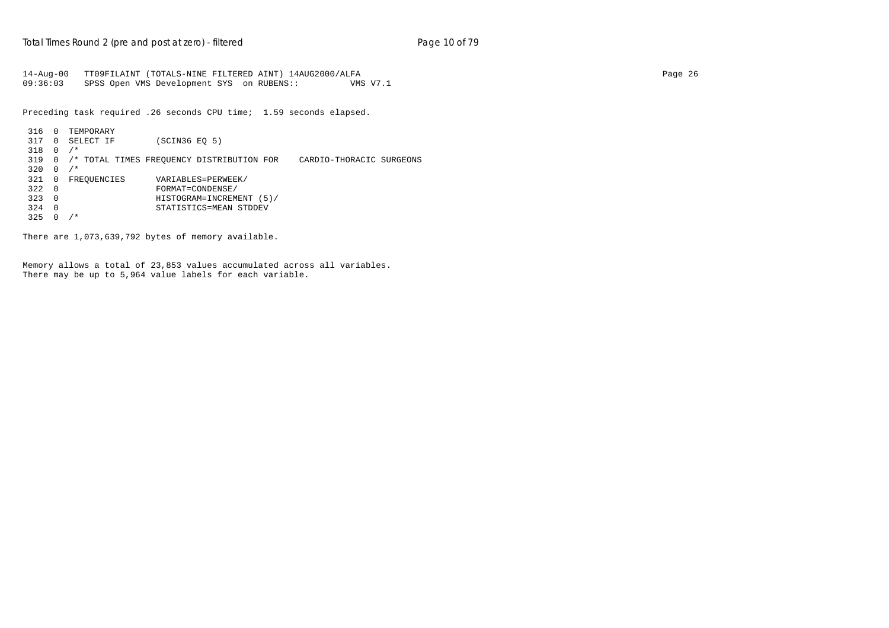```
14-Aug-00   TT09FILAINT (TOTALS-NINE FILTERED AINT) 14AUG2000/ALFA
09:36:03    SPSS Open VMS Development SYS  on RUBENS::         VMS V7.1
```

Preceding task required .26 seconds CPU time;  1.59 seconds elapsed.

```
 316  0  TEMPORARY
 317  0  SELECT IF        (SCIN36 EQ 5)
 318  0  /*
 319  0  /* TOTAL TIMES FREQUENCY DISTRIBUTION FOR    CARDIO-THORACIC SURGEONS
 320  0  /*
 321  0  FREQUENCIES      VARIABLES=PERWEEK/
 322  0                   FORMAT=CONDENSE/
 323  0                   HISTOGRAM=INCREMENT (5)/
 324  0                   STATISTICS=MEAN STDDEV
 325  0  /*
```

There are 1,073,639,792 bytes of memory available.

Memory allows a total of 23,853 values accumulated across all variables.
There may be up to 5,964 value labels for each variable.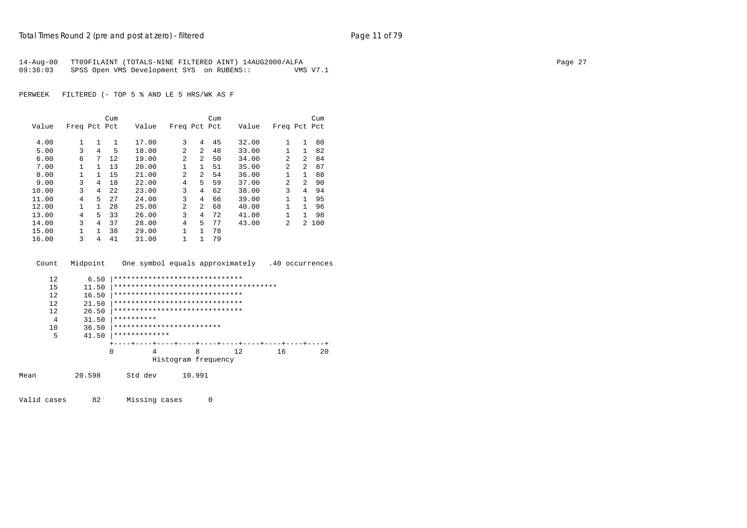14-Aug-00   TT09FILAINT (TOTALS-NINE FILTERED AINT) 14AUG2000/ALFA
09:36:03   SPSS Open VMS Development SYS  on RUBENS::          VMS V7.1

PERWEEK   FILTERED (- TOP 5 % AND LE 5 HRS/WK AS F

| Value | Freq | Pct | Cum Pct | Value | Freq | Pct | Cum Pct | Value | Freq | Pct | Cum Pct |
|---|---|---|---|---|---|---|---|---|---|---|---|
| 4.00 | 1 | 1 | 1 | 17.00 | 3 | 4 | 45 | 32.00 | 1 | 1 | 80 |
| 5.00 | 3 | 4 | 5 | 18.00 | 2 | 2 | 48 | 33.00 | 1 | 1 | 82 |
| 6.00 | 6 | 7 | 12 | 19.00 | 2 | 2 | 50 | 34.00 | 2 | 2 | 84 |
| 7.00 | 1 | 1 | 13 | 20.00 | 1 | 1 | 51 | 35.00 | 2 | 2 | 87 |
| 8.00 | 1 | 1 | 15 | 21.00 | 2 | 2 | 54 | 36.00 | 1 | 1 | 88 |
| 9.00 | 3 | 4 | 18 | 22.00 | 4 | 5 | 59 | 37.00 | 2 | 2 | 90 |
| 10.00 | 3 | 4 | 22 | 23.00 | 3 | 4 | 62 | 38.00 | 3 | 4 | 94 |
| 11.00 | 4 | 5 | 27 | 24.00 | 3 | 4 | 66 | 39.00 | 1 | 1 | 95 |
| 12.00 | 1 | 1 | 28 | 25.00 | 2 | 2 | 68 | 40.00 | 1 | 1 | 96 |
| 13.00 | 4 | 5 | 33 | 26.00 | 3 | 4 | 72 | 41.00 | 1 | 1 | 98 |
| 14.00 | 3 | 4 | 37 | 28.00 | 4 | 5 | 77 | 43.00 | 2 | 2 | 100 |
| 15.00 | 1 | 1 | 38 | 29.00 | 1 | 1 | 78 | | | | |
| 16.00 | 3 | 4 | 41 | 31.00 | 1 | 1 | 79 | | | | |

```
 Count   Midpoint    One symbol equals approximately   .40 occurrences

    12       6.50 |******************************
    15      11.50 |**************************************
    12      16.50 |******************************
    12      21.50 |******************************
    12      26.50 |******************************
     4      31.50 |**********
    10      36.50 |*************************
     5      41.50 |*************
                  +----+----+----+----+----+----+----+----+----+----+
                  0         4         8        12        16        20
                            Histogram frequency
```

Mean         20.598      Std dev      10.991

Valid cases      82      Missing cases      0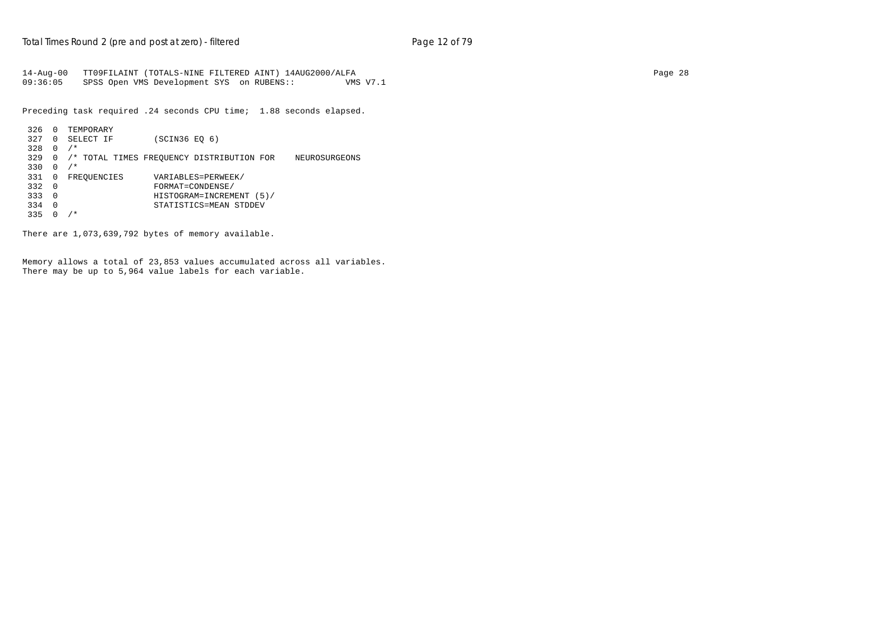```
14-Aug-00   TT09FILAINT (TOTALS-NINE FILTERED AINT) 14AUG2000/ALFA
09:36:05    SPSS Open VMS Development SYS  on RUBENS::          VMS V7.1
```

Preceding task required .24 seconds CPU time;  1.88 seconds elapsed.

```
 326  0  TEMPORARY
 327  0  SELECT IF        (SCIN36 EQ 6)
 328  0  /*
 329  0  /* TOTAL TIMES FREQUENCY DISTRIBUTION FOR    NEUROSURGEONS
 330  0  /*
 331  0  FREQUENCIES      VARIABLES=PERWEEK/
 332  0                   FORMAT=CONDENSE/
 333  0                   HISTOGRAM=INCREMENT (5)/
 334  0                   STATISTICS=MEAN STDDEV
 335  0  /*
```

There are 1,073,639,792 bytes of memory available.

Memory allows a total of 23,853 values accumulated across all variables.
There may be up to 5,964 value labels for each variable.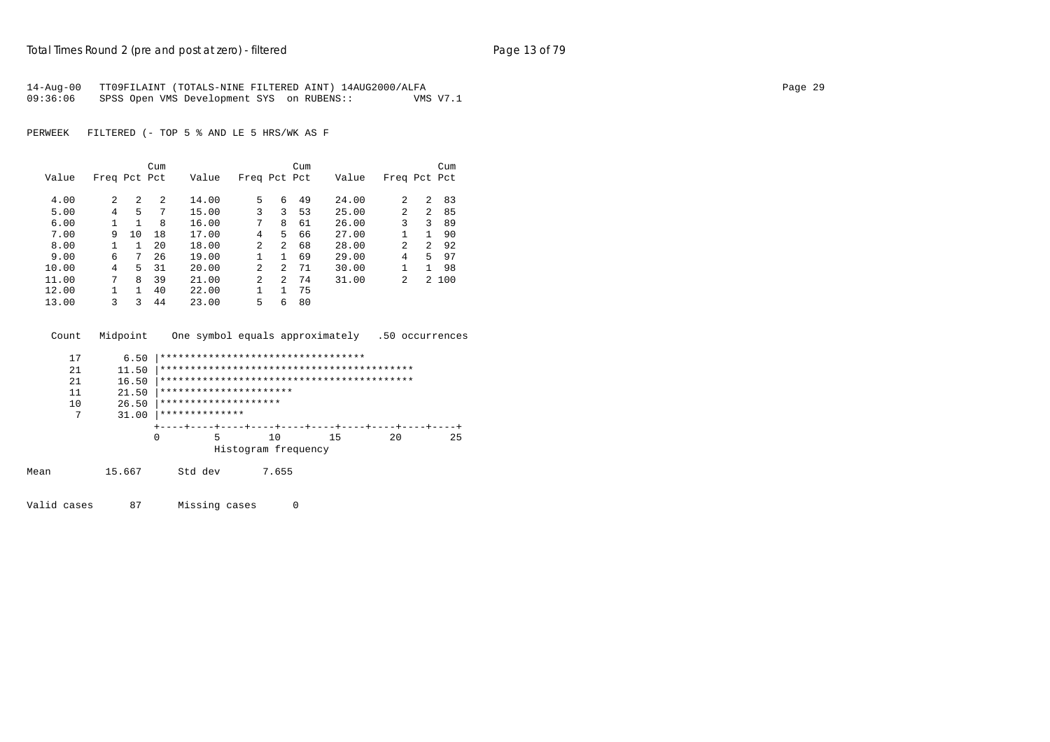14-Aug-00 TT09FILAINT (TOTALS-NINE FILTERED AINT) 14AUG2000/ALFA
09:36:06 SPSS Open VMS Development SYS on RUBENS:: VMS V7.1

PERWEEK FILTERED (- TOP 5 % AND LE 5 HRS/WK AS F

| Value | Freq | Pct | Cum Pct | Value | Freq | Pct | Cum Pct | Value | Freq | Pct | Cum Pct |
|---|---|---|---|---|---|---|---|---|---|---|---|
| 4.00 | 2 | 2 | 2 | 14.00 | 5 | 6 | 49 | 24.00 | 2 | 2 | 83 |
| 5.00 | 4 | 5 | 7 | 15.00 | 3 | 3 | 53 | 25.00 | 2 | 2 | 85 |
| 6.00 | 1 | 1 | 8 | 16.00 | 7 | 8 | 61 | 26.00 | 3 | 3 | 89 |
| 7.00 | 9 | 10 | 18 | 17.00 | 4 | 5 | 66 | 27.00 | 1 | 1 | 90 |
| 8.00 | 1 | 1 | 20 | 18.00 | 2 | 2 | 68 | 28.00 | 2 | 2 | 92 |
| 9.00 | 6 | 7 | 26 | 19.00 | 1 | 1 | 69 | 29.00 | 4 | 5 | 97 |
| 10.00 | 4 | 5 | 31 | 20.00 | 2 | 2 | 71 | 30.00 | 1 | 1 | 98 |
| 11.00 | 7 | 8 | 39 | 21.00 | 2 | 2 | 74 | 31.00 | 2 | 2 | 100 |
| 12.00 | 1 | 1 | 40 | 22.00 | 1 | 1 | 75 | | | | |
| 13.00 | 3 | 3 | 44 | 23.00 | 5 | 6 | 80 | | | | |

```
 Count   Midpoint    One symbol equals approximately   .50 occurrences

    17       6.50 |**********************************
    21      11.50 |******************************************
    21      16.50 |******************************************
    11      21.50 |**********************
    10      26.50 |********************
     7      31.00 |**************
                  +----+----+----+----+----+----+----+----+----+----+
                  0         5        10        15        20        25
                            Histogram frequency
```

Mean 15.667 Std dev 7.655

Valid cases 87 Missing cases 0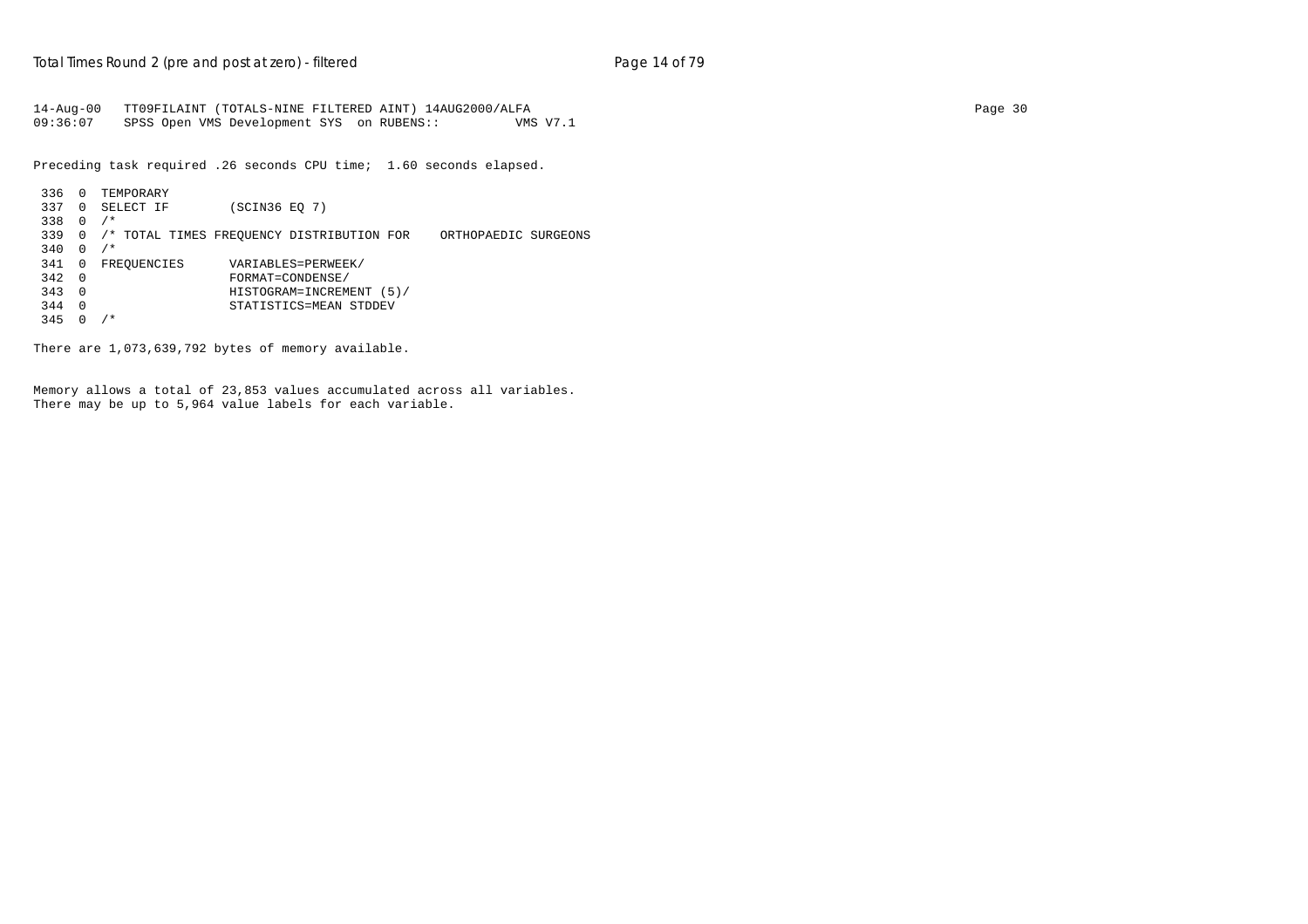```
14-Aug-00   TT09FILAINT (TOTALS-NINE FILTERED AINT) 14AUG2000/ALFA
09:36:07    SPSS Open VMS Development SYS  on RUBENS::         VMS V7.1
```

Preceding task required .26 seconds CPU time;  1.60 seconds elapsed.

```
 336  0  TEMPORARY
 337  0  SELECT IF        (SCIN36 EQ 7)
 338  0  /*
 339  0  /* TOTAL TIMES FREQUENCY DISTRIBUTION FOR    ORTHOPAEDIC SURGEONS
 340  0  /*
 341  0  FREQUENCIES      VARIABLES=PERWEEK/
 342  0                   FORMAT=CONDENSE/
 343  0                   HISTOGRAM=INCREMENT (5)/
 344  0                   STATISTICS=MEAN STDDEV
 345  0  /*
```

There are 1,073,639,792 bytes of memory available.

Memory allows a total of 23,853 values accumulated across all variables.
There may be up to 5,964 value labels for each variable.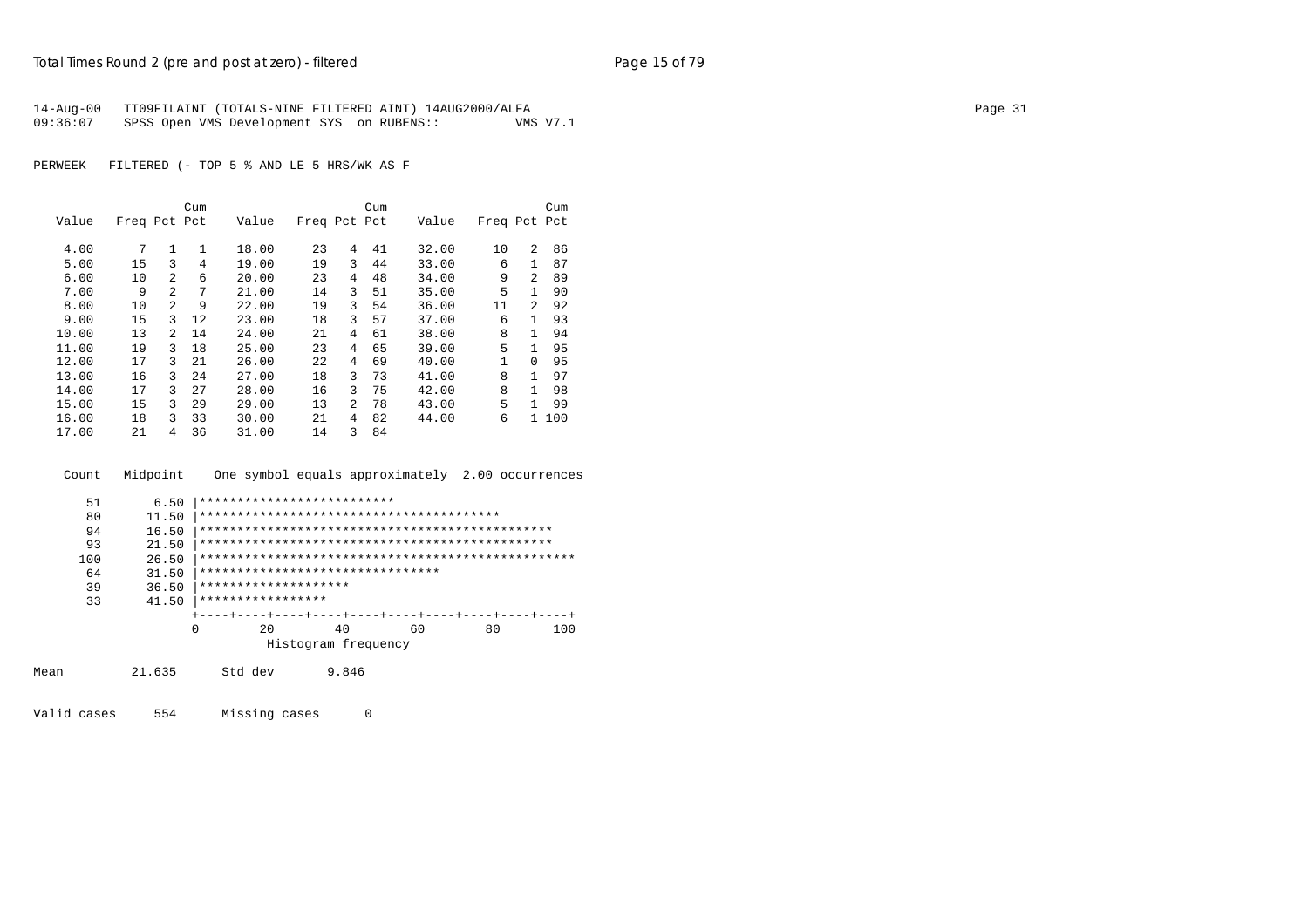14-Aug-00 TT09FILAINT (TOTALS-NINE FILTERED AINT) 14AUG2000/ALFA
09:36:07 SPSS Open VMS Development SYS on RUBENS:: VMS V7.1

PERWEEK FILTERED (- TOP 5 % AND LE 5 HRS/WK AS F

| Value | Freq | Pct | Cum Pct | Value | Freq | Pct | Cum Pct | Value | Freq | Pct | Cum Pct |
|---|---|---|---|---|---|---|---|---|---|---|---|
| 4.00 | 7 | 1 | 1 | 18.00 | 23 | 4 | 41 | 32.00 | 10 | 2 | 86 |
| 5.00 | 15 | 3 | 4 | 19.00 | 19 | 3 | 44 | 33.00 | 6 | 1 | 87 |
| 6.00 | 10 | 2 | 6 | 20.00 | 23 | 4 | 48 | 34.00 | 9 | 2 | 89 |
| 7.00 | 9 | 2 | 7 | 21.00 | 14 | 3 | 51 | 35.00 | 5 | 1 | 90 |
| 8.00 | 10 | 2 | 9 | 22.00 | 19 | 3 | 54 | 36.00 | 11 | 2 | 92 |
| 9.00 | 15 | 3 | 12 | 23.00 | 18 | 3 | 57 | 37.00 | 6 | 1 | 93 |
| 10.00 | 13 | 2 | 14 | 24.00 | 21 | 4 | 61 | 38.00 | 8 | 1 | 94 |
| 11.00 | 19 | 3 | 18 | 25.00 | 23 | 4 | 65 | 39.00 | 5 | 1 | 95 |
| 12.00 | 17 | 3 | 21 | 26.00 | 22 | 4 | 69 | 40.00 | 1 | 0 | 95 |
| 13.00 | 16 | 3 | 24 | 27.00 | 18 | 3 | 73 | 41.00 | 8 | 1 | 97 |
| 14.00 | 17 | 3 | 27 | 28.00 | 16 | 3 | 75 | 42.00 | 8 | 1 | 98 |
| 15.00 | 15 | 3 | 29 | 29.00 | 13 | 2 | 78 | 43.00 | 5 | 1 | 99 |
| 16.00 | 18 | 3 | 33 | 30.00 | 21 | 4 | 82 | 44.00 | 6 | 1 | 100 |
| 17.00 | 21 | 4 | 36 | 31.00 | 14 | 3 | 84 | | | | |

```
Count   Midpoint    One symbol equals approximately  2.00 occurrences

   51       6.50 |**************************
   80      11.50 |****************************************
   94      16.50 |***********************************************
   93      21.50 |***********************************************
  100      26.50 |**************************************************
   64      31.50 |********************************
   39      36.50 |********************
   33      41.50 |*****************
                 +----+----+----+----+----+----+----+----+----+----+
                 0        20        40        60        80       100
                           Histogram frequency
```

Mean 21.635 Std dev 9.846

Valid cases 554 Missing cases 0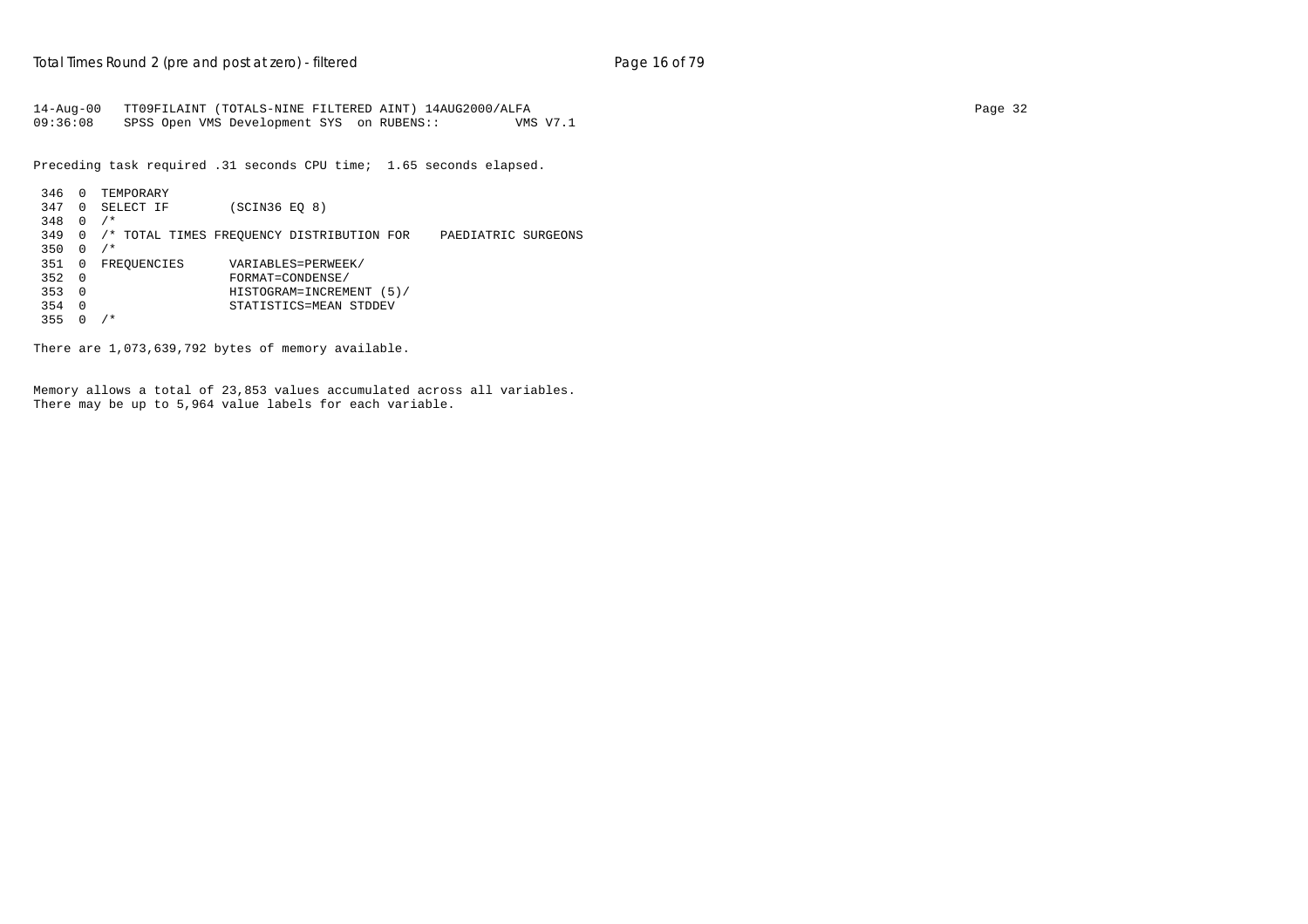```
14-Aug-00   TT09FILAINT (TOTALS-NINE FILTERED AINT) 14AUG2000/ALFA
09:36:08    SPSS Open VMS Development SYS  on RUBENS::          VMS V7.1
```

Preceding task required .31 seconds CPU time;  1.65 seconds elapsed.

```
 346  0  TEMPORARY
 347  0  SELECT IF        (SCIN36 EQ 8)
 348  0  /*
 349  0  /* TOTAL TIMES FREQUENCY DISTRIBUTION FOR    PAEDIATRIC SURGEONS
 350  0  /*
 351  0  FREQUENCIES      VARIABLES=PERWEEK/
 352  0                   FORMAT=CONDENSE/
 353  0                   HISTOGRAM=INCREMENT (5)/
 354  0                   STATISTICS=MEAN STDDEV
 355  0  /*
```

There are 1,073,639,792 bytes of memory available.

Memory allows a total of 23,853 values accumulated across all variables.
There may be up to 5,964 value labels for each variable.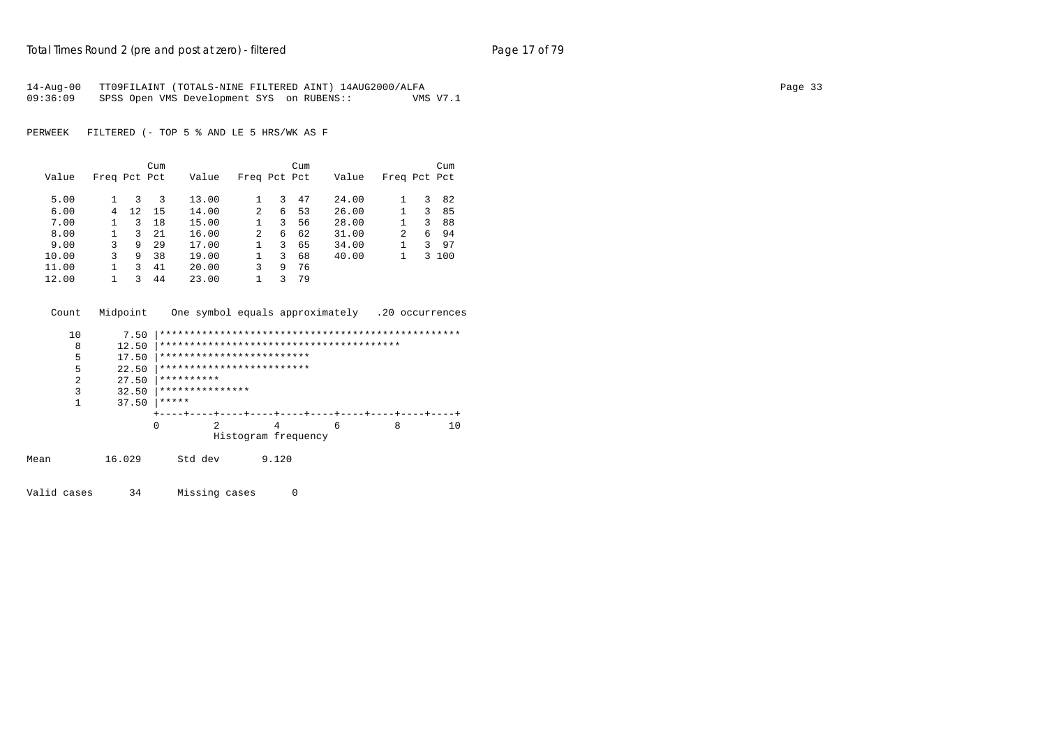```
14-Aug-00   TT09FILAINT (TOTALS-NINE FILTERED AINT) 14AUG2000/ALFA
09:36:09    SPSS Open VMS Development SYS  on RUBENS::         VMS V7.1

PERWEEK   FILTERED (- TOP 5 % AND LE 5 HRS/WK AS F

                    Cum                       Cum                       Cum
  Value   Freq Pct Pct    Value   Freq Pct Pct    Value   Freq Pct Pct

   5.00      1   3   3    13.00      1   3  47    24.00      1   3  82
   6.00      4  12  15    14.00      2   6  53    26.00      1   3  85
   7.00      1   3  18    15.00      1   3  56    28.00      1   3  88
   8.00      1   3  21    16.00      2   6  62    31.00      2   6  94
   9.00      3   9  29    17.00      1   3  65    34.00      1   3  97
  10.00      3   9  38    19.00      1   3  68    40.00      1   3 100
  11.00      1   3  41    20.00      3   9  76
  12.00      1   3  44    23.00      1   3  79

  Count   Midpoint    One symbol equals approximately   .20 occurrences

     10       7.50 |**************************************************
      8      12.50 |****************************************
      5      17.50 |*************************
      5      22.50 |*************************
      2      27.50 |**********
      3      32.50 |***************
      1      37.50 |*****
                   +----+----+----+----+----+----+----+----+----+----+
                   0         2         4         6         8        10
                             Histogram frequency

Mean         16.029      Std dev       9.120

Valid cases      34      Missing cases      0
```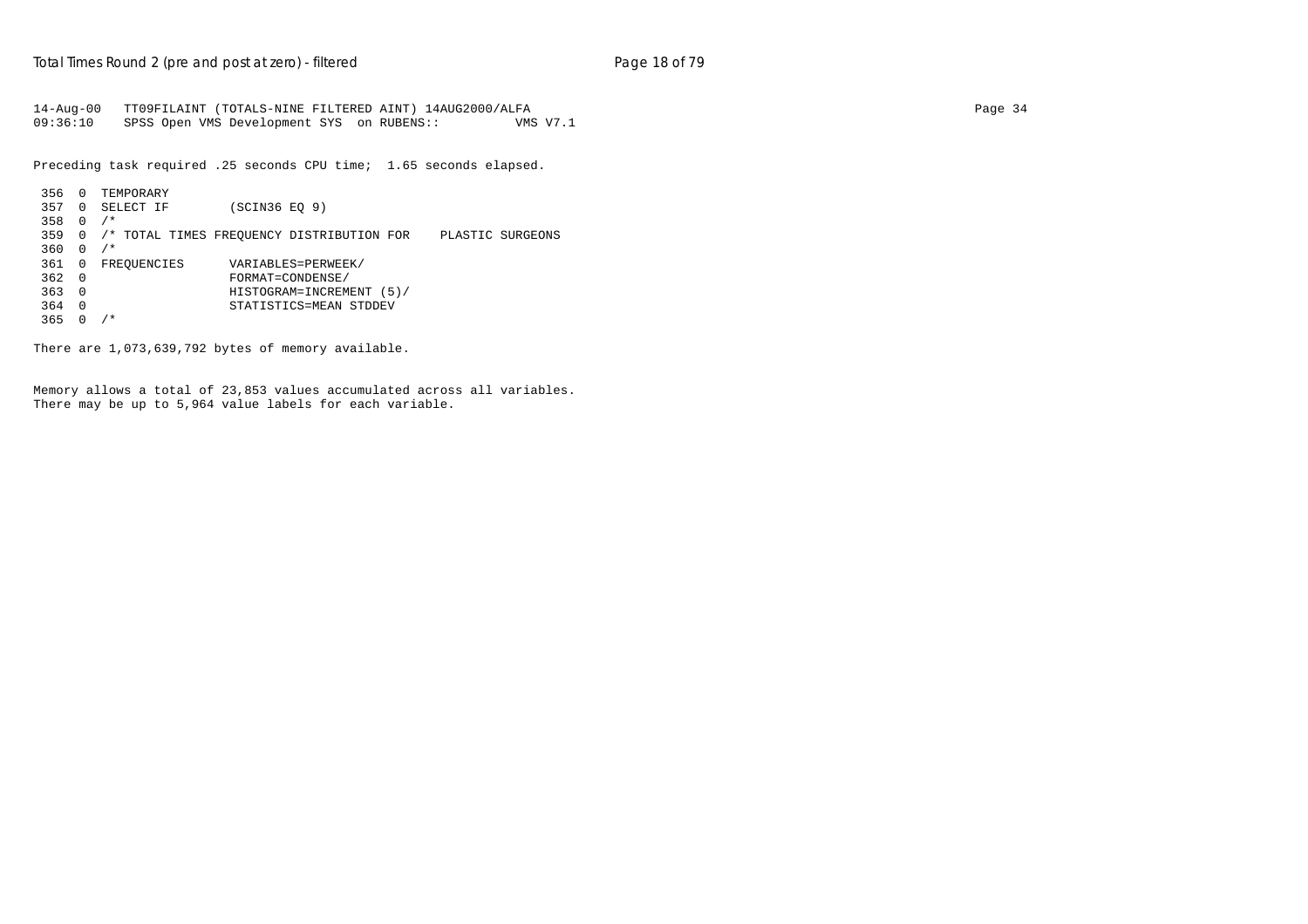```
14-Aug-00   TT09FILAINT (TOTALS-NINE FILTERED AINT) 14AUG2000/ALFA
09:36:10    SPSS Open VMS Development SYS  on RUBENS::          VMS V7.1
```

Preceding task required .25 seconds CPU time;  1.65 seconds elapsed.

```
 356  0  TEMPORARY
 357  0  SELECT IF        (SCIN36 EQ 9)
 358  0  /*
 359  0  /* TOTAL TIMES FREQUENCY DISTRIBUTION FOR    PLASTIC SURGEONS
 360  0  /*
 361  0  FREQUENCIES      VARIABLES=PERWEEK/
 362  0                   FORMAT=CONDENSE/
 363  0                   HISTOGRAM=INCREMENT (5)/
 364  0                   STATISTICS=MEAN STDDEV
 365  0  /*
```

There are 1,073,639,792 bytes of memory available.

Memory allows a total of 23,853 values accumulated across all variables.
There may be up to 5,964 value labels for each variable.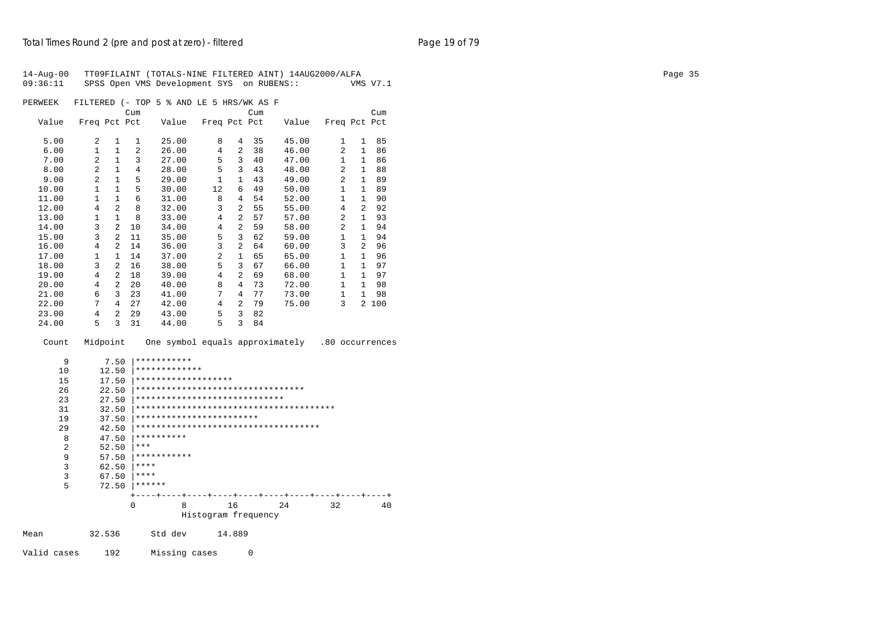```
14-Aug-00   TT09FILAINT (TOTALS-NINE FILTERED AINT) 14AUG2000/ALFA
09:36:11    SPSS Open VMS Development SYS  on RUBENS::          VMS V7.1

PERWEEK   FILTERED (- TOP 5 % AND LE 5 HRS/WK AS F
                   Cum                         Cum                         Cum
  Value   Freq Pct Pct     Value   Freq Pct Pct     Value   Freq Pct Pct

   5.00      2   1   1     25.00      8   4  35     45.00      1   1  85
   6.00      1   1   2     26.00      4   2  38     46.00      2   1  86
   7.00      2   1   3     27.00      5   3  40     47.00      1   1  86
   8.00      2   1   4     28.00      5   3  43     48.00      2   1  88
   9.00      2   1   5     29.00      1   1  43     49.00      2   1  89
  10.00      1   1   5     30.00     12   6  49     50.00      1   1  89
  11.00      1   1   6     31.00      8   4  54     52.00      1   1  90
  12.00      4   2   8     32.00      3   2  55     55.00      4   2  92
  13.00      1   1   8     33.00      4   2  57     57.00      2   1  93
  14.00      3   2  10     34.00      4   2  59     58.00      2   1  94
  15.00      3   2  11     35.00      5   3  62     59.00      1   1  94
  16.00      4   2  14     36.00      3   2  64     60.00      3   2  96
  17.00      1   1  14     37.00      2   1  65     65.00      1   1  96
  18.00      3   2  16     38.00      5   3  67     66.00      1   1  97
  19.00      4   2  18     39.00      4   2  69     68.00      1   1  97
  20.00      4   2  20     40.00      8   4  73     72.00      1   1  98
  21.00      6   3  23     41.00      7   4  77     73.00      1   1  98
  22.00      7   4  27     42.00      4   2  79     75.00      3   2 100
  23.00      4   2  29     43.00      5   3  82
  24.00      5   3  31     44.00      5   3  84

  Count   Midpoint    One symbol equals approximately   .80 occurrences

      9       7.50 |***********
     10      12.50 |*************
     15      17.50 |*******************
     26      22.50 |*********************************
     23      27.50 |*****************************
     31      32.50 |***************************************
     19      37.50 |************************
     29      42.50 |************************************
      8      47.50 |**********
      2      52.50 |***
      9      57.50 |***********
      3      62.50 |****
      3      67.50 |****
      5      72.50 |******
                   +----+----+----+----+----+----+----+----+----+----+
                   0         8        16        24        32        40
                              Histogram frequency

Mean         32.536      Std dev      14.889

Valid cases     192      Missing cases      0
```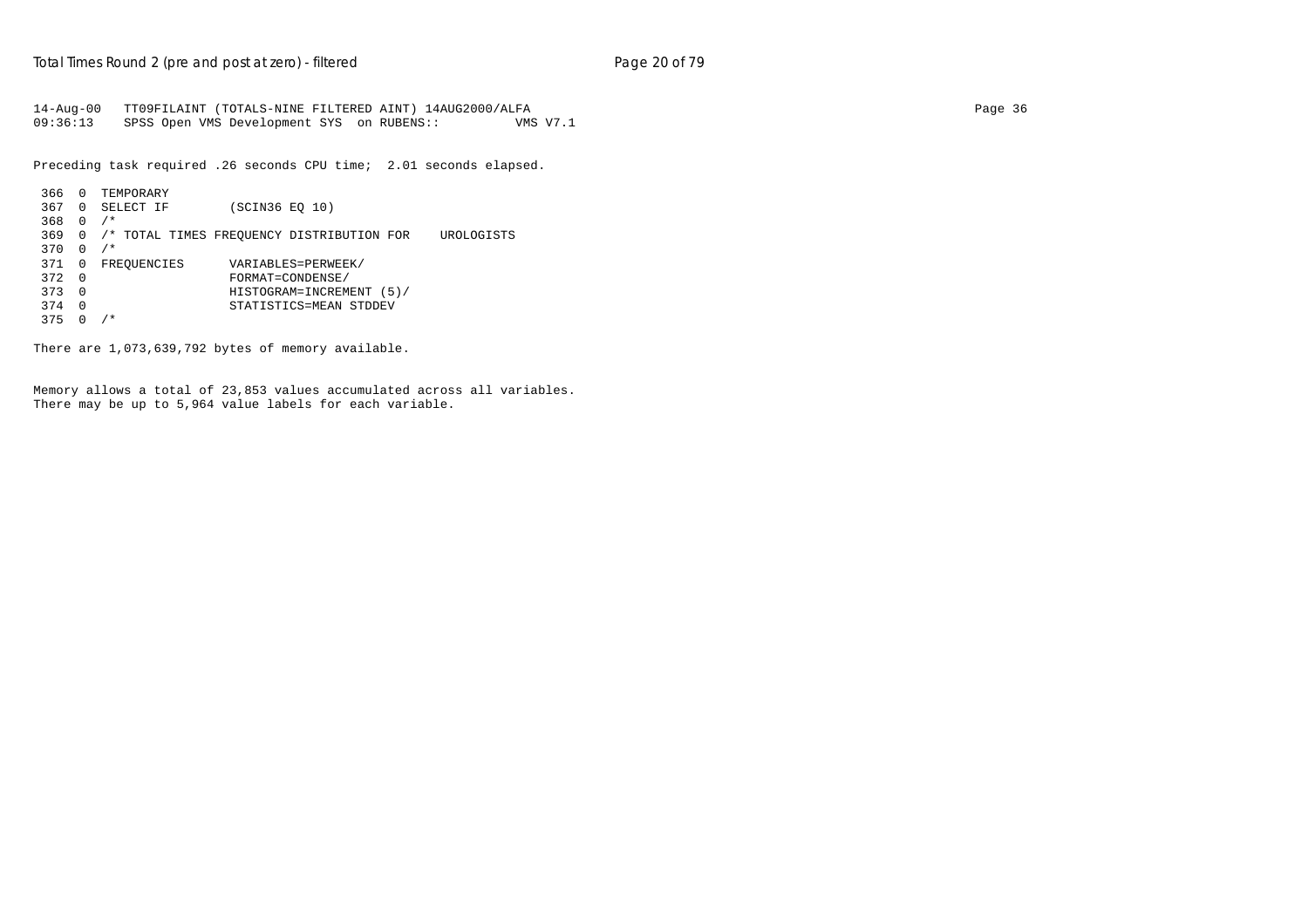```
14-Aug-00   TT09FILAINT (TOTALS-NINE FILTERED AINT) 14AUG2000/ALFA
09:36:13    SPSS Open VMS Development SYS  on RUBENS::          VMS V7.1
```

Preceding task required .26 seconds CPU time;  2.01 seconds elapsed.

```
 366  0  TEMPORARY
 367  0  SELECT IF        (SCIN36 EQ 10)
 368  0  /*
 369  0  /* TOTAL TIMES FREQUENCY DISTRIBUTION FOR    UROLOGISTS
 370  0  /*
 371  0  FREQUENCIES      VARIABLES=PERWEEK/
 372  0                   FORMAT=CONDENSE/
 373  0                   HISTOGRAM=INCREMENT (5)/
 374  0                   STATISTICS=MEAN STDDEV
 375  0  /*
```

There are 1,073,639,792 bytes of memory available.

Memory allows a total of 23,853 values accumulated across all variables.
There may be up to 5,964 value labels for each variable.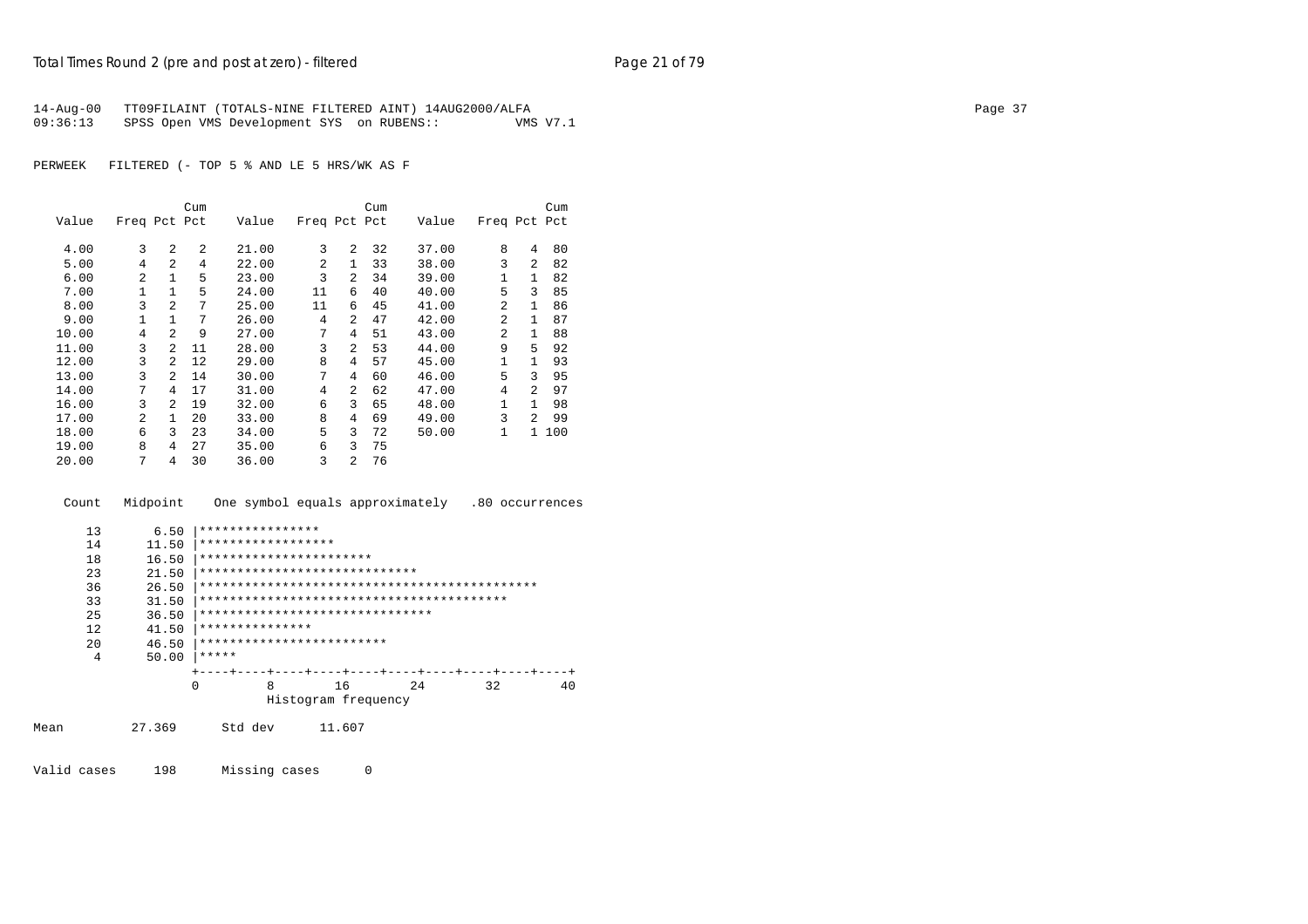```
14-Aug-00   TT09FILAINT (TOTALS-NINE FILTERED AINT) 14AUG2000/ALFA
09:36:13    SPSS Open VMS Development SYS  on RUBENS::         VMS V7.1


PERWEEK   FILTERED (- TOP 5 % AND LE 5 HRS/WK AS F


                     Cum                        Cum                        Cum
  Value   Freq Pct Pct    Value   Freq Pct Pct    Value   Freq Pct Pct

   4.00      3   2   2    21.00      3   2  32    37.00      8   4  80
   5.00      4   2   4    22.00      2   1  33    38.00      3   2  82
   6.00      2   1   5    23.00      3   2  34    39.00      1   1  82
   7.00      1   1   5    24.00     11   6  40    40.00      5   3  85
   8.00      3   2   7    25.00     11   6  45    41.00      2   1  86
   9.00      1   1   7    26.00      4   2  47    42.00      2   1  87
  10.00      4   2   9    27.00      7   4  51    43.00      2   1  88
  11.00      3   2  11    28.00      3   2  53    44.00      9   5  92
  12.00      3   2  12    29.00      8   4  57    45.00      1   1  93
  13.00      3   2  14    30.00      7   4  60    46.00      5   3  95
  14.00      7   4  17    31.00      4   2  62    47.00      4   2  97
  16.00      3   2  19    32.00      6   3  65    48.00      1   1  98
  17.00      2   1  20    33.00      8   4  69    49.00      3   2  99
  18.00      6   3  23    34.00      5   3  72    50.00      1   1 100
  19.00      8   4  27    35.00      6   3  75
  20.00      7   4  30    36.00      3   2  76


  Count   Midpoint    One symbol equals approximately   .80 occurrences

     13       6.50 |****************
     14      11.50 |******************
     18      16.50 |***********************
     23      21.50 |*****************************
     36      26.50 |*********************************************
     33      31.50 |*****************************************
     25      36.50 |*******************************
     12      41.50 |***************
     20      46.50 |*************************
      4      50.00 |*****
                   +----+----+----+----+----+----+----+----+----+----+
                   0         8        16        24        32        40
                             Histogram frequency

Mean         27.369      Std dev      11.607


Valid cases     198      Missing cases      0
```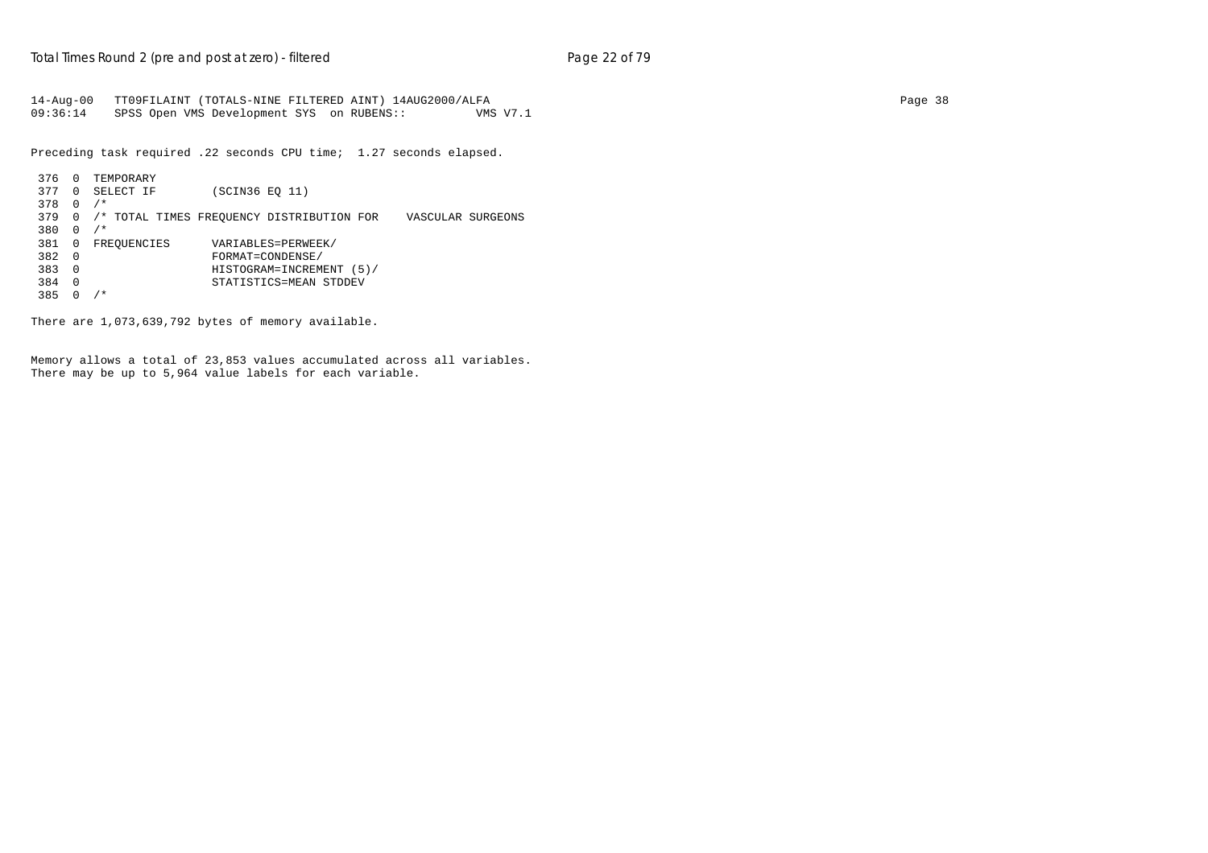```
14-Aug-00   TT09FILAINT (TOTALS-NINE FILTERED AINT) 14AUG2000/ALFA
09:36:14    SPSS Open VMS Development SYS  on RUBENS::         VMS V7.1

Preceding task required .22 seconds CPU time;  1.27 seconds elapsed.

 376  0  TEMPORARY
 377  0  SELECT IF        (SCIN36 EQ 11)
 378  0  /*
 379  0  /* TOTAL TIMES FREQUENCY DISTRIBUTION FOR    VASCULAR SURGEONS
 380  0  /*
 381  0  FREQUENCIES      VARIABLES=PERWEEK/
 382  0                   FORMAT=CONDENSE/
 383  0                   HISTOGRAM=INCREMENT (5)/
 384  0                   STATISTICS=MEAN STDDEV
 385  0  /*

There are 1,073,639,792 bytes of memory available.


Memory allows a total of 23,853 values accumulated across all variables.
There may be up to 5,964 value labels for each variable.
```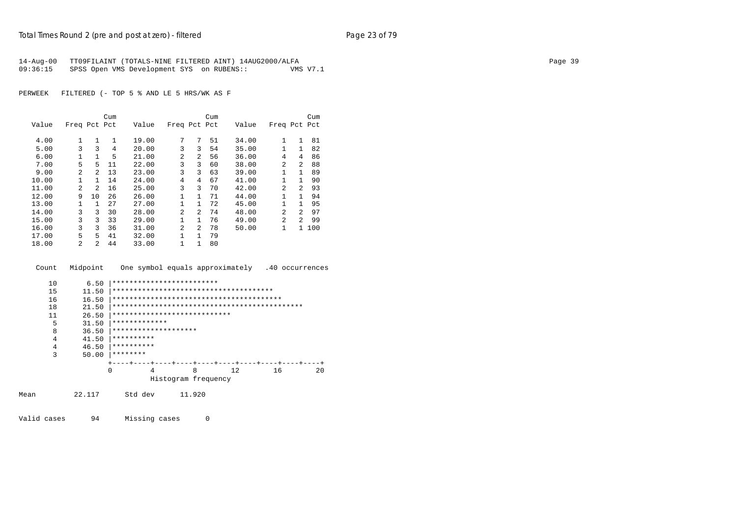14-Aug-00 TT09FILAINT (TOTALS-NINE FILTERED AINT) 14AUG2000/ALFA
09:36:15 SPSS Open VMS Development SYS on RUBENS:: VMS V7.1

PERWEEK FILTERED (- TOP 5 % AND LE 5 HRS/WK AS F

| Value | Freq | Pct | Cum Pct | Value | Freq | Pct | Cum Pct | Value | Freq | Pct | Cum Pct |
|---|---|---|---|---|---|---|---|---|---|---|---|
| 4.00 | 1 | 1 | 1 | 19.00 | 7 | 7 | 51 | 34.00 | 1 | 1 | 81 |
| 5.00 | 3 | 3 | 4 | 20.00 | 3 | 3 | 54 | 35.00 | 1 | 1 | 82 |
| 6.00 | 1 | 1 | 5 | 21.00 | 2 | 2 | 56 | 36.00 | 4 | 4 | 86 |
| 7.00 | 5 | 5 | 11 | 22.00 | 3 | 3 | 60 | 38.00 | 2 | 2 | 88 |
| 9.00 | 2 | 2 | 13 | 23.00 | 3 | 3 | 63 | 39.00 | 1 | 1 | 89 |
| 10.00 | 1 | 1 | 14 | 24.00 | 4 | 4 | 67 | 41.00 | 1 | 1 | 90 |
| 11.00 | 2 | 2 | 16 | 25.00 | 3 | 3 | 70 | 42.00 | 2 | 2 | 93 |
| 12.00 | 9 | 10 | 26 | 26.00 | 1 | 1 | 71 | 44.00 | 1 | 1 | 94 |
| 13.00 | 1 | 1 | 27 | 27.00 | 1 | 1 | 72 | 45.00 | 1 | 1 | 95 |
| 14.00 | 3 | 3 | 30 | 28.00 | 2 | 2 | 74 | 48.00 | 2 | 2 | 97 |
| 15.00 | 3 | 3 | 33 | 29.00 | 1 | 1 | 76 | 49.00 | 2 | 2 | 99 |
| 16.00 | 3 | 3 | 36 | 31.00 | 2 | 2 | 78 | 50.00 | 1 | 1 | 100 |
| 17.00 | 5 | 5 | 41 | 32.00 | 1 | 1 | 79 | | | | |
| 18.00 | 2 | 2 | 44 | 33.00 | 1 | 1 | 80 | | | | |

```
 Count   Midpoint    One symbol equals approximately   .40 occurrences

    10       6.50 |*************************
    15      11.50 |**************************************
    16      16.50 |****************************************
    18      21.50 |*********************************************
    11      26.50 |****************************
     5      31.50 |*************
     8      36.50 |********************
     4      41.50 |**********
     4      46.50 |**********
     3      50.00 |********
                  +----+----+----+----+----+----+----+----+----+----+
                  0         4         8        12        16        20
                            Histogram frequency
```

Mean 22.117 Std dev 11.920

Valid cases 94 Missing cases 0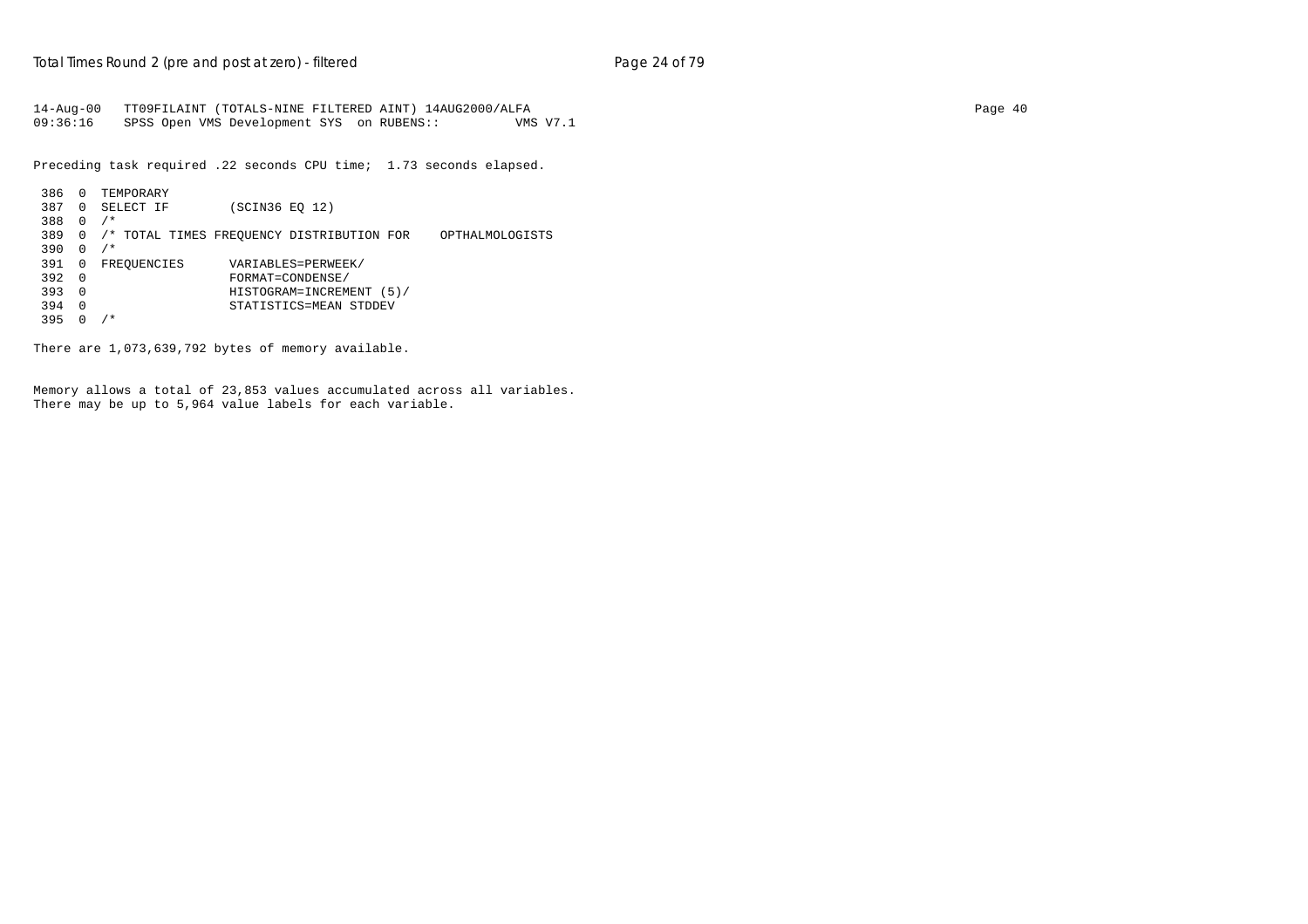```
14-Aug-00   TT09FILAINT (TOTALS-NINE FILTERED AINT) 14AUG2000/ALFA
09:36:16    SPSS Open VMS Development SYS  on RUBENS::          VMS V7.1

Preceding task required .22 seconds CPU time;  1.73 seconds elapsed.

 386  0  TEMPORARY
 387  0  SELECT IF        (SCIN36 EQ 12)
 388  0  /*
 389  0  /* TOTAL TIMES FREQUENCY DISTRIBUTION FOR    OPTHALMOLOGISTS
 390  0  /*
 391  0  FREQUENCIES      VARIABLES=PERWEEK/
 392  0                   FORMAT=CONDENSE/
 393  0                   HISTOGRAM=INCREMENT (5)/
 394  0                   STATISTICS=MEAN STDDEV
 395  0  /*

There are 1,073,639,792 bytes of memory available.


Memory allows a total of 23,853 values accumulated across all variables.
There may be up to 5,964 value labels for each variable.
```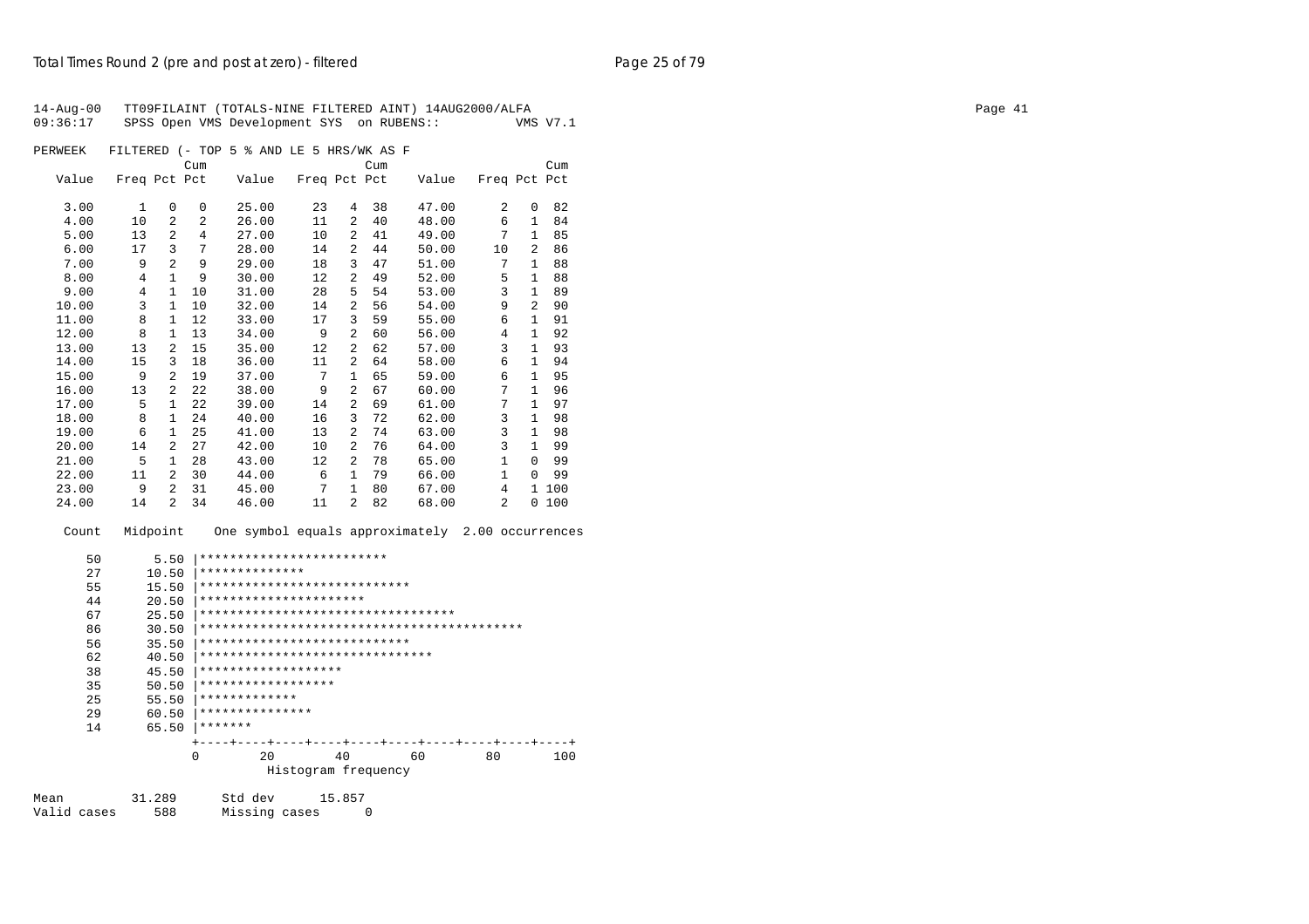```
14-Aug-00   TT09FILAINT (TOTALS-NINE FILTERED AINT) 14AUG2000/ALFA
09:36:17    SPSS Open VMS Development SYS  on RUBENS::          VMS V7.1

PERWEEK   FILTERED (- TOP 5 % AND LE 5 HRS/WK AS F
                      Cum                        Cum                         Cum
   Value   Freq Pct Pct     Value   Freq Pct Pct     Value   Freq Pct Pct

    3.00      1   0   0     25.00     23   4  38     47.00      2   0  82
    4.00     10   2   2     26.00     11   2  40     48.00      6   1  84
    5.00     13   2   4     27.00     10   2  41     49.00      7   1  85
    6.00     17   3   7     28.00     14   2  44     50.00     10   2  86
    7.00      9   2   9     29.00     18   3  47     51.00      7   1  88
    8.00      4   1   9     30.00     12   2  49     52.00      5   1  88
    9.00      4   1  10     31.00     28   5  54     53.00      3   1  89
   10.00      3   1  10     32.00     14   2  56     54.00      9   2  90
   11.00      8   1  12     33.00     17   3  59     55.00      6   1  91
   12.00      8   1  13     34.00      9   2  60     56.00      4   1  92
   13.00     13   2  15     35.00     12   2  62     57.00      3   1  93
   14.00     15   3  18     36.00     11   2  64     58.00      6   1  94
   15.00      9   2  19     37.00      7   1  65     59.00      6   1  95
   16.00     13   2  22     38.00      9   2  67     60.00      7   1  96
   17.00      5   1  22     39.00     14   2  69     61.00      7   1  97
   18.00      8   1  24     40.00     16   3  72     62.00      3   1  98
   19.00      6   1  25     41.00     13   2  74     63.00      3   1  98
   20.00     14   2  27     42.00     10   2  76     64.00      3   1  99
   21.00      5   1  28     43.00     12   2  78     65.00      1   0  99
   22.00     11   2  30     44.00      6   1  79     66.00      1   0  99
   23.00      9   2  31     45.00      7   1  80     67.00      4   1 100
   24.00     14   2  34     46.00     11   2  82     68.00      2   0 100

  Count   Midpoint    One symbol equals approximately  2.00 occurrences

     50       5.50 |*************************
     27      10.50 |**************
     55      15.50 |****************************
     44      20.50 |**********************
     67      25.50 |**********************************
     86      30.50 |*******************************************
     56      35.50 |****************************
     62      40.50 |*******************************
     38      45.50 |*******************
     35      50.50 |******************
     25      55.50 |*************
     29      60.50 |***************
     14      65.50 |*******
                   +----+----+----+----+----+----+----+----+----+----+
                   0        20        40        60        80       100
                              Histogram frequency

Mean         31.289      Std dev      15.857
Valid cases     588      Missing cases      0
```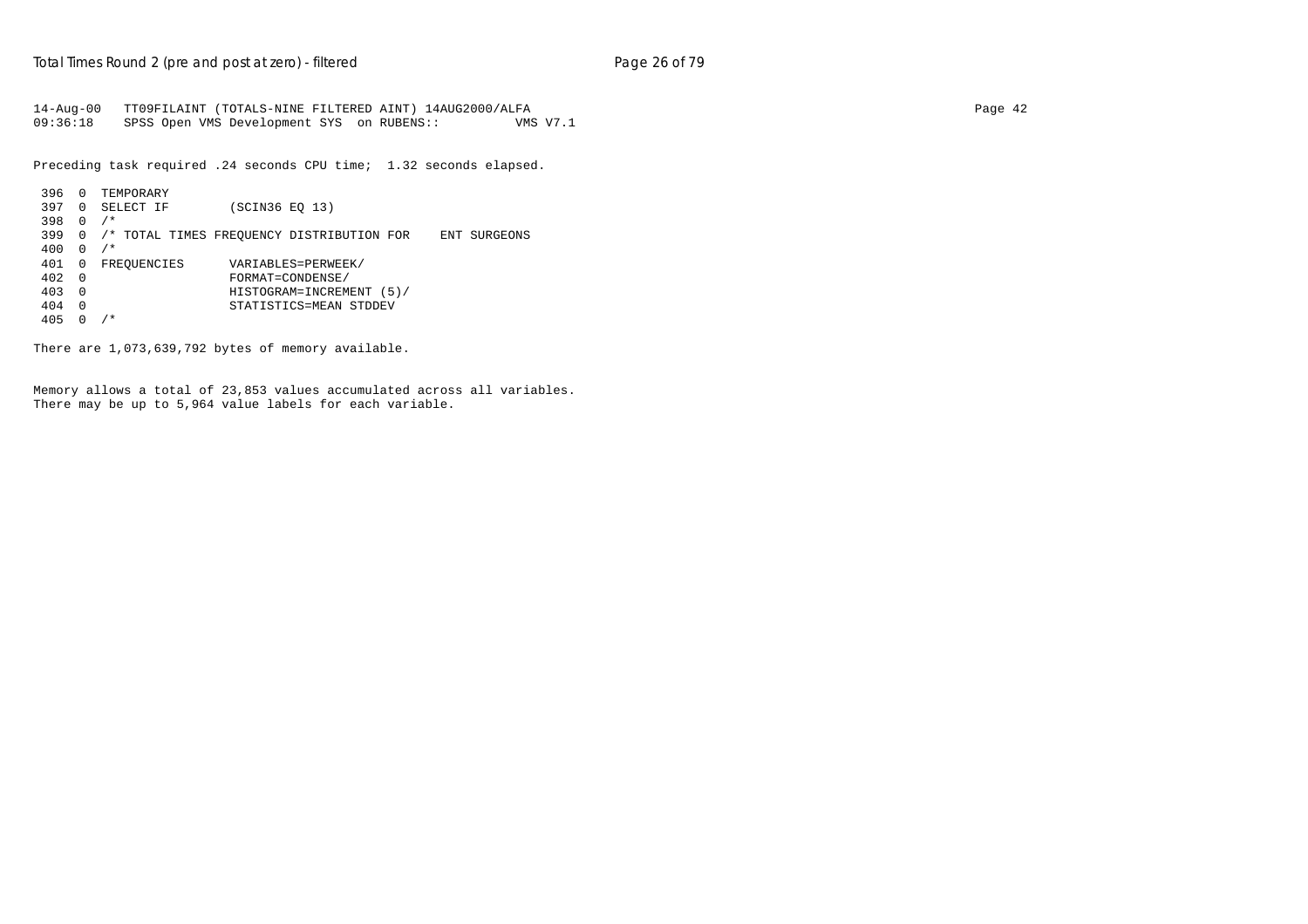```
14-Aug-00   TT09FILAINT (TOTALS-NINE FILTERED AINT) 14AUG2000/ALFA
09:36:18    SPSS Open VMS Development SYS  on RUBENS::         VMS V7.1
```

Preceding task required .24 seconds CPU time;  1.32 seconds elapsed.

```
 396  0  TEMPORARY
 397  0  SELECT IF        (SCIN36 EQ 13)
 398  0  /*
 399  0  /* TOTAL TIMES FREQUENCY DISTRIBUTION FOR    ENT SURGEONS
 400  0  /*
 401  0  FREQUENCIES      VARIABLES=PERWEEK/
 402  0                   FORMAT=CONDENSE/
 403  0                   HISTOGRAM=INCREMENT (5)/
 404  0                   STATISTICS=MEAN STDDEV
 405  0  /*
```

There are 1,073,639,792 bytes of memory available.

Memory allows a total of 23,853 values accumulated across all variables.
There may be up to 5,964 value labels for each variable.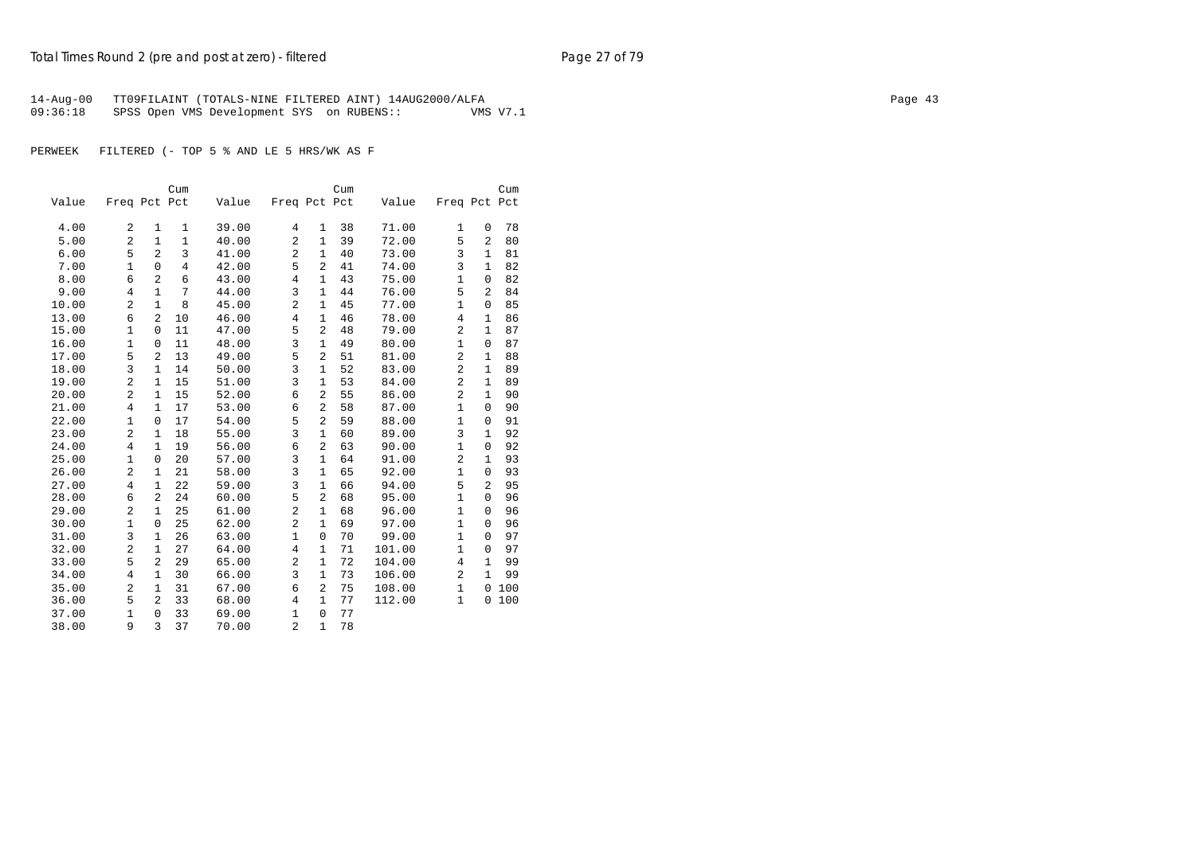14-Aug-00 TT09FILAINT (TOTALS-NINE FILTERED AINT) 14AUG2000/ALFA
09:36:18 SPSS Open VMS Development SYS on RUBENS:: VMS V7.1

PERWEEK FILTERED (- TOP 5 % AND LE 5 HRS/WK AS F

| Value | Freq | Pct | Cum Pct | Value | Freq | Pct | Cum Pct | Value | Freq | Pct | Cum Pct |
|---|---|---|---|---|---|---|---|---|---|---|---|
| 4.00 | 2 | 1 | 1 | 39.00 | 4 | 1 | 38 | 71.00 | 1 | 0 | 78 |
| 5.00 | 2 | 1 | 1 | 40.00 | 2 | 1 | 39 | 72.00 | 5 | 2 | 80 |
| 6.00 | 5 | 2 | 3 | 41.00 | 2 | 1 | 40 | 73.00 | 3 | 1 | 81 |
| 7.00 | 1 | 0 | 4 | 42.00 | 5 | 2 | 41 | 74.00 | 3 | 1 | 82 |
| 8.00 | 6 | 2 | 6 | 43.00 | 4 | 1 | 43 | 75.00 | 1 | 0 | 82 |
| 9.00 | 4 | 1 | 7 | 44.00 | 3 | 1 | 44 | 76.00 | 5 | 2 | 84 |
| 10.00 | 2 | 1 | 8 | 45.00 | 2 | 1 | 45 | 77.00 | 1 | 0 | 85 |
| 13.00 | 6 | 2 | 10 | 46.00 | 4 | 1 | 46 | 78.00 | 4 | 1 | 86 |
| 15.00 | 1 | 0 | 11 | 47.00 | 5 | 2 | 48 | 79.00 | 2 | 1 | 87 |
| 16.00 | 1 | 0 | 11 | 48.00 | 3 | 1 | 49 | 80.00 | 1 | 0 | 87 |
| 17.00 | 5 | 2 | 13 | 49.00 | 5 | 2 | 51 | 81.00 | 2 | 1 | 88 |
| 18.00 | 3 | 1 | 14 | 50.00 | 3 | 1 | 52 | 83.00 | 2 | 1 | 89 |
| 19.00 | 2 | 1 | 15 | 51.00 | 3 | 1 | 53 | 84.00 | 2 | 1 | 89 |
| 20.00 | 2 | 1 | 15 | 52.00 | 6 | 2 | 55 | 86.00 | 2 | 1 | 90 |
| 21.00 | 4 | 1 | 17 | 53.00 | 6 | 2 | 58 | 87.00 | 1 | 0 | 90 |
| 22.00 | 1 | 0 | 17 | 54.00 | 5 | 2 | 59 | 88.00 | 1 | 0 | 91 |
| 23.00 | 2 | 1 | 18 | 55.00 | 3 | 1 | 60 | 89.00 | 3 | 1 | 92 |
| 24.00 | 4 | 1 | 19 | 56.00 | 6 | 2 | 63 | 90.00 | 1 | 0 | 92 |
| 25.00 | 1 | 0 | 20 | 57.00 | 3 | 1 | 64 | 91.00 | 2 | 1 | 93 |
| 26.00 | 2 | 1 | 21 | 58.00 | 3 | 1 | 65 | 92.00 | 1 | 0 | 93 |
| 27.00 | 4 | 1 | 22 | 59.00 | 3 | 1 | 66 | 94.00 | 5 | 2 | 95 |
| 28.00 | 6 | 2 | 24 | 60.00 | 5 | 2 | 68 | 95.00 | 1 | 0 | 96 |
| 29.00 | 2 | 1 | 25 | 61.00 | 2 | 1 | 68 | 96.00 | 1 | 0 | 96 |
| 30.00 | 1 | 0 | 25 | 62.00 | 2 | 1 | 69 | 97.00 | 1 | 0 | 96 |
| 31.00 | 3 | 1 | 26 | 63.00 | 1 | 0 | 70 | 99.00 | 1 | 0 | 97 |
| 32.00 | 2 | 1 | 27 | 64.00 | 4 | 1 | 71 | 101.00 | 1 | 0 | 97 |
| 33.00 | 5 | 2 | 29 | 65.00 | 2 | 1 | 72 | 104.00 | 4 | 1 | 99 |
| 34.00 | 4 | 1 | 30 | 66.00 | 3 | 1 | 73 | 106.00 | 2 | 1 | 99 |
| 35.00 | 2 | 1 | 31 | 67.00 | 6 | 2 | 75 | 108.00 | 1 | 0 | 100 |
| 36.00 | 5 | 2 | 33 | 68.00 | 4 | 1 | 77 | 112.00 | 1 | 0 | 100 |
| 37.00 | 1 | 0 | 33 | 69.00 | 1 | 0 | 77 | | | | |
| 38.00 | 9 | 3 | 37 | 70.00 | 2 | 1 | 78 | | | | |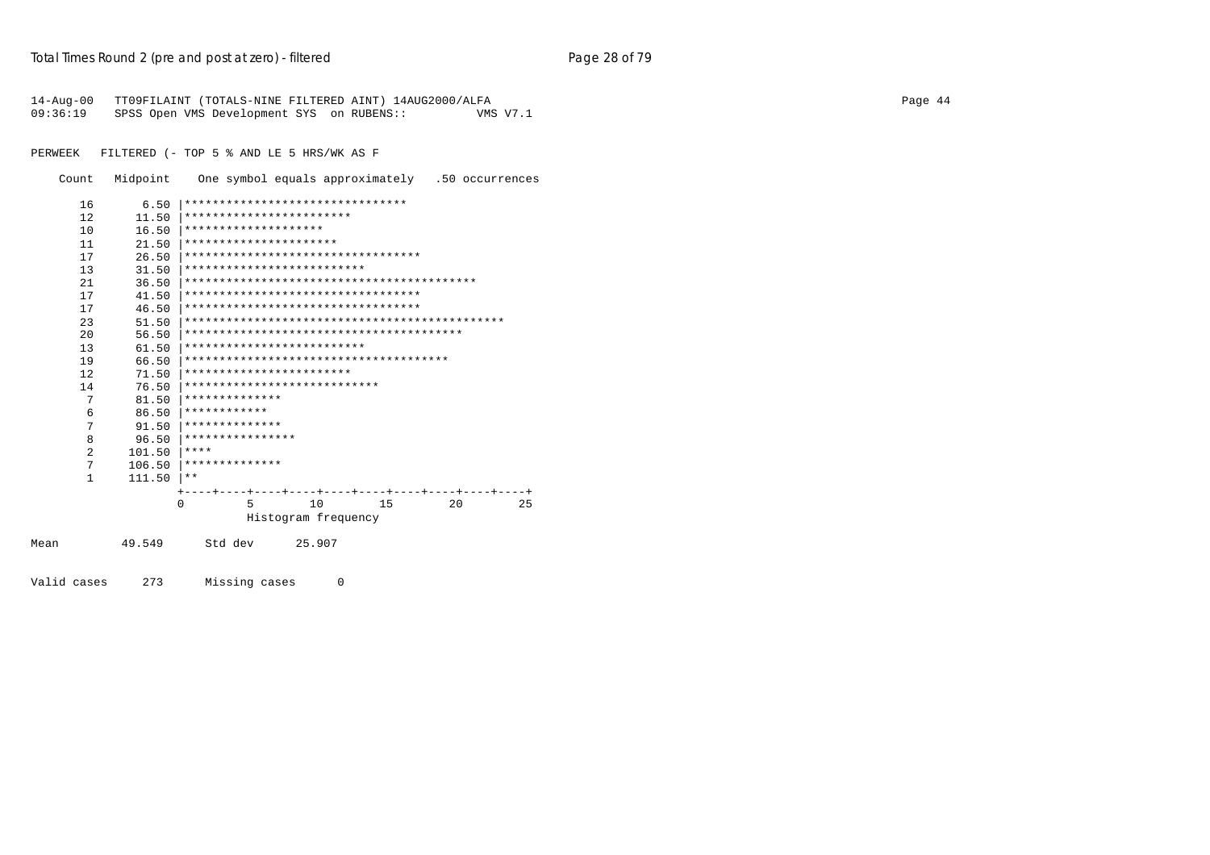```
14-Aug-00   TT09FILAINT (TOTALS-NINE FILTERED AINT) 14AUG2000/ALFA
09:36:19    SPSS Open VMS Development SYS  on RUBENS::          VMS V7.1

PERWEEK   FILTERED (- TOP 5 % AND LE 5 HRS/WK AS F

    Count   Midpoint    One symbol equals approximately   .50 occurrences

      16       6.50 |********************************
      12      11.50 |************************
      10      16.50 |********************
      11      21.50 |**********************
      17      26.50 |**********************************
      13      31.50 |**************************
      21      36.50 |******************************************
      17      41.50 |**********************************
      17      46.50 |**********************************
      23      51.50 |**********************************************
      20      56.50 |****************************************
      13      61.50 |**************************
      19      66.50 |**************************************
      12      71.50 |************************
      14      76.50 |****************************
       7      81.50 |**************
       6      86.50 |************
       7      91.50 |**************
       8      96.50 |****************
       2     101.50 |****
       7     106.50 |**************
       1     111.50 |**
                    +----+----+----+----+----+----+----+----+----+----+
                    0         5        10        15        20        25
                              Histogram frequency

Mean         49.549      Std dev      25.907

Valid cases     273      Missing cases      0
```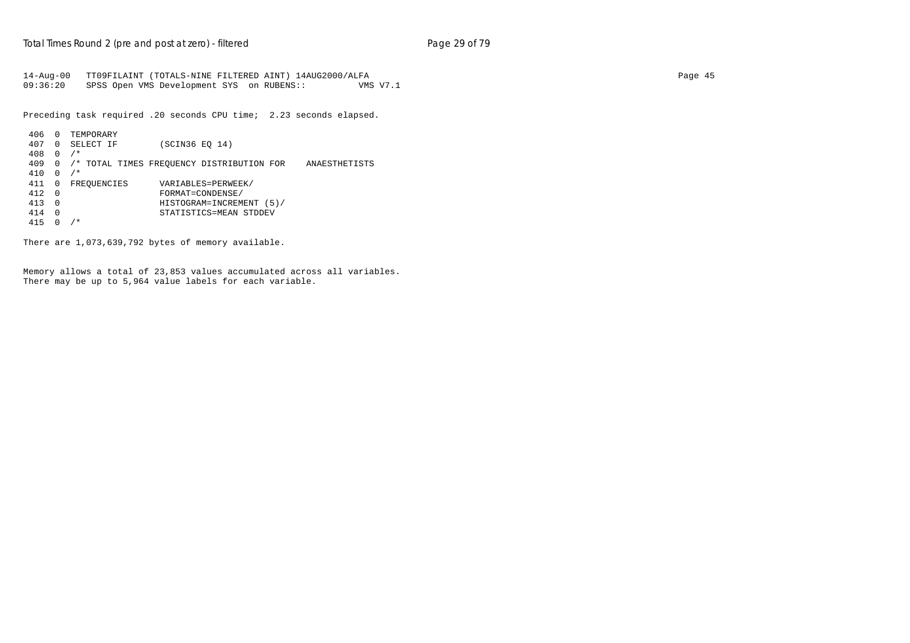```
14-Aug-00   TT09FILAINT (TOTALS-NINE FILTERED AINT) 14AUG2000/ALFA
09:36:20    SPSS Open VMS Development SYS  on RUBENS::          VMS V7.1
```

Preceding task required .20 seconds CPU time;  2.23 seconds elapsed.

```
 406  0  TEMPORARY
 407  0  SELECT IF        (SCIN36 EQ 14)
 408  0  /*
 409  0  /* TOTAL TIMES FREQUENCY DISTRIBUTION FOR    ANAESTHETISTS
 410  0  /*
 411  0  FREQUENCIES      VARIABLES=PERWEEK/
 412  0                   FORMAT=CONDENSE/
 413  0                   HISTOGRAM=INCREMENT (5)/
 414  0                   STATISTICS=MEAN STDDEV
 415  0  /*
```

There are 1,073,639,792 bytes of memory available.

Memory allows a total of 23,853 values accumulated across all variables.
There may be up to 5,964 value labels for each variable.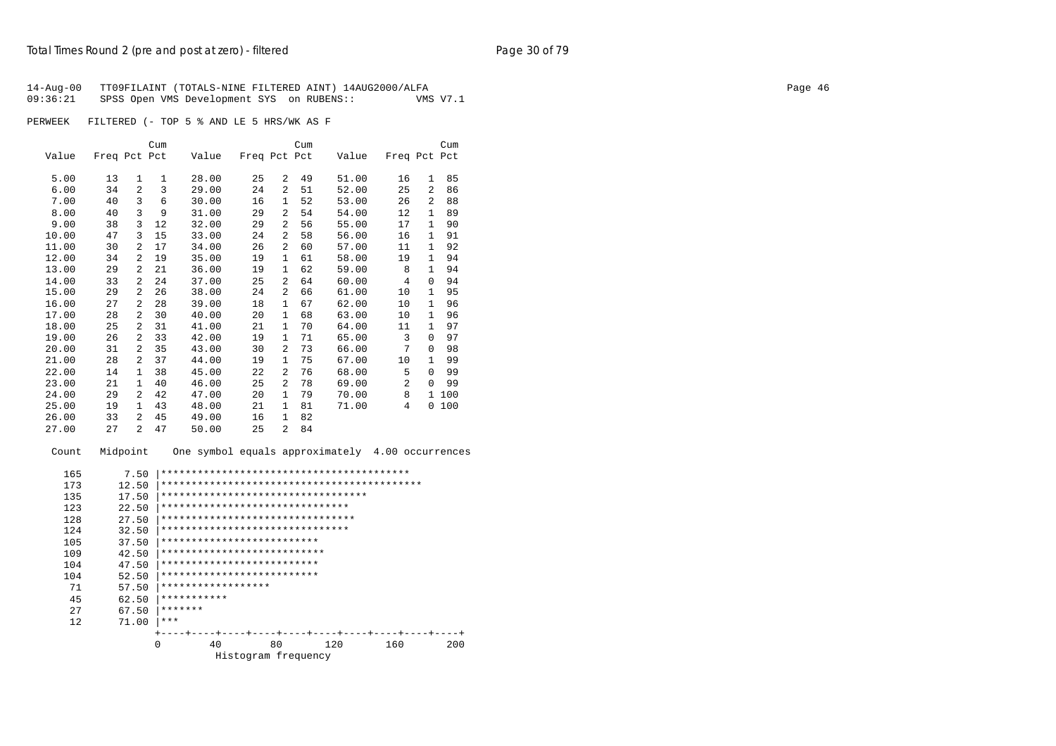```
14-Aug-00   TT09FILAINT (TOTALS-NINE FILTERED AINT) 14AUG2000/ALFA
09:36:21    SPSS Open VMS Development SYS  on RUBENS::          VMS V7.1

PERWEEK   FILTERED (- TOP 5 % AND LE 5 HRS/WK AS F

                  Cum                       Cum                       Cum
  Value   Freq Pct Pct    Value   Freq Pct Pct    Value   Freq Pct Pct

   5.00     13   1   1    28.00     25   2  49    51.00     16   1  85
   6.00     34   2   3    29.00     24   2  51    52.00     25   2  86
   7.00     40   3   6    30.00     16   1  52    53.00     26   2  88
   8.00     40   3   9    31.00     29   2  54    54.00     12   1  89
   9.00     38   3  12    32.00     29   2  56    55.00     17   1  90
  10.00     47   3  15    33.00     24   2  58    56.00     16   1  91
  11.00     30   2  17    34.00     26   2  60    57.00     11   1  92
  12.00     34   2  19    35.00     19   1  61    58.00     19   1  94
  13.00     29   2  21    36.00     19   1  62    59.00      8   1  94
  14.00     33   2  24    37.00     25   2  64    60.00      4   0  94
  15.00     29   2  26    38.00     24   2  66    61.00     10   1  95
  16.00     27   2  28    39.00     18   1  67    62.00     10   1  96
  17.00     28   2  30    40.00     20   1  68    63.00     10   1  96
  18.00     25   2  31    41.00     21   1  70    64.00     11   1  97
  19.00     26   2  33    42.00     19   1  71    65.00      3   0  97
  20.00     31   2  35    43.00     30   2  73    66.00      7   0  98
  21.00     28   2  37    44.00     19   1  75    67.00     10   1  99
  22.00     14   1  38    45.00     22   2  76    68.00      5   0  99
  23.00     21   1  40    46.00     25   2  78    69.00      2   0  99
  24.00     29   2  42    47.00     20   1  79    70.00      8   1 100
  25.00     19   1  43    48.00     21   1  81    71.00      4   0 100
  26.00     33   2  45    49.00     16   1  82
  27.00     27   2  47    50.00     25   2  84

 Count   Midpoint     One symbol equals approximately  4.00 occurrences

   165       7.50 |*****************************************
   173      12.50 |*******************************************
   135      17.50 |**********************************
   123      22.50 |*******************************
   128      27.50 |********************************
   124      32.50 |*******************************
   105      37.50 |**************************
   109      42.50 |***************************
   104      47.50 |**************************
   104      52.50 |**************************
    71      57.50 |******************
    45      62.50 |***********
    27      67.50 |*******
    12      71.00 |***
                  +----+----+----+----+----+----+----+----+----+----+
                  0        40        80       120       160       200
                            Histogram frequency
```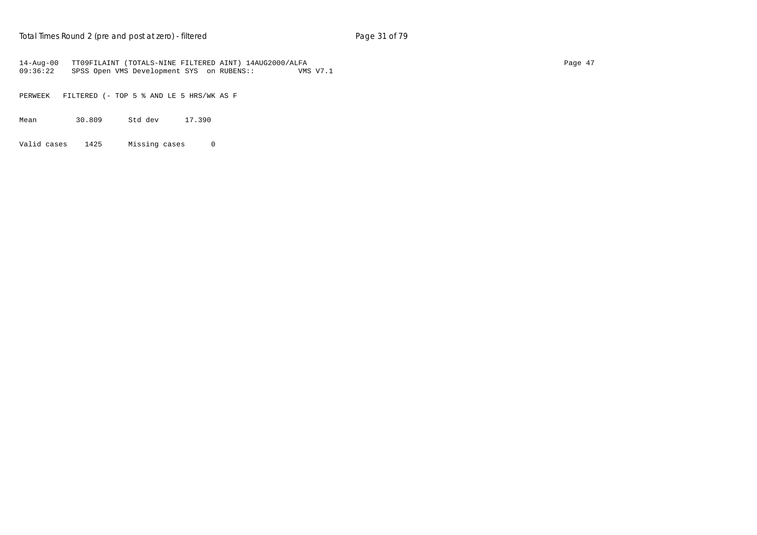```
14-Aug-00   TT09FILAINT (TOTALS-NINE FILTERED AINT) 14AUG2000/ALFA
09:36:22    SPSS Open VMS Development SYS  on RUBENS::         VMS V7.1

PERWEEK   FILTERED (- TOP 5 % AND LE 5 HRS/WK AS F

Mean         30.809      Std dev      17.390

Valid cases    1425      Missing cases      0
```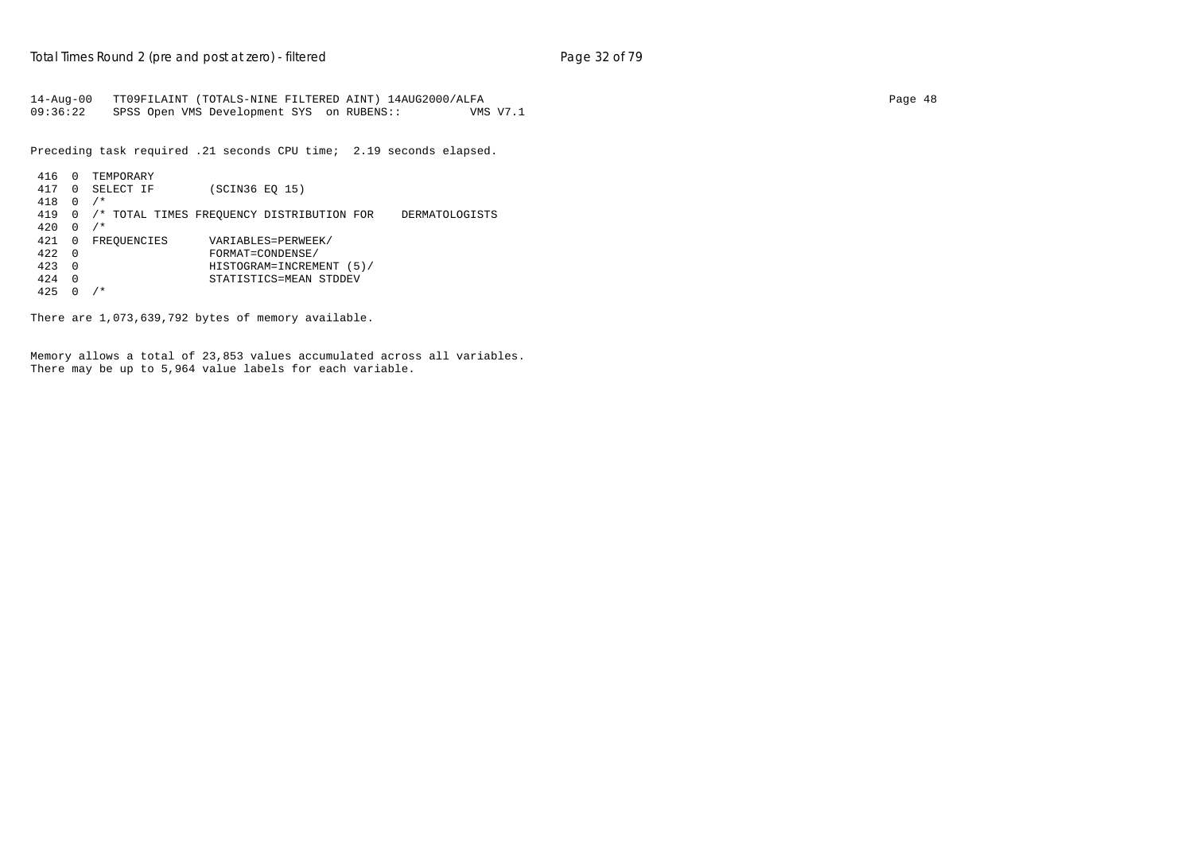```
14-Aug-00   TT09FILAINT (TOTALS-NINE FILTERED AINT) 14AUG2000/ALFA
09:36:22    SPSS Open VMS Development SYS  on RUBENS::         VMS V7.1

Preceding task required .21 seconds CPU time;  2.19 seconds elapsed.

 416  0  TEMPORARY
 417  0  SELECT IF        (SCIN36 EQ 15)
 418  0  /*
 419  0  /* TOTAL TIMES FREQUENCY DISTRIBUTION FOR    DERMATOLOGISTS
 420  0  /*
 421  0  FREQUENCIES      VARIABLES=PERWEEK/
 422  0                   FORMAT=CONDENSE/
 423  0                   HISTOGRAM=INCREMENT (5)/
 424  0                   STATISTICS=MEAN STDDEV
 425  0  /*

There are 1,073,639,792 bytes of memory available.


Memory allows a total of 23,853 values accumulated across all variables.
There may be up to 5,964 value labels for each variable.
```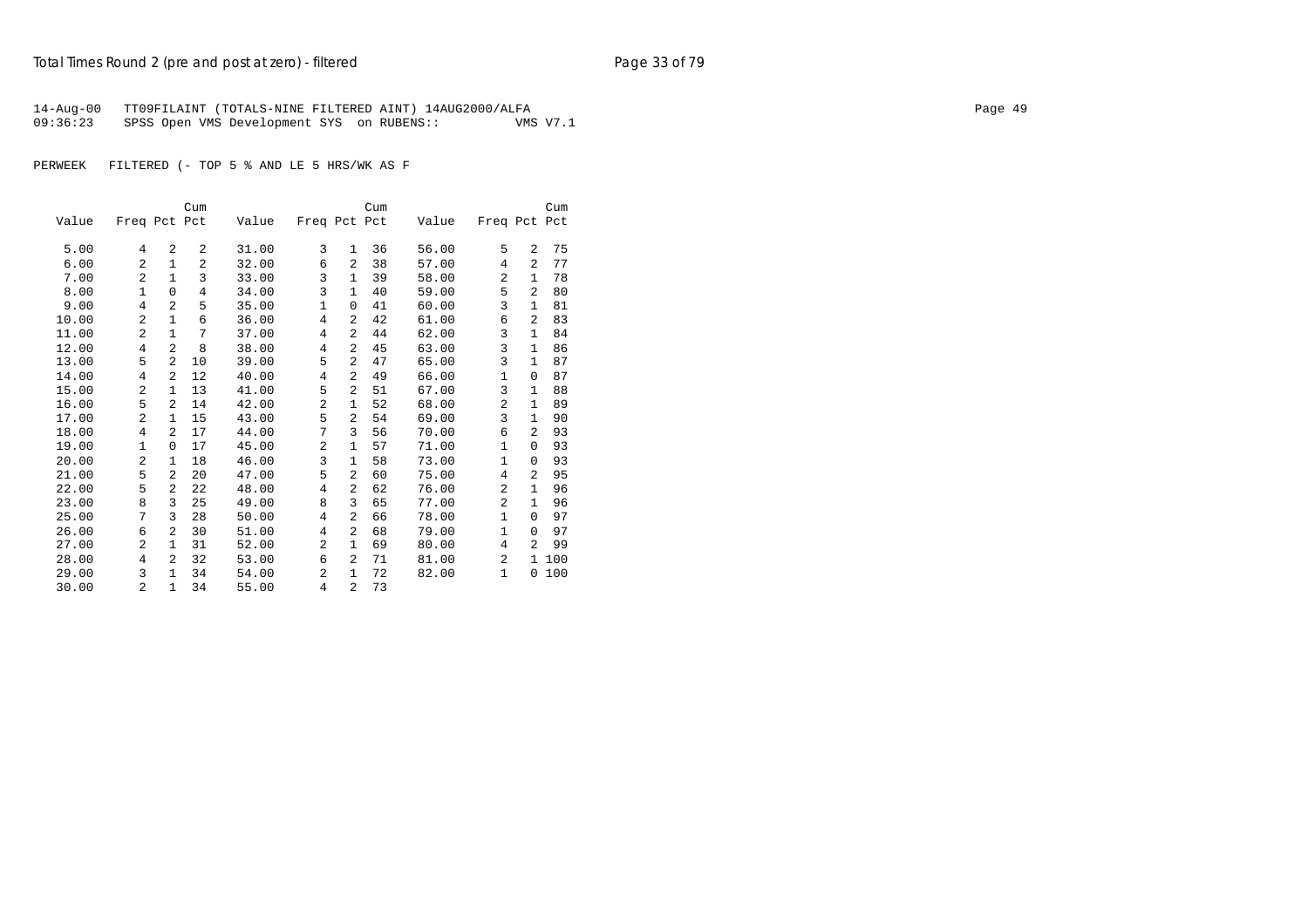14-Aug-00 TT09FILAINT (TOTALS-NINE FILTERED AINT) 14AUG2000/ALFA
09:36:23 SPSS Open VMS Development SYS on RUBENS:: VMS V7.1

PERWEEK FILTERED (- TOP 5 % AND LE 5 HRS/WK AS F

| Value | Freq | Pct | Cum Pct | Value | Freq | Pct | Cum Pct | Value | Freq | Pct | Cum Pct |
|---|---|---|---|---|---|---|---|---|---|---|---|
| 5.00 | 4 | 2 | 2 | 31.00 | 3 | 1 | 36 | 56.00 | 5 | 2 | 75 |
| 6.00 | 2 | 1 | 2 | 32.00 | 6 | 2 | 38 | 57.00 | 4 | 2 | 77 |
| 7.00 | 2 | 1 | 3 | 33.00 | 3 | 1 | 39 | 58.00 | 2 | 1 | 78 |
| 8.00 | 1 | 0 | 4 | 34.00 | 3 | 1 | 40 | 59.00 | 5 | 2 | 80 |
| 9.00 | 4 | 2 | 5 | 35.00 | 1 | 0 | 41 | 60.00 | 3 | 1 | 81 |
| 10.00 | 2 | 1 | 6 | 36.00 | 4 | 2 | 42 | 61.00 | 6 | 2 | 83 |
| 11.00 | 2 | 1 | 7 | 37.00 | 4 | 2 | 44 | 62.00 | 3 | 1 | 84 |
| 12.00 | 4 | 2 | 8 | 38.00 | 4 | 2 | 45 | 63.00 | 3 | 1 | 86 |
| 13.00 | 5 | 2 | 10 | 39.00 | 5 | 2 | 47 | 65.00 | 3 | 1 | 87 |
| 14.00 | 4 | 2 | 12 | 40.00 | 4 | 2 | 49 | 66.00 | 1 | 0 | 87 |
| 15.00 | 2 | 1 | 13 | 41.00 | 5 | 2 | 51 | 67.00 | 3 | 1 | 88 |
| 16.00 | 5 | 2 | 14 | 42.00 | 2 | 1 | 52 | 68.00 | 2 | 1 | 89 |
| 17.00 | 2 | 1 | 15 | 43.00 | 5 | 2 | 54 | 69.00 | 3 | 1 | 90 |
| 18.00 | 4 | 2 | 17 | 44.00 | 7 | 3 | 56 | 70.00 | 6 | 2 | 93 |
| 19.00 | 1 | 0 | 17 | 45.00 | 2 | 1 | 57 | 71.00 | 1 | 0 | 93 |
| 20.00 | 2 | 1 | 18 | 46.00 | 3 | 1 | 58 | 73.00 | 1 | 0 | 93 |
| 21.00 | 5 | 2 | 20 | 47.00 | 5 | 2 | 60 | 75.00 | 4 | 2 | 95 |
| 22.00 | 5 | 2 | 22 | 48.00 | 4 | 2 | 62 | 76.00 | 2 | 1 | 96 |
| 23.00 | 8 | 3 | 25 | 49.00 | 8 | 3 | 65 | 77.00 | 2 | 1 | 96 |
| 25.00 | 7 | 3 | 28 | 50.00 | 4 | 2 | 66 | 78.00 | 1 | 0 | 97 |
| 26.00 | 6 | 2 | 30 | 51.00 | 4 | 2 | 68 | 79.00 | 1 | 0 | 97 |
| 27.00 | 2 | 1 | 31 | 52.00 | 2 | 1 | 69 | 80.00 | 4 | 2 | 99 |
| 28.00 | 4 | 2 | 32 | 53.00 | 6 | 2 | 71 | 81.00 | 2 | 1 | 100 |
| 29.00 | 3 | 1 | 34 | 54.00 | 2 | 1 | 72 | 82.00 | 1 | 0 | 100 |
| 30.00 | 2 | 1 | 34 | 55.00 | 4 | 2 | 73 | | | | |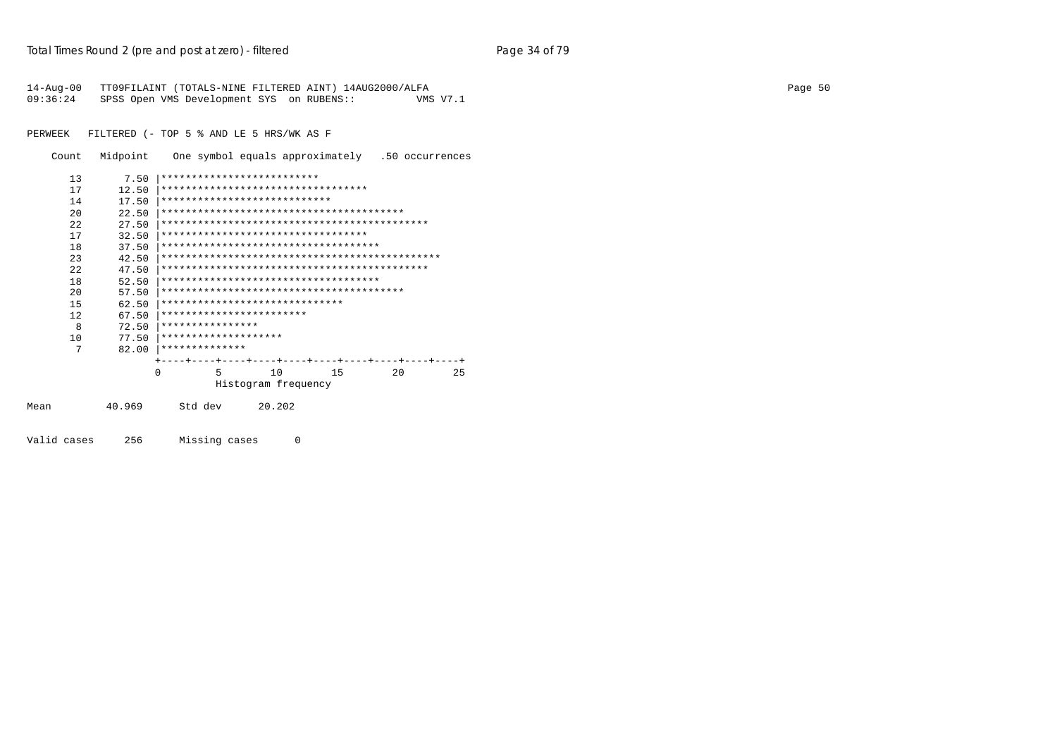```
14-Aug-00   TT09FILAINT (TOTALS-NINE FILTERED AINT) 14AUG2000/ALFA
09:36:24    SPSS Open VMS Development SYS  on RUBENS::          VMS V7.1


PERWEEK   FILTERED (- TOP 5 % AND LE 5 HRS/WK AS F

    Count   Midpoint    One symbol equals approximately   .50 occurrences

      13       7.50 |**************************
      17      12.50 |**********************************
      14      17.50 |****************************
      20      22.50 |****************************************
      22      27.50 |********************************************
      17      32.50 |**********************************
      18      37.50 |************************************
      23      42.50 |**********************************************
      22      47.50 |********************************************
      18      52.50 |************************************
      20      57.50 |****************************************
      15      62.50 |******************************
      12      67.50 |************************
       8      72.50 |****************
      10      77.50 |********************
       7      82.00 |**************
                    +----+----+----+----+----+----+----+----+----+----+
                    0         5        10        15        20        25
                              Histogram frequency

Mean         40.969      Std dev      20.202


Valid cases     256      Missing cases      0
```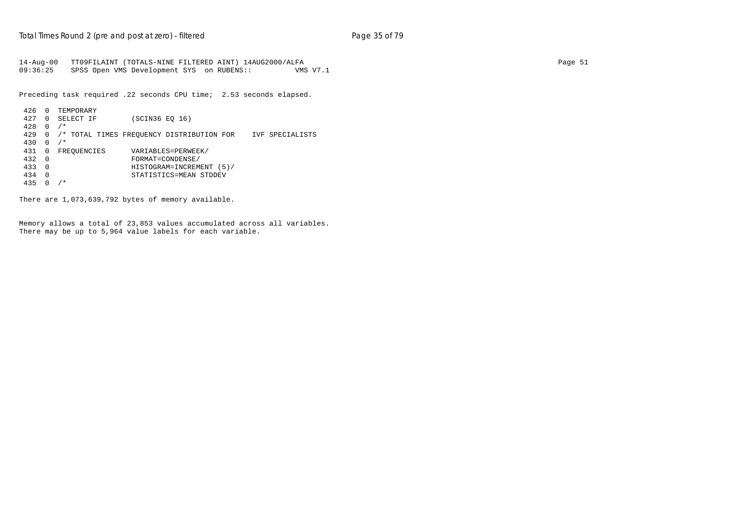```
14-Aug-00   TT09FILAINT (TOTALS-NINE FILTERED AINT) 14AUG2000/ALFA
09:36:25    SPSS Open VMS Development SYS  on RUBENS::          VMS V7.1
```

Preceding task required .22 seconds CPU time;  2.53 seconds elapsed.

```
 426  0  TEMPORARY
 427  0  SELECT IF        (SCIN36 EQ 16)
 428  0  /*
 429  0  /* TOTAL TIMES FREQUENCY DISTRIBUTION FOR    IVF SPECIALISTS
 430  0  /*
 431  0  FREQUENCIES      VARIABLES=PERWEEK/
 432  0                   FORMAT=CONDENSE/
 433  0                   HISTOGRAM=INCREMENT (5)/
 434  0                   STATISTICS=MEAN STDDEV
 435  0  /*
```

There are 1,073,639,792 bytes of memory available.

Memory allows a total of 23,853 values accumulated across all variables.
There may be up to 5,964 value labels for each variable.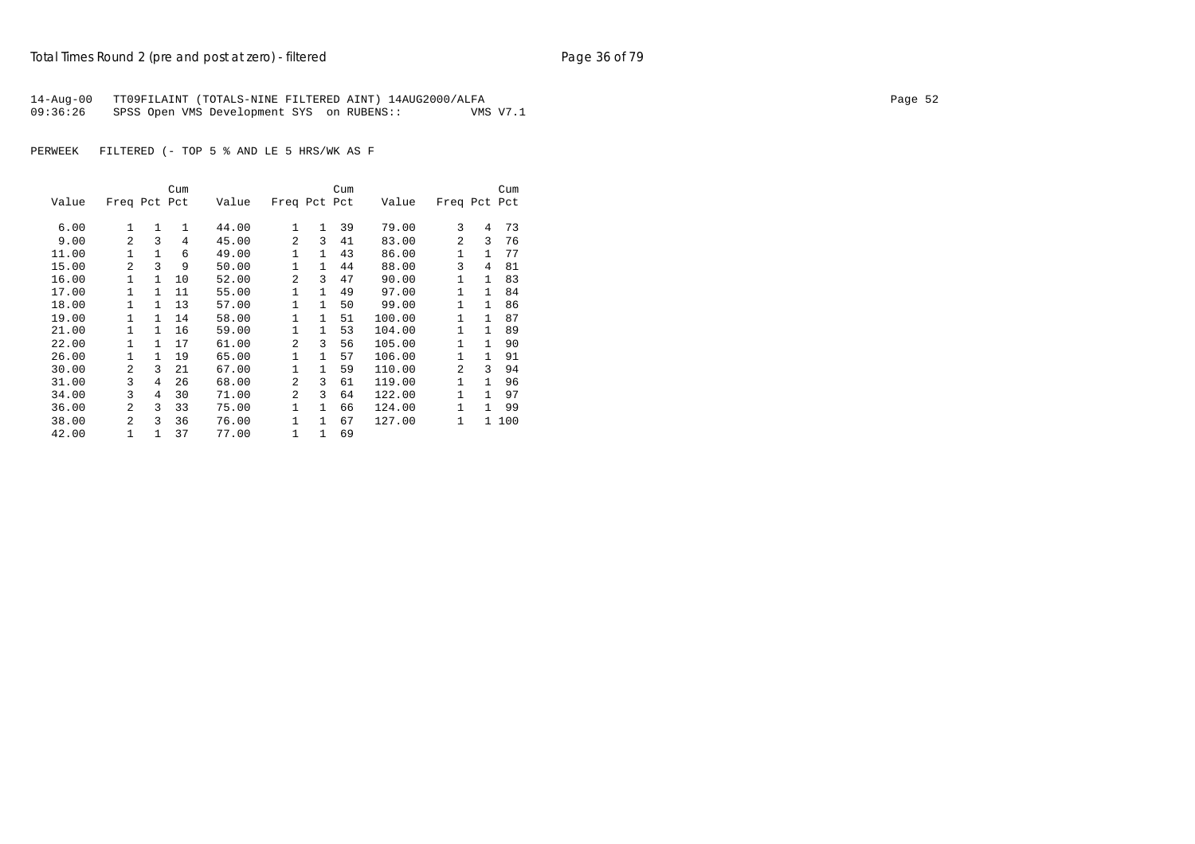14-Aug-00 TT09FILAINT (TOTALS-NINE FILTERED AINT) 14AUG2000/ALFA
09:36:26 SPSS Open VMS Development SYS on RUBENS:: VMS V7.1

PERWEEK FILTERED (- TOP 5 % AND LE 5 HRS/WK AS F

| Value | Freq | Pct | Cum Pct | Value | Freq | Pct | Cum Pct | Value | Freq | Pct | Cum Pct |
|---|---|---|---|---|---|---|---|---|---|---|---|
| 6.00 | 1 | 1 | 1 | 44.00 | 1 | 1 | 39 | 79.00 | 3 | 4 | 73 |
| 9.00 | 2 | 3 | 4 | 45.00 | 2 | 3 | 41 | 83.00 | 2 | 3 | 76 |
| 11.00 | 1 | 1 | 6 | 49.00 | 1 | 1 | 43 | 86.00 | 1 | 1 | 77 |
| 15.00 | 2 | 3 | 9 | 50.00 | 1 | 1 | 44 | 88.00 | 3 | 4 | 81 |
| 16.00 | 1 | 1 | 10 | 52.00 | 2 | 3 | 47 | 90.00 | 1 | 1 | 83 |
| 17.00 | 1 | 1 | 11 | 55.00 | 1 | 1 | 49 | 97.00 | 1 | 1 | 84 |
| 18.00 | 1 | 1 | 13 | 57.00 | 1 | 1 | 50 | 99.00 | 1 | 1 | 86 |
| 19.00 | 1 | 1 | 14 | 58.00 | 1 | 1 | 51 | 100.00 | 1 | 1 | 87 |
| 21.00 | 1 | 1 | 16 | 59.00 | 1 | 1 | 53 | 104.00 | 1 | 1 | 89 |
| 22.00 | 1 | 1 | 17 | 61.00 | 2 | 3 | 56 | 105.00 | 1 | 1 | 90 |
| 26.00 | 1 | 1 | 19 | 65.00 | 1 | 1 | 57 | 106.00 | 1 | 1 | 91 |
| 30.00 | 2 | 3 | 21 | 67.00 | 1 | 1 | 59 | 110.00 | 2 | 3 | 94 |
| 31.00 | 3 | 4 | 26 | 68.00 | 2 | 3 | 61 | 119.00 | 1 | 1 | 96 |
| 34.00 | 3 | 4 | 30 | 71.00 | 2 | 3 | 64 | 122.00 | 1 | 1 | 97 |
| 36.00 | 2 | 3 | 33 | 75.00 | 1 | 1 | 66 | 124.00 | 1 | 1 | 99 |
| 38.00 | 2 | 3 | 36 | 76.00 | 1 | 1 | 67 | 127.00 | 1 | 1 | 100 |
| 42.00 | 1 | 1 | 37 | 77.00 | 1 | 1 | 69 | | | | |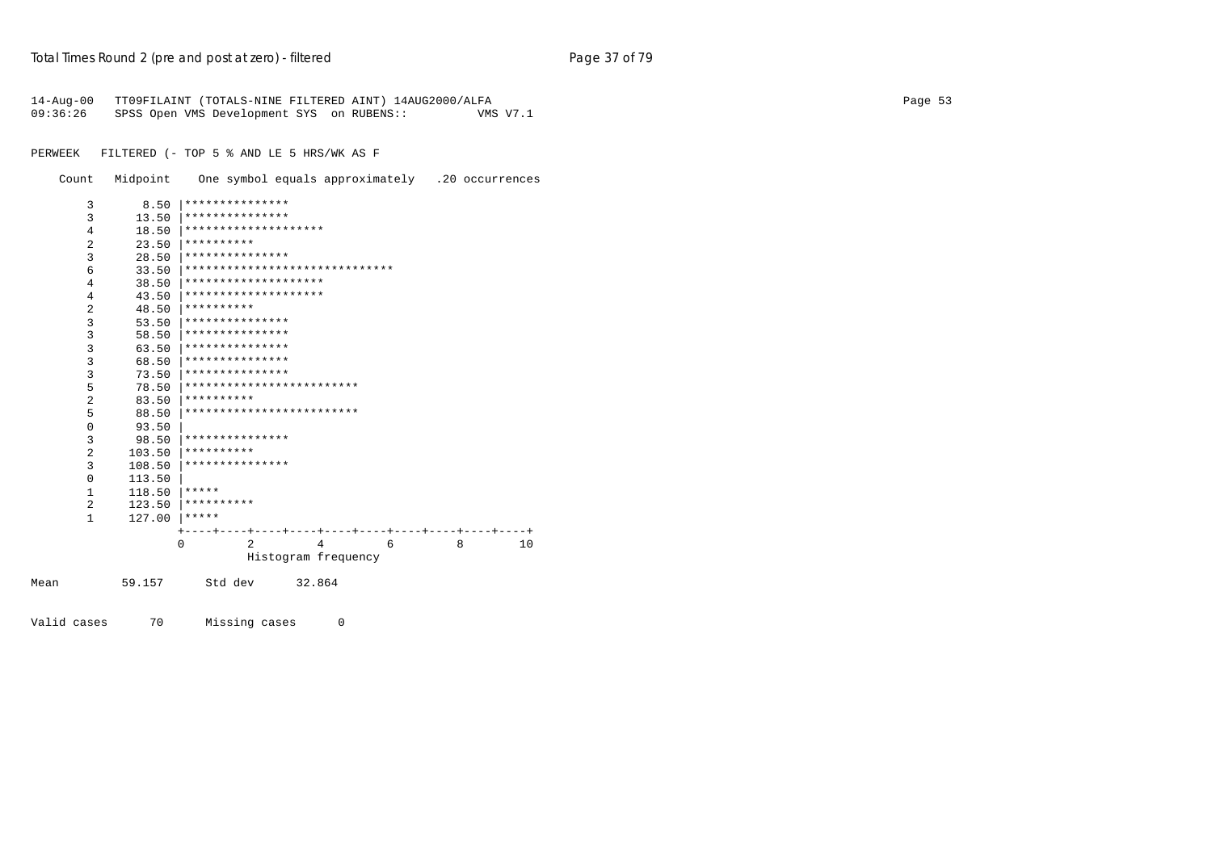```
14-Aug-00   TT09FILAINT (TOTALS-NINE FILTERED AINT) 14AUG2000/ALFA                                                    Page 53
09:36:26    SPSS Open VMS Development SYS  on RUBENS::          VMS V7.1


PERWEEK   FILTERED (- TOP 5 % AND LE 5 HRS/WK AS F

    Count   Midpoint    One symbol equals approximately   .20 occurrences

        3       8.50 |***************
        3      13.50 |***************
        4      18.50 |********************
        2      23.50 |**********
        3      28.50 |***************
        6      33.50 |******************************
        4      38.50 |********************
        4      43.50 |********************
        2      48.50 |**********
        3      53.50 |***************
        3      58.50 |***************
        3      63.50 |***************
        3      68.50 |***************
        3      73.50 |***************
        5      78.50 |*************************
        2      83.50 |**********
        5      88.50 |*************************
        0      93.50 |
        3      98.50 |***************
        2     103.50 |**********
        3     108.50 |***************
        0     113.50 |
        1     118.50 |*****
        2     123.50 |**********
        1     127.00 |*****
                     +----+----+----+----+----+----+----+----+----+----+
                     0         2         4         6         8        10
                               Histogram frequency

Mean         59.157      Std dev      32.864


Valid cases      70      Missing cases      0
```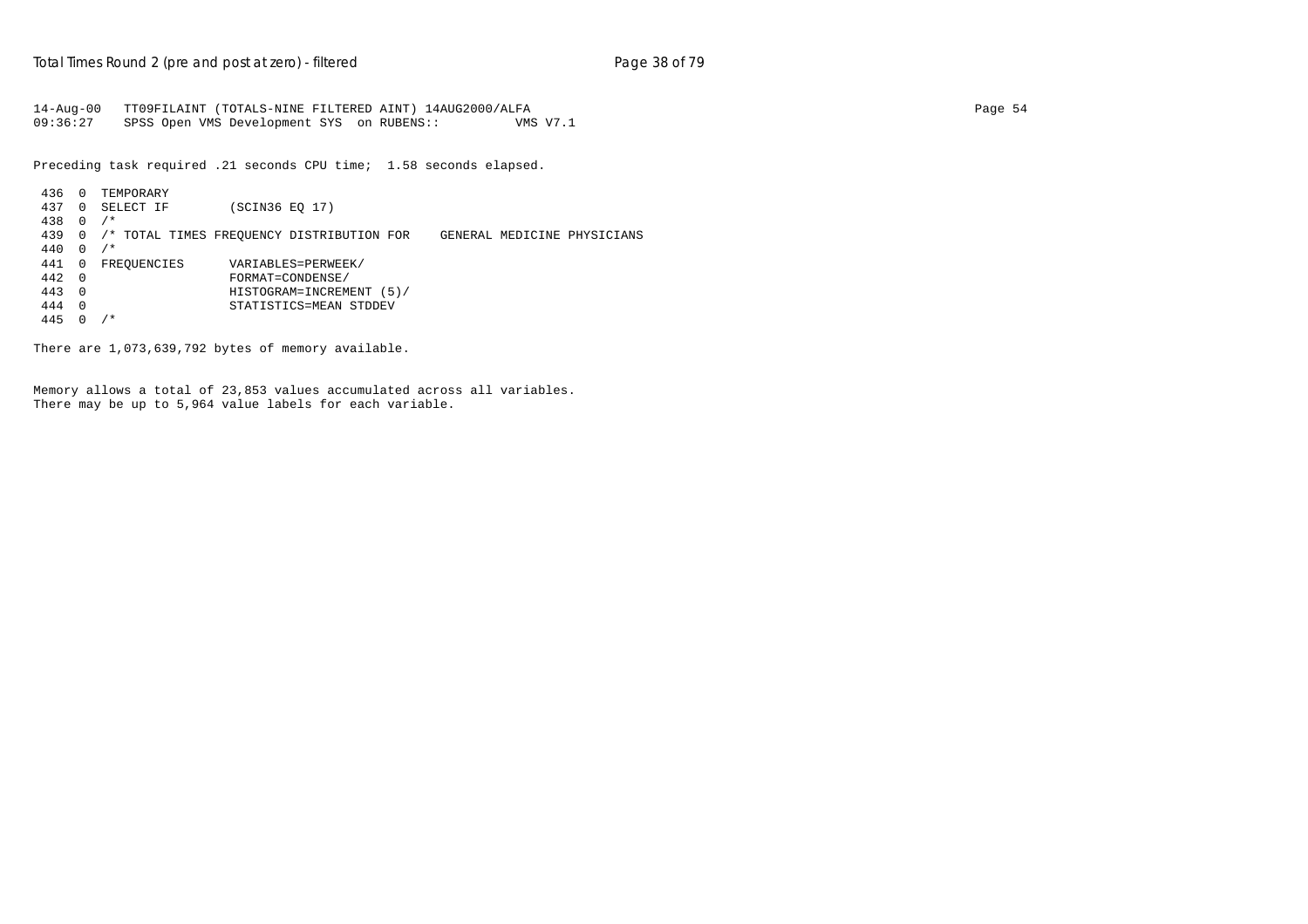```
14-Aug-00   TT09FILAINT (TOTALS-NINE FILTERED AINT) 14AUG2000/ALFA
09:36:27    SPSS Open VMS Development SYS  on RUBENS::          VMS V7.1
```

Preceding task required .21 seconds CPU time;  1.58 seconds elapsed.

```
 436  0  TEMPORARY
 437  0  SELECT IF        (SCIN36 EQ 17)
 438  0  /*
 439  0  /* TOTAL TIMES FREQUENCY DISTRIBUTION FOR    GENERAL MEDICINE PHYSICIANS
 440  0  /*
 441  0  FREQUENCIES      VARIABLES=PERWEEK/
 442  0                   FORMAT=CONDENSE/
 443  0                   HISTOGRAM=INCREMENT (5)/
 444  0                   STATISTICS=MEAN STDDEV
 445  0  /*
```

There are 1,073,639,792 bytes of memory available.

Memory allows a total of 23,853 values accumulated across all variables.
There may be up to 5,964 value labels for each variable.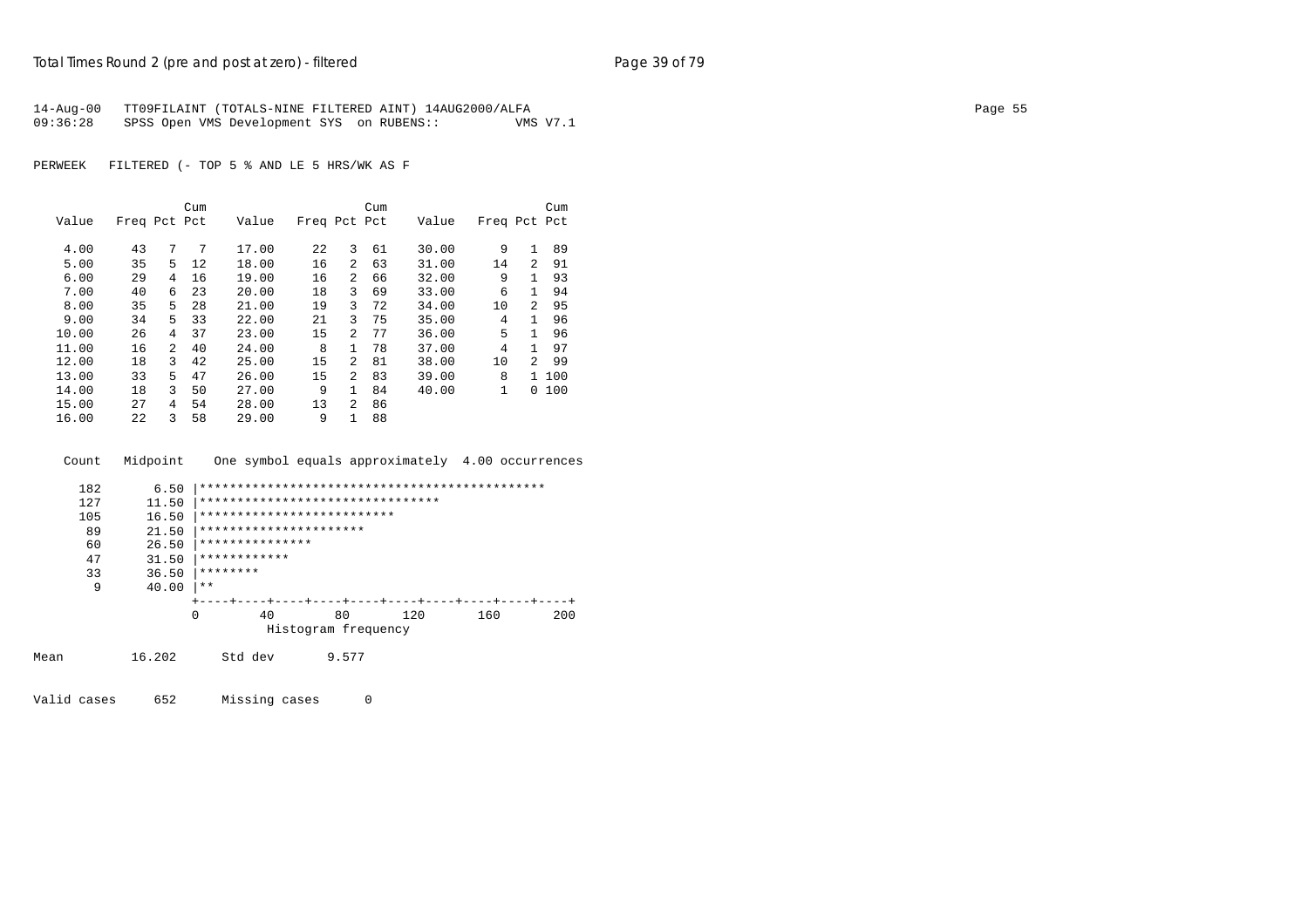14-Aug-00 TT09FILAINT (TOTALS-NINE FILTERED AINT) 14AUG2000/ALFA
09:36:28 SPSS Open VMS Development SYS on RUBENS:: VMS V7.1

PERWEEK FILTERED (- TOP 5 % AND LE 5 HRS/WK AS F

| Value | Freq | Pct | Cum Pct | Value | Freq | Pct | Cum Pct | Value | Freq | Pct | Cum Pct |
|---|---|---|---|---|---|---|---|---|---|---|---|
| 4.00 | 43 | 7 | 7 | 17.00 | 22 | 3 | 61 | 30.00 | 9 | 1 | 89 |
| 5.00 | 35 | 5 | 12 | 18.00 | 16 | 2 | 63 | 31.00 | 14 | 2 | 91 |
| 6.00 | 29 | 4 | 16 | 19.00 | 16 | 2 | 66 | 32.00 | 9 | 1 | 93 |
| 7.00 | 40 | 6 | 23 | 20.00 | 18 | 3 | 69 | 33.00 | 6 | 1 | 94 |
| 8.00 | 35 | 5 | 28 | 21.00 | 19 | 3 | 72 | 34.00 | 10 | 2 | 95 |
| 9.00 | 34 | 5 | 33 | 22.00 | 21 | 3 | 75 | 35.00 | 4 | 1 | 96 |
| 10.00 | 26 | 4 | 37 | 23.00 | 15 | 2 | 77 | 36.00 | 5 | 1 | 96 |
| 11.00 | 16 | 2 | 40 | 24.00 | 8 | 1 | 78 | 37.00 | 4 | 1 | 97 |
| 12.00 | 18 | 3 | 42 | 25.00 | 15 | 2 | 81 | 38.00 | 10 | 2 | 99 |
| 13.00 | 33 | 5 | 47 | 26.00 | 15 | 2 | 83 | 39.00 | 8 | 1 | 100 |
| 14.00 | 18 | 3 | 50 | 27.00 | 9 | 1 | 84 | 40.00 | 1 | 0 | 100 |
| 15.00 | 27 | 4 | 54 | 28.00 | 13 | 2 | 86 | | | | |
| 16.00 | 22 | 3 | 58 | 29.00 | 9 | 1 | 88 | | | | |

```
  Count   Midpoint    One symbol equals approximately  4.00 occurrences

    182       6.50 |**********************************************
    127      11.50 |********************************
    105      16.50 |**************************
     89      21.50 |**********************
     60      26.50 |***************
     47      31.50 |************
     33      36.50 |********
      9      40.00 |**
                   +----+----+----+----+----+----+----+----+----+----+
                   0        40        80       120       160       200
                              Histogram frequency
```

Mean 16.202 Std dev 9.577

Valid cases 652 Missing cases 0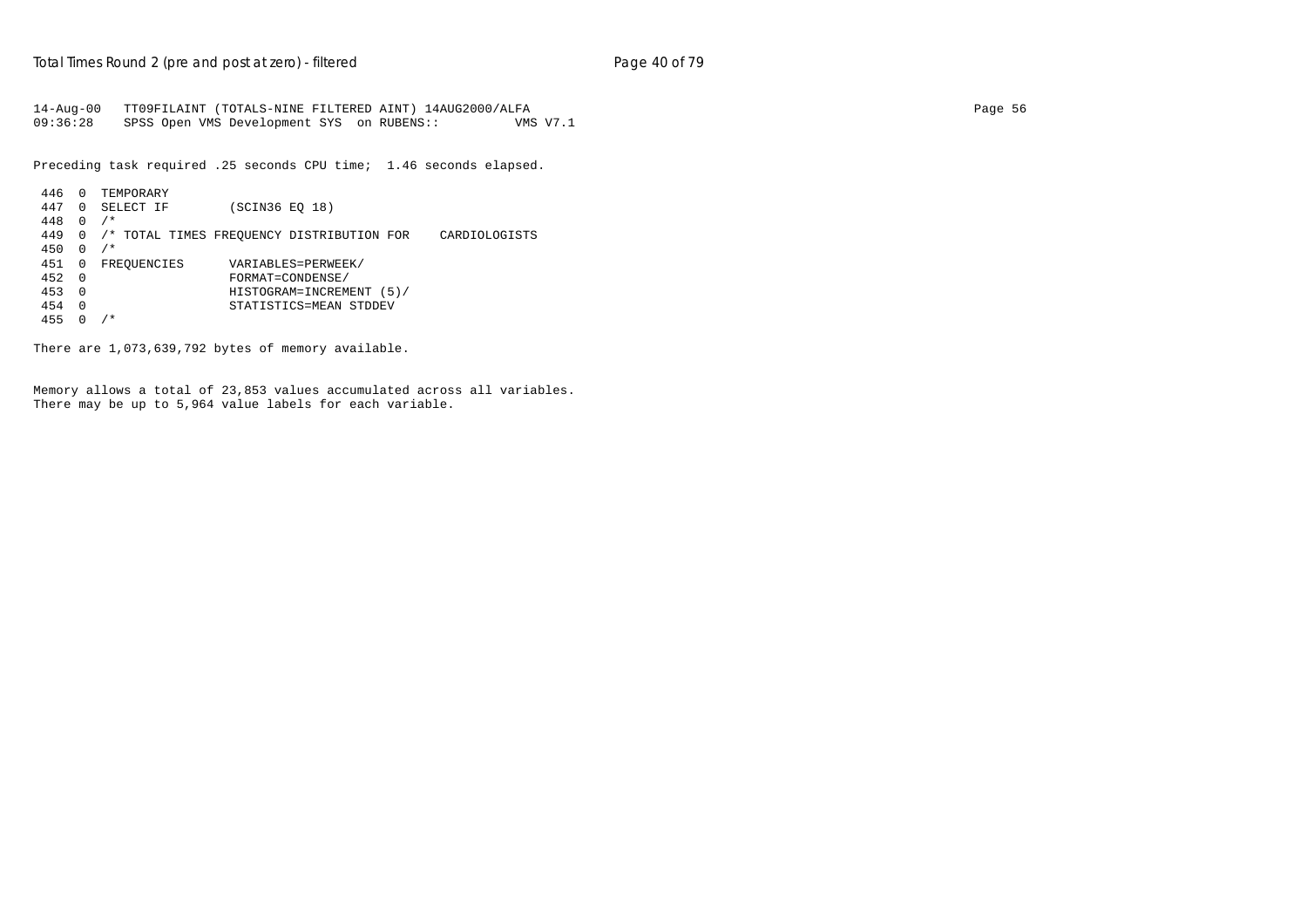```
14-Aug-00   TT09FILAINT (TOTALS-NINE FILTERED AINT) 14AUG2000/ALFA
09:36:28    SPSS Open VMS Development SYS  on RUBENS::          VMS V7.1

Preceding task required .25 seconds CPU time;  1.46 seconds elapsed.

 446  0  TEMPORARY
 447  0  SELECT IF        (SCIN36 EQ 18)
 448  0  /*
 449  0  /* TOTAL TIMES FREQUENCY DISTRIBUTION FOR    CARDIOLOGISTS
 450  0  /*
 451  0  FREQUENCIES      VARIABLES=PERWEEK/
 452  0                   FORMAT=CONDENSE/
 453  0                   HISTOGRAM=INCREMENT (5)/
 454  0                   STATISTICS=MEAN STDDEV
 455  0  /*

There are 1,073,639,792 bytes of memory available.


Memory allows a total of 23,853 values accumulated across all variables.
There may be up to 5,964 value labels for each variable.
```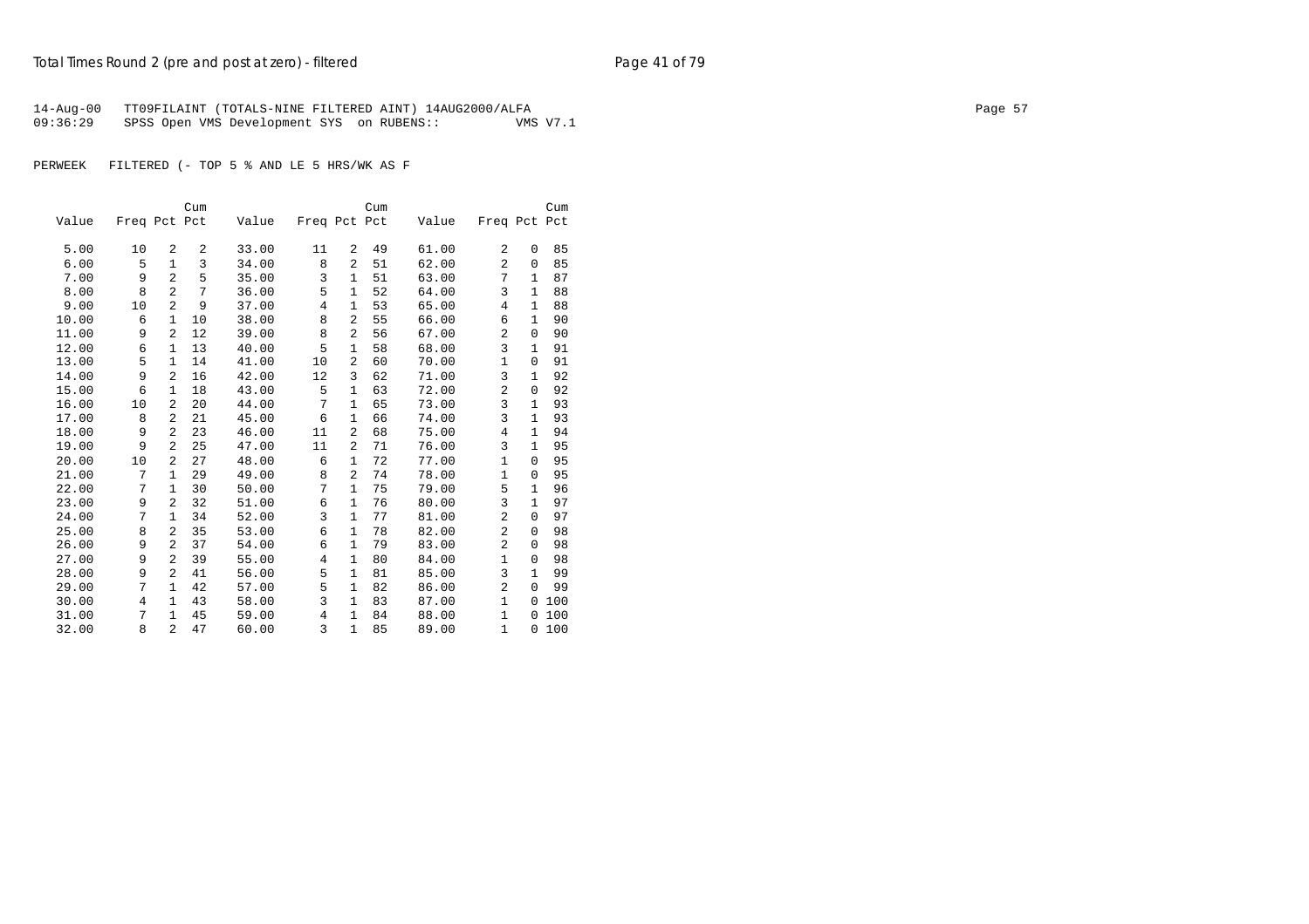14-Aug-00 TT09FILAINT (TOTALS-NINE FILTERED AINT) 14AUG2000/ALFA
09:36:29 SPSS Open VMS Development SYS on RUBENS:: VMS V7.1

PERWEEK FILTERED (- TOP 5 % AND LE 5 HRS/WK AS F

| Value | Freq | Pct | Cum Pct | Value | Freq | Pct | Cum Pct | Value | Freq | Pct | Cum Pct |
|---|---|---|---|---|---|---|---|---|---|---|---|
| 5.00 | 10 | 2 | 2 | 33.00 | 11 | 2 | 49 | 61.00 | 2 | 0 | 85 |
| 6.00 | 5 | 1 | 3 | 34.00 | 8 | 2 | 51 | 62.00 | 2 | 0 | 85 |
| 7.00 | 9 | 2 | 5 | 35.00 | 3 | 1 | 51 | 63.00 | 7 | 1 | 87 |
| 8.00 | 8 | 2 | 7 | 36.00 | 5 | 1 | 52 | 64.00 | 3 | 1 | 88 |
| 9.00 | 10 | 2 | 9 | 37.00 | 4 | 1 | 53 | 65.00 | 4 | 1 | 88 |
| 10.00 | 6 | 1 | 10 | 38.00 | 8 | 2 | 55 | 66.00 | 6 | 1 | 90 |
| 11.00 | 9 | 2 | 12 | 39.00 | 8 | 2 | 56 | 67.00 | 2 | 0 | 90 |
| 12.00 | 6 | 1 | 13 | 40.00 | 5 | 1 | 58 | 68.00 | 3 | 1 | 91 |
| 13.00 | 5 | 1 | 14 | 41.00 | 10 | 2 | 60 | 70.00 | 1 | 0 | 91 |
| 14.00 | 9 | 2 | 16 | 42.00 | 12 | 3 | 62 | 71.00 | 3 | 1 | 92 |
| 15.00 | 6 | 1 | 18 | 43.00 | 5 | 1 | 63 | 72.00 | 2 | 0 | 92 |
| 16.00 | 10 | 2 | 20 | 44.00 | 7 | 1 | 65 | 73.00 | 3 | 1 | 93 |
| 17.00 | 8 | 2 | 21 | 45.00 | 6 | 1 | 66 | 74.00 | 3 | 1 | 93 |
| 18.00 | 9 | 2 | 23 | 46.00 | 11 | 2 | 68 | 75.00 | 4 | 1 | 94 |
| 19.00 | 9 | 2 | 25 | 47.00 | 11 | 2 | 71 | 76.00 | 3 | 1 | 95 |
| 20.00 | 10 | 2 | 27 | 48.00 | 6 | 1 | 72 | 77.00 | 1 | 0 | 95 |
| 21.00 | 7 | 1 | 29 | 49.00 | 8 | 2 | 74 | 78.00 | 1 | 0 | 95 |
| 22.00 | 7 | 1 | 30 | 50.00 | 7 | 1 | 75 | 79.00 | 5 | 1 | 96 |
| 23.00 | 9 | 2 | 32 | 51.00 | 6 | 1 | 76 | 80.00 | 3 | 1 | 97 |
| 24.00 | 7 | 1 | 34 | 52.00 | 3 | 1 | 77 | 81.00 | 2 | 0 | 97 |
| 25.00 | 8 | 2 | 35 | 53.00 | 6 | 1 | 78 | 82.00 | 2 | 0 | 98 |
| 26.00 | 9 | 2 | 37 | 54.00 | 6 | 1 | 79 | 83.00 | 2 | 0 | 98 |
| 27.00 | 9 | 2 | 39 | 55.00 | 4 | 1 | 80 | 84.00 | 1 | 0 | 98 |
| 28.00 | 9 | 2 | 41 | 56.00 | 5 | 1 | 81 | 85.00 | 3 | 1 | 99 |
| 29.00 | 7 | 1 | 42 | 57.00 | 5 | 1 | 82 | 86.00 | 2 | 0 | 99 |
| 30.00 | 4 | 1 | 43 | 58.00 | 3 | 1 | 83 | 87.00 | 1 | 0 | 100 |
| 31.00 | 7 | 1 | 45 | 59.00 | 4 | 1 | 84 | 88.00 | 1 | 0 | 100 |
| 32.00 | 8 | 2 | 47 | 60.00 | 3 | 1 | 85 | 89.00 | 1 | 0 | 100 |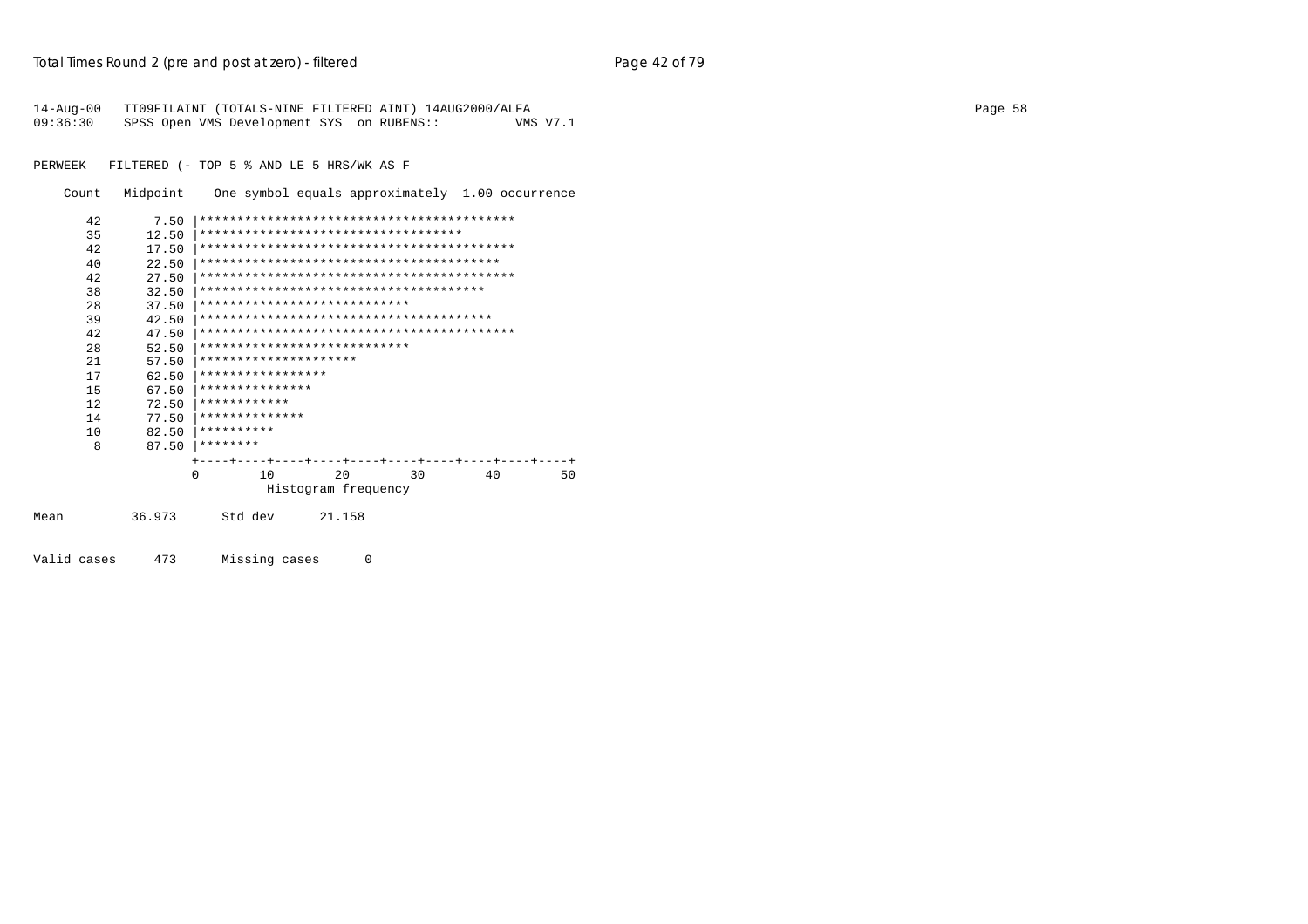```
14-Aug-00   TT09FILAINT (TOTALS-NINE FILTERED AINT) 14AUG2000/ALFA
09:36:30    SPSS Open VMS Development SYS  on RUBENS::         VMS V7.1


PERWEEK   FILTERED (- TOP 5 % AND LE 5 HRS/WK AS F

    Count   Midpoint    One symbol equals approximately  1.00 occurrence

      42       7.50 |******************************************
      35      12.50 |***********************************
      42      17.50 |******************************************
      40      22.50 |****************************************
      42      27.50 |******************************************
      38      32.50 |**************************************
      28      37.50 |****************************
      39      42.50 |***************************************
      42      47.50 |******************************************
      28      52.50 |****************************
      21      57.50 |*********************
      17      62.50 |*****************
      15      67.50 |***************
      12      72.50 |************
      14      77.50 |**************
      10      82.50 |**********
       8      87.50 |********
                    +----+----+----+----+----+----+----+----+----+----+
                    0        10        20        30        40        50
                              Histogram frequency

Mean         36.973      Std dev      21.158


Valid cases     473      Missing cases      0
```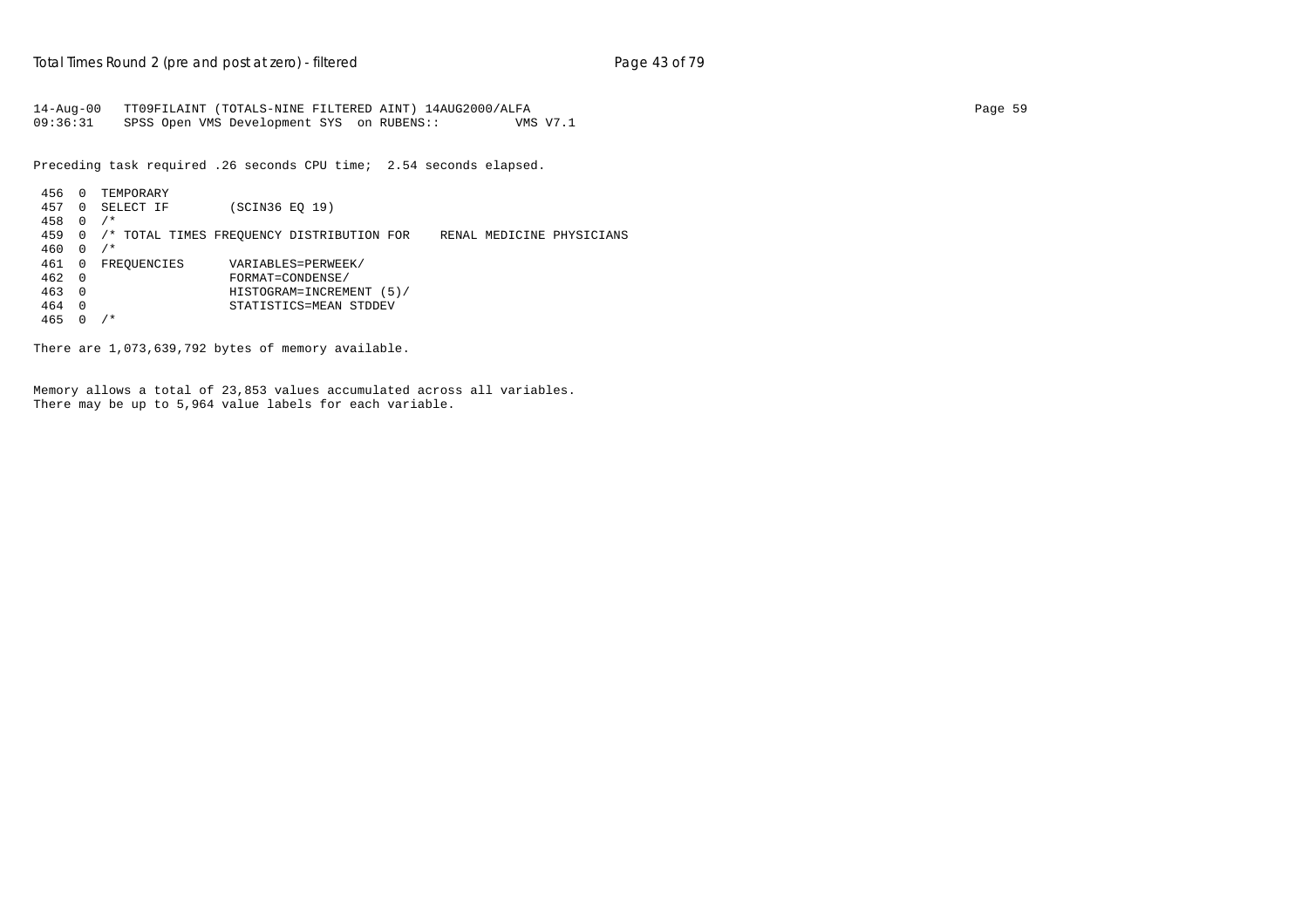```
14-Aug-00   TT09FILAINT (TOTALS-NINE FILTERED AINT) 14AUG2000/ALFA
09:36:31    SPSS Open VMS Development SYS  on RUBENS::          VMS V7.1

Preceding task required .26 seconds CPU time;  2.54 seconds elapsed.

 456  0  TEMPORARY
 457  0  SELECT IF        (SCIN36 EQ 19)
 458  0  /*
 459  0  /* TOTAL TIMES FREQUENCY DISTRIBUTION FOR    RENAL MEDICINE PHYSICIANS
 460  0  /*
 461  0  FREQUENCIES      VARIABLES=PERWEEK/
 462  0                   FORMAT=CONDENSE/
 463  0                   HISTOGRAM=INCREMENT (5)/
 464  0                   STATISTICS=MEAN STDDEV
 465  0  /*

There are 1,073,639,792 bytes of memory available.


Memory allows a total of 23,853 values accumulated across all variables.
There may be up to 5,964 value labels for each variable.
```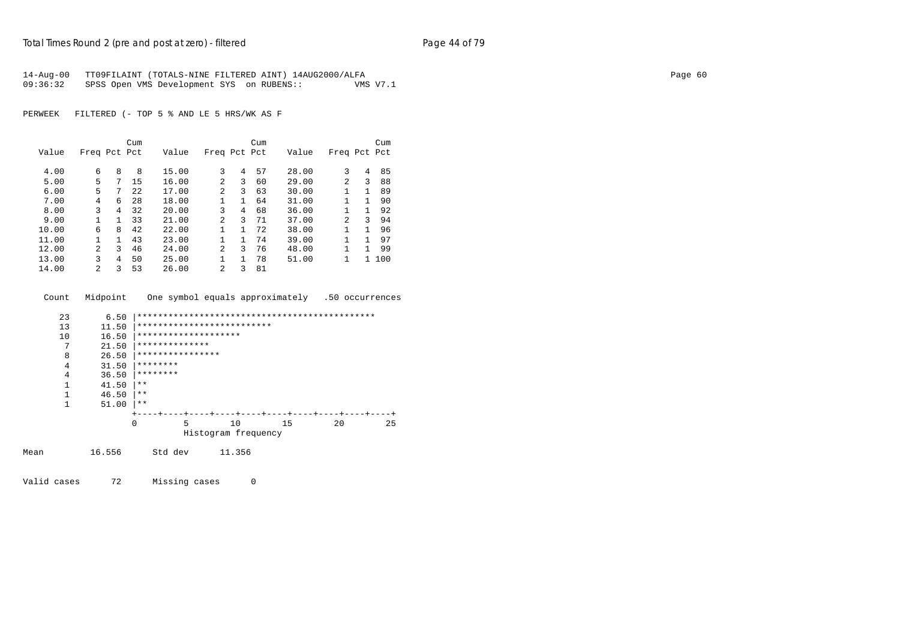```
14-Aug-00   TT09FILAINT (TOTALS-NINE FILTERED AINT) 14AUG2000/ALFA
09:36:32    SPSS Open VMS Development SYS  on RUBENS::          VMS V7.1
```

PERWEEK   FILTERED (- TOP 5 % AND LE 5 HRS/WK AS F

| Value | Freq | Pct | Cum Pct | Value | Freq | Pct | Cum Pct | Value | Freq | Pct | Cum Pct |
|---|---|---|---|---|---|---|---|---|---|---|---|
| 4.00 | 6 | 8 | 8 | 15.00 | 3 | 4 | 57 | 28.00 | 3 | 4 | 85 |
| 5.00 | 5 | 7 | 15 | 16.00 | 2 | 3 | 60 | 29.00 | 2 | 3 | 88 |
| 6.00 | 5 | 7 | 22 | 17.00 | 2 | 3 | 63 | 30.00 | 1 | 1 | 89 |
| 7.00 | 4 | 6 | 28 | 18.00 | 1 | 1 | 64 | 31.00 | 1 | 1 | 90 |
| 8.00 | 3 | 4 | 32 | 20.00 | 3 | 4 | 68 | 36.00 | 1 | 1 | 92 |
| 9.00 | 1 | 1 | 33 | 21.00 | 2 | 3 | 71 | 37.00 | 2 | 3 | 94 |
| 10.00 | 6 | 8 | 42 | 22.00 | 1 | 1 | 72 | 38.00 | 1 | 1 | 96 |
| 11.00 | 1 | 1 | 43 | 23.00 | 1 | 1 | 74 | 39.00 | 1 | 1 | 97 |
| 12.00 | 2 | 3 | 46 | 24.00 | 2 | 3 | 76 | 48.00 | 1 | 1 | 99 |
| 13.00 | 3 | 4 | 50 | 25.00 | 1 | 1 | 78 | 51.00 | 1 | 1 | 100 |
| 14.00 | 2 | 3 | 53 | 26.00 | 2 | 3 | 81 | | | | |

```
  Count   Midpoint    One symbol equals approximately   .50 occurrences

     23       6.50 |**********************************************
     13      11.50 |**************************
     10      16.50 |********************
      7      21.50 |**************
      8      26.50 |****************
      4      31.50 |********
      4      36.50 |********
      1      41.50 |**
      1      46.50 |**
      1      51.00 |**
                   +----+----+----+----+----+----+----+----+----+----+
                   0         5        10        15        20        25
                             Histogram frequency

Mean         16.556      Std dev      11.356

Valid cases      72      Missing cases      0
```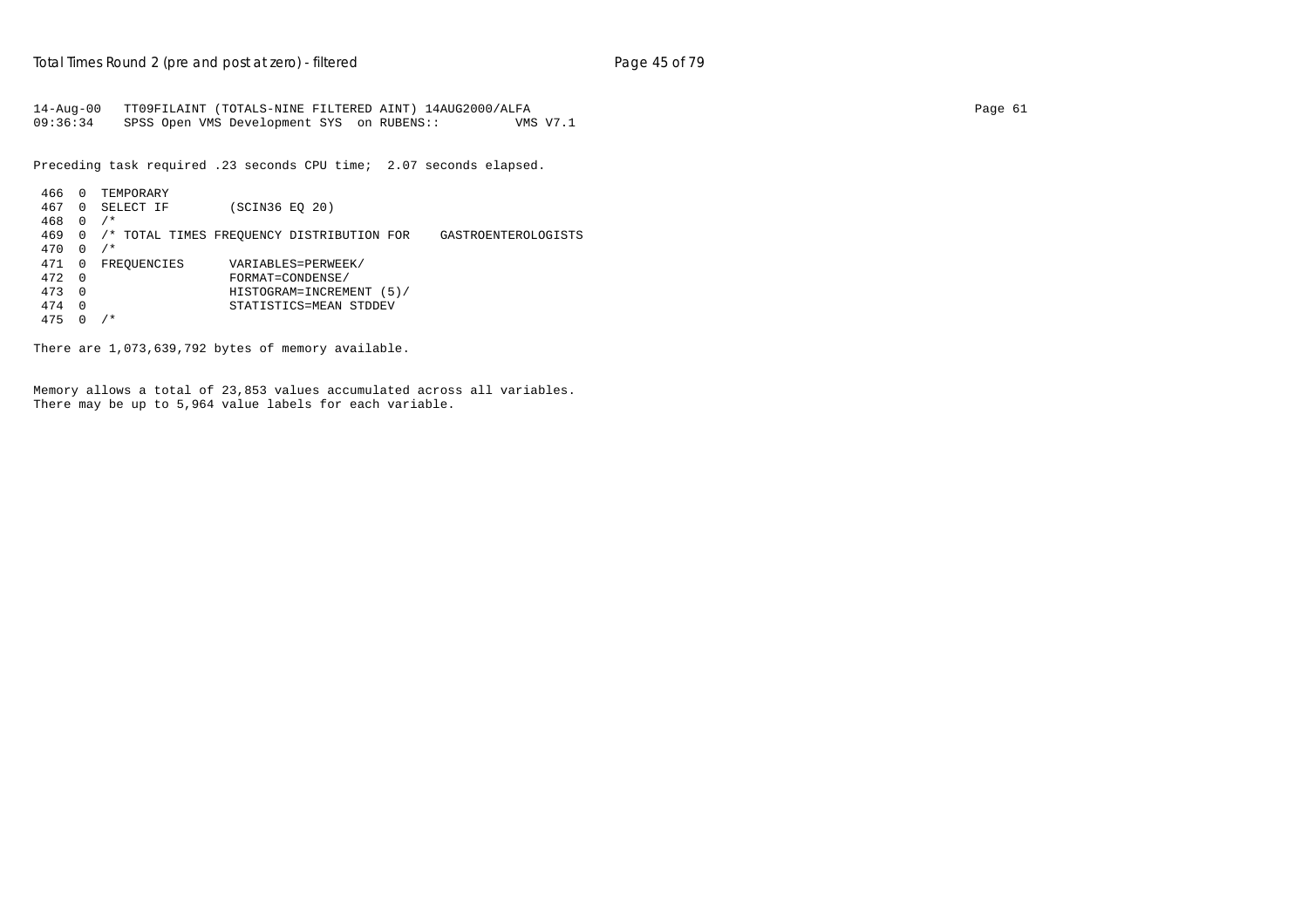```
14-Aug-00   TT09FILAINT (TOTALS-NINE FILTERED AINT) 14AUG2000/ALFA
09:36:34    SPSS Open VMS Development SYS  on RUBENS::         VMS V7.1
```

Preceding task required .23 seconds CPU time;  2.07 seconds elapsed.

```
 466  0  TEMPORARY
 467  0  SELECT IF        (SCIN36 EQ 20)
 468  0  /*
 469  0  /* TOTAL TIMES FREQUENCY DISTRIBUTION FOR    GASTROENTEROLOGISTS
 470  0  /*
 471  0  FREQUENCIES      VARIABLES=PERWEEK/
 472  0                   FORMAT=CONDENSE/
 473  0                   HISTOGRAM=INCREMENT (5)/
 474  0                   STATISTICS=MEAN STDDEV
 475  0  /*
```

There are 1,073,639,792 bytes of memory available.

Memory allows a total of 23,853 values accumulated across all variables.
There may be up to 5,964 value labels for each variable.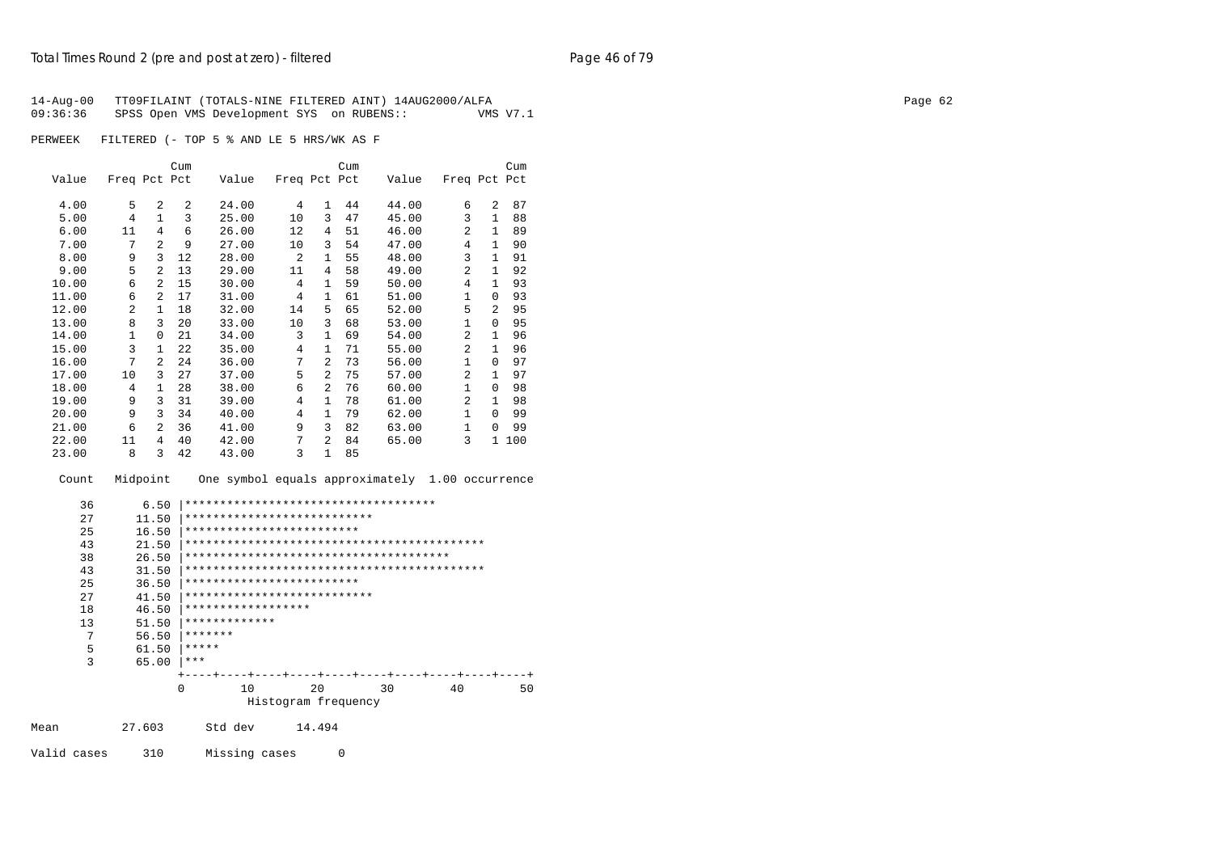14-Aug-00 TT09FILAINT (TOTALS-NINE FILTERED AINT) 14AUG2000/ALFA
09:36:36 SPSS Open VMS Development SYS on RUBENS:: VMS V7.1

PERWEEK FILTERED (- TOP 5 % AND LE 5 HRS/WK AS F

| Value | Freq | Pct | Cum Pct | Value | Freq | Pct | Cum Pct | Value | Freq | Pct | Cum Pct |
|---|---|---|---|---|---|---|---|---|---|---|---|
| 4.00 | 5 | 2 | 2 | 24.00 | 4 | 1 | 44 | 44.00 | 6 | 2 | 87 |
| 5.00 | 4 | 1 | 3 | 25.00 | 10 | 3 | 47 | 45.00 | 3 | 1 | 88 |
| 6.00 | 11 | 4 | 6 | 26.00 | 12 | 4 | 51 | 46.00 | 2 | 1 | 89 |
| 7.00 | 7 | 2 | 9 | 27.00 | 10 | 3 | 54 | 47.00 | 4 | 1 | 90 |
| 8.00 | 9 | 3 | 12 | 28.00 | 2 | 1 | 55 | 48.00 | 3 | 1 | 91 |
| 9.00 | 5 | 2 | 13 | 29.00 | 11 | 4 | 58 | 49.00 | 2 | 1 | 92 |
| 10.00 | 6 | 2 | 15 | 30.00 | 4 | 1 | 59 | 50.00 | 4 | 1 | 93 |
| 11.00 | 6 | 2 | 17 | 31.00 | 4 | 1 | 61 | 51.00 | 1 | 0 | 93 |
| 12.00 | 2 | 1 | 18 | 32.00 | 14 | 5 | 65 | 52.00 | 5 | 2 | 95 |
| 13.00 | 8 | 3 | 20 | 33.00 | 10 | 3 | 68 | 53.00 | 1 | 0 | 95 |
| 14.00 | 1 | 0 | 21 | 34.00 | 3 | 1 | 69 | 54.00 | 2 | 1 | 96 |
| 15.00 | 3 | 1 | 22 | 35.00 | 4 | 1 | 71 | 55.00 | 2 | 1 | 96 |
| 16.00 | 7 | 2 | 24 | 36.00 | 7 | 2 | 73 | 56.00 | 1 | 0 | 97 |
| 17.00 | 10 | 3 | 27 | 37.00 | 5 | 2 | 75 | 57.00 | 2 | 1 | 97 |
| 18.00 | 4 | 1 | 28 | 38.00 | 6 | 2 | 76 | 60.00 | 1 | 0 | 98 |
| 19.00 | 9 | 3 | 31 | 39.00 | 4 | 1 | 78 | 61.00 | 2 | 1 | 98 |
| 20.00 | 9 | 3 | 34 | 40.00 | 4 | 1 | 79 | 62.00 | 1 | 0 | 99 |
| 21.00 | 6 | 2 | 36 | 41.00 | 9 | 3 | 82 | 63.00 | 1 | 0 | 99 |
| 22.00 | 11 | 4 | 40 | 42.00 | 7 | 2 | 84 | 65.00 | 3 | 1 | 100 |
| 23.00 | 8 | 3 | 42 | 43.00 | 3 | 1 | 85 | | | | |

```
  Count   Midpoint    One symbol equals approximately  1.00 occurrence

     36       6.50 |************************************
     27      11.50 |***************************
     25      16.50 |*************************
     43      21.50 |*******************************************
     38      26.50 |**************************************
     43      31.50 |*******************************************
     25      36.50 |*************************
     27      41.50 |***************************
     18      46.50 |******************
     13      51.50 |*************
      7      56.50 |*******
      5      61.50 |*****
      3      65.00 |***
                   +----+----+----+----+----+----+----+----+----+----+
                   0        10        20        30        40        50
                             Histogram frequency
```

Mean 27.603 Std dev 14.494

Valid cases 310 Missing cases 0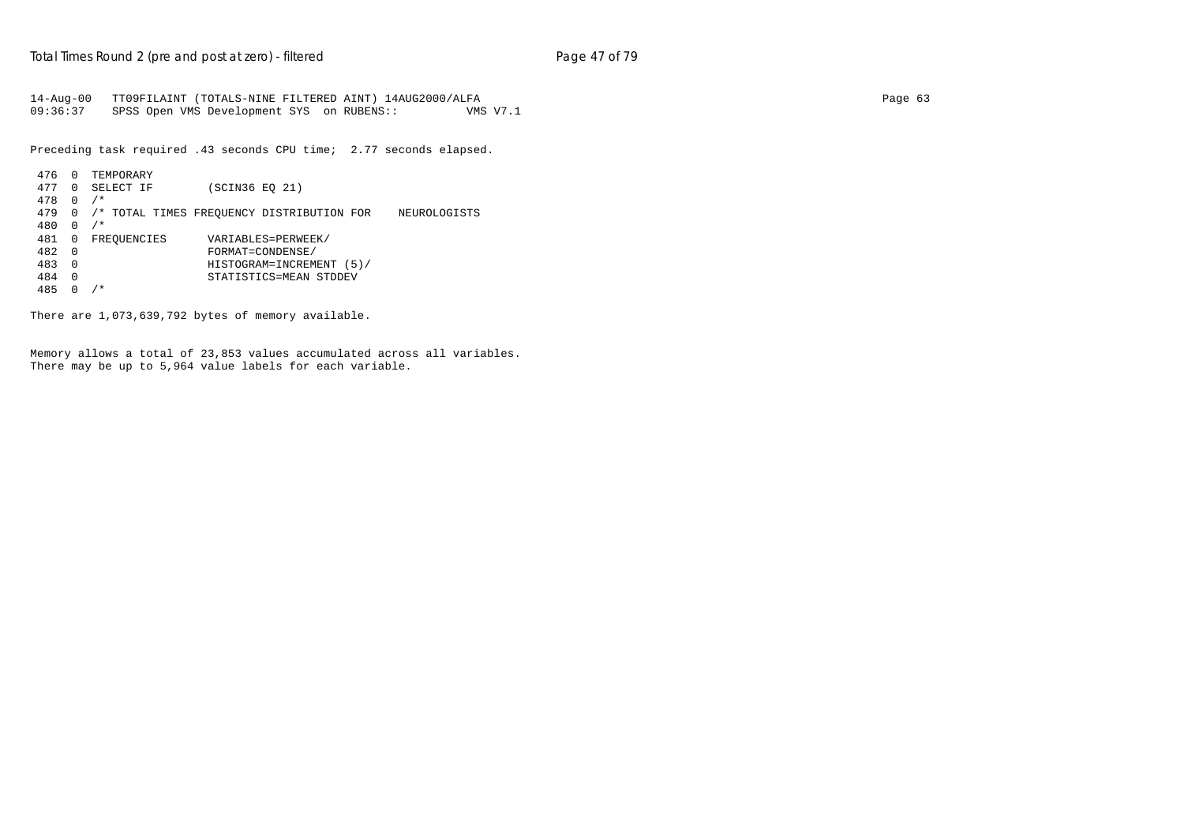```
14-Aug-00   TT09FILAINT (TOTALS-NINE FILTERED AINT) 14AUG2000/ALFA
09:36:37    SPSS Open VMS Development SYS  on RUBENS::          VMS V7.1

Preceding task required .43 seconds CPU time;  2.77 seconds elapsed.

 476  0  TEMPORARY
 477  0  SELECT IF        (SCIN36 EQ 21)
 478  0  /*
 479  0  /* TOTAL TIMES FREQUENCY DISTRIBUTION FOR    NEUROLOGISTS
 480  0  /*
 481  0  FREQUENCIES      VARIABLES=PERWEEK/
 482  0                   FORMAT=CONDENSE/
 483  0                   HISTOGRAM=INCREMENT (5)/
 484  0                   STATISTICS=MEAN STDDEV
 485  0  /*

There are 1,073,639,792 bytes of memory available.


Memory allows a total of 23,853 values accumulated across all variables.
There may be up to 5,964 value labels for each variable.
```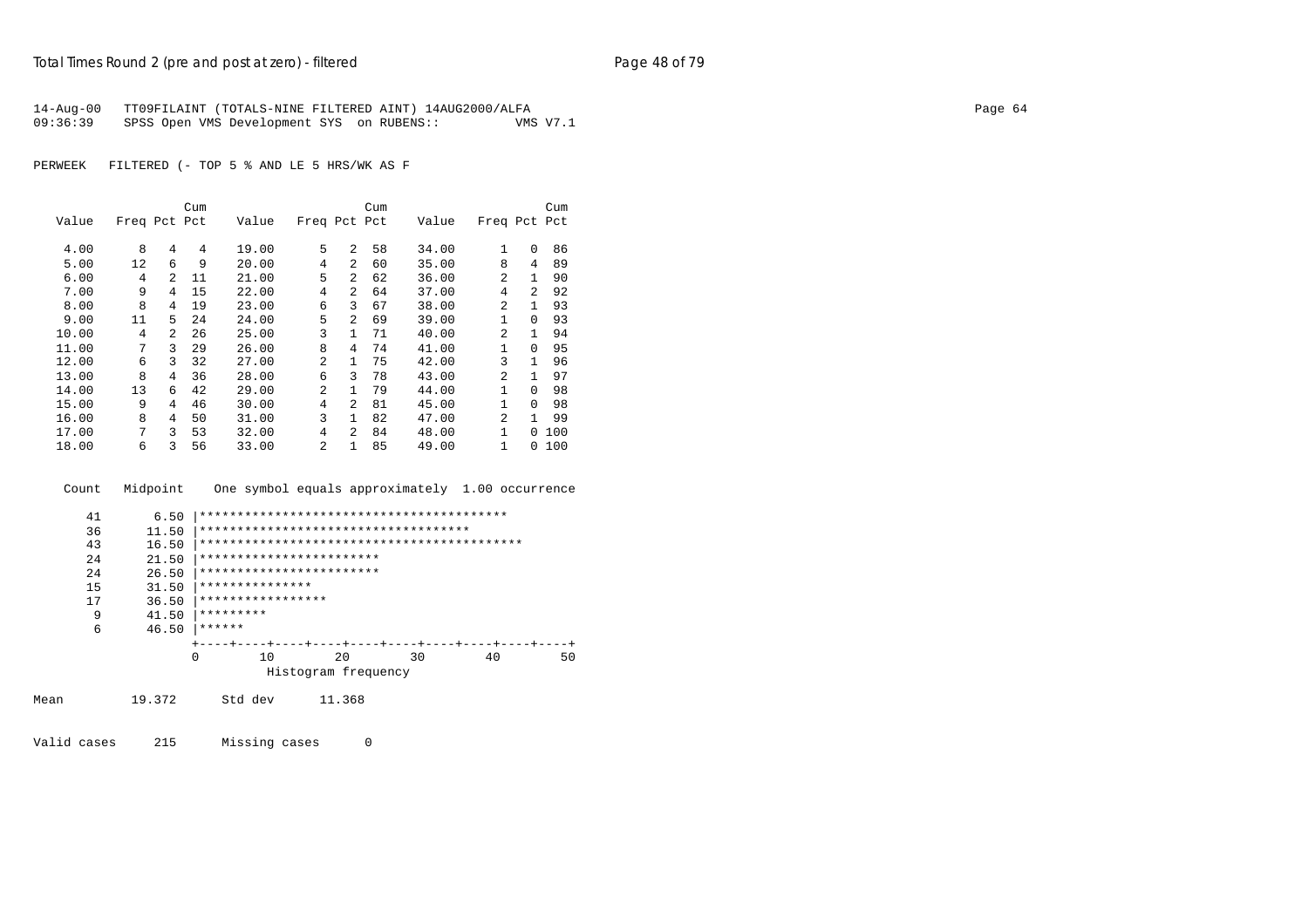14-Aug-00 TT09FILAINT (TOTALS-NINE FILTERED AINT) 14AUG2000/ALFA
09:36:39 SPSS Open VMS Development SYS on RUBENS:: VMS V7.1

PERWEEK FILTERED (- TOP 5 % AND LE 5 HRS/WK AS F

| Value | Freq | Pct | Cum Pct | Value | Freq | Pct | Cum Pct | Value | Freq | Pct | Cum Pct |
|---|---|---|---|---|---|---|---|---|---|---|---|
| 4.00 | 8 | 4 | 4 | 19.00 | 5 | 2 | 58 | 34.00 | 1 | 0 | 86 |
| 5.00 | 12 | 6 | 9 | 20.00 | 4 | 2 | 60 | 35.00 | 8 | 4 | 89 |
| 6.00 | 4 | 2 | 11 | 21.00 | 5 | 2 | 62 | 36.00 | 2 | 1 | 90 |
| 7.00 | 9 | 4 | 15 | 22.00 | 4 | 2 | 64 | 37.00 | 4 | 2 | 92 |
| 8.00 | 8 | 4 | 19 | 23.00 | 6 | 3 | 67 | 38.00 | 2 | 1 | 93 |
| 9.00 | 11 | 5 | 24 | 24.00 | 5 | 2 | 69 | 39.00 | 1 | 0 | 93 |
| 10.00 | 4 | 2 | 26 | 25.00 | 3 | 1 | 71 | 40.00 | 2 | 1 | 94 |
| 11.00 | 7 | 3 | 29 | 26.00 | 8 | 4 | 74 | 41.00 | 1 | 0 | 95 |
| 12.00 | 6 | 3 | 32 | 27.00 | 2 | 1 | 75 | 42.00 | 3 | 1 | 96 |
| 13.00 | 8 | 4 | 36 | 28.00 | 6 | 3 | 78 | 43.00 | 2 | 1 | 97 |
| 14.00 | 13 | 6 | 42 | 29.00 | 2 | 1 | 79 | 44.00 | 1 | 0 | 98 |
| 15.00 | 9 | 4 | 46 | 30.00 | 4 | 2 | 81 | 45.00 | 1 | 0 | 98 |
| 16.00 | 8 | 4 | 50 | 31.00 | 3 | 1 | 82 | 47.00 | 2 | 1 | 99 |
| 17.00 | 7 | 3 | 53 | 32.00 | 4 | 2 | 84 | 48.00 | 1 | 0 | 100 |
| 18.00 | 6 | 3 | 56 | 33.00 | 2 | 1 | 85 | 49.00 | 1 | 0 | 100 |

```
 Count   Midpoint    One symbol equals approximately  1.00 occurrence

    41       6.50 |*****************************************
    36      11.50 |************************************
    43      16.50 |*******************************************
    24      21.50 |************************
    24      26.50 |************************
    15      31.50 |***************
    17      36.50 |*****************
     9      41.50 |*********
     6      46.50 |******
                  +----+----+----+----+----+----+----+----+----+----+
                  0        10        20        30        40        50
                              Histogram frequency

Mean         19.372      Std dev      11.368

Valid cases     215      Missing cases      0
```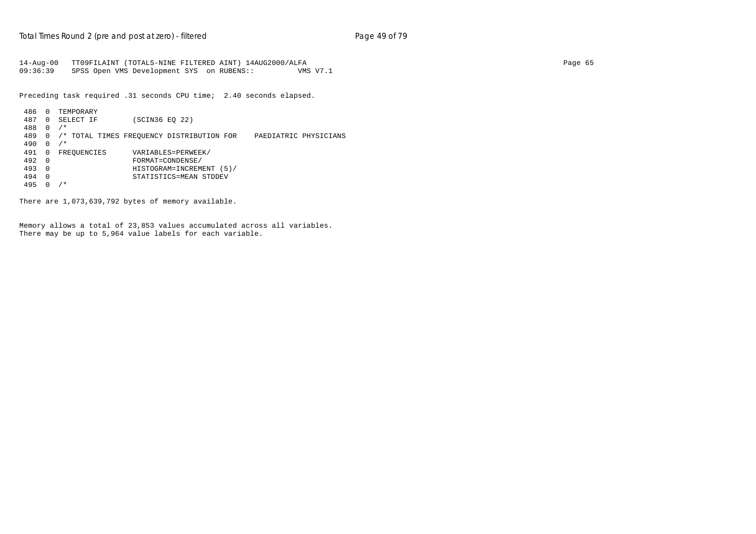```
14-Aug-00   TT09FILAINT (TOTALS-NINE FILTERED AINT) 14AUG2000/ALFA                                                                                  Page 65
09:36:39    SPSS Open VMS Development SYS  on RUBENS::          VMS V7.1
```

Preceding task required .31 seconds CPU time;  2.40 seconds elapsed.

```
 486  0  TEMPORARY
 487  0  SELECT IF        (SCIN36 EQ 22)
 488  0  /*
 489  0  /* TOTAL TIMES FREQUENCY DISTRIBUTION FOR    PAEDIATRIC PHYSICIANS
 490  0  /*
 491  0  FREQUENCIES      VARIABLES=PERWEEK/
 492  0                   FORMAT=CONDENSE/
 493  0                   HISTOGRAM=INCREMENT (5)/
 494  0                   STATISTICS=MEAN STDDEV
 495  0  /*
```

There are 1,073,639,792 bytes of memory available.

Memory allows a total of 23,853 values accumulated across all variables.
There may be up to 5,964 value labels for each variable.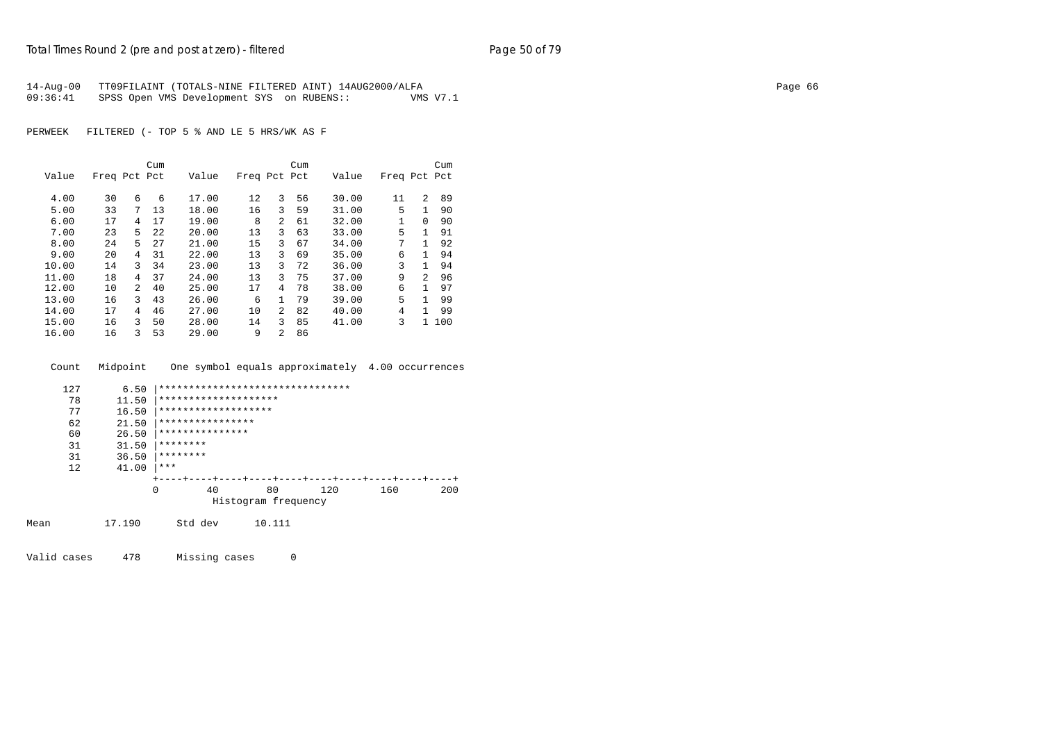14-Aug-00 TT09FILAINT (TOTALS-NINE FILTERED AINT) 14AUG2000/ALFA
09:36:41 SPSS Open VMS Development SYS on RUBENS:: VMS V7.1

PERWEEK FILTERED (- TOP 5 % AND LE 5 HRS/WK AS F

| Value | Freq | Pct | Cum Pct | Value | Freq | Pct | Cum Pct | Value | Freq | Pct | Cum Pct |
|---|---|---|---|---|---|---|---|---|---|---|---|
| 4.00 | 30 | 6 | 6 | 17.00 | 12 | 3 | 56 | 30.00 | 11 | 2 | 89 |
| 5.00 | 33 | 7 | 13 | 18.00 | 16 | 3 | 59 | 31.00 | 5 | 1 | 90 |
| 6.00 | 17 | 4 | 17 | 19.00 | 8 | 2 | 61 | 32.00 | 1 | 0 | 90 |
| 7.00 | 23 | 5 | 22 | 20.00 | 13 | 3 | 63 | 33.00 | 5 | 1 | 91 |
| 8.00 | 24 | 5 | 27 | 21.00 | 15 | 3 | 67 | 34.00 | 7 | 1 | 92 |
| 9.00 | 20 | 4 | 31 | 22.00 | 13 | 3 | 69 | 35.00 | 6 | 1 | 94 |
| 10.00 | 14 | 3 | 34 | 23.00 | 13 | 3 | 72 | 36.00 | 3 | 1 | 94 |
| 11.00 | 18 | 4 | 37 | 24.00 | 13 | 3 | 75 | 37.00 | 9 | 2 | 96 |
| 12.00 | 10 | 2 | 40 | 25.00 | 17 | 4 | 78 | 38.00 | 6 | 1 | 97 |
| 13.00 | 16 | 3 | 43 | 26.00 | 6 | 1 | 79 | 39.00 | 5 | 1 | 99 |
| 14.00 | 17 | 4 | 46 | 27.00 | 10 | 2 | 82 | 40.00 | 4 | 1 | 99 |
| 15.00 | 16 | 3 | 50 | 28.00 | 14 | 3 | 85 | 41.00 | 3 | 1 | 100 |
| 16.00 | 16 | 3 | 53 | 29.00 | 9 | 2 | 86 | | | | |

```
  Count   Midpoint    One symbol equals approximately  4.00 occurrences

    127       6.50 |********************************
     78      11.50 |********************
     77      16.50 |*******************
     62      21.50 |****************
     60      26.50 |***************
     31      31.50 |********
     31      36.50 |********
     12      41.00 |***
                   +----+----+----+----+----+----+----+----+----+----+
                   0        40        80       120       160       200
                             Histogram frequency
```

Mean 17.190 Std dev 10.111

Valid cases 478 Missing cases 0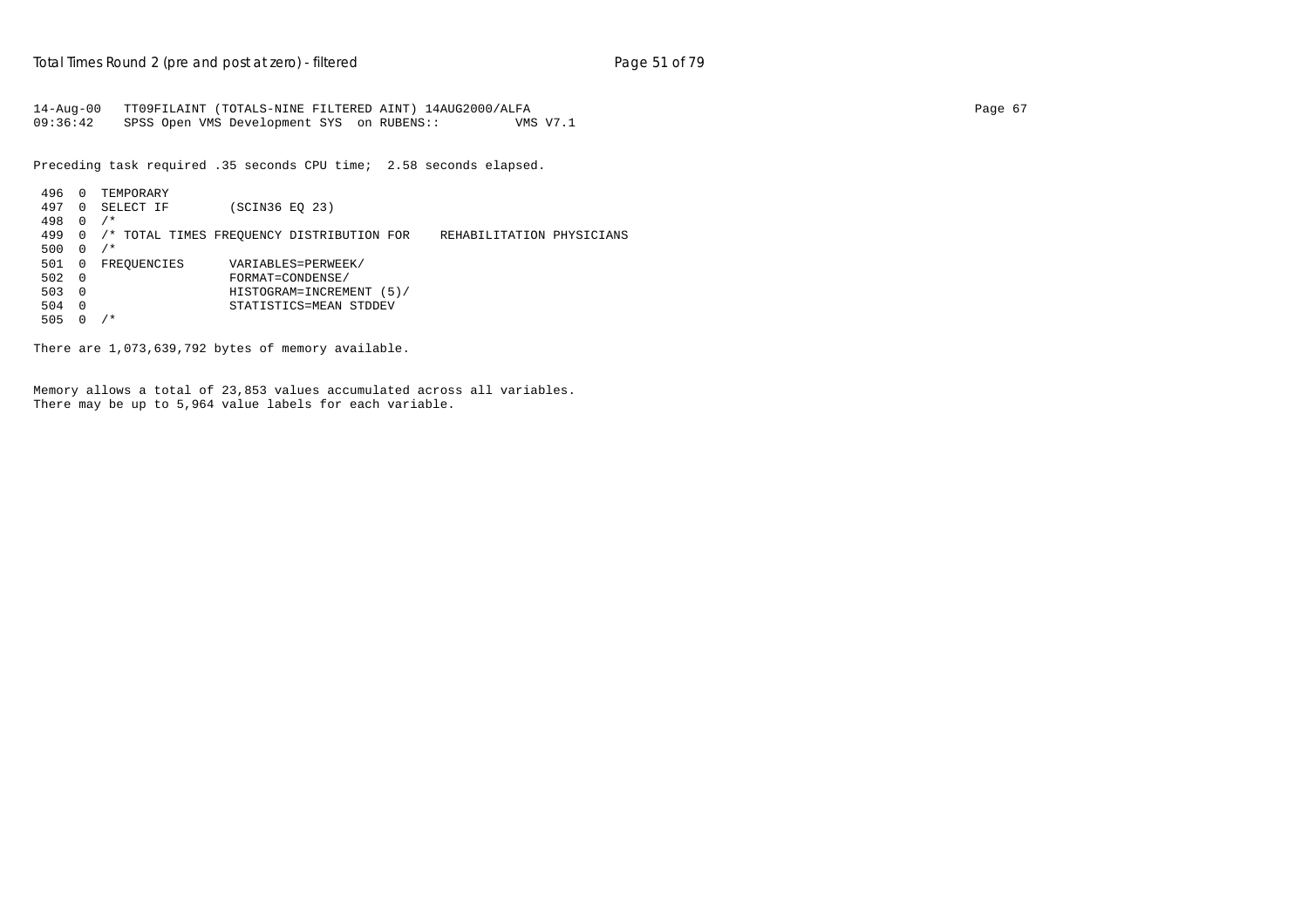14-Aug-00   TT09FILAINT (TOTALS-NINE FILTERED AINT) 14AUG2000/ALFA
09:36:42    SPSS Open VMS Development SYS  on RUBENS::          VMS V7.1

Preceding task required .35 seconds CPU time;  2.58 seconds elapsed.

```
 496  0  TEMPORARY
 497  0  SELECT IF        (SCIN36 EQ 23)
 498  0  /*
 499  0  /* TOTAL TIMES FREQUENCY DISTRIBUTION FOR    REHABILITATION PHYSICIANS
 500  0  /*
 501  0  FREQUENCIES      VARIABLES=PERWEEK/
 502  0                   FORMAT=CONDENSE/
 503  0                   HISTOGRAM=INCREMENT (5)/
 504  0                   STATISTICS=MEAN STDDEV
 505  0  /*
```

There are 1,073,639,792 bytes of memory available.

Memory allows a total of 23,853 values accumulated across all variables.
There may be up to 5,964 value labels for each variable.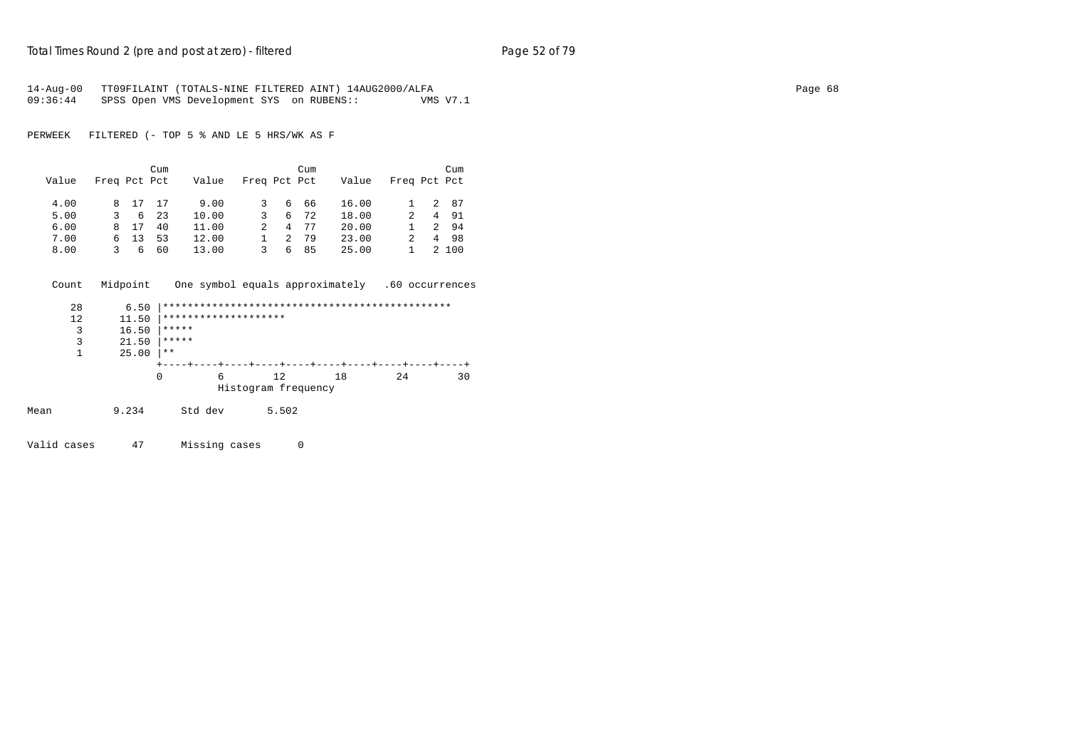```
14-Aug-00   TT09FILAINT (TOTALS-NINE FILTERED AINT) 14AUG2000/ALFA
09:36:44    SPSS Open VMS Development SYS  on RUBENS::         VMS V7.1

PERWEEK   FILTERED (- TOP 5 % AND LE 5 HRS/WK AS F

                 Cum                      Cum                     Cum
  Value   Freq Pct Pct    Value   Freq Pct Pct    Value   Freq Pct Pct

   4.00      8  17  17     9.00      3   6  66    16.00      1   2  87
   5.00      3   6  23    10.00      3   6  72    18.00      2   4  91
   6.00      8  17  40    11.00      2   4  77    20.00      1   2  94
   7.00      6  13  53    12.00      1   2  79    23.00      2   4  98
   8.00      3   6  60    13.00      3   6  85    25.00      1   2 100

   Count   Midpoint    One symbol equals approximately   .60 occurrences

      28       6.50 |***********************************************
      12      11.50 |********************
       3      16.50 |*****
       3      21.50 |*****
       1      25.00 |**
                    +----+----+----+----+----+----+----+----+----+----+
                    0         6        12        18        24        30
                              Histogram frequency

Mean          9.234      Std dev       5.502

Valid cases      47      Missing cases      0
```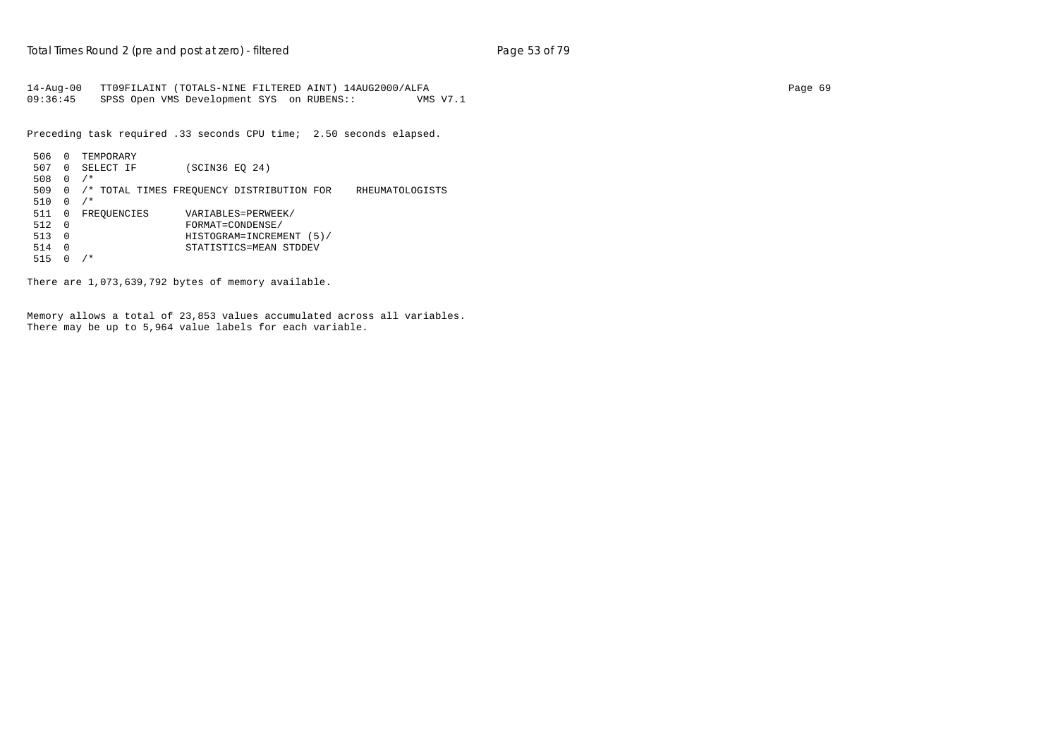```
14-Aug-00   TT09FILAINT (TOTALS-NINE FILTERED AINT) 14AUG2000/ALFA
09:36:45    SPSS Open VMS Development SYS  on RUBENS::        VMS V7.1

Preceding task required .33 seconds CPU time;  2.50 seconds elapsed.

 506  0  TEMPORARY
 507  0  SELECT IF        (SCIN36 EQ 24)
 508  0  /*
 509  0  /* TOTAL TIMES FREQUENCY DISTRIBUTION FOR    RHEUMATOLOGISTS
 510  0  /*
 511  0  FREQUENCIES      VARIABLES=PERWEEK/
 512  0                   FORMAT=CONDENSE/
 513  0                   HISTOGRAM=INCREMENT (5)/
 514  0                   STATISTICS=MEAN STDDEV
 515  0  /*

There are 1,073,639,792 bytes of memory available.


Memory allows a total of 23,853 values accumulated across all variables.
There may be up to 5,964 value labels for each variable.
```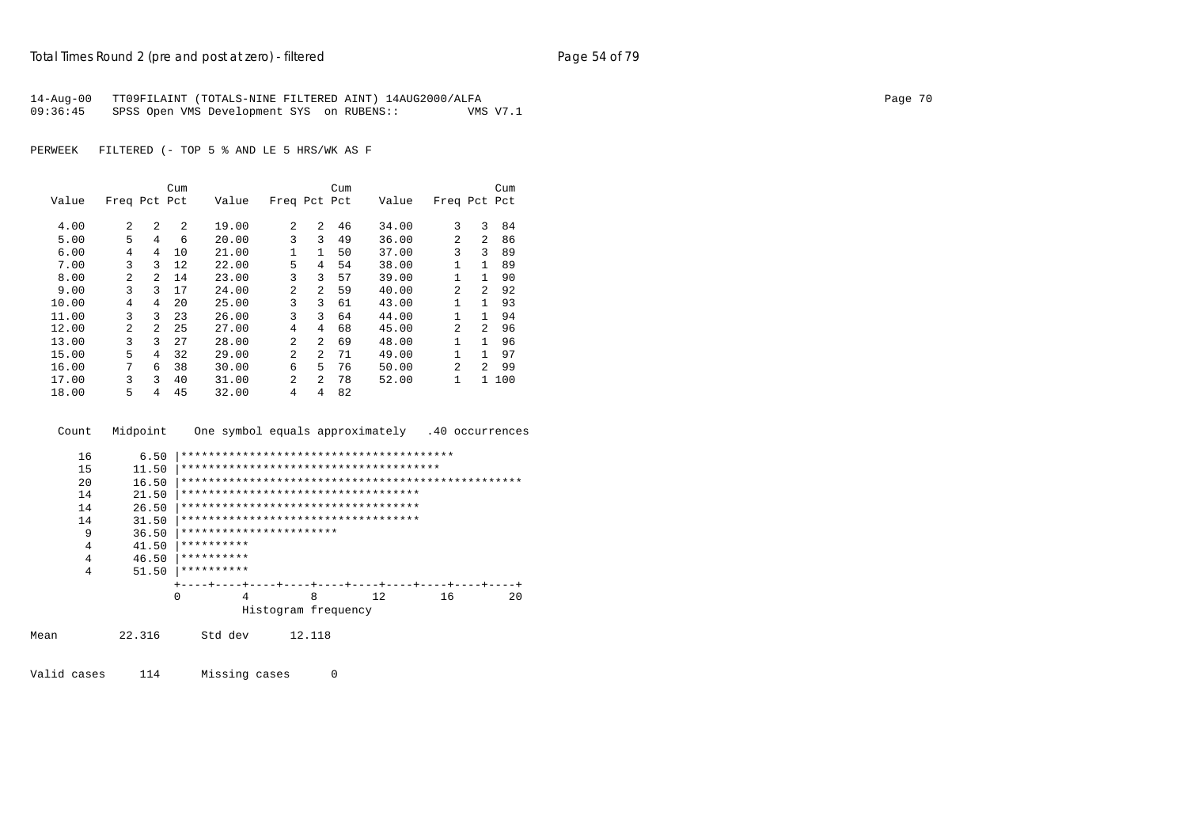14-Aug-00 TT09FILAINT (TOTALS-NINE FILTERED AINT) 14AUG2000/ALFA
09:36:45 SPSS Open VMS Development SYS on RUBENS:: VMS V7.1

PERWEEK FILTERED (- TOP 5 % AND LE 5 HRS/WK AS F

| Value | Freq | Pct | Cum Pct | Value | Freq | Pct | Cum Pct | Value | Freq | Pct | Cum Pct |
|---|---|---|---|---|---|---|---|---|---|---|---|
| 4.00 | 2 | 2 | 2 | 19.00 | 2 | 2 | 46 | 34.00 | 3 | 3 | 84 |
| 5.00 | 5 | 4 | 6 | 20.00 | 3 | 3 | 49 | 36.00 | 2 | 2 | 86 |
| 6.00 | 4 | 4 | 10 | 21.00 | 1 | 1 | 50 | 37.00 | 3 | 3 | 89 |
| 7.00 | 3 | 3 | 12 | 22.00 | 5 | 4 | 54 | 38.00 | 1 | 1 | 89 |
| 8.00 | 2 | 2 | 14 | 23.00 | 3 | 3 | 57 | 39.00 | 1 | 1 | 90 |
| 9.00 | 3 | 3 | 17 | 24.00 | 2 | 2 | 59 | 40.00 | 2 | 2 | 92 |
| 10.00 | 4 | 4 | 20 | 25.00 | 3 | 3 | 61 | 43.00 | 1 | 1 | 93 |
| 11.00 | 3 | 3 | 23 | 26.00 | 3 | 3 | 64 | 44.00 | 1 | 1 | 94 |
| 12.00 | 2 | 2 | 25 | 27.00 | 4 | 4 | 68 | 45.00 | 2 | 2 | 96 |
| 13.00 | 3 | 3 | 27 | 28.00 | 2 | 2 | 69 | 48.00 | 1 | 1 | 96 |
| 15.00 | 5 | 4 | 32 | 29.00 | 2 | 2 | 71 | 49.00 | 1 | 1 | 97 |
| 16.00 | 7 | 6 | 38 | 30.00 | 6 | 5 | 76 | 50.00 | 2 | 2 | 99 |
| 17.00 | 3 | 3 | 40 | 31.00 | 2 | 2 | 78 | 52.00 | 1 | 1 | 100 |
| 18.00 | 5 | 4 | 45 | 32.00 | 4 | 4 | 82 | | | | |

```
 Count   Midpoint    One symbol equals approximately   .40 occurrences

    16       6.50 |****************************************
    15      11.50 |**************************************
    20      16.50 |**************************************************
    14      21.50 |***********************************
    14      26.50 |***********************************
    14      31.50 |***********************************
     9      36.50 |***********************
     4      41.50 |**********
     4      46.50 |**********
     4      51.50 |**********
                  +----+----+----+----+----+----+----+----+----+----+
                  0         4         8        12        16        20
                            Histogram frequency
```

Mean 22.316 Std dev 12.118

Valid cases 114 Missing cases 0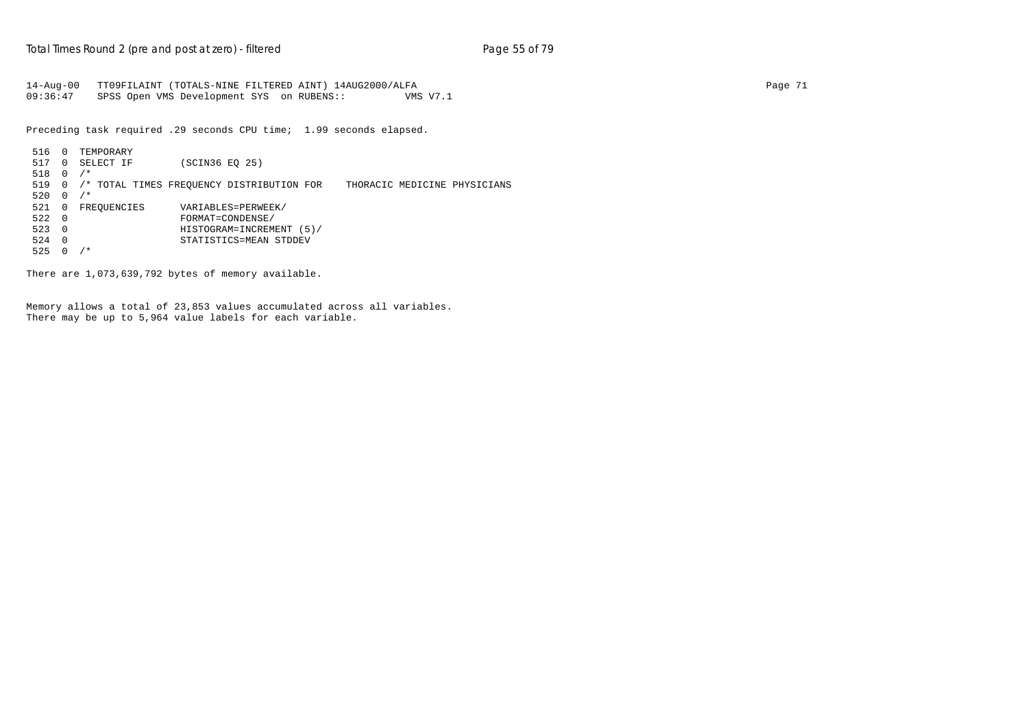```
14-Aug-00   TT09FILAINT (TOTALS-NINE FILTERED AINT) 14AUG2000/ALFA
09:36:47    SPSS Open VMS Development SYS  on RUBENS::          VMS V7.1
```

Preceding task required .29 seconds CPU time;  1.99 seconds elapsed.

```
 516  0  TEMPORARY
 517  0  SELECT IF        (SCIN36 EQ 25)
 518  0  /*
 519  0  /* TOTAL TIMES FREQUENCY DISTRIBUTION FOR    THORACIC MEDICINE PHYSICIANS
 520  0  /*
 521  0  FREQUENCIES      VARIABLES=PERWEEK/
 522  0                   FORMAT=CONDENSE/
 523  0                   HISTOGRAM=INCREMENT (5)/
 524  0                   STATISTICS=MEAN STDDEV
 525  0  /*
```

There are 1,073,639,792 bytes of memory available.

Memory allows a total of 23,853 values accumulated across all variables.
There may be up to 5,964 value labels for each variable.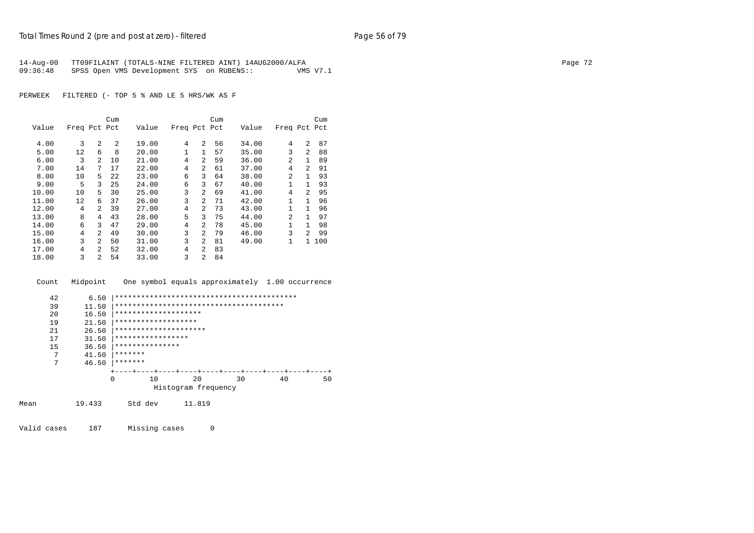14-Aug-00 TT09FILAINT (TOTALS-NINE FILTERED AINT) 14AUG2000/ALFA
09:36:48 SPSS Open VMS Development SYS on RUBENS:: VMS V7.1

PERWEEK FILTERED (- TOP 5 % AND LE 5 HRS/WK AS F

| Value | Freq | Pct | Cum Pct | Value | Freq | Pct | Cum Pct | Value | Freq | Pct | Cum Pct |
|---|---|---|---|---|---|---|---|---|---|---|---|
| 4.00 | 3 | 2 | 2 | 19.00 | 4 | 2 | 56 | 34.00 | 4 | 2 | 87 |
| 5.00 | 12 | 6 | 8 | 20.00 | 1 | 1 | 57 | 35.00 | 3 | 2 | 88 |
| 6.00 | 3 | 2 | 10 | 21.00 | 4 | 2 | 59 | 36.00 | 2 | 1 | 89 |
| 7.00 | 14 | 7 | 17 | 22.00 | 4 | 2 | 61 | 37.00 | 4 | 2 | 91 |
| 8.00 | 10 | 5 | 22 | 23.00 | 6 | 3 | 64 | 38.00 | 2 | 1 | 93 |
| 9.00 | 5 | 3 | 25 | 24.00 | 6 | 3 | 67 | 40.00 | 1 | 1 | 93 |
| 10.00 | 10 | 5 | 30 | 25.00 | 3 | 2 | 69 | 41.00 | 4 | 2 | 95 |
| 11.00 | 12 | 6 | 37 | 26.00 | 3 | 2 | 71 | 42.00 | 1 | 1 | 96 |
| 12.00 | 4 | 2 | 39 | 27.00 | 4 | 2 | 73 | 43.00 | 1 | 1 | 96 |
| 13.00 | 8 | 4 | 43 | 28.00 | 5 | 3 | 75 | 44.00 | 2 | 1 | 97 |
| 14.00 | 6 | 3 | 47 | 29.00 | 4 | 2 | 78 | 45.00 | 1 | 1 | 98 |
| 15.00 | 4 | 2 | 49 | 30.00 | 3 | 2 | 79 | 46.00 | 3 | 2 | 99 |
| 16.00 | 3 | 2 | 50 | 31.00 | 3 | 2 | 81 | 49.00 | 1 | 1 | 100 |
| 17.00 | 4 | 2 | 52 | 32.00 | 4 | 2 | 83 | | | | |
| 18.00 | 3 | 2 | 54 | 33.00 | 3 | 2 | 84 | | | | |

```
Count   Midpoint    One symbol equals approximately  1.00 occurrence

   42       6.50 |******************************************
   39      11.50 |***************************************
   20      16.50 |********************
   19      21.50 |*******************
   21      26.50 |*********************
   17      31.50 |*****************
   15      36.50 |***************
    7      41.50 |*******
    7      46.50 |*******
                 +----+----+----+----+----+----+----+----+----+----+
                 0        10        20        30        40        50
                            Histogram frequency
```

Mean 19.433 Std dev 11.819

Valid cases 187 Missing cases 0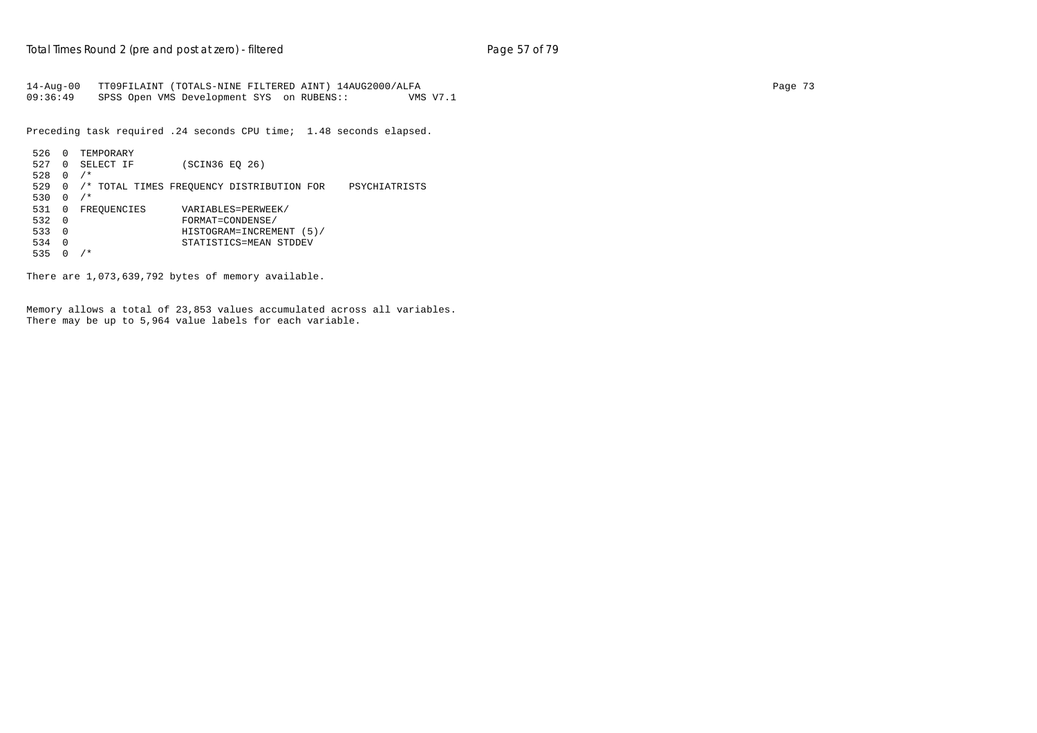```
14-Aug-00   TT09FILAINT (TOTALS-NINE FILTERED AINT) 14AUG2000/ALFA
09:36:49    SPSS Open VMS Development SYS  on RUBENS::         VMS V7.1
```

Preceding task required .24 seconds CPU time;  1.48 seconds elapsed.

```
 526  0  TEMPORARY
 527  0  SELECT IF        (SCIN36 EQ 26)
 528  0  /*
 529  0  /* TOTAL TIMES FREQUENCY DISTRIBUTION FOR    PSYCHIATRISTS
 530  0  /*
 531  0  FREQUENCIES      VARIABLES=PERWEEK/
 532  0                   FORMAT=CONDENSE/
 533  0                   HISTOGRAM=INCREMENT (5)/
 534  0                   STATISTICS=MEAN STDDEV
 535  0  /*
```

There are 1,073,639,792 bytes of memory available.

Memory allows a total of 23,853 values accumulated across all variables.
There may be up to 5,964 value labels for each variable.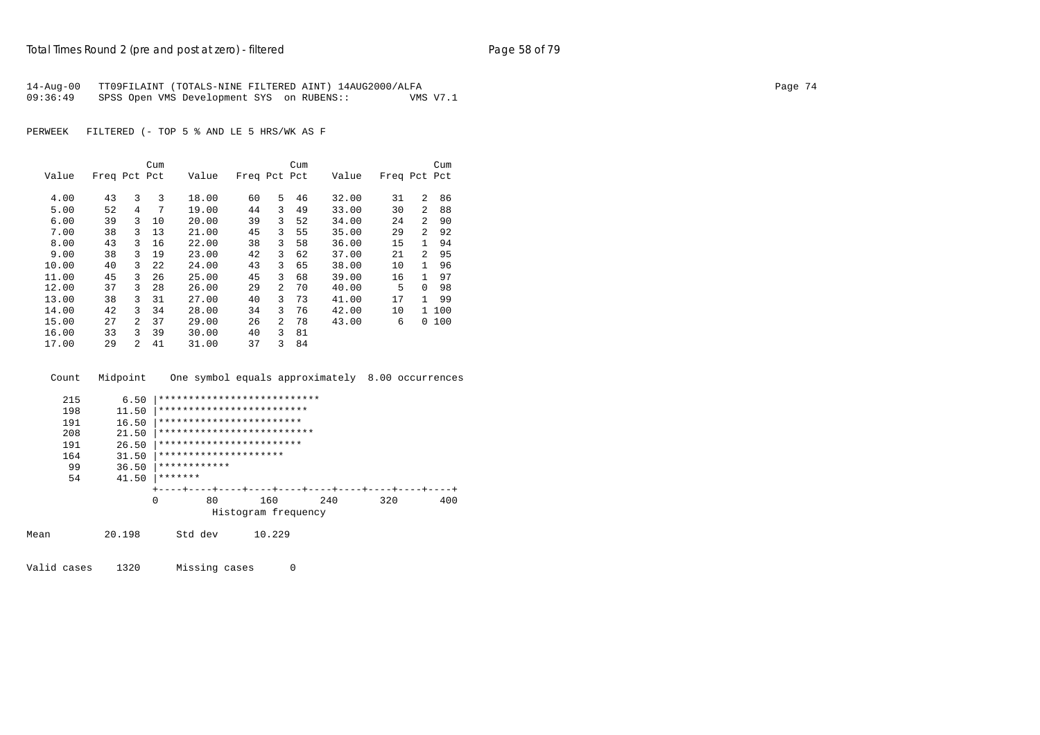14-Aug-00   TT09FILAINT (TOTALS-NINE FILTERED AINT) 14AUG2000/ALFA
09:36:49    SPSS Open VMS Development SYS  on RUBENS::         VMS V7.1

PERWEEK   FILTERED (- TOP 5 % AND LE 5 HRS/WK AS F

| Value | Freq | Pct | Cum Pct | Value | Freq | Pct | Cum Pct | Value | Freq | Pct | Cum Pct |
|---|---|---|---|---|---|---|---|---|---|---|---|
| 4.00 | 43 | 3 | 3 | 18.00 | 60 | 5 | 46 | 32.00 | 31 | 2 | 86 |
| 5.00 | 52 | 4 | 7 | 19.00 | 44 | 3 | 49 | 33.00 | 30 | 2 | 88 |
| 6.00 | 39 | 3 | 10 | 20.00 | 39 | 3 | 52 | 34.00 | 24 | 2 | 90 |
| 7.00 | 38 | 3 | 13 | 21.00 | 45 | 3 | 55 | 35.00 | 29 | 2 | 92 |
| 8.00 | 43 | 3 | 16 | 22.00 | 38 | 3 | 58 | 36.00 | 15 | 1 | 94 |
| 9.00 | 38 | 3 | 19 | 23.00 | 42 | 3 | 62 | 37.00 | 21 | 2 | 95 |
| 10.00 | 40 | 3 | 22 | 24.00 | 43 | 3 | 65 | 38.00 | 10 | 1 | 96 |
| 11.00 | 45 | 3 | 26 | 25.00 | 45 | 3 | 68 | 39.00 | 16 | 1 | 97 |
| 12.00 | 37 | 3 | 28 | 26.00 | 29 | 2 | 70 | 40.00 | 5 | 0 | 98 |
| 13.00 | 38 | 3 | 31 | 27.00 | 40 | 3 | 73 | 41.00 | 17 | 1 | 99 |
| 14.00 | 42 | 3 | 34 | 28.00 | 34 | 3 | 76 | 42.00 | 10 | 1 | 100 |
| 15.00 | 27 | 2 | 37 | 29.00 | 26 | 2 | 78 | 43.00 | 6 | 0 | 100 |
| 16.00 | 33 | 3 | 39 | 30.00 | 40 | 3 | 81 | | | | |
| 17.00 | 29 | 2 | 41 | 31.00 | 37 | 3 | 84 | | | | |

```
 Count   Midpoint    One symbol equals approximately  8.00 occurrences

   215       6.50 |***************************
   198      11.50 |*************************
   191      16.50 |************************
   208      21.50 |**************************
   191      26.50 |************************
   164      31.50 |*********************
    99      36.50 |************
    54      41.50 |*******
                  +----+----+----+----+----+----+----+----+----+----+
                  0        80       160       240       320       400
                            Histogram frequency
```

Mean         20.198      Std dev      10.229

Valid cases    1320      Missing cases       0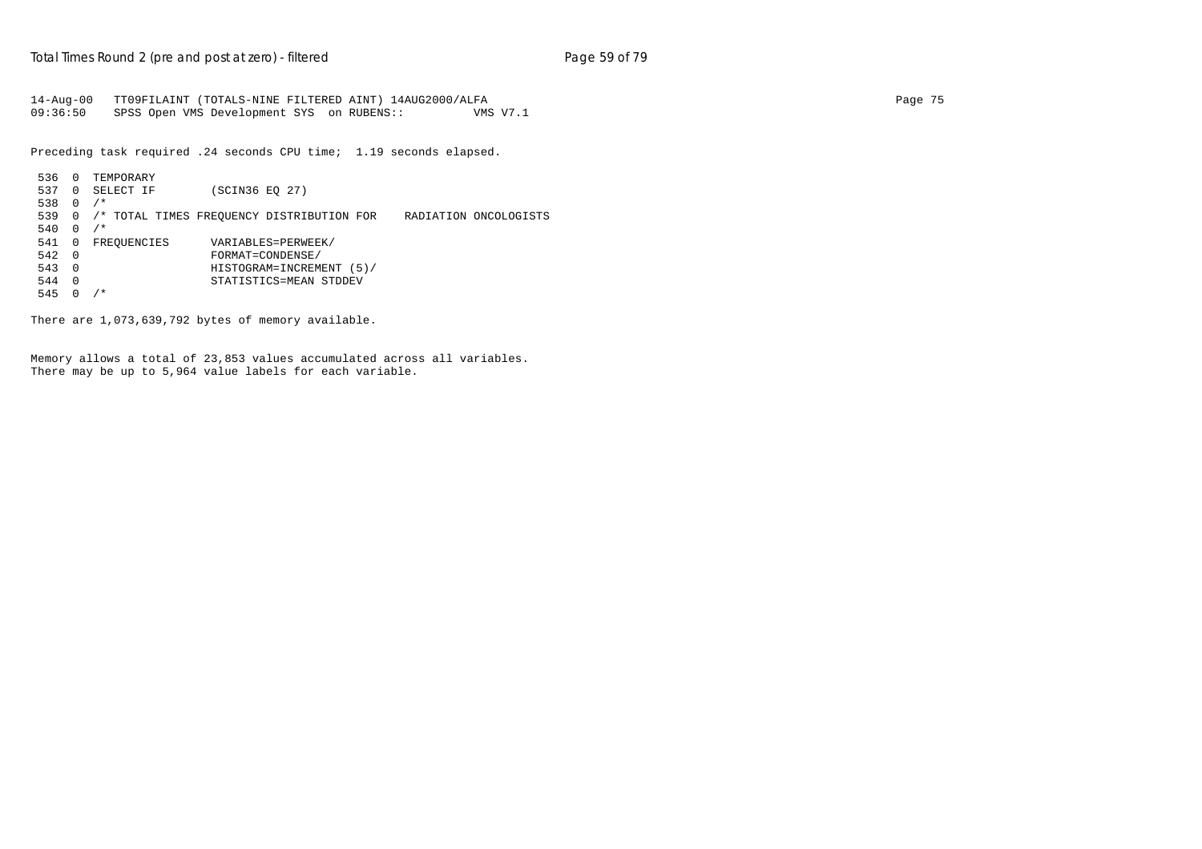```
14-Aug-00   TT09FILAINT (TOTALS-NINE FILTERED AINT) 14AUG2000/ALFA
09:36:50    SPSS Open VMS Development SYS  on RUBENS::         VMS V7.1

Preceding task required .24 seconds CPU time;  1.19 seconds elapsed.

 536  0  TEMPORARY
 537  0  SELECT IF        (SCIN36 EQ 27)
 538  0  /*
 539  0  /* TOTAL TIMES FREQUENCY DISTRIBUTION FOR    RADIATION ONCOLOGISTS
 540  0  /*
 541  0  FREQUENCIES      VARIABLES=PERWEEK/
 542  0                   FORMAT=CONDENSE/
 543  0                   HISTOGRAM=INCREMENT (5)/
 544  0                   STATISTICS=MEAN STDDEV
 545  0  /*

There are 1,073,639,792 bytes of memory available.


Memory allows a total of 23,853 values accumulated across all variables.
There may be up to 5,964 value labels for each variable.
```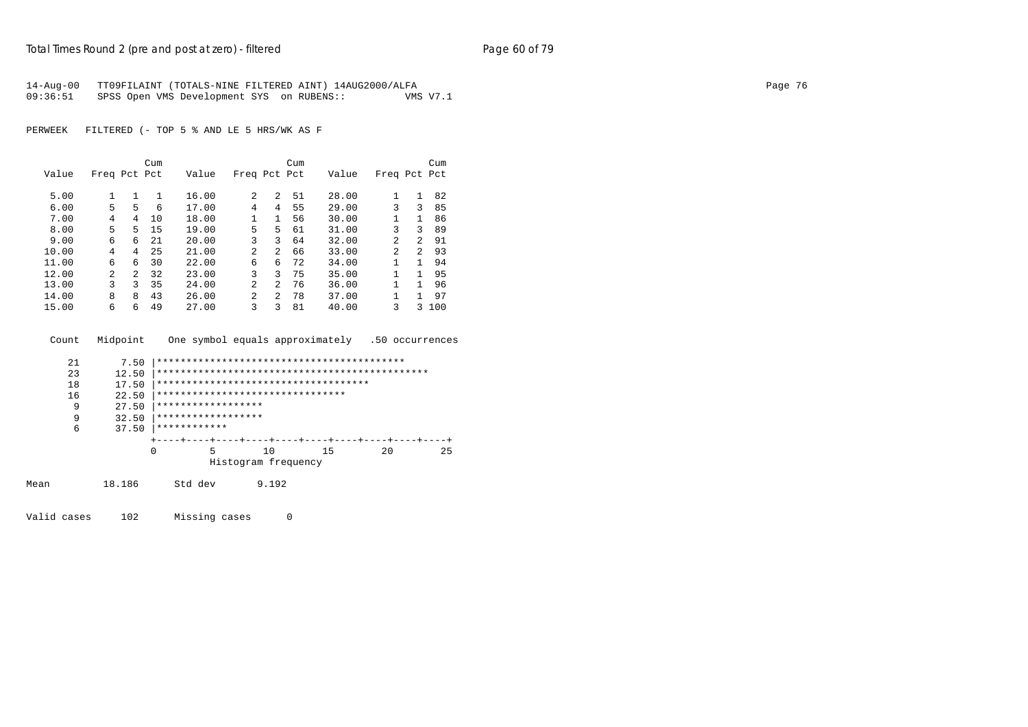14-Aug-00 TT09FILAINT (TOTALS-NINE FILTERED AINT) 14AUG2000/ALFA
09:36:51 SPSS Open VMS Development SYS on RUBENS:: VMS V7.1

PERWEEK FILTERED (- TOP 5 % AND LE 5 HRS/WK AS F

| Value | Freq | Pct | Cum Pct | Value | Freq | Pct | Cum Pct | Value | Freq | Pct | Cum Pct |
|---|---|---|---|---|---|---|---|---|---|---|---|
| 5.00 | 1 | 1 | 1 | 16.00 | 2 | 2 | 51 | 28.00 | 1 | 1 | 82 |
| 6.00 | 5 | 5 | 6 | 17.00 | 4 | 4 | 55 | 29.00 | 3 | 3 | 85 |
| 7.00 | 4 | 4 | 10 | 18.00 | 1 | 1 | 56 | 30.00 | 1 | 1 | 86 |
| 8.00 | 5 | 5 | 15 | 19.00 | 5 | 5 | 61 | 31.00 | 3 | 3 | 89 |
| 9.00 | 6 | 6 | 21 | 20.00 | 3 | 3 | 64 | 32.00 | 2 | 2 | 91 |
| 10.00 | 4 | 4 | 25 | 21.00 | 2 | 2 | 66 | 33.00 | 2 | 2 | 93 |
| 11.00 | 6 | 6 | 30 | 22.00 | 6 | 6 | 72 | 34.00 | 1 | 1 | 94 |
| 12.00 | 2 | 2 | 32 | 23.00 | 3 | 3 | 75 | 35.00 | 1 | 1 | 95 |
| 13.00 | 3 | 3 | 35 | 24.00 | 2 | 2 | 76 | 36.00 | 1 | 1 | 96 |
| 14.00 | 8 | 8 | 43 | 26.00 | 2 | 2 | 78 | 37.00 | 1 | 1 | 97 |
| 15.00 | 6 | 6 | 49 | 27.00 | 3 | 3 | 81 | 40.00 | 3 | 3 | 100 |

```
 Count   Midpoint    One symbol equals approximately   .50 occurrences

    21       7.50 |******************************************
    23      12.50 |**********************************************
    18      17.50 |************************************
    16      22.50 |********************************
     9      27.50 |******************
     9      32.50 |******************
     6      37.50 |************
                  +----+----+----+----+----+----+----+----+----+----+
                  0         5        10        15        20        25
                             Histogram frequency

Mean         18.186      Std dev       9.192

Valid cases     102      Missing cases      0
```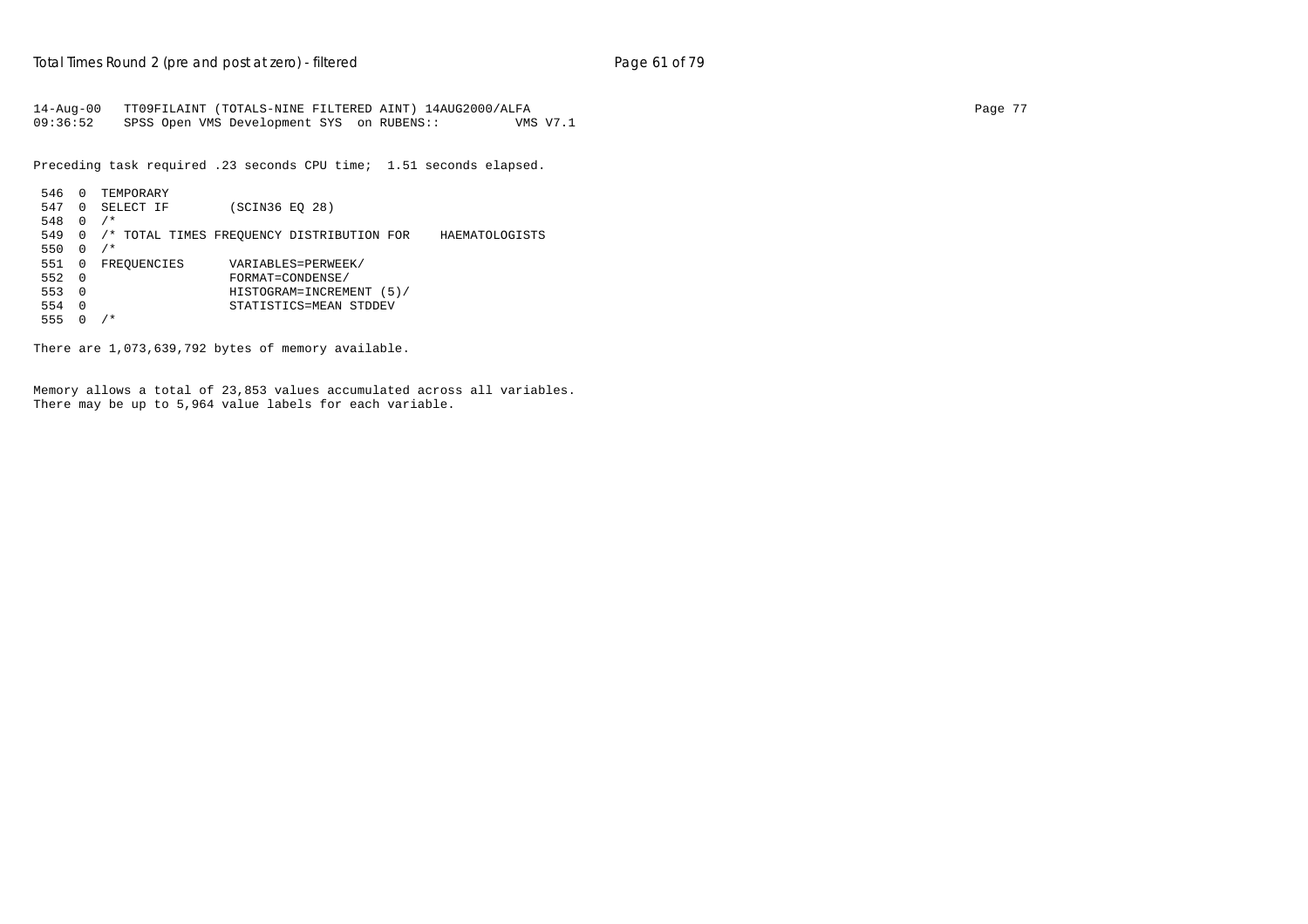```
14-Aug-00   TT09FILAINT (TOTALS-NINE FILTERED AINT) 14AUG2000/ALFA
09:36:52    SPSS Open VMS Development SYS  on RUBENS::          VMS V7.1

Preceding task required .23 seconds CPU time;  1.51 seconds elapsed.

 546  0  TEMPORARY
 547  0  SELECT IF        (SCIN36 EQ 28)
 548  0  /*
 549  0  /* TOTAL TIMES FREQUENCY DISTRIBUTION FOR    HAEMATOLOGISTS
 550  0  /*
 551  0  FREQUENCIES      VARIABLES=PERWEEK/
 552  0                   FORMAT=CONDENSE/
 553  0                   HISTOGRAM=INCREMENT (5)/
 554  0                   STATISTICS=MEAN STDDEV
 555  0  /*

There are 1,073,639,792 bytes of memory available.


Memory allows a total of 23,853 values accumulated across all variables.
There may be up to 5,964 value labels for each variable.
```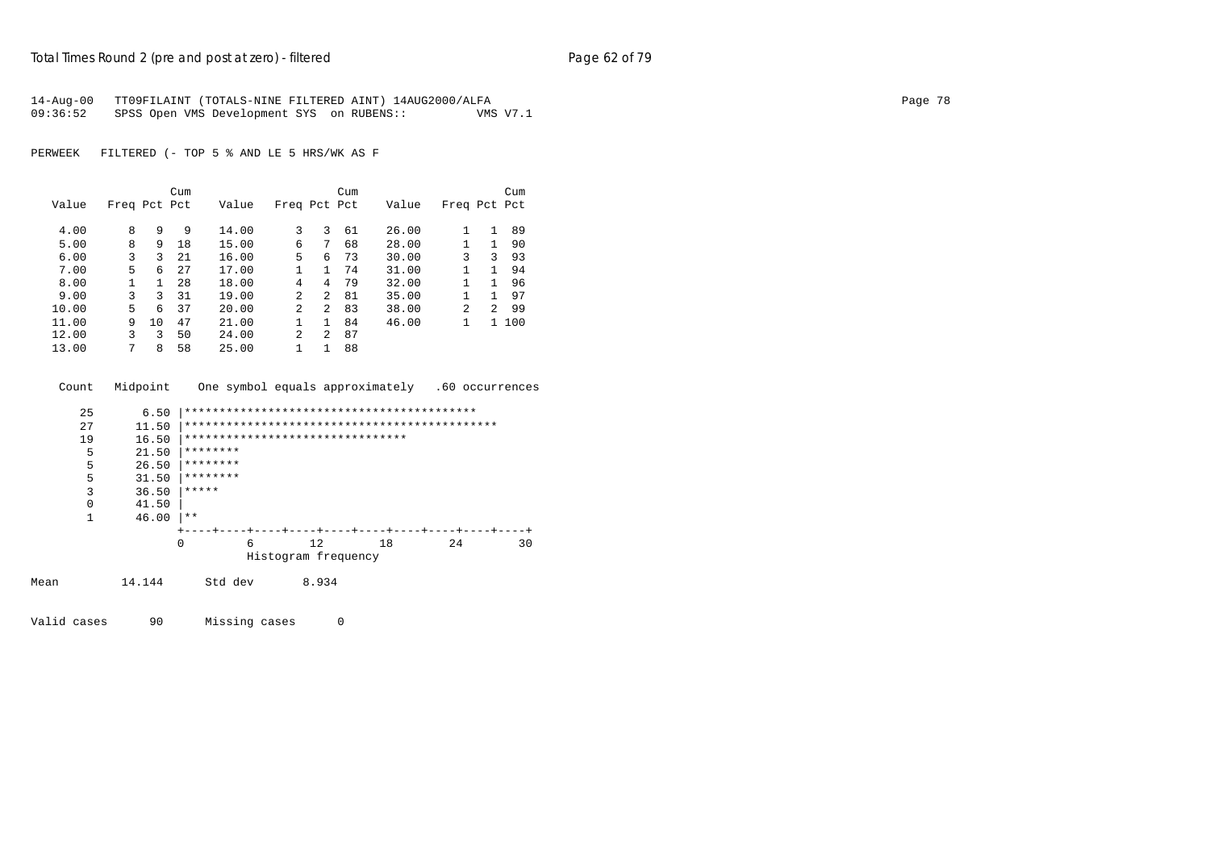```
14-Aug-00   TT09FILAINT (TOTALS-NINE FILTERED AINT) 14AUG2000/ALFA                                                                           Page 78
09:36:52    SPSS Open VMS Development SYS  on RUBENS::          VMS V7.1
```

PERWEEK   FILTERED (- TOP 5 % AND LE 5 HRS/WK AS F

| Value | Freq | Pct | Cum Pct | Value | Freq | Pct | Cum Pct | Value | Freq | Pct | Cum Pct |
|---|---|---|---|---|---|---|---|---|---|---|---|
| 4.00 | 8 | 9 | 9 | 14.00 | 3 | 3 | 61 | 26.00 | 1 | 1 | 89 |
| 5.00 | 8 | 9 | 18 | 15.00 | 6 | 7 | 68 | 28.00 | 1 | 1 | 90 |
| 6.00 | 3 | 3 | 21 | 16.00 | 5 | 6 | 73 | 30.00 | 3 | 3 | 93 |
| 7.00 | 5 | 6 | 27 | 17.00 | 1 | 1 | 74 | 31.00 | 1 | 1 | 94 |
| 8.00 | 1 | 1 | 28 | 18.00 | 4 | 4 | 79 | 32.00 | 1 | 1 | 96 |
| 9.00 | 3 | 3 | 31 | 19.00 | 2 | 2 | 81 | 35.00 | 1 | 1 | 97 |
| 10.00 | 5 | 6 | 37 | 20.00 | 2 | 2 | 83 | 38.00 | 2 | 2 | 99 |
| 11.00 | 9 | 10 | 47 | 21.00 | 1 | 1 | 84 | 46.00 | 1 | 1 | 100 |
| 12.00 | 3 | 3 | 50 | 24.00 | 2 | 2 | 87 | | | | |
| 13.00 | 7 | 8 | 58 | 25.00 | 1 | 1 | 88 | | | | |

```
 Count   Midpoint    One symbol equals approximately   .60 occurrences

    25       6.50 |******************************************
    27      11.50 |*********************************************
    19      16.50 |********************************
     5      21.50 |********
     5      26.50 |********
     5      31.50 |********
     3      36.50 |*****
     0      41.50 |
     1      46.00 |**
                  +----+----+----+----+----+----+----+----+----+----+
                  0         6        12        18        24        30
                             Histogram frequency

Mean         14.144      Std dev       8.934

Valid cases      90      Missing cases      0
```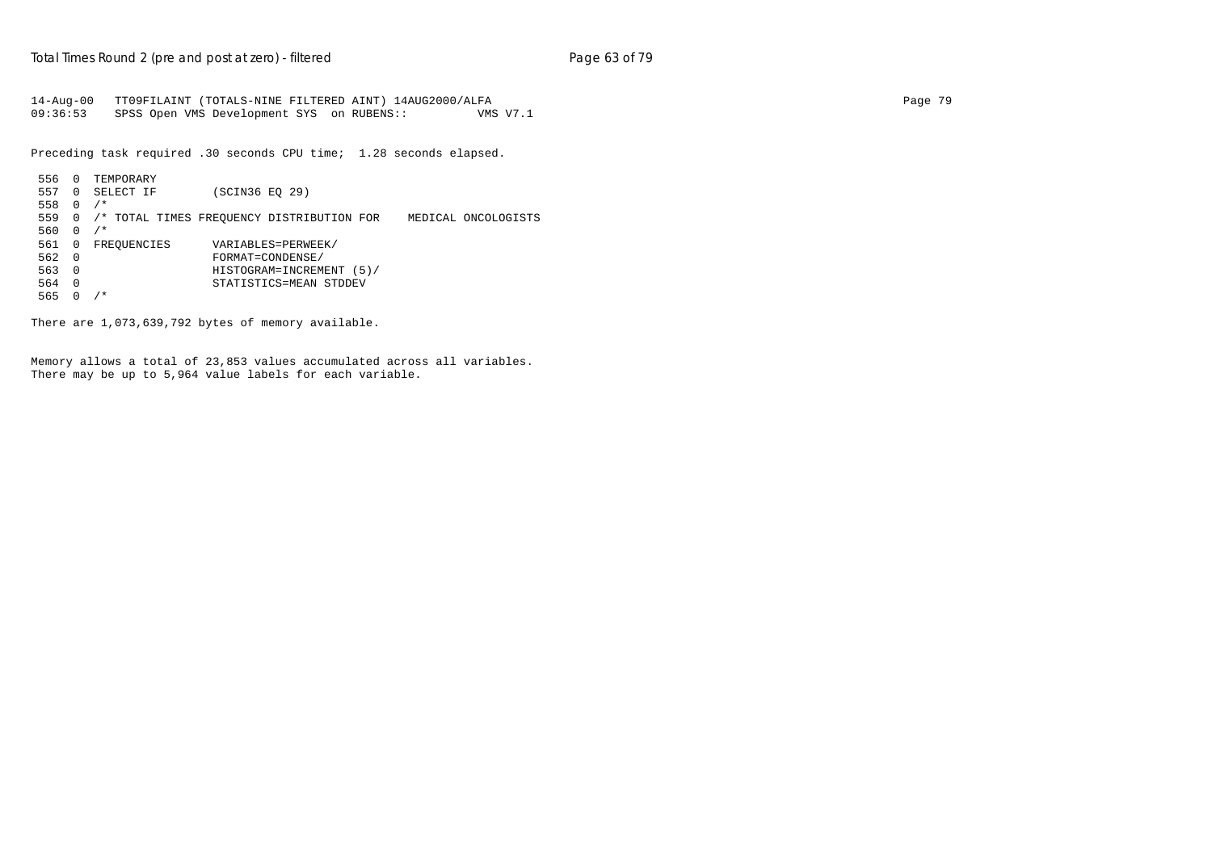```
14-Aug-00   TT09FILAINT (TOTALS-NINE FILTERED AINT) 14AUG2000/ALFA                                                                    Page 79
09:36:53    SPSS Open VMS Development SYS  on RUBENS::          VMS V7.1

Preceding task required .30 seconds CPU time;  1.28 seconds elapsed.

 556  0  TEMPORARY
 557  0  SELECT IF        (SCIN36 EQ 29)
 558  0  /*
 559  0  /* TOTAL TIMES FREQUENCY DISTRIBUTION FOR    MEDICAL ONCOLOGISTS
 560  0  /*
 561  0  FREQUENCIES      VARIABLES=PERWEEK/
 562  0                   FORMAT=CONDENSE/
 563  0                   HISTOGRAM=INCREMENT (5)/
 564  0                   STATISTICS=MEAN STDDEV
 565  0  /*

There are 1,073,639,792 bytes of memory available.


Memory allows a total of 23,853 values accumulated across all variables.
There may be up to 5,964 value labels for each variable.
```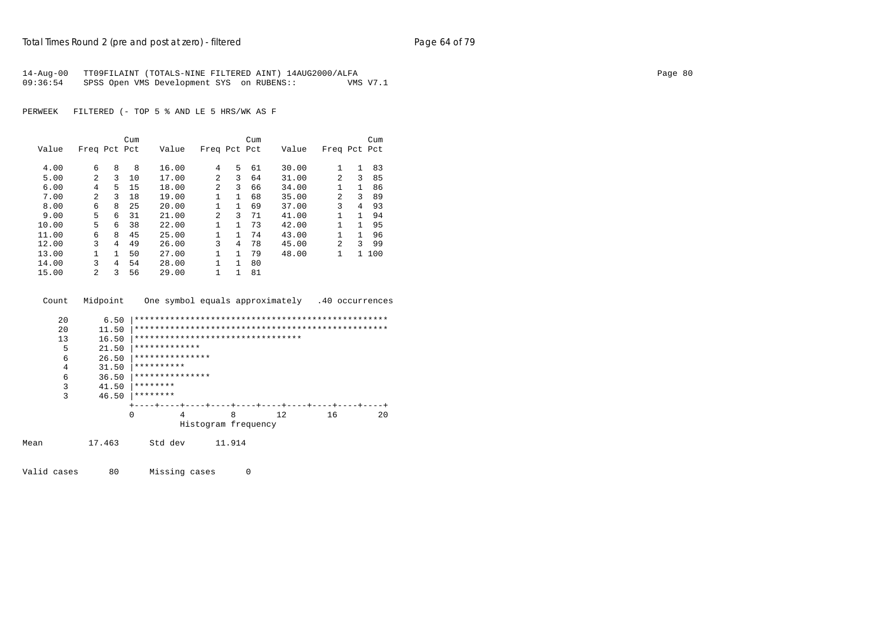14-Aug-00 TT09FILAINT (TOTALS-NINE FILTERED AINT) 14AUG2000/ALFA
09:36:54 SPSS Open VMS Development SYS on RUBENS:: VMS V7.1

PERWEEK FILTERED (- TOP 5 % AND LE 5 HRS/WK AS F

| Value | Freq | Pct | Cum Pct | Value | Freq | Pct | Cum Pct | Value | Freq | Pct | Cum Pct |
|---|---|---|---|---|---|---|---|---|---|---|---|
| 4.00 | 6 | 8 | 8 | 16.00 | 4 | 5 | 61 | 30.00 | 1 | 1 | 83 |
| 5.00 | 2 | 3 | 10 | 17.00 | 2 | 3 | 64 | 31.00 | 2 | 3 | 85 |
| 6.00 | 4 | 5 | 15 | 18.00 | 2 | 3 | 66 | 34.00 | 1 | 1 | 86 |
| 7.00 | 2 | 3 | 18 | 19.00 | 1 | 1 | 68 | 35.00 | 2 | 3 | 89 |
| 8.00 | 6 | 8 | 25 | 20.00 | 1 | 1 | 69 | 37.00 | 3 | 4 | 93 |
| 9.00 | 5 | 6 | 31 | 21.00 | 2 | 3 | 71 | 41.00 | 1 | 1 | 94 |
| 10.00 | 5 | 6 | 38 | 22.00 | 1 | 1 | 73 | 42.00 | 1 | 1 | 95 |
| 11.00 | 6 | 8 | 45 | 25.00 | 1 | 1 | 74 | 43.00 | 1 | 1 | 96 |
| 12.00 | 3 | 4 | 49 | 26.00 | 3 | 4 | 78 | 45.00 | 2 | 3 | 99 |
| 13.00 | 1 | 1 | 50 | 27.00 | 1 | 1 | 79 | 48.00 | 1 | 1 | 100 |
| 14.00 | 3 | 4 | 54 | 28.00 | 1 | 1 | 80 | | | | |
| 15.00 | 2 | 3 | 56 | 29.00 | 1 | 1 | 81 | | | | |

```
Count   Midpoint    One symbol equals approximately   .40 occurrences

   20       6.50 |**************************************************
   20      11.50 |**************************************************
   13      16.50 |*********************************
    5      21.50 |*************
    6      26.50 |***************
    4      31.50 |**********
    6      36.50 |***************
    3      41.50 |********
    3      46.50 |********
                 +----+----+----+----+----+----+----+----+----+----+
                 0         4         8        12        16        20
                           Histogram frequency
```

Mean 17.463 Std dev 11.914

Valid cases 80 Missing cases 0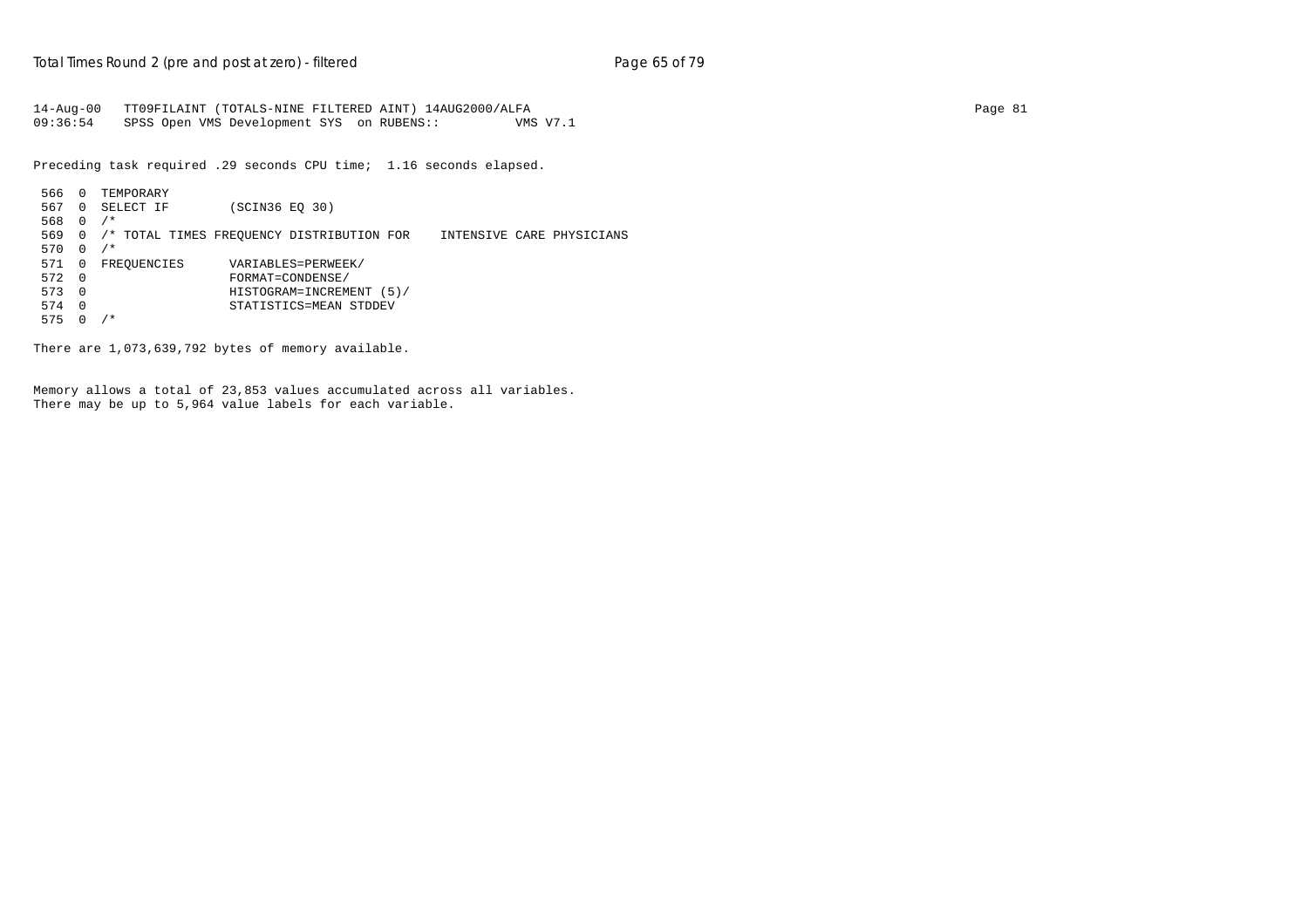```
14-Aug-00   TT09FILAINT (TOTALS-NINE FILTERED AINT) 14AUG2000/ALFA
09:36:54    SPSS Open VMS Development SYS  on RUBENS::         VMS V7.1

Preceding task required .29 seconds CPU time;  1.16 seconds elapsed.

 566  0  TEMPORARY
 567  0  SELECT IF        (SCIN36 EQ 30)
 568  0  /*
 569  0  /* TOTAL TIMES FREQUENCY DISTRIBUTION FOR    INTENSIVE CARE PHYSICIANS
 570  0  /*
 571  0  FREQUENCIES      VARIABLES=PERWEEK/
 572  0                   FORMAT=CONDENSE/
 573  0                   HISTOGRAM=INCREMENT (5)/
 574  0                   STATISTICS=MEAN STDDEV
 575  0  /*

There are 1,073,639,792 bytes of memory available.


Memory allows a total of 23,853 values accumulated across all variables.
There may be up to 5,964 value labels for each variable.
```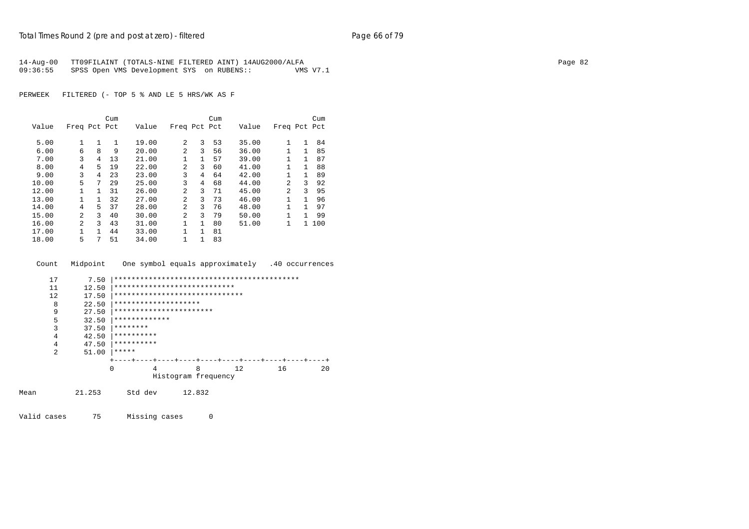```
14-Aug-00   TT09FILAINT (TOTALS-NINE FILTERED AINT) 14AUG2000/ALFA
09:36:55    SPSS Open VMS Development SYS  on RUBENS::          VMS V7.1

PERWEEK   FILTERED (- TOP 5 % AND LE 5 HRS/WK AS F
```

| Value | Freq | Pct | Cum Pct | Value | Freq | Pct | Cum Pct | Value | Freq | Pct | Cum Pct |
|---|---|---|---|---|---|---|---|---|---|---|---|
| 5.00 | 1 | 1 | 1 | 19.00 | 2 | 3 | 53 | 35.00 | 1 | 1 | 84 |
| 6.00 | 6 | 8 | 9 | 20.00 | 2 | 3 | 56 | 36.00 | 1 | 1 | 85 |
| 7.00 | 3 | 4 | 13 | 21.00 | 1 | 1 | 57 | 39.00 | 1 | 1 | 87 |
| 8.00 | 4 | 5 | 19 | 22.00 | 2 | 3 | 60 | 41.00 | 1 | 1 | 88 |
| 9.00 | 3 | 4 | 23 | 23.00 | 3 | 4 | 64 | 42.00 | 1 | 1 | 89 |
| 10.00 | 5 | 7 | 29 | 25.00 | 3 | 4 | 68 | 44.00 | 2 | 3 | 92 |
| 12.00 | 1 | 1 | 31 | 26.00 | 2 | 3 | 71 | 45.00 | 2 | 3 | 95 |
| 13.00 | 1 | 1 | 32 | 27.00 | 2 | 3 | 73 | 46.00 | 1 | 1 | 96 |
| 14.00 | 4 | 5 | 37 | 28.00 | 2 | 3 | 76 | 48.00 | 1 | 1 | 97 |
| 15.00 | 2 | 3 | 40 | 30.00 | 2 | 3 | 79 | 50.00 | 1 | 1 | 99 |
| 16.00 | 2 | 3 | 43 | 31.00 | 1 | 1 | 80 | 51.00 | 1 | 1 | 100 |
| 17.00 | 1 | 1 | 44 | 33.00 | 1 | 1 | 81 | | | | |
| 18.00 | 5 | 7 | 51 | 34.00 | 1 | 1 | 83 | | | | |

```
 Count   Midpoint    One symbol equals approximately   .40 occurrences

    17       7.50 |*******************************************
    11      12.50 |****************************
    12      17.50 |******************************
     8      22.50 |********************
     9      27.50 |***********************
     5      32.50 |*************
     3      37.50 |********
     4      42.50 |**********
     4      47.50 |**********
     2      51.00 |*****
                  +----+----+----+----+----+----+----+----+----+----+
                  0         4         8        12        16        20
                            Histogram frequency

Mean         21.253      Std dev      12.832

Valid cases      75      Missing cases      0
```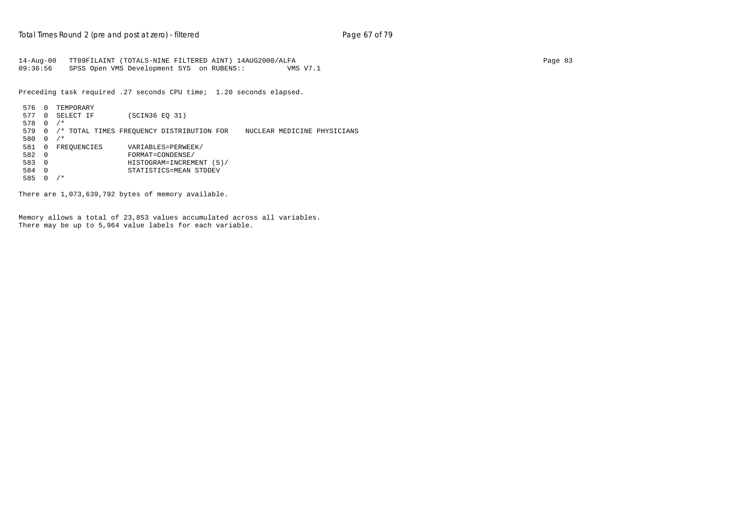```
14-Aug-00   TT09FILAINT (TOTALS-NINE FILTERED AINT) 14AUG2000/ALFA
09:36:56    SPSS Open VMS Development SYS  on RUBENS::         VMS V7.1
```

Preceding task required .27 seconds CPU time;  1.20 seconds elapsed.

```
 576  0  TEMPORARY
 577  0  SELECT IF        (SCIN36 EQ 31)
 578  0  /*
 579  0  /* TOTAL TIMES FREQUENCY DISTRIBUTION FOR    NUCLEAR MEDICINE PHYSICIANS
 580  0  /*
 581  0  FREQUENCIES      VARIABLES=PERWEEK/
 582  0                   FORMAT=CONDENSE/
 583  0                   HISTOGRAM=INCREMENT (5)/
 584  0                   STATISTICS=MEAN STDDEV
 585  0  /*
```

There are 1,073,639,792 bytes of memory available.

Memory allows a total of 23,853 values accumulated across all variables.
There may be up to 5,964 value labels for each variable.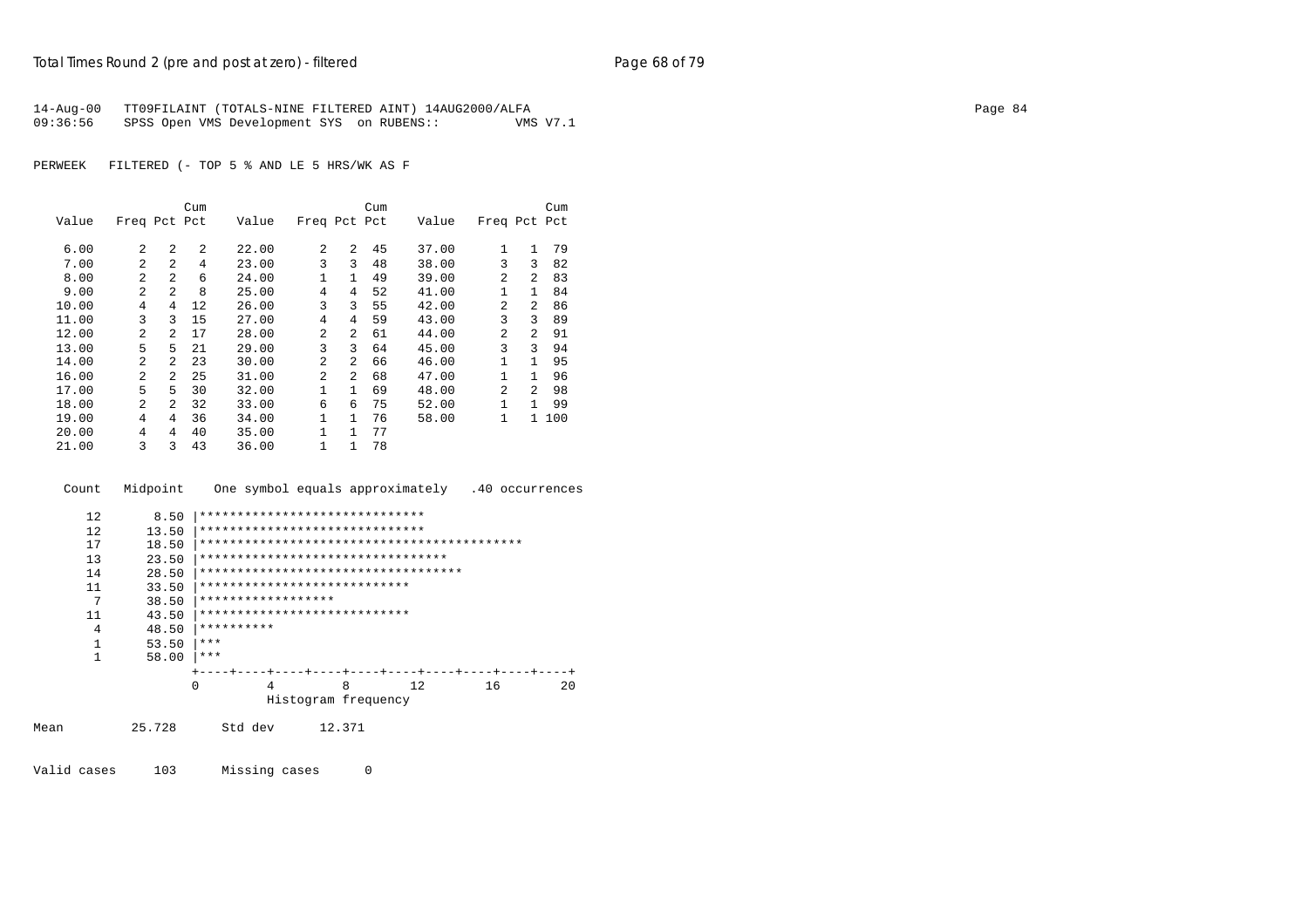14-Aug-00 TT09FILAINT (TOTALS-NINE FILTERED AINT) 14AUG2000/ALFA
09:36:56 SPSS Open VMS Development SYS on RUBENS:: VMS V7.1

PERWEEK FILTERED (- TOP 5 % AND LE 5 HRS/WK AS F

| Value | Freq | Pct | Cum Pct | Value | Freq | Pct | Cum Pct | Value | Freq | Pct | Cum Pct |
|---|---|---|---|---|---|---|---|---|---|---|---|
| 6.00 | 2 | 2 | 2 | 22.00 | 2 | 2 | 45 | 37.00 | 1 | 1 | 79 |
| 7.00 | 2 | 2 | 4 | 23.00 | 3 | 3 | 48 | 38.00 | 3 | 3 | 82 |
| 8.00 | 2 | 2 | 6 | 24.00 | 1 | 1 | 49 | 39.00 | 2 | 2 | 83 |
| 9.00 | 2 | 2 | 8 | 25.00 | 4 | 4 | 52 | 41.00 | 1 | 1 | 84 |
| 10.00 | 4 | 4 | 12 | 26.00 | 3 | 3 | 55 | 42.00 | 2 | 2 | 86 |
| 11.00 | 3 | 3 | 15 | 27.00 | 4 | 4 | 59 | 43.00 | 3 | 3 | 89 |
| 12.00 | 2 | 2 | 17 | 28.00 | 2 | 2 | 61 | 44.00 | 2 | 2 | 91 |
| 13.00 | 5 | 5 | 21 | 29.00 | 3 | 3 | 64 | 45.00 | 3 | 3 | 94 |
| 14.00 | 2 | 2 | 23 | 30.00 | 2 | 2 | 66 | 46.00 | 1 | 1 | 95 |
| 16.00 | 2 | 2 | 25 | 31.00 | 2 | 2 | 68 | 47.00 | 1 | 1 | 96 |
| 17.00 | 5 | 5 | 30 | 32.00 | 1 | 1 | 69 | 48.00 | 2 | 2 | 98 |
| 18.00 | 2 | 2 | 32 | 33.00 | 6 | 6 | 75 | 52.00 | 1 | 1 | 99 |
| 19.00 | 4 | 4 | 36 | 34.00 | 1 | 1 | 76 | 58.00 | 1 | 1 | 100 |
| 20.00 | 4 | 4 | 40 | 35.00 | 1 | 1 | 77 | | | | |
| 21.00 | 3 | 3 | 43 | 36.00 | 1 | 1 | 78 | | | | |

```
 Count   Midpoint    One symbol equals approximately   .40 occurrences

    12       8.50 |******************************
    12      13.50 |******************************
    17      18.50 |*******************************************
    13      23.50 |*********************************
    14      28.50 |***********************************
    11      33.50 |****************************
     7      38.50 |******************
    11      43.50 |****************************
     4      48.50 |**********
     1      53.50 |***
     1      58.00 |***
                  +----+----+----+----+----+----+----+----+----+----+
                  0         4         8        12        16        20
                            Histogram frequency
```

Mean 25.728 Std dev 12.371

Valid cases 103 Missing cases 0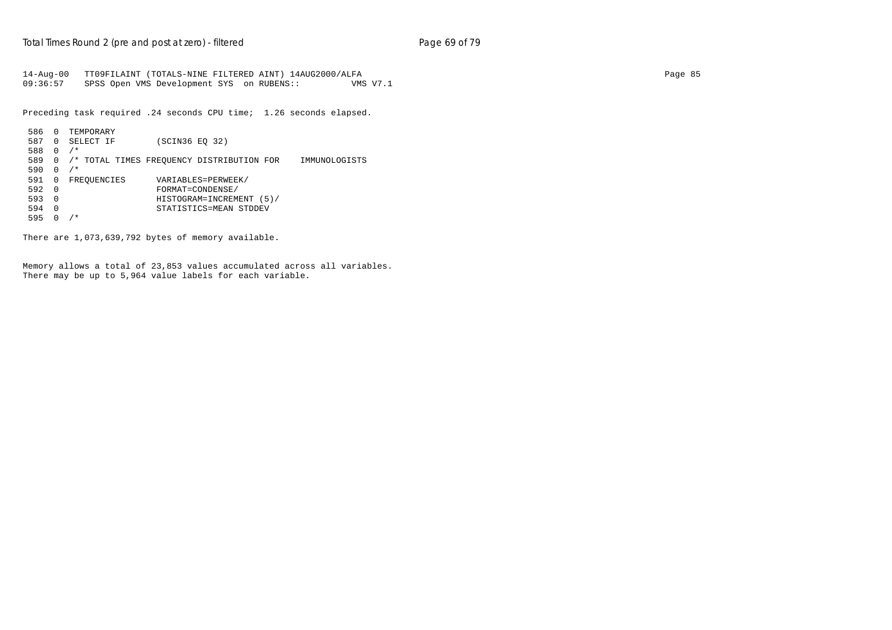```
14-Aug-00   TT09FILAINT (TOTALS-NINE FILTERED AINT) 14AUG2000/ALFA
09:36:57    SPSS Open VMS Development SYS  on RUBENS::         VMS V7.1

Preceding task required .24 seconds CPU time;  1.26 seconds elapsed.

 586  0  TEMPORARY
 587  0  SELECT IF        (SCIN36 EQ 32)
 588  0  /*
 589  0  /* TOTAL TIMES FREQUENCY DISTRIBUTION FOR    IMMUNOLOGISTS
 590  0  /*
 591  0  FREQUENCIES      VARIABLES=PERWEEK/
 592  0                   FORMAT=CONDENSE/
 593  0                   HISTOGRAM=INCREMENT (5)/
 594  0                   STATISTICS=MEAN STDDEV
 595  0  /*

There are 1,073,639,792 bytes of memory available.


Memory allows a total of 23,853 values accumulated across all variables.
There may be up to 5,964 value labels for each variable.
```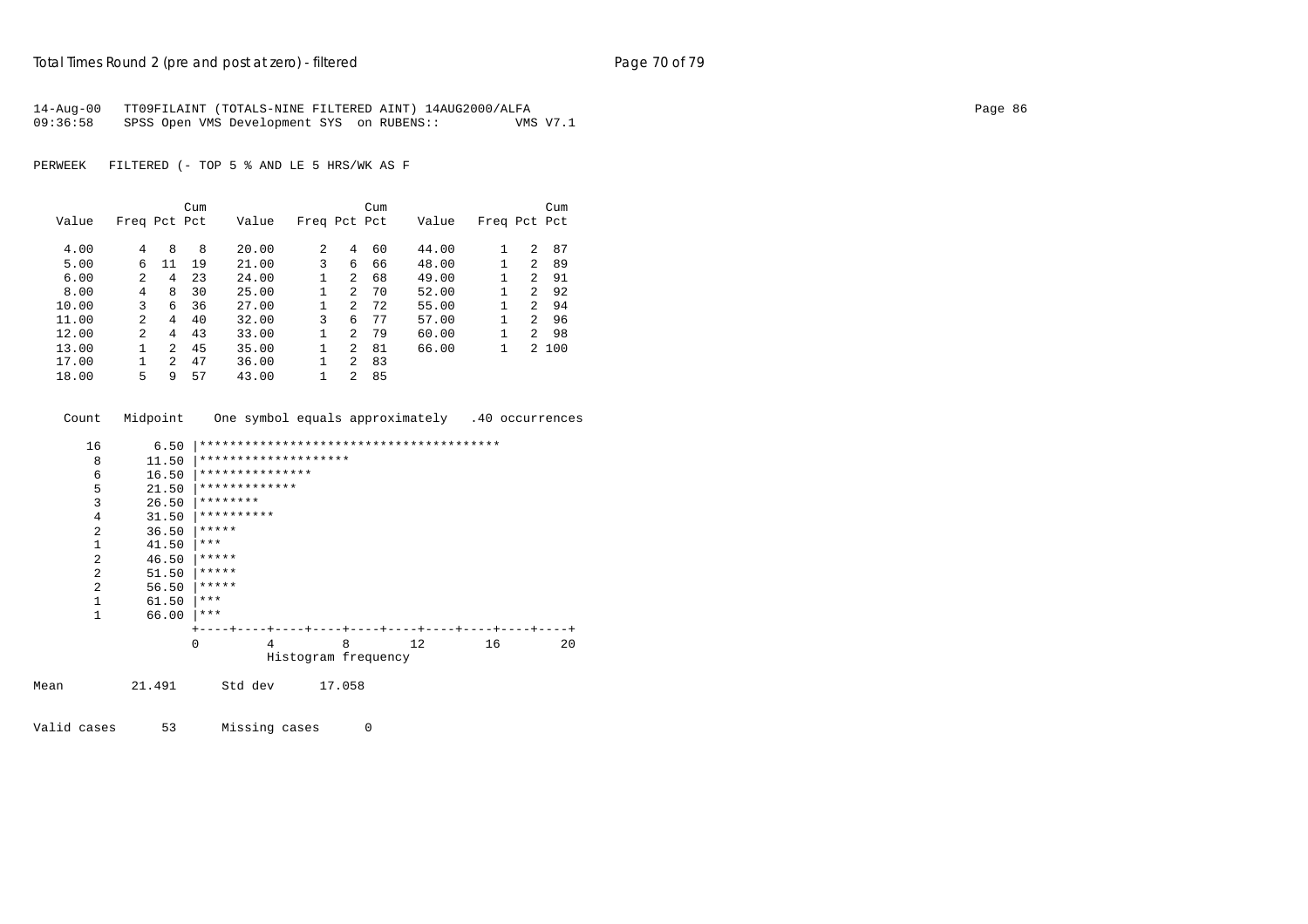14-Aug-00 TT09FILAINT (TOTALS-NINE FILTERED AINT) 14AUG2000/ALFA
09:36:58 SPSS Open VMS Development SYS on RUBENS:: VMS V7.1

PERWEEK FILTERED (- TOP 5 % AND LE 5 HRS/WK AS F

| Value | Freq | Pct | Cum Pct | Value | Freq | Pct | Cum Pct | Value | Freq | Pct | Cum Pct |
|---|---|---|---|---|---|---|---|---|---|---|---|
| 4.00 | 4 | 8 | 8 | 20.00 | 2 | 4 | 60 | 44.00 | 1 | 2 | 87 |
| 5.00 | 6 | 11 | 19 | 21.00 | 3 | 6 | 66 | 48.00 | 1 | 2 | 89 |
| 6.00 | 2 | 4 | 23 | 24.00 | 1 | 2 | 68 | 49.00 | 1 | 2 | 91 |
| 8.00 | 4 | 8 | 30 | 25.00 | 1 | 2 | 70 | 52.00 | 1 | 2 | 92 |
| 10.00 | 3 | 6 | 36 | 27.00 | 1 | 2 | 72 | 55.00 | 1 | 2 | 94 |
| 11.00 | 2 | 4 | 40 | 32.00 | 3 | 6 | 77 | 57.00 | 1 | 2 | 96 |
| 12.00 | 2 | 4 | 43 | 33.00 | 1 | 2 | 79 | 60.00 | 1 | 2 | 98 |
| 13.00 | 1 | 2 | 45 | 35.00 | 1 | 2 | 81 | 66.00 | 1 | 2 | 100 |
| 17.00 | 1 | 2 | 47 | 36.00 | 1 | 2 | 83 | | | | |
| 18.00 | 5 | 9 | 57 | 43.00 | 1 | 2 | 85 | | | | |

```
 Count   Midpoint    One symbol equals approximately   .40 occurrences

    16       6.50 |****************************************
     8      11.50 |********************
     6      16.50 |***************
     5      21.50 |*************
     3      26.50 |********
     4      31.50 |**********
     2      36.50 |*****
     1      41.50 |***
     2      46.50 |*****
     2      51.50 |*****
     2      56.50 |*****
     1      61.50 |***
     1      66.00 |***
                  +----+----+----+----+----+----+----+----+----+----+
                  0         4         8        12        16        20
                            Histogram frequency
```

Mean 21.491 Std dev 17.058

Valid cases 53 Missing cases 0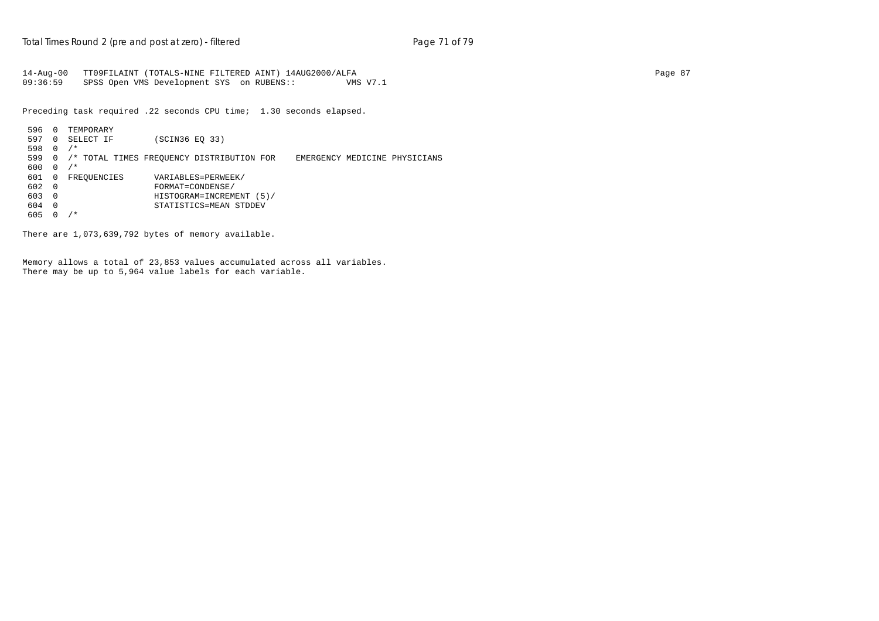```
14-Aug-00   TT09FILAINT (TOTALS-NINE FILTERED AINT) 14AUG2000/ALFA
09:36:59    SPSS Open VMS Development SYS  on RUBENS::         VMS V7.1
```

Preceding task required .22 seconds CPU time;  1.30 seconds elapsed.

```
 596  0  TEMPORARY
 597  0  SELECT IF        (SCIN36 EQ 33)
 598  0  /*
 599  0  /* TOTAL TIMES FREQUENCY DISTRIBUTION FOR    EMERGENCY MEDICINE PHYSICIANS
 600  0  /*
 601  0  FREQUENCIES      VARIABLES=PERWEEK/
 602  0                   FORMAT=CONDENSE/
 603  0                   HISTOGRAM=INCREMENT (5)/
 604  0                   STATISTICS=MEAN STDDEV
 605  0  /*
```

There are 1,073,639,792 bytes of memory available.

Memory allows a total of 23,853 values accumulated across all variables.
There may be up to 5,964 value labels for each variable.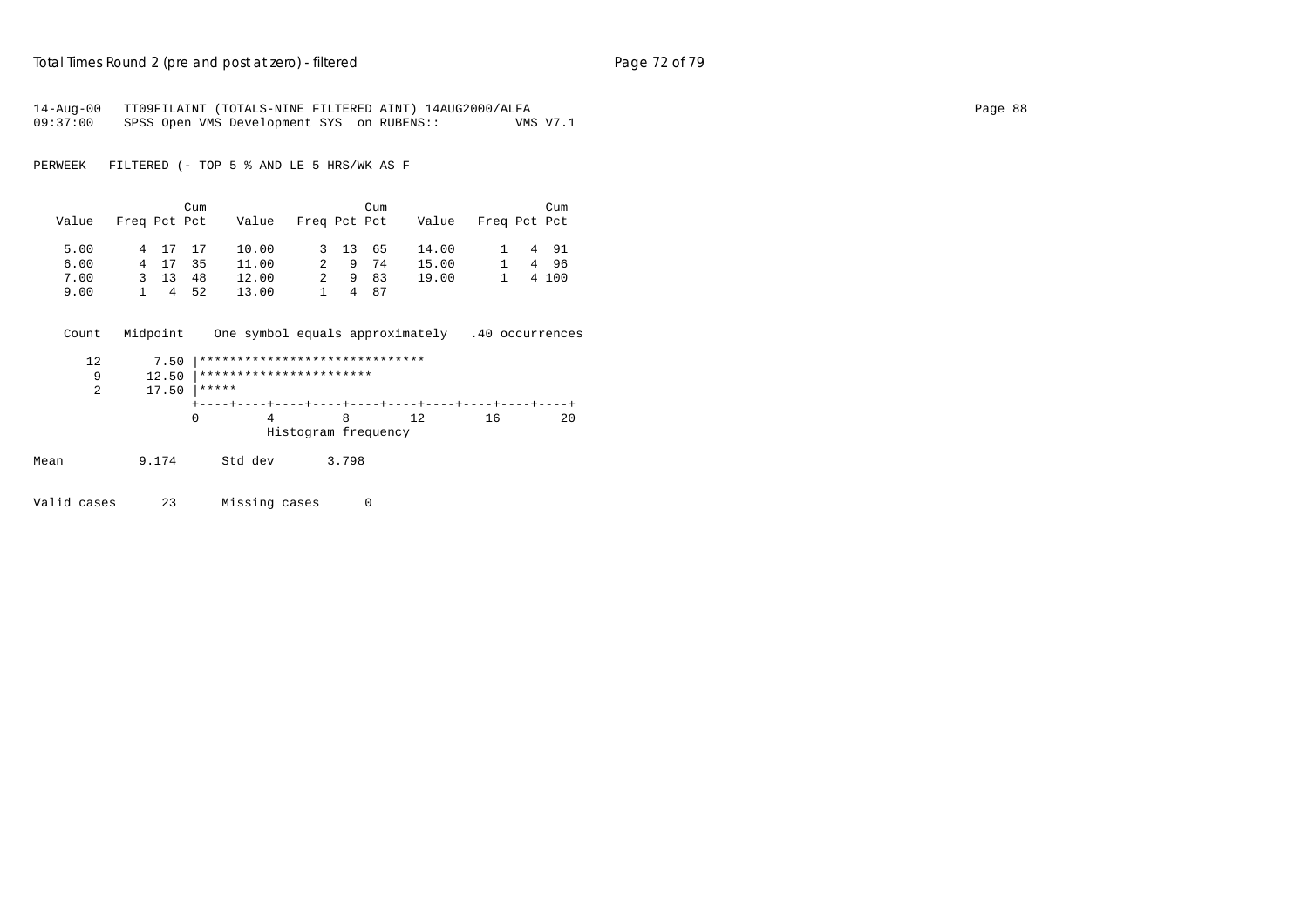14-Aug-00 TT09FILAINT (TOTALS-NINE FILTERED AINT) 14AUG2000/ALFA
09:37:00 SPSS Open VMS Development SYS on RUBENS:: VMS V7.1

PERWEEK FILTERED (- TOP 5 % AND LE 5 HRS/WK AS F

| Value | Freq | Pct | Cum Pct | Value | Freq | Pct | Cum Pct | Value | Freq | Pct | Cum Pct |
|---|---|---|---|---|---|---|---|---|---|---|---|
| 5.00 | 4 | 17 | 17 | 10.00 | 3 | 13 | 65 | 14.00 | 1 | 4 | 91 |
| 6.00 | 4 | 17 | 35 | 11.00 | 2 | 9 | 74 | 15.00 | 1 | 4 | 96 |
| 7.00 | 3 | 13 | 48 | 12.00 | 2 | 9 | 83 | 19.00 | 1 | 4 | 100 |
| 9.00 | 1 | 4 | 52 | 13.00 | 1 | 4 | 87 | | | | |

```
 Count   Midpoint    One symbol equals approximately   .40 occurrences

    12       7.50 |******************************
     9      12.50 |***********************
     2      17.50 |*****
                  +----+----+----+----+----+----+----+----+----+----+
                  0         4         8        12        16        20
                            Histogram frequency
```

Mean 9.174 Std dev 3.798

Valid cases 23 Missing cases 0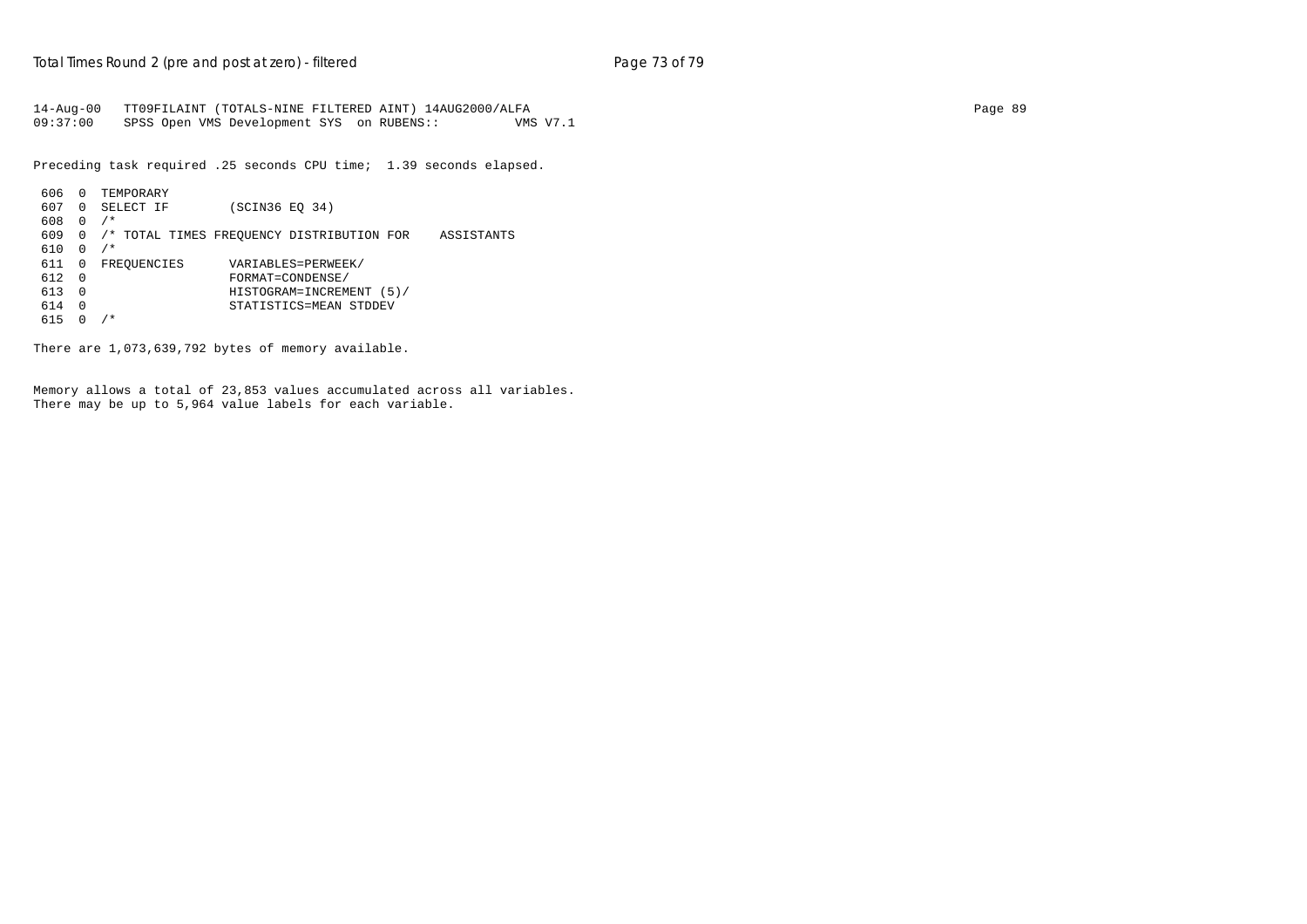```
14-Aug-00   TT09FILAINT (TOTALS-NINE FILTERED AINT) 14AUG2000/ALFA
09:37:00    SPSS Open VMS Development SYS  on RUBENS::         VMS V7.1
```

```
Preceding task required .25 seconds CPU time;  1.39 seconds elapsed.

 606  0  TEMPORARY
 607  0  SELECT IF        (SCIN36 EQ 34)
 608  0  /*
 609  0  /* TOTAL TIMES FREQUENCY DISTRIBUTION FOR    ASSISTANTS
 610  0  /*
 611  0  FREQUENCIES      VARIABLES=PERWEEK/
 612  0                   FORMAT=CONDENSE/
 613  0                   HISTOGRAM=INCREMENT (5)/
 614  0                   STATISTICS=MEAN STDDEV
 615  0  /*

There are 1,073,639,792 bytes of memory available.


Memory allows a total of 23,853 values accumulated across all variables.
There may be up to 5,964 value labels for each variable.
```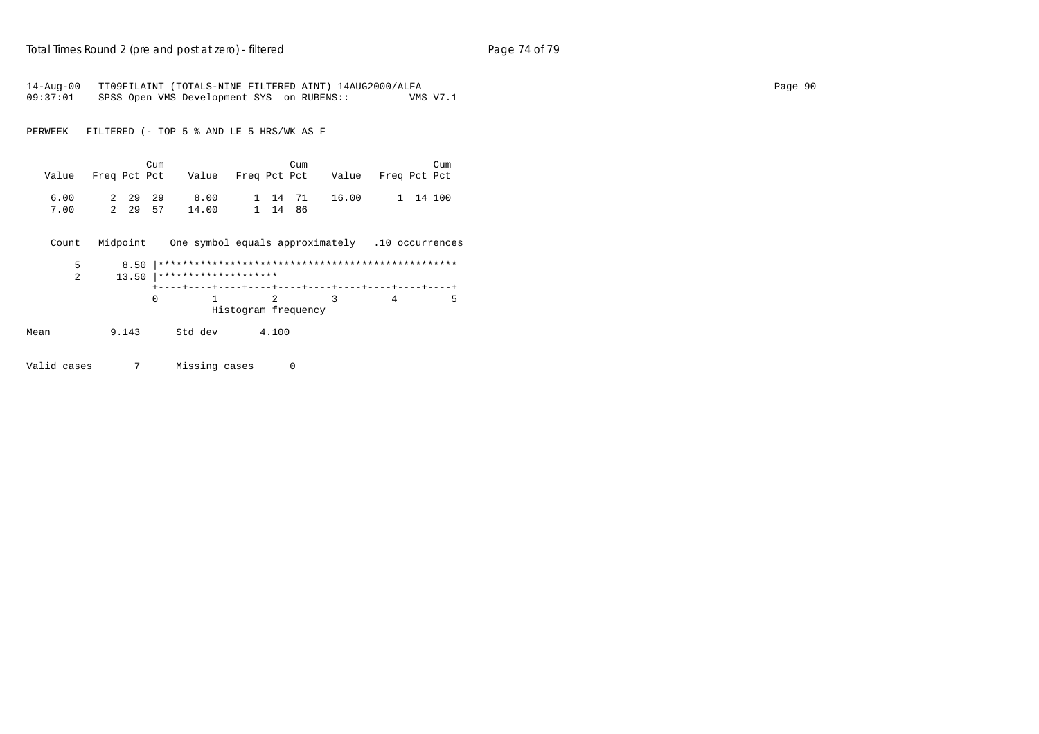```
14-Aug-00   TT09FILAINT (TOTALS-NINE FILTERED AINT) 14AUG2000/ALFA
09:37:01    SPSS Open VMS Development SYS  on RUBENS::          VMS V7.1

PERWEEK   FILTERED (- TOP 5 % AND LE 5 HRS/WK AS F

                      Cum                      Cum                      Cum
   Value   Freq Pct Pct    Value   Freq Pct Pct    Value   Freq Pct Pct

    6.00      2  29  29     8.00      1  14  71    16.00      1  14 100
    7.00      2  29  57    14.00      1  14  86

    Count   Midpoint    One symbol equals approximately   .10 occurrences

        5       8.50 |**************************************************
        2      13.50 |********************
                     +----+----+----+----+----+----+----+----+----+----+
                     0         1         2         3         4         5
                                  Histogram frequency

Mean          9.143      Std dev       4.100

Valid cases       7      Missing cases      0
```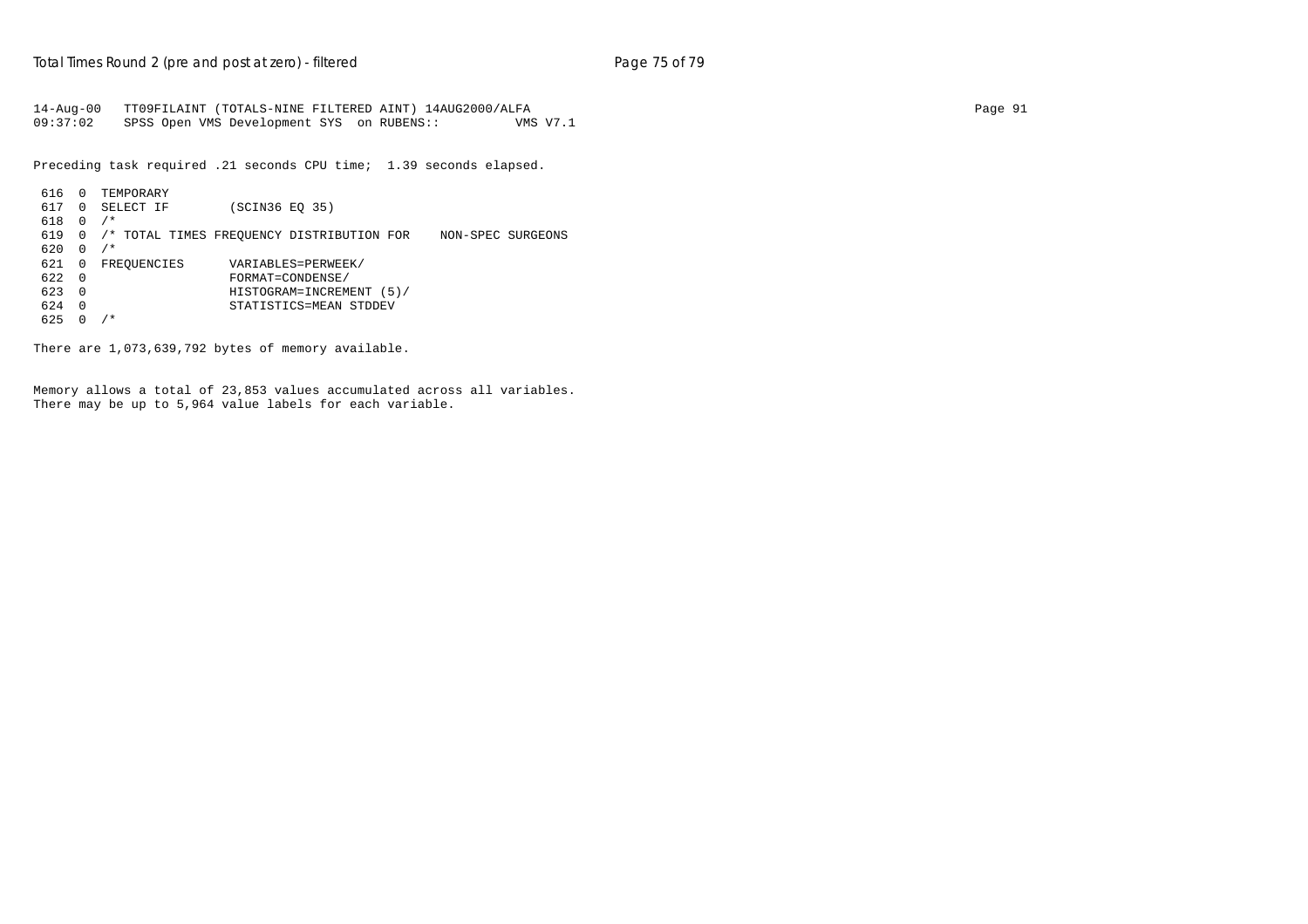```
14-Aug-00   TT09FILAINT (TOTALS-NINE FILTERED AINT) 14AUG2000/ALFA
09:37:02    SPSS Open VMS Development SYS  on RUBENS::         VMS V7.1

Preceding task required .21 seconds CPU time;  1.39 seconds elapsed.

 616  0  TEMPORARY
 617  0  SELECT IF        (SCIN36 EQ 35)
 618  0  /*
 619  0  /* TOTAL TIMES FREQUENCY DISTRIBUTION FOR    NON-SPEC SURGEONS
 620  0  /*
 621  0  FREQUENCIES      VARIABLES=PERWEEK/
 622  0                   FORMAT=CONDENSE/
 623  0                   HISTOGRAM=INCREMENT (5)/
 624  0                   STATISTICS=MEAN STDDEV
 625  0  /*

There are 1,073,639,792 bytes of memory available.


Memory allows a total of 23,853 values accumulated across all variables.
There may be up to 5,964 value labels for each variable.
```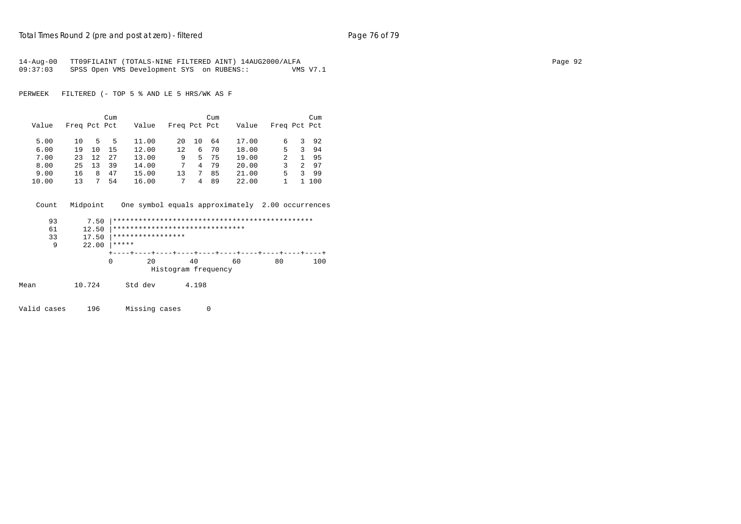14-Aug-00 TT09FILAINT (TOTALS-NINE FILTERED AINT) 14AUG2000/ALFA
09:37:03 SPSS Open VMS Development SYS on RUBENS:: VMS V7.1

PERWEEK FILTERED (- TOP 5 % AND LE 5 HRS/WK AS F

| Value | Freq | Pct | Cum Pct | Value | Freq | Pct | Cum Pct | Value | Freq | Pct | Cum Pct |
|---|---|---|---|---|---|---|---|---|---|---|---|
| 5.00 | 10 | 5 | 5 | 11.00 | 20 | 10 | 64 | 17.00 | 6 | 3 | 92 |
| 6.00 | 19 | 10 | 15 | 12.00 | 12 | 6 | 70 | 18.00 | 5 | 3 | 94 |
| 7.00 | 23 | 12 | 27 | 13.00 | 9 | 5 | 75 | 19.00 | 2 | 1 | 95 |
| 8.00 | 25 | 13 | 39 | 14.00 | 7 | 4 | 79 | 20.00 | 3 | 2 | 97 |
| 9.00 | 16 | 8 | 47 | 15.00 | 13 | 7 | 85 | 21.00 | 5 | 3 | 99 |
| 10.00 | 13 | 7 | 54 | 16.00 | 7 | 4 | 89 | 22.00 | 1 | 1 | 100 |

```
 Count   Midpoint    One symbol equals approximately  2.00 occurrences

    93       7.50 |***********************************************
    61      12.50 |*******************************
    33      17.50 |*****************
     9      22.00 |*****
                  +----+----+----+----+----+----+----+----+----+----+
                  0        20        40        60        80       100
                            Histogram frequency
```

Mean 10.724 Std dev 4.198

Valid cases 196 Missing cases 0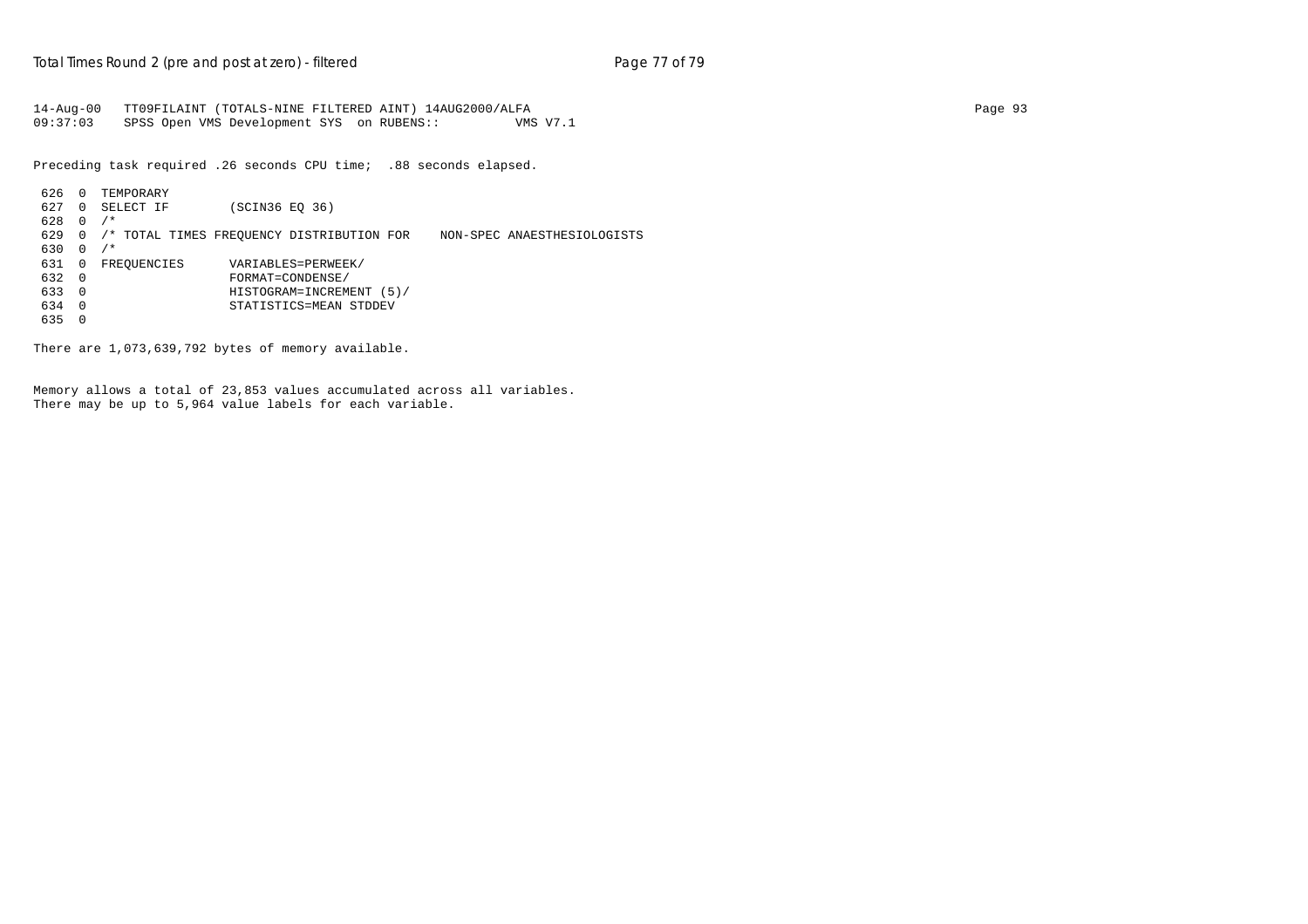```
14-Aug-00   TT09FILAINT (TOTALS-NINE FILTERED AINT) 14AUG2000/ALFA
09:37:03    SPSS Open VMS Development SYS  on RUBENS::          VMS V7.1
```

Preceding task required .26 seconds CPU time;  .88 seconds elapsed.

```
 626  0  TEMPORARY
 627  0  SELECT IF        (SCIN36 EQ 36)
 628  0  /*
 629  0  /* TOTAL TIMES FREQUENCY DISTRIBUTION FOR    NON-SPEC ANAESTHESIOLOGISTS
 630  0  /*
 631  0  FREQUENCIES      VARIABLES=PERWEEK/
 632  0                   FORMAT=CONDENSE/
 633  0                   HISTOGRAM=INCREMENT (5)/
 634  0                   STATISTICS=MEAN STDDEV
 635  0
```

There are 1,073,639,792 bytes of memory available.

Memory allows a total of 23,853 values accumulated across all variables.
There may be up to 5,964 value labels for each variable.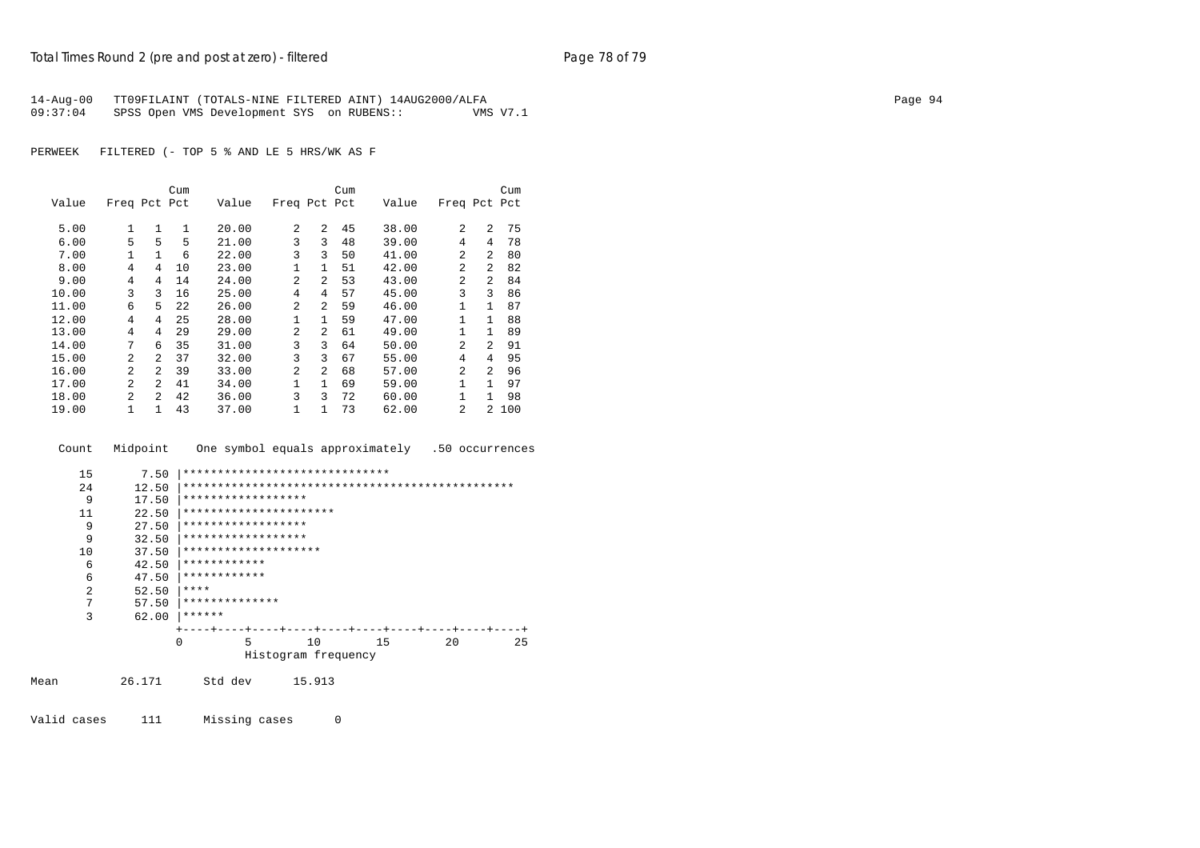14-Aug-00 TT09FILAINT (TOTALS-NINE FILTERED AINT) 14AUG2000/ALFA
09:37:04 SPSS Open VMS Development SYS on RUBENS:: VMS V7.1

PERWEEK FILTERED (- TOP 5 % AND LE 5 HRS/WK AS F

| Value | Freq | Pct | Cum Pct | Value | Freq | Pct | Cum Pct | Value | Freq | Pct | Cum Pct |
|---|---|---|---|---|---|---|---|---|---|---|---|
| 5.00 | 1 | 1 | 1 | 20.00 | 2 | 2 | 45 | 38.00 | 2 | 2 | 75 |
| 6.00 | 5 | 5 | 5 | 21.00 | 3 | 3 | 48 | 39.00 | 4 | 4 | 78 |
| 7.00 | 1 | 1 | 6 | 22.00 | 3 | 3 | 50 | 41.00 | 2 | 2 | 80 |
| 8.00 | 4 | 4 | 10 | 23.00 | 1 | 1 | 51 | 42.00 | 2 | 2 | 82 |
| 9.00 | 4 | 4 | 14 | 24.00 | 2 | 2 | 53 | 43.00 | 2 | 2 | 84 |
| 10.00 | 3 | 3 | 16 | 25.00 | 4 | 4 | 57 | 45.00 | 3 | 3 | 86 |
| 11.00 | 6 | 5 | 22 | 26.00 | 2 | 2 | 59 | 46.00 | 1 | 1 | 87 |
| 12.00 | 4 | 4 | 25 | 28.00 | 1 | 1 | 59 | 47.00 | 1 | 1 | 88 |
| 13.00 | 4 | 4 | 29 | 29.00 | 2 | 2 | 61 | 49.00 | 1 | 1 | 89 |
| 14.00 | 7 | 6 | 35 | 31.00 | 3 | 3 | 64 | 50.00 | 2 | 2 | 91 |
| 15.00 | 2 | 2 | 37 | 32.00 | 3 | 3 | 67 | 55.00 | 4 | 4 | 95 |
| 16.00 | 2 | 2 | 39 | 33.00 | 2 | 2 | 68 | 57.00 | 2 | 2 | 96 |
| 17.00 | 2 | 2 | 41 | 34.00 | 1 | 1 | 69 | 59.00 | 1 | 1 | 97 |
| 18.00 | 2 | 2 | 42 | 36.00 | 3 | 3 | 72 | 60.00 | 1 | 1 | 98 |
| 19.00 | 1 | 1 | 43 | 37.00 | 1 | 1 | 73 | 62.00 | 2 | 2 | 100 |

```
 Count   Midpoint    One symbol equals approximately   .50 occurrences

    15       7.50 |******************************
    24      12.50 |************************************************
     9      17.50 |******************
    11      22.50 |**********************
     9      27.50 |******************
     9      32.50 |******************
    10      37.50 |********************
     6      42.50 |************
     6      47.50 |************
     2      52.50 |****
     7      57.50 |**************
     3      62.00 |******
                  +----+----+----+----+----+----+----+----+----+----+
                  0         5        10        15        20        25
                            Histogram frequency
```

Mean 26.171 Std dev 15.913

Valid cases 111 Missing cases 0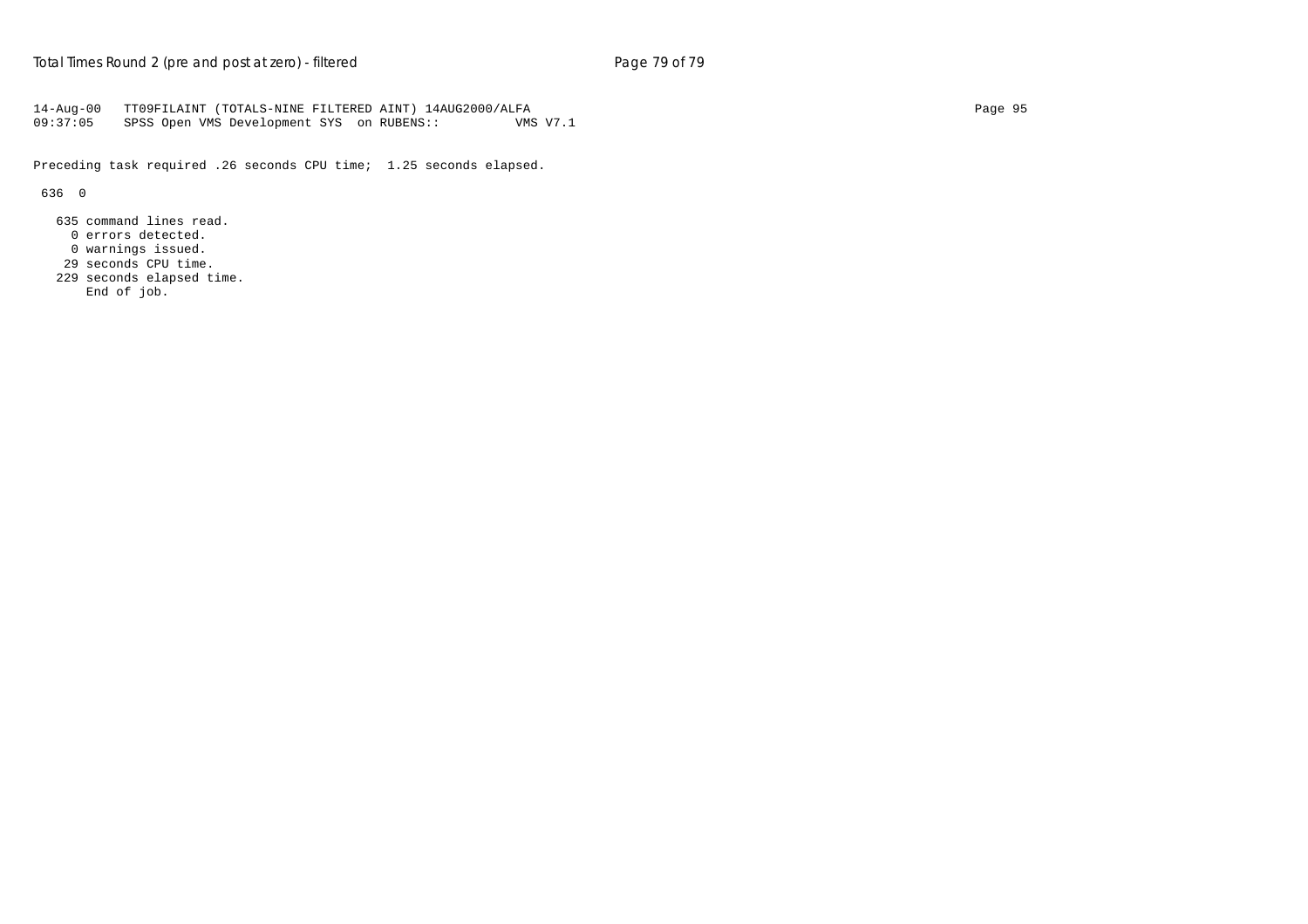```
14-Aug-00   TT09FILAINT (TOTALS-NINE FILTERED AINT) 14AUG2000/ALFA
09:37:05    SPSS Open VMS Development SYS  on RUBENS::          VMS V7.1

Preceding task required .26 seconds CPU time;  1.25 seconds elapsed.

 636  0

   635 command lines read.
     0 errors detected.
     0 warnings issued.
    29 seconds CPU time.
   229 seconds elapsed time.
       End of job.
```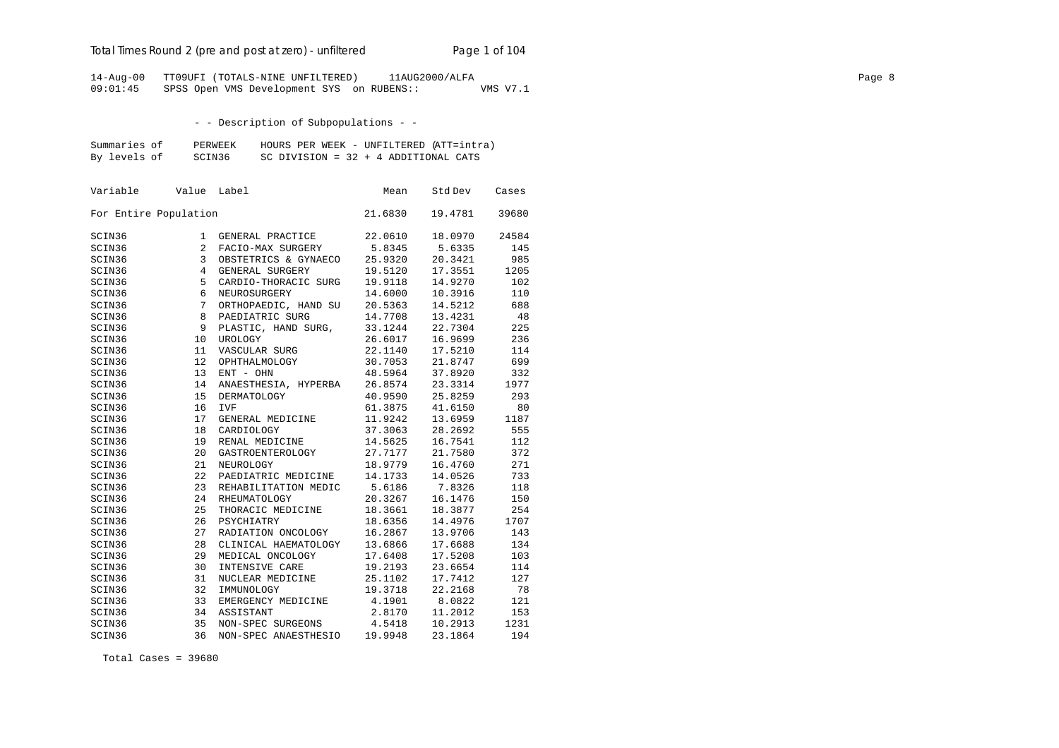14-Aug-00 TT09UFI (TOTALS-NINE UNFILTERED) 11AUG2000/ALFA
09:01:45 SPSS Open VMS Development SYS on RUBENS:: VMS V7.1

- - Description of Subpopulations - -

Summaries of PERWEEK HOURS PER WEEK - UNFILTERED (ATT=intra)
By levels of SCIN36 SC DIVISION = 32 + 4 ADDITIONAL CATS

| Variable | Value | Label | Mean | Std Dev | Cases |
|---|---|---|---|---|---|
| For Entire Population | | | 21.6830 | 19.4781 | 39680 |
| SCIN36 | 1 | GENERAL PRACTICE | 22.0610 | 18.0970 | 24584 |
| SCIN36 | 2 | FACIO-MAX SURGERY | 5.8345 | 5.6335 | 145 |
| SCIN36 | 3 | OBSTETRICS & GYNAECO | 25.9320 | 20.3421 | 985 |
| SCIN36 | 4 | GENERAL SURGERY | 19.5120 | 17.3551 | 1205 |
| SCIN36 | 5 | CARDIO-THORACIC SURG | 19.9118 | 14.9270 | 102 |
| SCIN36 | 6 | NEUROSURGERY | 14.6000 | 10.3916 | 110 |
| SCIN36 | 7 | ORTHOPAEDIC, HAND SU | 20.5363 | 14.5212 | 688 |
| SCIN36 | 8 | PAEDIATRIC SURG | 14.7708 | 13.4231 | 48 |
| SCIN36 | 9 | PLASTIC, HAND SURG, | 33.1244 | 22.7304 | 225 |
| SCIN36 | 10 | UROLOGY | 26.6017 | 16.9699 | 236 |
| SCIN36 | 11 | VASCULAR SURG | 22.1140 | 17.5210 | 114 |
| SCIN36 | 12 | OPHTHALMOLOGY | 30.7053 | 21.8747 | 699 |
| SCIN36 | 13 | ENT - OHN | 48.5964 | 37.8920 | 332 |
| SCIN36 | 14 | ANAESTHESIA, HYPERBA | 26.8574 | 23.3314 | 1977 |
| SCIN36 | 15 | DERMATOLOGY | 40.9590 | 25.8259 | 293 |
| SCIN36 | 16 | IVF | 61.3875 | 41.6150 | 80 |
| SCIN36 | 17 | GENERAL MEDICINE | 11.9242 | 13.6959 | 1187 |
| SCIN36 | 18 | CARDIOLOGY | 37.3063 | 28.2692 | 555 |
| SCIN36 | 19 | RENAL MEDICINE | 14.5625 | 16.7541 | 112 |
| SCIN36 | 20 | GASTROENTEROLOGY | 27.7177 | 21.7580 | 372 |
| SCIN36 | 21 | NEUROLOGY | 18.9779 | 16.4760 | 271 |
| SCIN36 | 22 | PAEDIATRIC MEDICINE | 14.1733 | 14.0526 | 733 |
| SCIN36 | 23 | REHABILITATION MEDIC | 5.6186 | 7.8326 | 118 |
| SCIN36 | 24 | RHEUMATOLOGY | 20.3267 | 16.1476 | 150 |
| SCIN36 | 25 | THORACIC MEDICINE | 18.3661 | 18.3877 | 254 |
| SCIN36 | 26 | PSYCHIATRY | 18.6356 | 14.4976 | 1707 |
| SCIN36 | 27 | RADIATION ONCOLOGY | 16.2867 | 13.9706 | 143 |
| SCIN36 | 28 | CLINICAL HAEMATOLOGY | 13.6866 | 17.6688 | 134 |
| SCIN36 | 29 | MEDICAL ONCOLOGY | 17.6408 | 17.5208 | 103 |
| SCIN36 | 30 | INTENSIVE CARE | 19.2193 | 23.6654 | 114 |
| SCIN36 | 31 | NUCLEAR MEDICINE | 25.1102 | 17.7412 | 127 |
| SCIN36 | 32 | IMMUNOLOGY | 19.3718 | 22.2168 | 78 |
| SCIN36 | 33 | EMERGENCY MEDICINE | 4.1901 | 8.0822 | 121 |
| SCIN36 | 34 | ASSISTANT | 2.8170 | 11.2012 | 153 |
| SCIN36 | 35 | NON-SPEC SURGEONS | 4.5418 | 10.2913 | 1231 |
| SCIN36 | 36 | NON-SPEC ANAESTHESIO | 19.9948 | 23.1864 | 194 |

Total Cases = 39680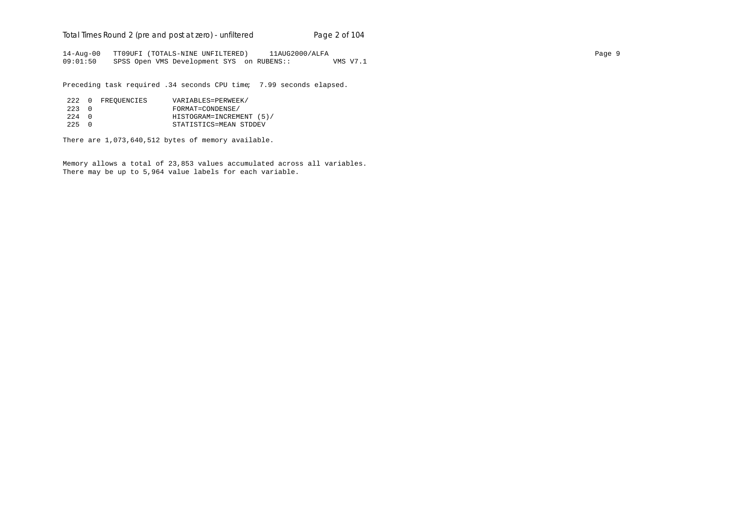```
14-Aug-00   TT09UFI (TOTALS-NINE UNFILTERED)     11AUG2000/ALFA
09:01:50    SPSS Open VMS Development SYS  on RUBENS::          VMS V7.1
```

Preceding task required .34 seconds CPU time;  7.99 seconds elapsed.

```
 222  0  FREQUENCIES       VARIABLES=PERWEEK/
 223  0                    FORMAT=CONDENSE/
 224  0                    HISTOGRAM=INCREMENT (5)/
 225  0                    STATISTICS=MEAN STDDEV
```

There are 1,073,640,512 bytes of memory available.

Memory allows a total of 23,853 values accumulated across all variables.
There may be up to 5,964 value labels for each variable.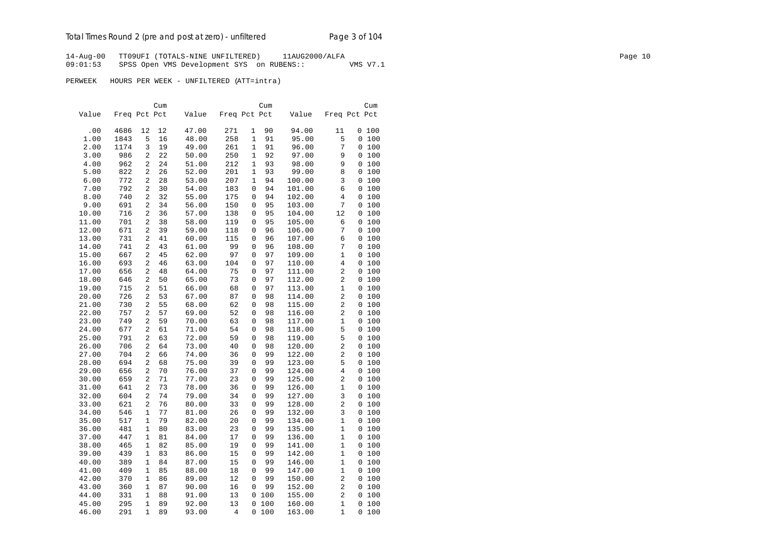Total Times Round 2 (pre and post at zero) - unfiltered

14-Aug-00 TT09UFI (TOTALS-NINE UNFILTERED) 11AUG2000/ALFA
09:01:53 SPSS Open VMS Development SYS on RUBENS:: VMS V7.1

PERWEEK HOURS PER WEEK - UNFILTERED (ATT=intra)

| Value | Freq | Pct | Cum Pct | Value | Freq | Pct | Cum Pct | Value | Freq | Pct | Cum Pct |
|---|---|---|---|---|---|---|---|---|---|---|---|
| .00 | 4686 | 12 | 12 | 47.00 | 271 | 1 | 90 | 94.00 | 11 | 0 | 100 |
| 1.00 | 1843 | 5 | 16 | 48.00 | 258 | 1 | 91 | 95.00 | 5 | 0 | 100 |
| 2.00 | 1174 | 3 | 19 | 49.00 | 261 | 1 | 91 | 96.00 | 7 | 0 | 100 |
| 3.00 | 986 | 2 | 22 | 50.00 | 250 | 1 | 92 | 97.00 | 9 | 0 | 100 |
| 4.00 | 962 | 2 | 24 | 51.00 | 212 | 1 | 93 | 98.00 | 9 | 0 | 100 |
| 5.00 | 822 | 2 | 26 | 52.00 | 201 | 1 | 93 | 99.00 | 8 | 0 | 100 |
| 6.00 | 772 | 2 | 28 | 53.00 | 207 | 1 | 94 | 100.00 | 3 | 0 | 100 |
| 7.00 | 792 | 2 | 30 | 54.00 | 183 | 0 | 94 | 101.00 | 6 | 0 | 100 |
| 8.00 | 740 | 2 | 32 | 55.00 | 175 | 0 | 94 | 102.00 | 4 | 0 | 100 |
| 9.00 | 691 | 2 | 34 | 56.00 | 150 | 0 | 95 | 103.00 | 7 | 0 | 100 |
| 10.00 | 716 | 2 | 36 | 57.00 | 138 | 0 | 95 | 104.00 | 12 | 0 | 100 |
| 11.00 | 701 | 2 | 38 | 58.00 | 119 | 0 | 95 | 105.00 | 6 | 0 | 100 |
| 12.00 | 671 | 2 | 39 | 59.00 | 118 | 0 | 96 | 106.00 | 7 | 0 | 100 |
| 13.00 | 731 | 2 | 41 | 60.00 | 115 | 0 | 96 | 107.00 | 6 | 0 | 100 |
| 14.00 | 741 | 2 | 43 | 61.00 | 99 | 0 | 96 | 108.00 | 7 | 0 | 100 |
| 15.00 | 667 | 2 | 45 | 62.00 | 97 | 0 | 97 | 109.00 | 1 | 0 | 100 |
| 16.00 | 693 | 2 | 46 | 63.00 | 104 | 0 | 97 | 110.00 | 4 | 0 | 100 |
| 17.00 | 656 | 2 | 48 | 64.00 | 75 | 0 | 97 | 111.00 | 2 | 0 | 100 |
| 18.00 | 646 | 2 | 50 | 65.00 | 73 | 0 | 97 | 112.00 | 2 | 0 | 100 |
| 19.00 | 715 | 2 | 51 | 66.00 | 68 | 0 | 97 | 113.00 | 1 | 0 | 100 |
| 20.00 | 726 | 2 | 53 | 67.00 | 87 | 0 | 98 | 114.00 | 2 | 0 | 100 |
| 21.00 | 730 | 2 | 55 | 68.00 | 62 | 0 | 98 | 115.00 | 2 | 0 | 100 |
| 22.00 | 757 | 2 | 57 | 69.00 | 52 | 0 | 98 | 116.00 | 2 | 0 | 100 |
| 23.00 | 749 | 2 | 59 | 70.00 | 63 | 0 | 98 | 117.00 | 1 | 0 | 100 |
| 24.00 | 677 | 2 | 61 | 71.00 | 54 | 0 | 98 | 118.00 | 5 | 0 | 100 |
| 25.00 | 791 | 2 | 63 | 72.00 | 59 | 0 | 98 | 119.00 | 5 | 0 | 100 |
| 26.00 | 706 | 2 | 64 | 73.00 | 40 | 0 | 98 | 120.00 | 2 | 0 | 100 |
| 27.00 | 704 | 2 | 66 | 74.00 | 36 | 0 | 99 | 122.00 | 2 | 0 | 100 |
| 28.00 | 694 | 2 | 68 | 75.00 | 39 | 0 | 99 | 123.00 | 5 | 0 | 100 |
| 29.00 | 656 | 2 | 70 | 76.00 | 37 | 0 | 99 | 124.00 | 4 | 0 | 100 |
| 30.00 | 659 | 2 | 71 | 77.00 | 23 | 0 | 99 | 125.00 | 2 | 0 | 100 |
| 31.00 | 641 | 2 | 73 | 78.00 | 36 | 0 | 99 | 126.00 | 1 | 0 | 100 |
| 32.00 | 604 | 2 | 74 | 79.00 | 34 | 0 | 99 | 127.00 | 3 | 0 | 100 |
| 33.00 | 621 | 2 | 76 | 80.00 | 33 | 0 | 99 | 128.00 | 2 | 0 | 100 |
| 34.00 | 546 | 1 | 77 | 81.00 | 26 | 0 | 99 | 132.00 | 3 | 0 | 100 |
| 35.00 | 517 | 1 | 79 | 82.00 | 20 | 0 | 99 | 134.00 | 1 | 0 | 100 |
| 36.00 | 481 | 1 | 80 | 83.00 | 23 | 0 | 99 | 135.00 | 1 | 0 | 100 |
| 37.00 | 447 | 1 | 81 | 84.00 | 17 | 0 | 99 | 136.00 | 1 | 0 | 100 |
| 38.00 | 465 | 1 | 82 | 85.00 | 19 | 0 | 99 | 141.00 | 1 | 0 | 100 |
| 39.00 | 439 | 1 | 83 | 86.00 | 15 | 0 | 99 | 142.00 | 1 | 0 | 100 |
| 40.00 | 389 | 1 | 84 | 87.00 | 15 | 0 | 99 | 146.00 | 1 | 0 | 100 |
| 41.00 | 409 | 1 | 85 | 88.00 | 18 | 0 | 99 | 147.00 | 1 | 0 | 100 |
| 42.00 | 370 | 1 | 86 | 89.00 | 12 | 0 | 99 | 150.00 | 2 | 0 | 100 |
| 43.00 | 360 | 1 | 87 | 90.00 | 16 | 0 | 99 | 152.00 | 2 | 0 | 100 |
| 44.00 | 331 | 1 | 88 | 91.00 | 13 | 0 | 100 | 155.00 | 2 | 0 | 100 |
| 45.00 | 295 | 1 | 89 | 92.00 | 13 | 0 | 100 | 160.00 | 1 | 0 | 100 |
| 46.00 | 291 | 1 | 89 | 93.00 | 4 | 0 | 100 | 163.00 | 1 | 0 | 100 |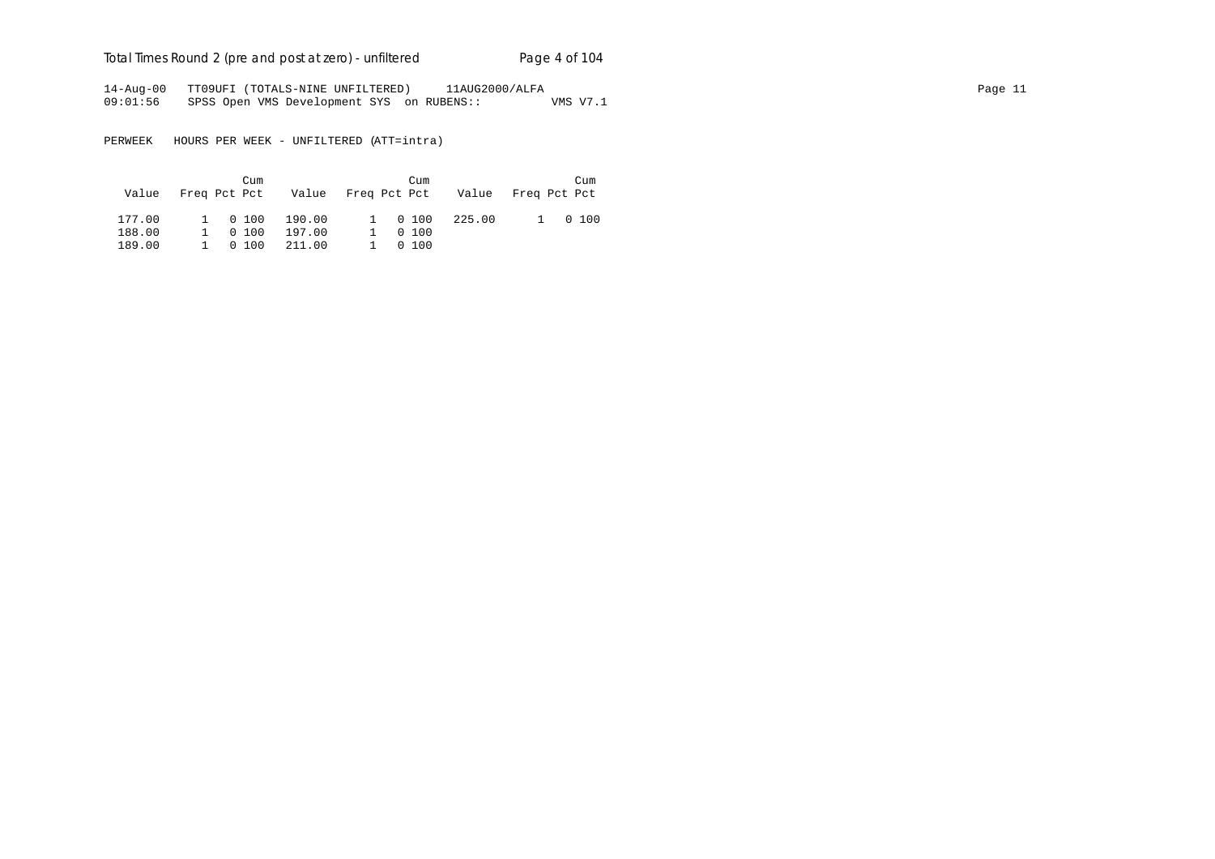14-Aug-00 TT09UFI (TOTALS-NINE UNFILTERED) 11AUG2000/ALFA
09:01:56 SPSS Open VMS Development SYS on RUBENS:: VMS V7.1

PERWEEK HOURS PER WEEK - UNFILTERED (ATT=intra)

| Value | Freq | Pct | Cum Pct | Value | Freq | Pct | Cum Pct | Value | Freq | Pct | Cum Pct |
|---|---|---|---|---|---|---|---|---|---|---|---|
| 177.00 | 1 | 0 | 100 | 190.00 | 1 | 0 | 100 | 225.00 | 1 | 0 | 100 |
| 188.00 | 1 | 0 | 100 | 197.00 | 1 | 0 | 100 | | | | |
| 189.00 | 1 | 0 | 100 | 211.00 | 1 | 0 | 100 | | | | |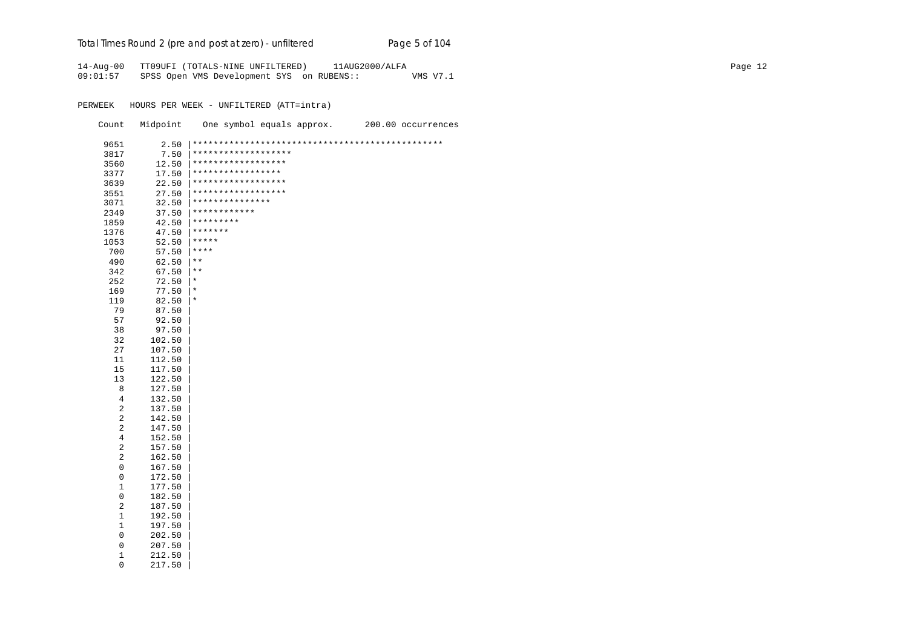14-Aug-00   TT09UFI (TOTALS-NINE UNFILTERED)     11AUG2000/ALFA
09:01:57    SPSS Open VMS Development SYS  on RUBENS::          VMS V7.1

PERWEEK   HOURS PER WEEK - UNFILTERED (ATT=intra)

```
    Count   Midpoint    One symbol equals approx.      200.00 occurrences

     9651       2.50 |************************************************
     3817       7.50 |*******************
     3560      12.50 |******************
     3377      17.50 |*****************
     3639      22.50 |******************
     3551      27.50 |******************
     3071      32.50 |***************
     2349      37.50 |************
     1859      42.50 |*********
     1376      47.50 |*******
     1053      52.50 |*****
      700      57.50 |****
      490      62.50 |**
      342      67.50 |**
      252      72.50 |*
      169      77.50 |*
      119      82.50 |*
       79      87.50 |
       57      92.50 |
       38      97.50 |
       32     102.50 |
       27     107.50 |
       11     112.50 |
       15     117.50 |
       13     122.50 |
        8     127.50 |
        4     132.50 |
        2     137.50 |
        2     142.50 |
        2     147.50 |
        4     152.50 |
        2     157.50 |
        2     162.50 |
        0     167.50 |
        0     172.50 |
        1     177.50 |
        0     182.50 |
        2     187.50 |
        1     192.50 |
        1     197.50 |
        0     202.50 |
        0     207.50 |
        1     212.50 |
        0     217.50 |
```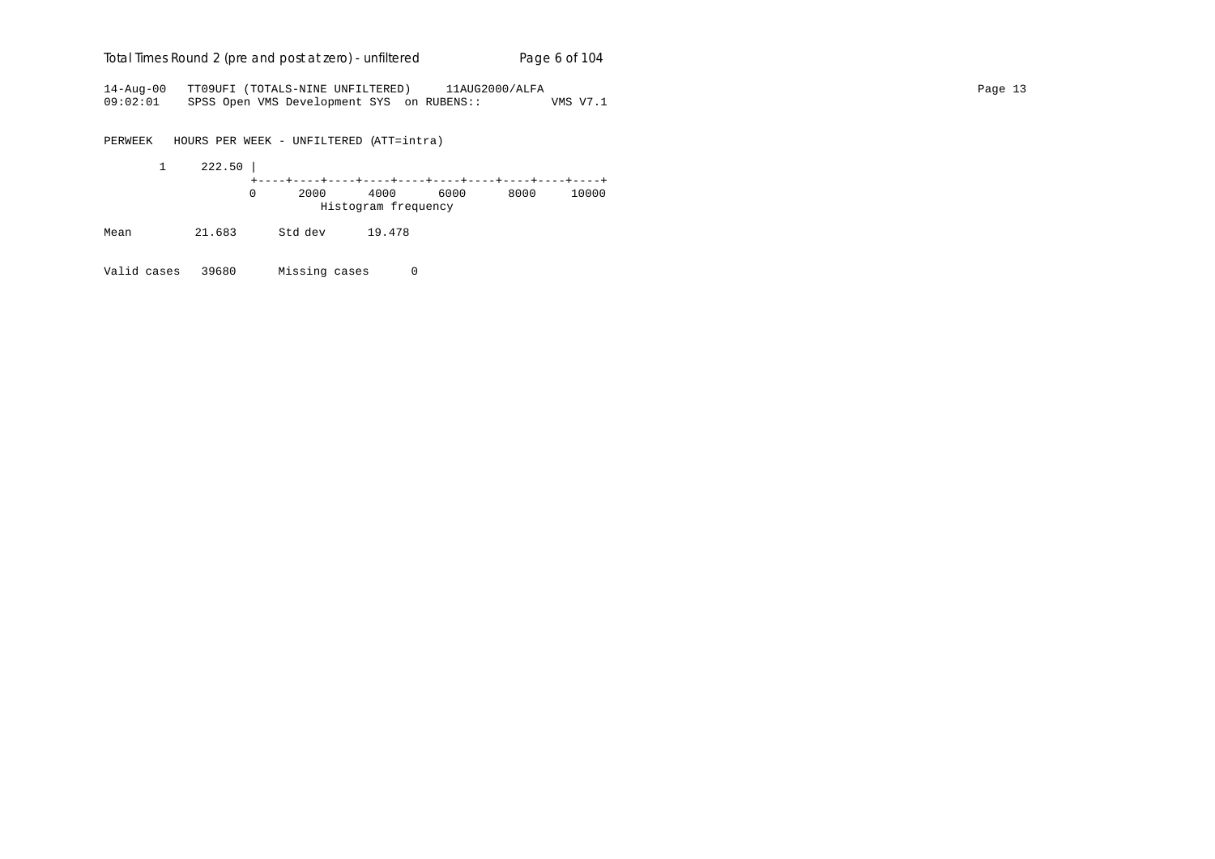```
14-Aug-00   TT09UFI (TOTALS-NINE UNFILTERED)     11AUG2000/ALFA
09:02:01    SPSS Open VMS Development SYS  on RUBENS::          VMS V7.1

PERWEEK   HOURS PER WEEK - UNFILTERED (ATT=intra)

       1     222.50 |
                    +----+----+----+----+----+----+----+----+----+----+
                    0      2000      4000      6000      8000     10000
                               Histogram frequency

Mean          21.683      Std dev      19.478

Valid cases   39680      Missing cases      0
```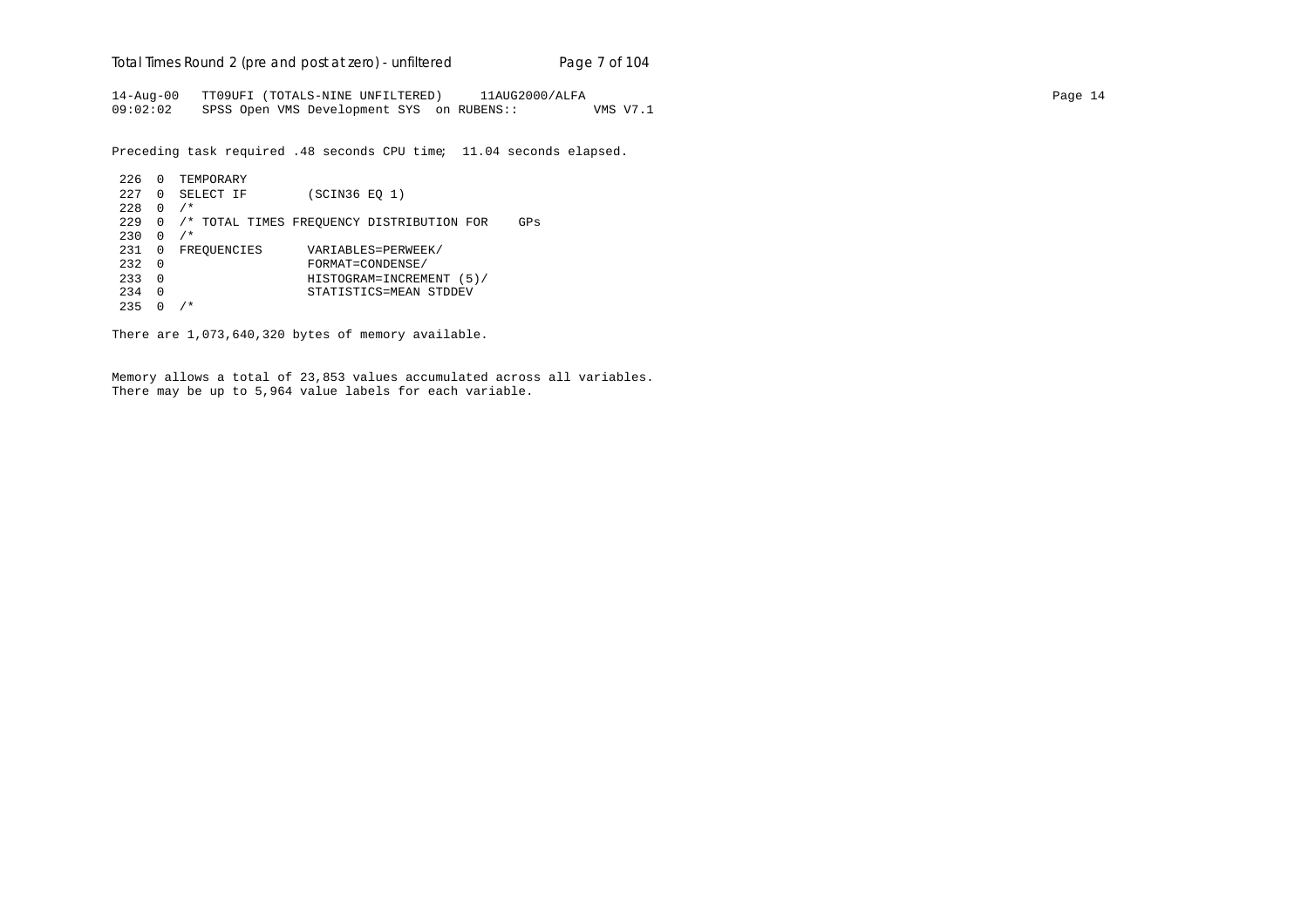```
14-Aug-00   TT09UFI (TOTALS-NINE UNFILTERED)     11AUG2000/ALFA
09:02:02    SPSS Open VMS Development SYS  on RUBENS::          VMS V7.1

Preceding task required .48 seconds CPU time;  11.04 seconds elapsed.

 226  0  TEMPORARY
 227  0  SELECT IF        (SCIN36 EQ 1)
 228  0  /*
 229  0  /* TOTAL TIMES FREQUENCY DISTRIBUTION FOR    GPs
 230  0  /*
 231  0  FREQUENCIES      VARIABLES=PERWEEK/
 232  0                   FORMAT=CONDENSE/
 233  0                   HISTOGRAM=INCREMENT (5)/
 234  0                   STATISTICS=MEAN STDDEV
 235  0  /*

There are 1,073,640,320 bytes of memory available.


Memory allows a total of 23,853 values accumulated across all variables.
There may be up to 5,964 value labels for each variable.
```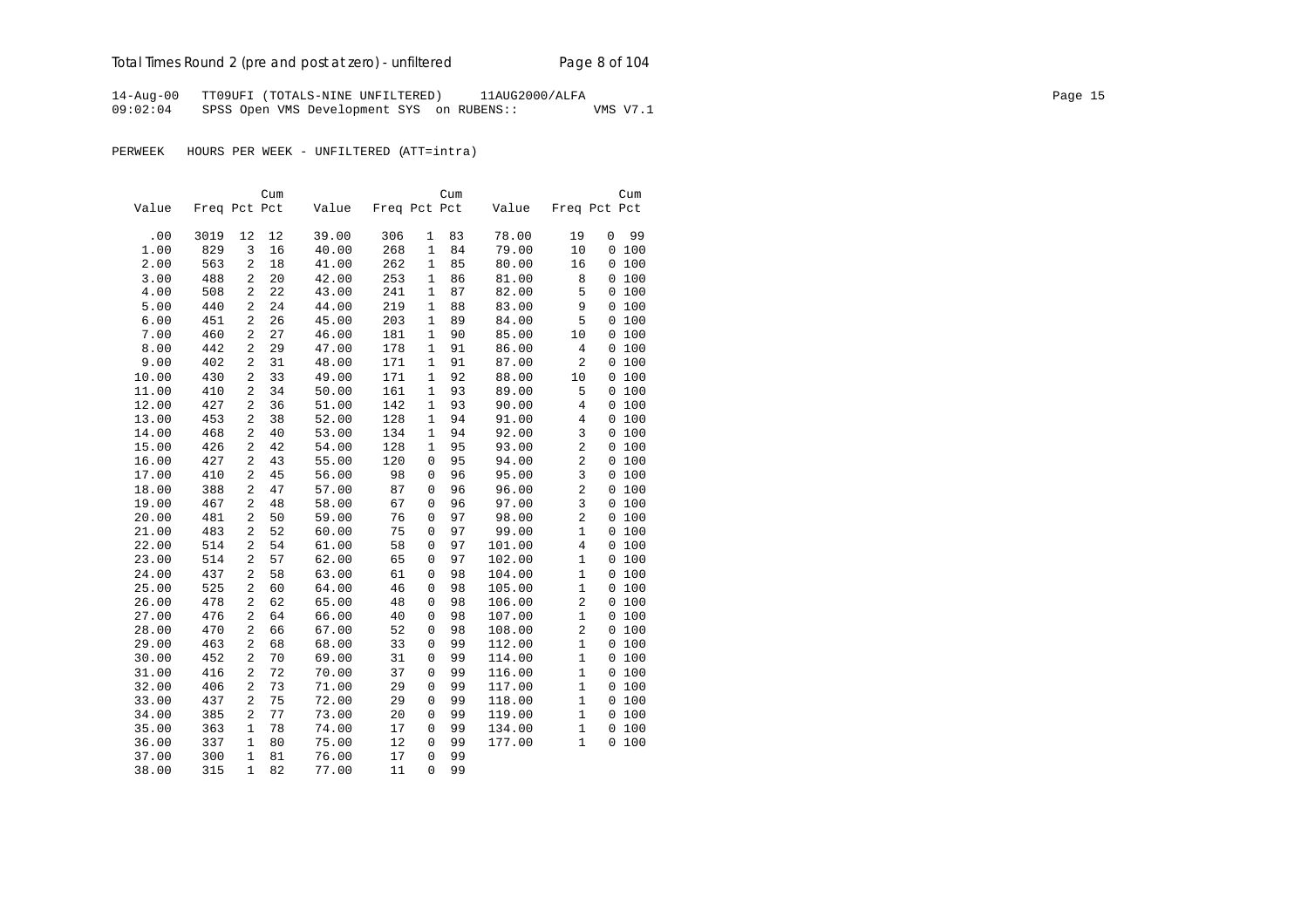14-Aug-00 TT09UFI (TOTALS-NINE UNFILTERED) 11AUG2000/ALFA
09:02:04 SPSS Open VMS Development SYS on RUBENS:: VMS V7.1

PERWEEK HOURS PER WEEK - UNFILTERED (ATT=intra)

| Value | Freq | Pct | Cum Pct | Value | Freq | Pct | Cum Pct | Value | Freq | Pct | Cum Pct |
|---|---|---|---|---|---|---|---|---|---|---|---|
| .00 | 3019 | 12 | 12 | 39.00 | 306 | 1 | 83 | 78.00 | 19 | 0 | 99 |
| 1.00 | 829 | 3 | 16 | 40.00 | 268 | 1 | 84 | 79.00 | 10 | 0 | 100 |
| 2.00 | 563 | 2 | 18 | 41.00 | 262 | 1 | 85 | 80.00 | 16 | 0 | 100 |
| 3.00 | 488 | 2 | 20 | 42.00 | 253 | 1 | 86 | 81.00 | 8 | 0 | 100 |
| 4.00 | 508 | 2 | 22 | 43.00 | 241 | 1 | 87 | 82.00 | 5 | 0 | 100 |
| 5.00 | 440 | 2 | 24 | 44.00 | 219 | 1 | 88 | 83.00 | 9 | 0 | 100 |
| 6.00 | 451 | 2 | 26 | 45.00 | 203 | 1 | 89 | 84.00 | 5 | 0 | 100 |
| 7.00 | 460 | 2 | 27 | 46.00 | 181 | 1 | 90 | 85.00 | 10 | 0 | 100 |
| 8.00 | 442 | 2 | 29 | 47.00 | 178 | 1 | 91 | 86.00 | 4 | 0 | 100 |
| 9.00 | 402 | 2 | 31 | 48.00 | 171 | 1 | 91 | 87.00 | 2 | 0 | 100 |
| 10.00 | 430 | 2 | 33 | 49.00 | 171 | 1 | 92 | 88.00 | 10 | 0 | 100 |
| 11.00 | 410 | 2 | 34 | 50.00 | 161 | 1 | 93 | 89.00 | 5 | 0 | 100 |
| 12.00 | 427 | 2 | 36 | 51.00 | 142 | 1 | 93 | 90.00 | 4 | 0 | 100 |
| 13.00 | 453 | 2 | 38 | 52.00 | 128 | 1 | 94 | 91.00 | 4 | 0 | 100 |
| 14.00 | 468 | 2 | 40 | 53.00 | 134 | 1 | 94 | 92.00 | 3 | 0 | 100 |
| 15.00 | 426 | 2 | 42 | 54.00 | 128 | 1 | 95 | 93.00 | 2 | 0 | 100 |
| 16.00 | 427 | 2 | 43 | 55.00 | 120 | 0 | 95 | 94.00 | 2 | 0 | 100 |
| 17.00 | 410 | 2 | 45 | 56.00 | 98 | 0 | 96 | 95.00 | 3 | 0 | 100 |
| 18.00 | 388 | 2 | 47 | 57.00 | 87 | 0 | 96 | 96.00 | 2 | 0 | 100 |
| 19.00 | 467 | 2 | 48 | 58.00 | 67 | 0 | 96 | 97.00 | 3 | 0 | 100 |
| 20.00 | 481 | 2 | 50 | 59.00 | 76 | 0 | 97 | 98.00 | 2 | 0 | 100 |
| 21.00 | 483 | 2 | 52 | 60.00 | 75 | 0 | 97 | 99.00 | 1 | 0 | 100 |
| 22.00 | 514 | 2 | 54 | 61.00 | 58 | 0 | 97 | 101.00 | 4 | 0 | 100 |
| 23.00 | 514 | 2 | 57 | 62.00 | 65 | 0 | 97 | 102.00 | 1 | 0 | 100 |
| 24.00 | 437 | 2 | 58 | 63.00 | 61 | 0 | 98 | 104.00 | 1 | 0 | 100 |
| 25.00 | 525 | 2 | 60 | 64.00 | 46 | 0 | 98 | 105.00 | 1 | 0 | 100 |
| 26.00 | 478 | 2 | 62 | 65.00 | 48 | 0 | 98 | 106.00 | 2 | 0 | 100 |
| 27.00 | 476 | 2 | 64 | 66.00 | 40 | 0 | 98 | 107.00 | 1 | 0 | 100 |
| 28.00 | 470 | 2 | 66 | 67.00 | 52 | 0 | 98 | 108.00 | 2 | 0 | 100 |
| 29.00 | 463 | 2 | 68 | 68.00 | 33 | 0 | 99 | 112.00 | 1 | 0 | 100 |
| 30.00 | 452 | 2 | 70 | 69.00 | 31 | 0 | 99 | 114.00 | 1 | 0 | 100 |
| 31.00 | 416 | 2 | 72 | 70.00 | 37 | 0 | 99 | 116.00 | 1 | 0 | 100 |
| 32.00 | 406 | 2 | 73 | 71.00 | 29 | 0 | 99 | 117.00 | 1 | 0 | 100 |
| 33.00 | 437 | 2 | 75 | 72.00 | 29 | 0 | 99 | 118.00 | 1 | 0 | 100 |
| 34.00 | 385 | 2 | 77 | 73.00 | 20 | 0 | 99 | 119.00 | 1 | 0 | 100 |
| 35.00 | 363 | 1 | 78 | 74.00 | 17 | 0 | 99 | 134.00 | 1 | 0 | 100 |
| 36.00 | 337 | 1 | 80 | 75.00 | 12 | 0 | 99 | 177.00 | 1 | 0 | 100 |
| 37.00 | 300 | 1 | 81 | 76.00 | 17 | 0 | 99 | | | | |
| 38.00 | 315 | 1 | 82 | 77.00 | 11 | 0 | 99 | | | | |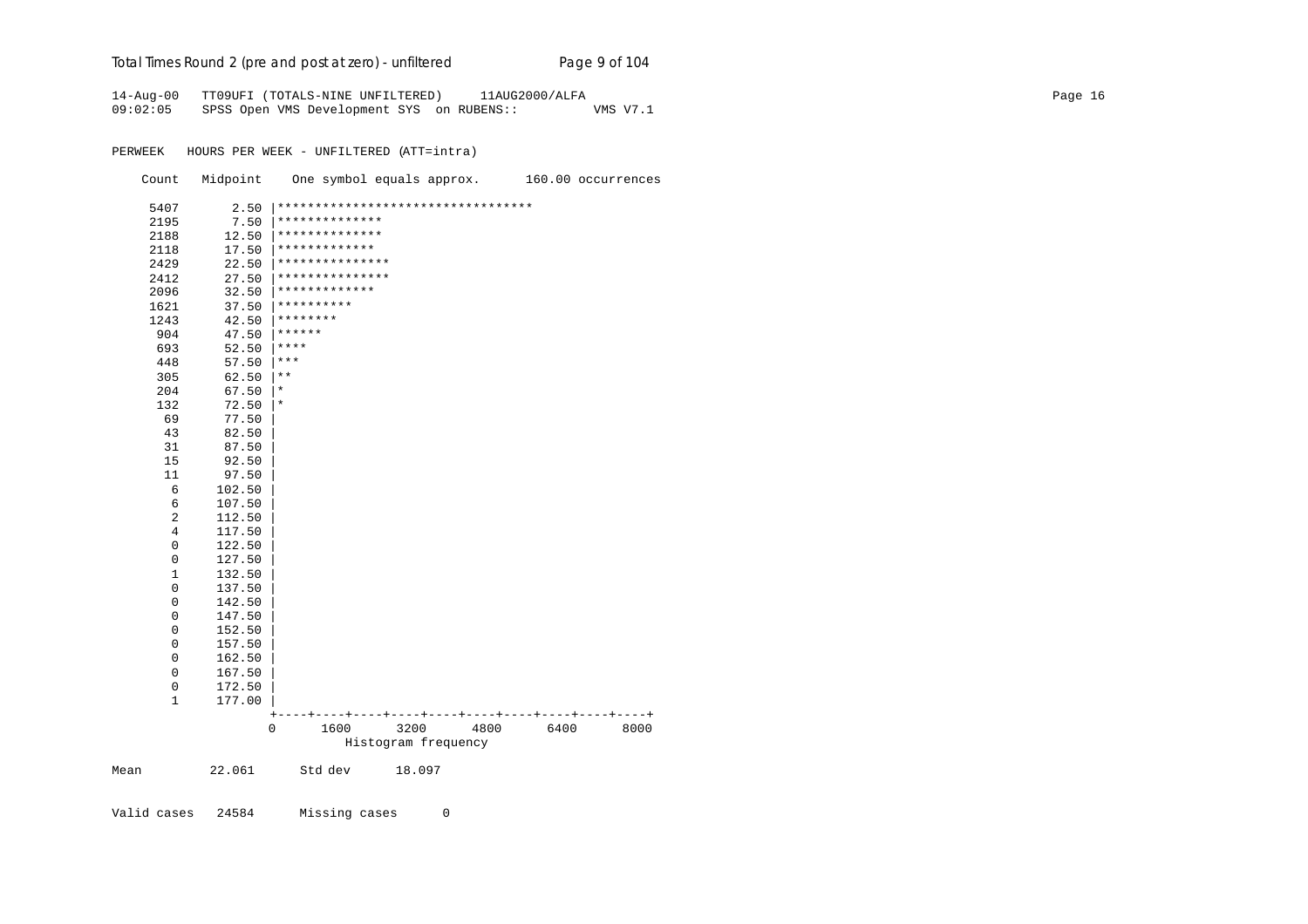```
14-Aug-00   TT09UFI (TOTALS-NINE UNFILTERED)     11AUG2000/ALFA
09:02:05    SPSS Open VMS Development SYS  on RUBENS::          VMS V7.1

PERWEEK   HOURS PER WEEK - UNFILTERED (ATT=intra)

    Count   Midpoint    One symbol equals approx.      160.00 occurrences

     5407       2.50 |**********************************
     2195       7.50 |**************
     2188      12.50 |**************
     2118      17.50 |*************
     2429      22.50 |***************
     2412      27.50 |***************
     2096      32.50 |*************
     1621      37.50 |**********
     1243      42.50 |********
      904      47.50 |******
      693      52.50 |****
      448      57.50 |***
      305      62.50 |**
      204      67.50 |*
      132      72.50 |*
       69      77.50 |
       43      82.50 |
       31      87.50 |
       15      92.50 |
       11      97.50 |
        6     102.50 |
        6     107.50 |
        2     112.50 |
        4     117.50 |
        0     122.50 |
        0     127.50 |
        1     132.50 |
        0     137.50 |
        0     142.50 |
        0     147.50 |
        0     152.50 |
        0     157.50 |
        0     162.50 |
        0     167.50 |
        0     172.50 |
        1     177.00 |
                     +----+----+----+----+----+----+----+----+----+----+
                     0      1600      3200      4800      6400      8000
                               Histogram frequency

Mean         22.061      Std dev      18.097


Valid cases   24584      Missing cases      0
```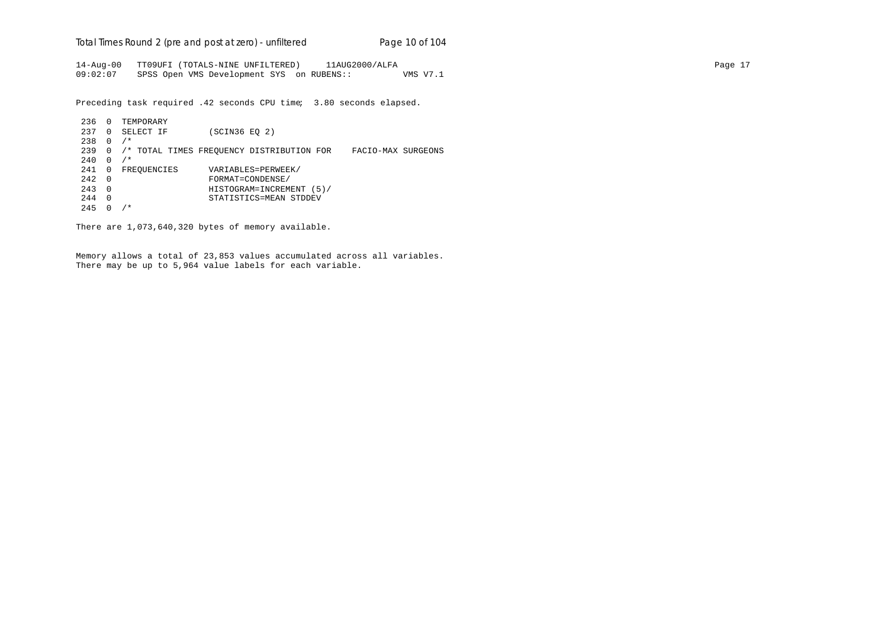```
14-Aug-00   TT09UFI (TOTALS-NINE UNFILTERED)     11AUG2000/ALFA
09:02:07    SPSS Open VMS Development SYS  on RUBENS::          VMS V7.1
```

Preceding task required .42 seconds CPU time;  3.80 seconds elapsed.

```
 236  0  TEMPORARY
 237  0  SELECT IF        (SCIN36 EQ 2)
 238  0  /*
 239  0  /* TOTAL TIMES FREQUENCY DISTRIBUTION FOR    FACIO-MAX SURGEONS
 240  0  /*
 241  0  FREQUENCIES      VARIABLES=PERWEEK/
 242  0                   FORMAT=CONDENSE/
 243  0                   HISTOGRAM=INCREMENT (5)/
 244  0                   STATISTICS=MEAN STDDEV
 245  0  /*
```

There are 1,073,640,320 bytes of memory available.

Memory allows a total of 23,853 values accumulated across all variables.
There may be up to 5,964 value labels for each variable.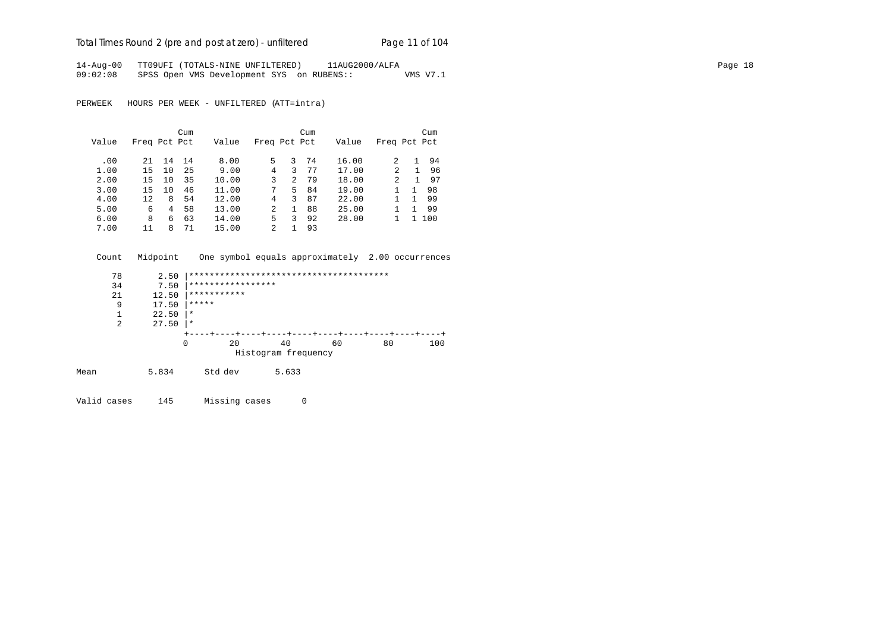14-Aug-00 TT09UFI (TOTALS-NINE UNFILTERED) 11AUG2000/ALFA
09:02:08 SPSS Open VMS Development SYS on RUBENS:: VMS V7.1

PERWEEK HOURS PER WEEK - UNFILTERED (ATT=intra)

| Value | Freq | Pct | Cum Pct | Value | Freq | Pct | Cum Pct | Value | Freq | Pct | Cum Pct |
|---|---|---|---|---|---|---|---|---|---|---|---|
| .00 | 21 | 14 | 14 | 8.00 | 5 | 3 | 74 | 16.00 | 2 | 1 | 94 |
| 1.00 | 15 | 10 | 25 | 9.00 | 4 | 3 | 77 | 17.00 | 2 | 1 | 96 |
| 2.00 | 15 | 10 | 35 | 10.00 | 3 | 2 | 79 | 18.00 | 2 | 1 | 97 |
| 3.00 | 15 | 10 | 46 | 11.00 | 7 | 5 | 84 | 19.00 | 1 | 1 | 98 |
| 4.00 | 12 | 8 | 54 | 12.00 | 4 | 3 | 87 | 22.00 | 1 | 1 | 99 |
| 5.00 | 6 | 4 | 58 | 13.00 | 2 | 1 | 88 | 25.00 | 1 | 1 | 99 |
| 6.00 | 8 | 6 | 63 | 14.00 | 5 | 3 | 92 | 28.00 | 1 | 1 | 100 |
| 7.00 | 11 | 8 | 71 | 15.00 | 2 | 1 | 93 | | | | |

```
Count  Midpoint    One symbol equals approximately  2.00 occurrences

   78      2.50 |***************************************
   34      7.50 |*****************
   21     12.50 |***********
    9     17.50 |*****
    1     22.50 |*
    2     27.50 |*
                +----+----+----+----+----+----+----+----+----+----+
                0        20        40        60        80       100
                           Histogram frequency
```

Mean 5.834 Std dev 5.633

Valid cases 145 Missing cases 0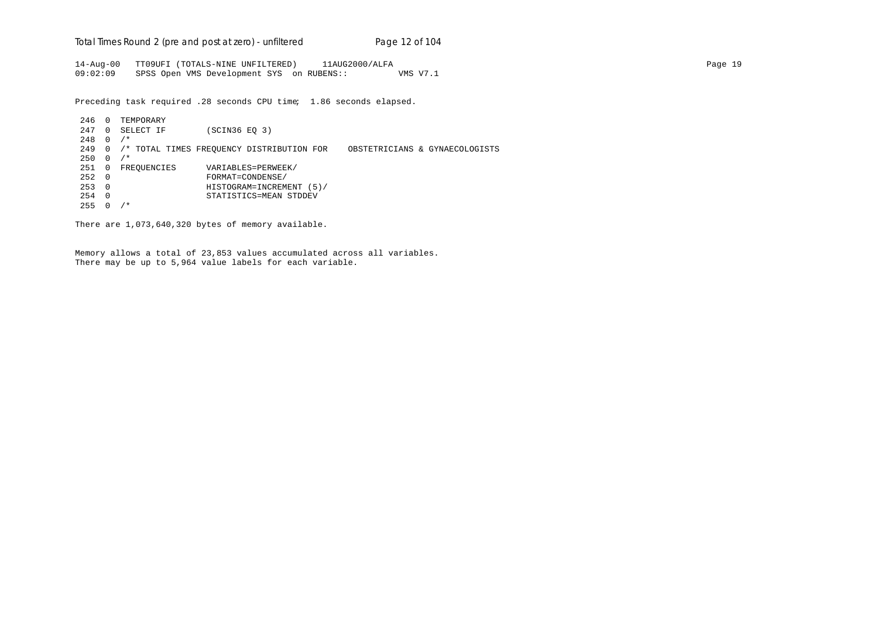```
14-Aug-00   TT09UFI (TOTALS-NINE UNFILTERED)     11AUG2000/ALFA
09:02:09    SPSS Open VMS Development SYS  on RUBENS::          VMS V7.1
```

Preceding task required .28 seconds CPU time;  1.86 seconds elapsed.

```
 246  0  TEMPORARY
 247  0  SELECT IF        (SCIN36 EQ 3)
 248  0  /*
 249  0  /* TOTAL TIMES FREQUENCY DISTRIBUTION FOR    OBSTETRICIANS & GYNAECOLOGISTS
 250  0  /*
 251  0  FREQUENCIES      VARIABLES=PERWEEK/
 252  0                   FORMAT=CONDENSE/
 253  0                   HISTOGRAM=INCREMENT (5)/
 254  0                   STATISTICS=MEAN STDDEV
 255  0  /*
```

There are 1,073,640,320 bytes of memory available.

Memory allows a total of 23,853 values accumulated across all variables.
There may be up to 5,964 value labels for each variable.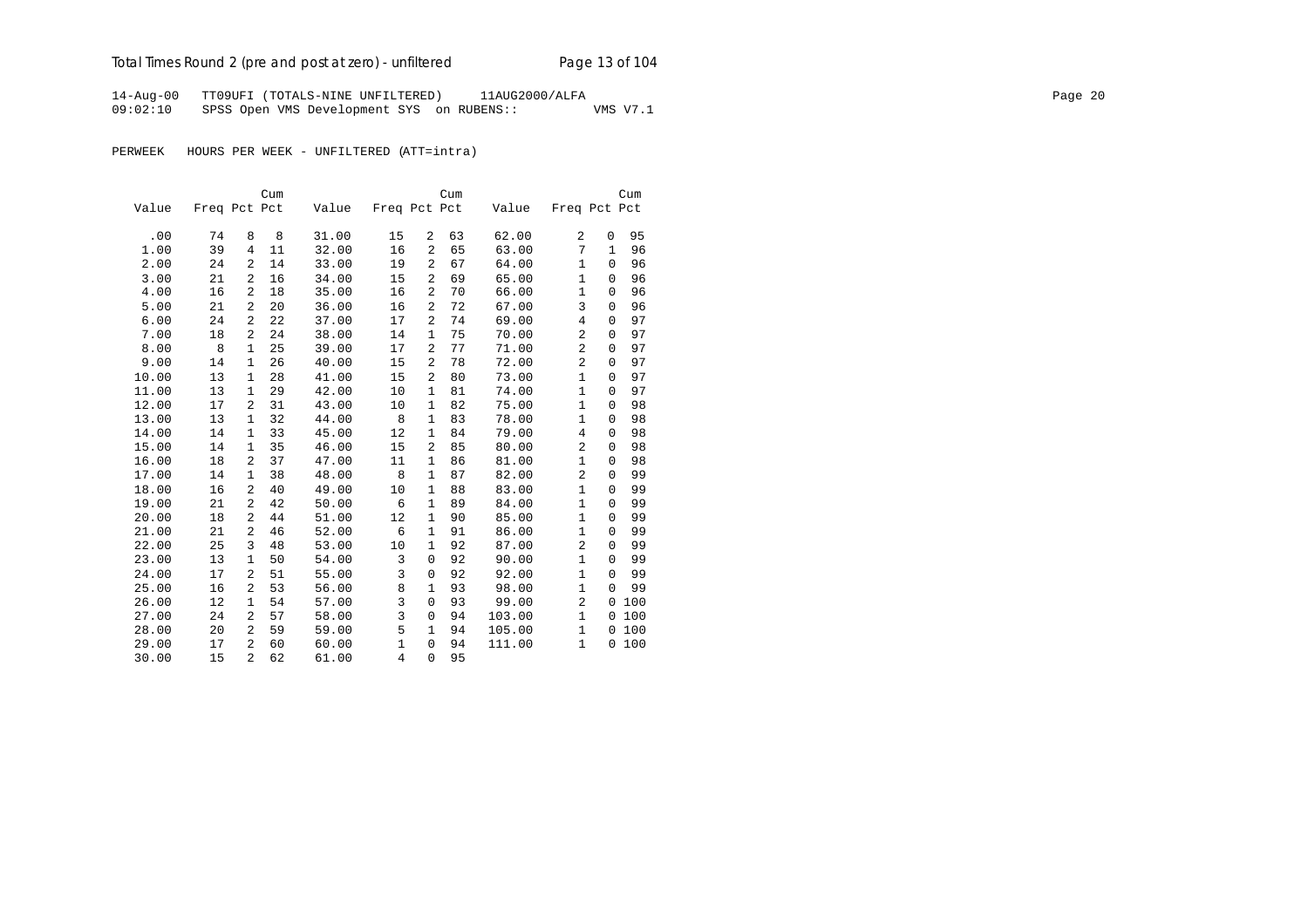14-Aug-00 TT09UFI (TOTALS-NINE UNFILTERED) 11AUG2000/ALFA
09:02:10 SPSS Open VMS Development SYS on RUBENS:: VMS V7.1

PERWEEK HOURS PER WEEK - UNFILTERED (ATT=intra)

| Value | Freq | Pct | Cum Pct | Value | Freq | Pct | Cum Pct | Value | Freq | Pct | Cum Pct |
|---|---|---|---|---|---|---|---|---|---|---|---|
| .00 | 74 | 8 | 8 | 31.00 | 15 | 2 | 63 | 62.00 | 2 | 0 | 95 |
| 1.00 | 39 | 4 | 11 | 32.00 | 16 | 2 | 65 | 63.00 | 7 | 1 | 96 |
| 2.00 | 24 | 2 | 14 | 33.00 | 19 | 2 | 67 | 64.00 | 1 | 0 | 96 |
| 3.00 | 21 | 2 | 16 | 34.00 | 15 | 2 | 69 | 65.00 | 1 | 0 | 96 |
| 4.00 | 16 | 2 | 18 | 35.00 | 16 | 2 | 70 | 66.00 | 1 | 0 | 96 |
| 5.00 | 21 | 2 | 20 | 36.00 | 16 | 2 | 72 | 67.00 | 3 | 0 | 96 |
| 6.00 | 24 | 2 | 22 | 37.00 | 17 | 2 | 74 | 69.00 | 4 | 0 | 97 |
| 7.00 | 18 | 2 | 24 | 38.00 | 14 | 1 | 75 | 70.00 | 2 | 0 | 97 |
| 8.00 | 8 | 1 | 25 | 39.00 | 17 | 2 | 77 | 71.00 | 2 | 0 | 97 |
| 9.00 | 14 | 1 | 26 | 40.00 | 15 | 2 | 78 | 72.00 | 2 | 0 | 97 |
| 10.00 | 13 | 1 | 28 | 41.00 | 15 | 2 | 80 | 73.00 | 1 | 0 | 97 |
| 11.00 | 13 | 1 | 29 | 42.00 | 10 | 1 | 81 | 74.00 | 1 | 0 | 97 |
| 12.00 | 17 | 2 | 31 | 43.00 | 10 | 1 | 82 | 75.00 | 1 | 0 | 98 |
| 13.00 | 13 | 1 | 32 | 44.00 | 8 | 1 | 83 | 78.00 | 1 | 0 | 98 |
| 14.00 | 14 | 1 | 33 | 45.00 | 12 | 1 | 84 | 79.00 | 4 | 0 | 98 |
| 15.00 | 14 | 1 | 35 | 46.00 | 15 | 2 | 85 | 80.00 | 2 | 0 | 98 |
| 16.00 | 18 | 2 | 37 | 47.00 | 11 | 1 | 86 | 81.00 | 1 | 0 | 98 |
| 17.00 | 14 | 1 | 38 | 48.00 | 8 | 1 | 87 | 82.00 | 2 | 0 | 99 |
| 18.00 | 16 | 2 | 40 | 49.00 | 10 | 1 | 88 | 83.00 | 1 | 0 | 99 |
| 19.00 | 21 | 2 | 42 | 50.00 | 6 | 1 | 89 | 84.00 | 1 | 0 | 99 |
| 20.00 | 18 | 2 | 44 | 51.00 | 12 | 1 | 90 | 85.00 | 1 | 0 | 99 |
| 21.00 | 21 | 2 | 46 | 52.00 | 6 | 1 | 91 | 86.00 | 1 | 0 | 99 |
| 22.00 | 25 | 3 | 48 | 53.00 | 10 | 1 | 92 | 87.00 | 2 | 0 | 99 |
| 23.00 | 13 | 1 | 50 | 54.00 | 3 | 0 | 92 | 90.00 | 1 | 0 | 99 |
| 24.00 | 17 | 2 | 51 | 55.00 | 3 | 0 | 92 | 92.00 | 1 | 0 | 99 |
| 25.00 | 16 | 2 | 53 | 56.00 | 8 | 1 | 93 | 98.00 | 1 | 0 | 99 |
| 26.00 | 12 | 1 | 54 | 57.00 | 3 | 0 | 93 | 99.00 | 2 | 0 | 100 |
| 27.00 | 24 | 2 | 57 | 58.00 | 3 | 0 | 94 | 103.00 | 1 | 0 | 100 |
| 28.00 | 20 | 2 | 59 | 59.00 | 5 | 1 | 94 | 105.00 | 1 | 0 | 100 |
| 29.00 | 17 | 2 | 60 | 60.00 | 1 | 0 | 94 | 111.00 | 1 | 0 | 100 |
| 30.00 | 15 | 2 | 62 | 61.00 | 4 | 0 | 95 | | | | |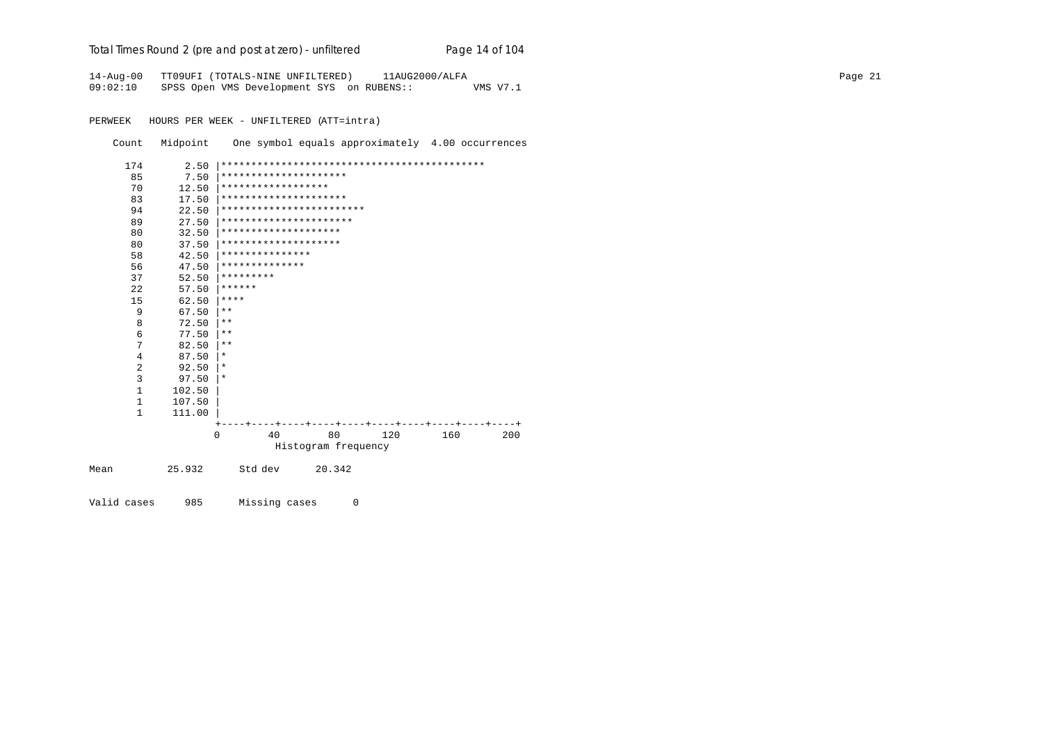14-Aug-00 TT09UFI (TOTALS-NINE UNFILTERED) 11AUG2000/ALFA
09:02:10 SPSS Open VMS Development SYS on RUBENS:: VMS V7.1

PERWEEK HOURS PER WEEK - UNFILTERED (ATT=intra)

```
    Count   Midpoint    One symbol equals approximately  4.00 occurrences

     174       2.50 |********************************************
      85       7.50 |*********************
      70      12.50 |******************
      83      17.50 |*********************
      94      22.50 |************************
      89      27.50 |**********************
      80      32.50 |********************
      80      37.50 |********************
      58      42.50 |***************
      56      47.50 |**************
      37      52.50 |*********
      22      57.50 |******
      15      62.50 |****
       9      67.50 |**
       8      72.50 |**
       6      77.50 |**
       7      82.50 |**
       4      87.50 |*
       2      92.50 |*
       3      97.50 |*
       1     102.50 |
       1     107.50 |
       1     111.00 |
                    +----+----+----+----+----+----+----+----+----+----+
                    0        40        80       120       160       200
                              Histogram frequency

Mean          25.932      Std dev      20.342


Valid cases     985      Missing cases      0
```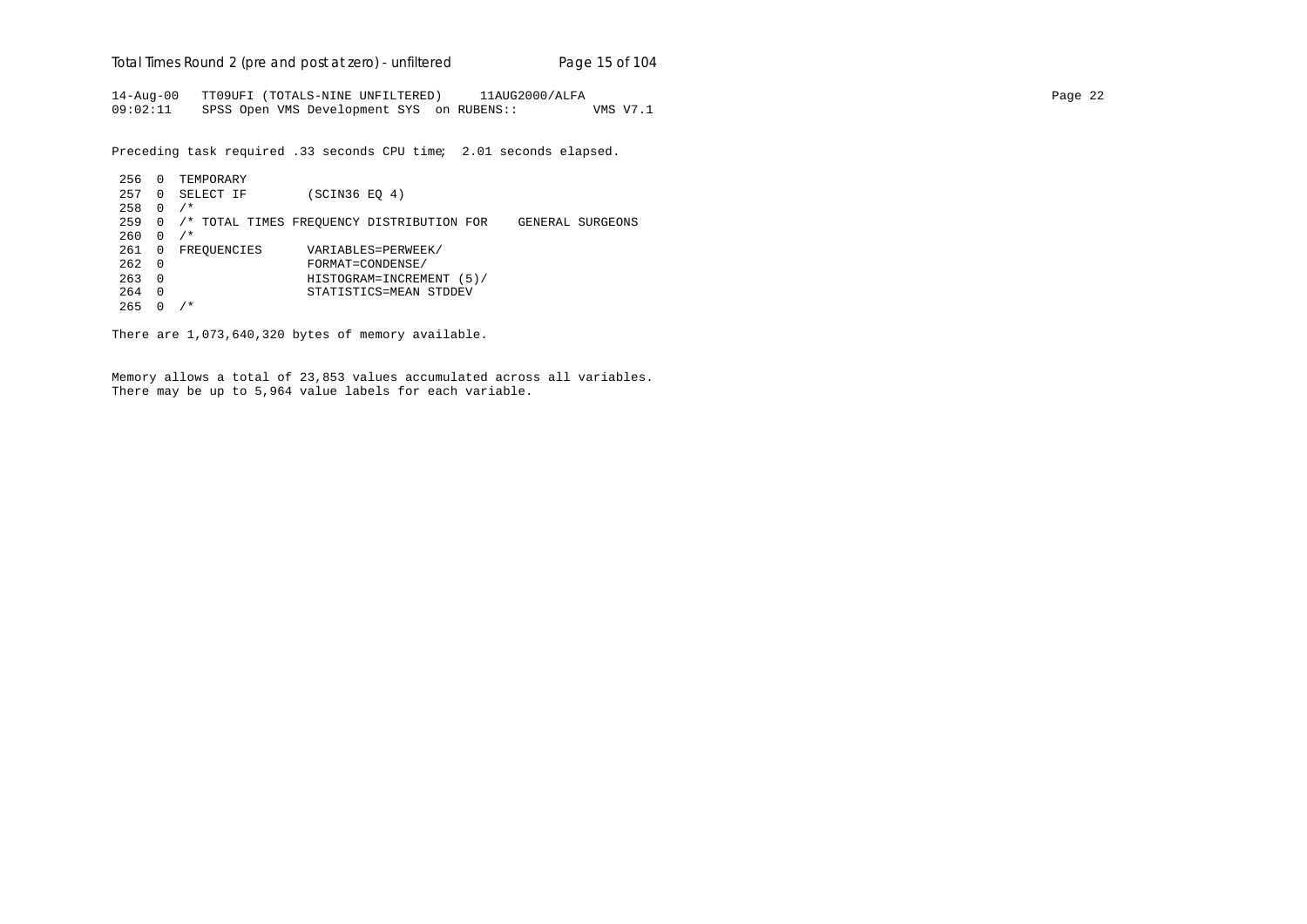```
14-Aug-00   TT09UFI (TOTALS-NINE UNFILTERED)     11AUG2000/ALFA
09:02:11    SPSS Open VMS Development SYS  on RUBENS::         VMS V7.1

Preceding task required .33 seconds CPU time;  2.01 seconds elapsed.

 256  0  TEMPORARY
 257  0  SELECT IF        (SCIN36 EQ 4)
 258  0  /*
 259  0  /* TOTAL TIMES FREQUENCY DISTRIBUTION FOR    GENERAL SURGEONS
 260  0  /*
 261  0  FREQUENCIES      VARIABLES=PERWEEK/
 262  0                   FORMAT=CONDENSE/
 263  0                   HISTOGRAM=INCREMENT (5)/
 264  0                   STATISTICS=MEAN STDDEV
 265  0  /*

There are 1,073,640,320 bytes of memory available.


Memory allows a total of 23,853 values accumulated across all variables.
There may be up to 5,964 value labels for each variable.
```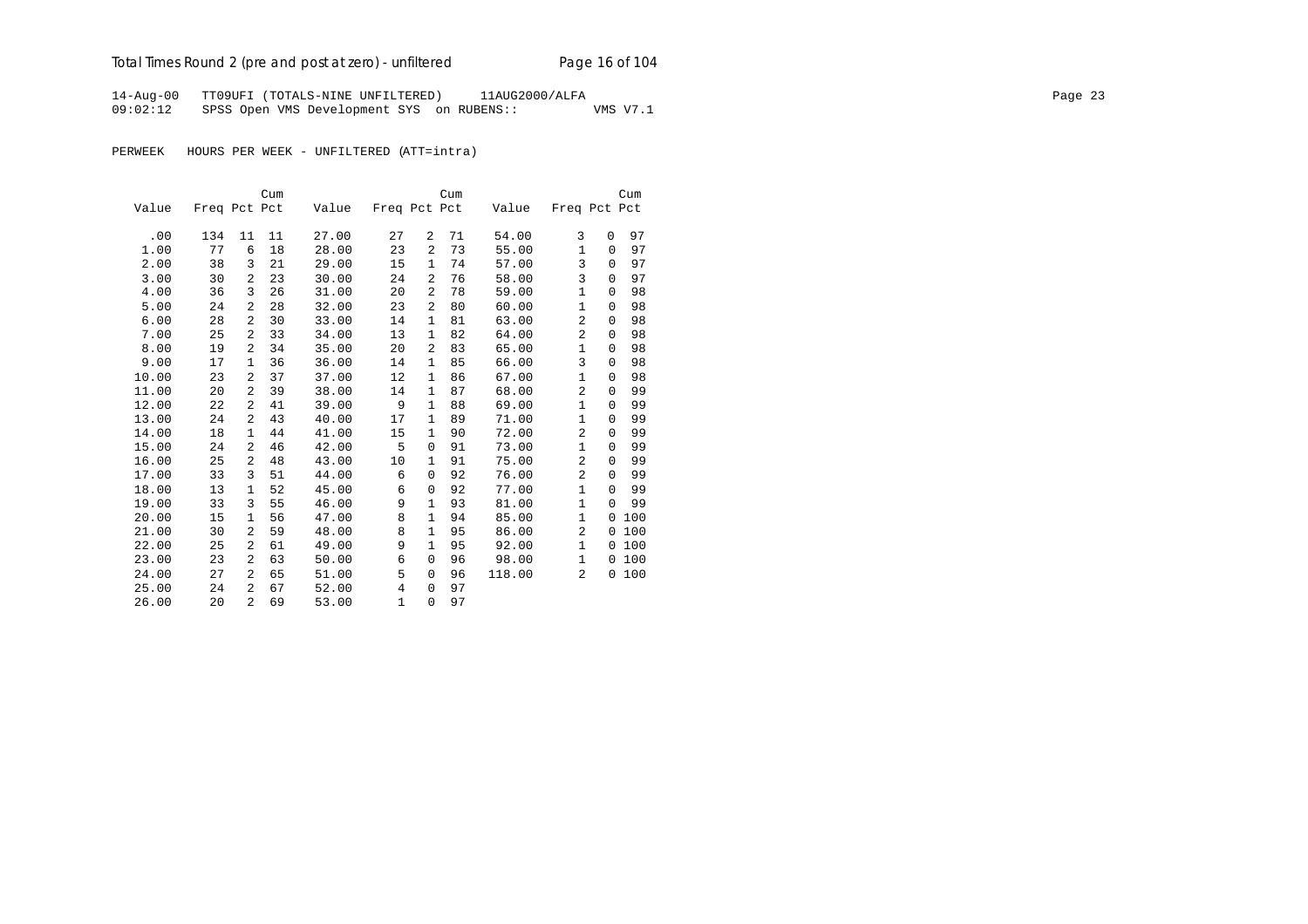14-Aug-00 TT09UFI (TOTALS-NINE UNFILTERED) 11AUG2000/ALFA
09:02:12 SPSS Open VMS Development SYS on RUBENS:: VMS V7.1

PERWEEK HOURS PER WEEK - UNFILTERED (ATT=intra)

| Value | Freq | Pct | Cum Pct | Value | Freq | Pct | Cum Pct | Value | Freq | Pct | Cum Pct |
|---|---|---|---|---|---|---|---|---|---|---|---|
| .00 | 134 | 11 | 11 | 27.00 | 27 | 2 | 71 | 54.00 | 3 | 0 | 97 |
| 1.00 | 77 | 6 | 18 | 28.00 | 23 | 2 | 73 | 55.00 | 1 | 0 | 97 |
| 2.00 | 38 | 3 | 21 | 29.00 | 15 | 1 | 74 | 57.00 | 3 | 0 | 97 |
| 3.00 | 30 | 2 | 23 | 30.00 | 24 | 2 | 76 | 58.00 | 3 | 0 | 97 |
| 4.00 | 36 | 3 | 26 | 31.00 | 20 | 2 | 78 | 59.00 | 1 | 0 | 98 |
| 5.00 | 24 | 2 | 28 | 32.00 | 23 | 2 | 80 | 60.00 | 1 | 0 | 98 |
| 6.00 | 28 | 2 | 30 | 33.00 | 14 | 1 | 81 | 63.00 | 2 | 0 | 98 |
| 7.00 | 25 | 2 | 33 | 34.00 | 13 | 1 | 82 | 64.00 | 2 | 0 | 98 |
| 8.00 | 19 | 2 | 34 | 35.00 | 20 | 2 | 83 | 65.00 | 1 | 0 | 98 |
| 9.00 | 17 | 1 | 36 | 36.00 | 14 | 1 | 85 | 66.00 | 3 | 0 | 98 |
| 10.00 | 23 | 2 | 37 | 37.00 | 12 | 1 | 86 | 67.00 | 1 | 0 | 98 |
| 11.00 | 20 | 2 | 39 | 38.00 | 14 | 1 | 87 | 68.00 | 2 | 0 | 99 |
| 12.00 | 22 | 2 | 41 | 39.00 | 9 | 1 | 88 | 69.00 | 1 | 0 | 99 |
| 13.00 | 24 | 2 | 43 | 40.00 | 17 | 1 | 89 | 71.00 | 1 | 0 | 99 |
| 14.00 | 18 | 1 | 44 | 41.00 | 15 | 1 | 90 | 72.00 | 2 | 0 | 99 |
| 15.00 | 24 | 2 | 46 | 42.00 | 5 | 0 | 91 | 73.00 | 1 | 0 | 99 |
| 16.00 | 25 | 2 | 48 | 43.00 | 10 | 1 | 91 | 75.00 | 2 | 0 | 99 |
| 17.00 | 33 | 3 | 51 | 44.00 | 6 | 0 | 92 | 76.00 | 2 | 0 | 99 |
| 18.00 | 13 | 1 | 52 | 45.00 | 6 | 0 | 92 | 77.00 | 1 | 0 | 99 |
| 19.00 | 33 | 3 | 55 | 46.00 | 9 | 1 | 93 | 81.00 | 1 | 0 | 99 |
| 20.00 | 15 | 1 | 56 | 47.00 | 8 | 1 | 94 | 85.00 | 1 | 0 | 100 |
| 21.00 | 30 | 2 | 59 | 48.00 | 8 | 1 | 95 | 86.00 | 2 | 0 | 100 |
| 22.00 | 25 | 2 | 61 | 49.00 | 9 | 1 | 95 | 92.00 | 1 | 0 | 100 |
| 23.00 | 23 | 2 | 63 | 50.00 | 6 | 0 | 96 | 98.00 | 1 | 0 | 100 |
| 24.00 | 27 | 2 | 65 | 51.00 | 5 | 0 | 96 | 118.00 | 2 | 0 | 100 |
| 25.00 | 24 | 2 | 67 | 52.00 | 4 | 0 | 97 | | | | |
| 26.00 | 20 | 2 | 69 | 53.00 | 1 | 0 | 97 | | | | |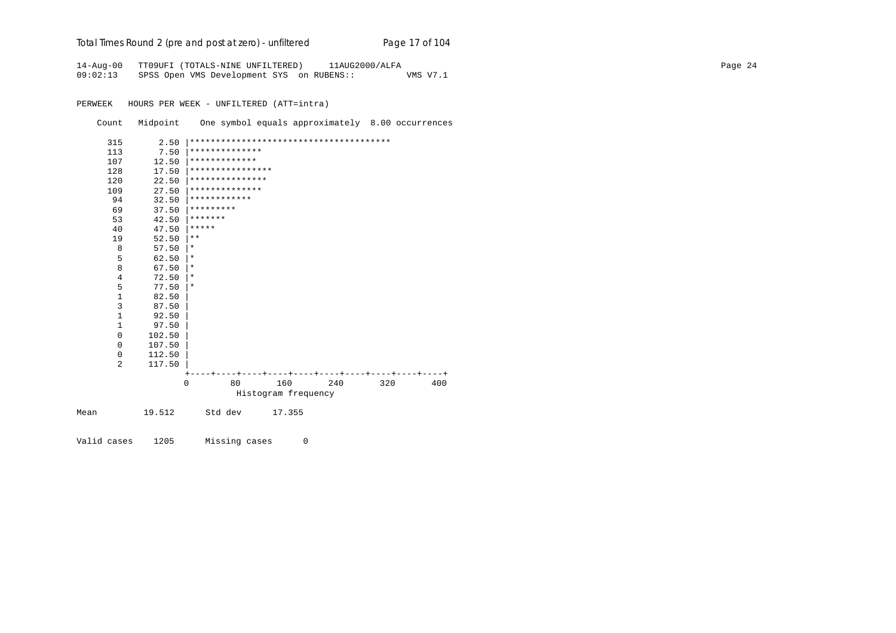14-Aug-00 TT09UFI (TOTALS-NINE UNFILTERED) 11AUG2000/ALFA
09:02:13 SPSS Open VMS Development SYS on RUBENS:: VMS V7.1

PERWEEK HOURS PER WEEK - UNFILTERED (ATT=intra)

```
    Count   Midpoint    One symbol equals approximately  8.00 occurrences

     315       2.50 |***************************************
     113       7.50 |**************
     107      12.50 |*************
     128      17.50 |****************
     120      22.50 |***************
     109      27.50 |**************
      94      32.50 |************
      69      37.50 |*********
      53      42.50 |*******
      40      47.50 |*****
      19      52.50 |**
       8      57.50 |*
       5      62.50 |*
       8      67.50 |*
       4      72.50 |*
       5      77.50 |*
       1      82.50 |
       3      87.50 |
       1      92.50 |
       1      97.50 |
       0     102.50 |
       0     107.50 |
       0     112.50 |
       2     117.50 |
                    +----+----+----+----+----+----+----+----+----+----+
                    0        80       160       240       320       400
                              Histogram frequency

Mean         19.512      Std dev      17.355

Valid cases    1205      Missing cases      0
```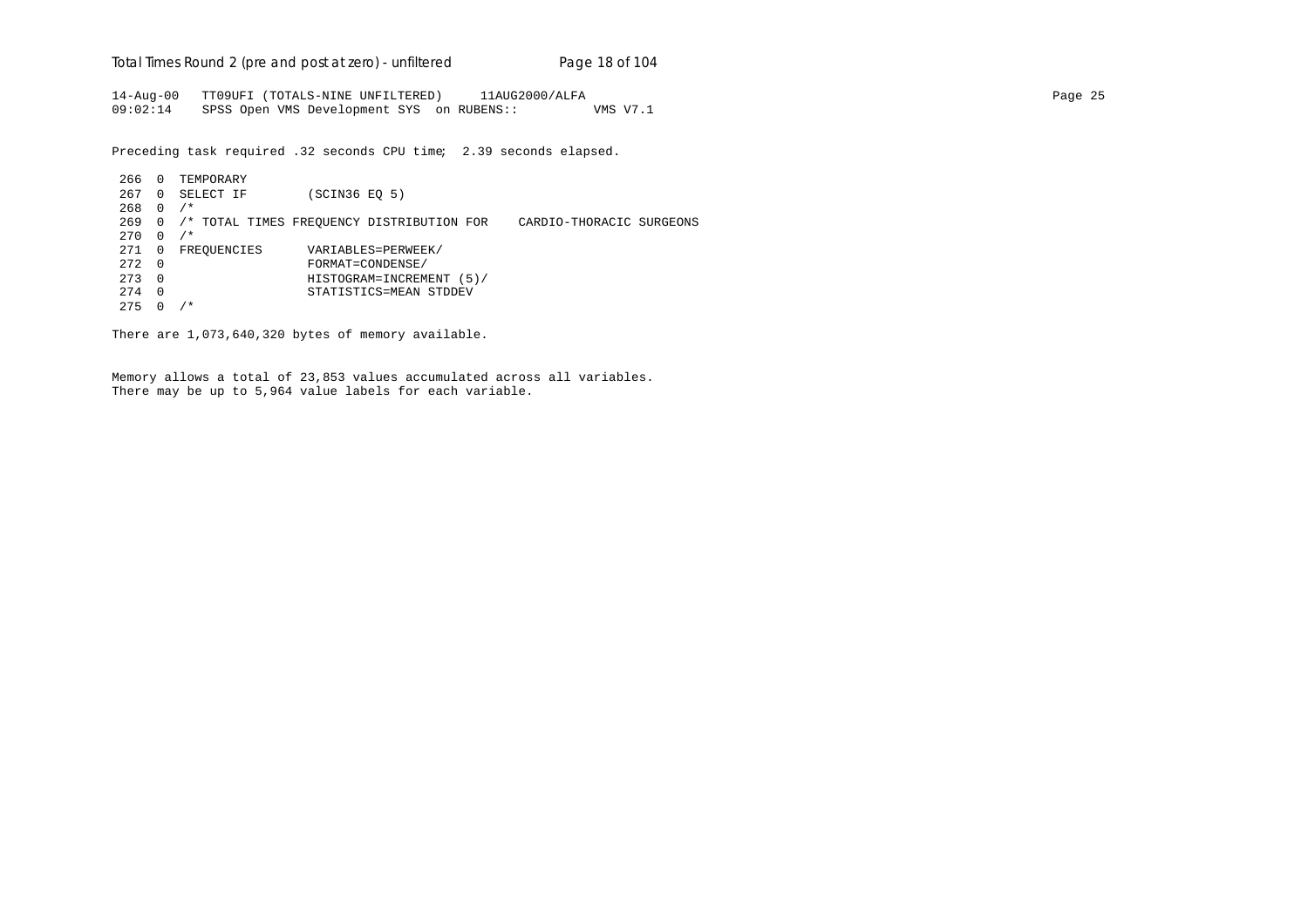```
14-Aug-00   TT09UFI (TOTALS-NINE UNFILTERED)     11AUG2000/ALFA
09:02:14    SPSS Open VMS Development SYS  on RUBENS::          VMS V7.1

Preceding task required .32 seconds CPU time;  2.39 seconds elapsed.

 266  0  TEMPORARY
 267  0  SELECT IF        (SCIN36 EQ 5)
 268  0  /*
 269  0  /* TOTAL TIMES FREQUENCY DISTRIBUTION FOR    CARDIO-THORACIC SURGEONS
 270  0  /*
 271  0  FREQUENCIES      VARIABLES=PERWEEK/
 272  0                   FORMAT=CONDENSE/
 273  0                   HISTOGRAM=INCREMENT (5)/
 274  0                   STATISTICS=MEAN STDDEV
 275  0  /*

There are 1,073,640,320 bytes of memory available.

Memory allows a total of 23,853 values accumulated across all variables.
There may be up to 5,964 value labels for each variable.
```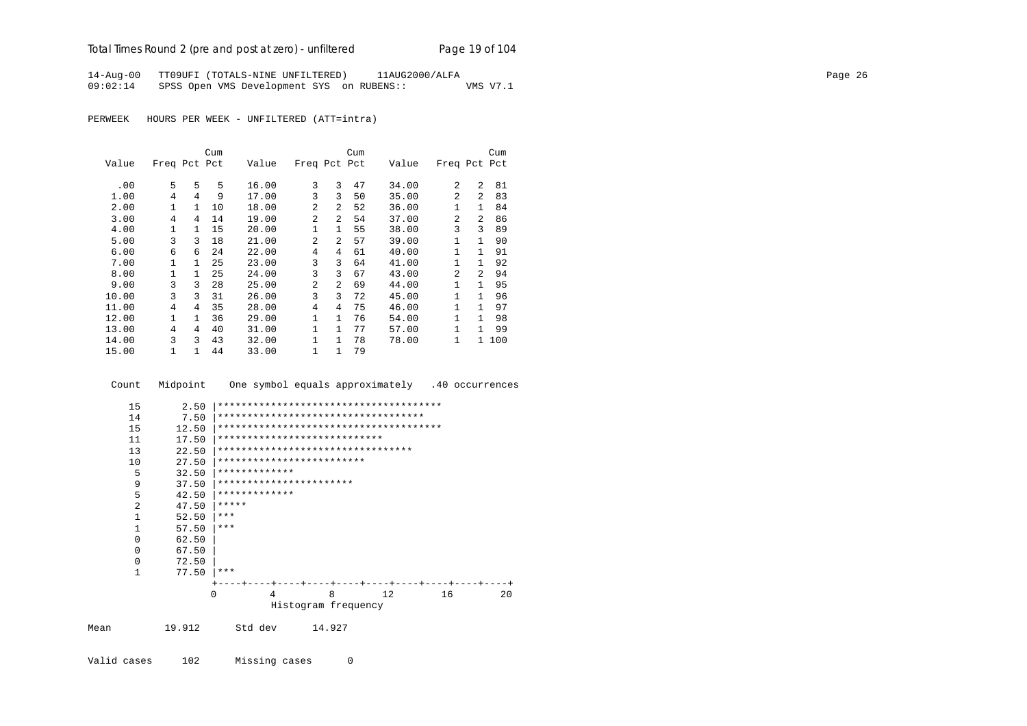14-Aug-00 TT09UFI (TOTALS-NINE UNFILTERED) 11AUG2000/ALFA
09:02:14 SPSS Open VMS Development SYS on RUBENS:: VMS V7.1

PERWEEK HOURS PER WEEK - UNFILTERED (ATT=intra)

| Value | Freq | Pct | Cum Pct | Value | Freq | Pct | Cum Pct | Value | Freq | Pct | Cum Pct |
|---|---|---|---|---|---|---|---|---|---|---|---|
| .00 | 5 | 5 | 5 | 16.00 | 3 | 3 | 47 | 34.00 | 2 | 2 | 81 |
| 1.00 | 4 | 4 | 9 | 17.00 | 3 | 3 | 50 | 35.00 | 2 | 2 | 83 |
| 2.00 | 1 | 1 | 10 | 18.00 | 2 | 2 | 52 | 36.00 | 1 | 1 | 84 |
| 3.00 | 4 | 4 | 14 | 19.00 | 2 | 2 | 54 | 37.00 | 2 | 2 | 86 |
| 4.00 | 1 | 1 | 15 | 20.00 | 1 | 1 | 55 | 38.00 | 3 | 3 | 89 |
| 5.00 | 3 | 3 | 18 | 21.00 | 2 | 2 | 57 | 39.00 | 1 | 1 | 90 |
| 6.00 | 6 | 6 | 24 | 22.00 | 4 | 4 | 61 | 40.00 | 1 | 1 | 91 |
| 7.00 | 1 | 1 | 25 | 23.00 | 3 | 3 | 64 | 41.00 | 1 | 1 | 92 |
| 8.00 | 1 | 1 | 25 | 24.00 | 3 | 3 | 67 | 43.00 | 2 | 2 | 94 |
| 9.00 | 3 | 3 | 28 | 25.00 | 2 | 2 | 69 | 44.00 | 1 | 1 | 95 |
| 10.00 | 3 | 3 | 31 | 26.00 | 3 | 3 | 72 | 45.00 | 1 | 1 | 96 |
| 11.00 | 4 | 4 | 35 | 28.00 | 4 | 4 | 75 | 46.00 | 1 | 1 | 97 |
| 12.00 | 1 | 1 | 36 | 29.00 | 1 | 1 | 76 | 54.00 | 1 | 1 | 98 |
| 13.00 | 4 | 4 | 40 | 31.00 | 1 | 1 | 77 | 57.00 | 1 | 1 | 99 |
| 14.00 | 3 | 3 | 43 | 32.00 | 1 | 1 | 78 | 78.00 | 1 | 1 | 100 |
| 15.00 | 1 | 1 | 44 | 33.00 | 1 | 1 | 79 | | | | |

```
 Count   Midpoint     One symbol equals approximately   .40 occurrences

    15       2.50  |**************************************
    14       7.50  |***********************************
    15      12.50  |**************************************
    11      17.50  |****************************
    13      22.50  |*********************************
    10      27.50  |*************************
     5      32.50  |*************
     9      37.50  |***********************
     5      42.50  |*************
     2      47.50  |*****
     1      52.50  |***
     1      57.50  |***
     0      62.50  |
     0      67.50  |
     0      72.50  |
     1      77.50  |***
                   +----+----+----+----+----+----+----+----+----+----+
                   0         4         8        12        16        20
                              Histogram frequency
```

Mean 19.912 Std dev 14.927

Valid cases 102 Missing cases 0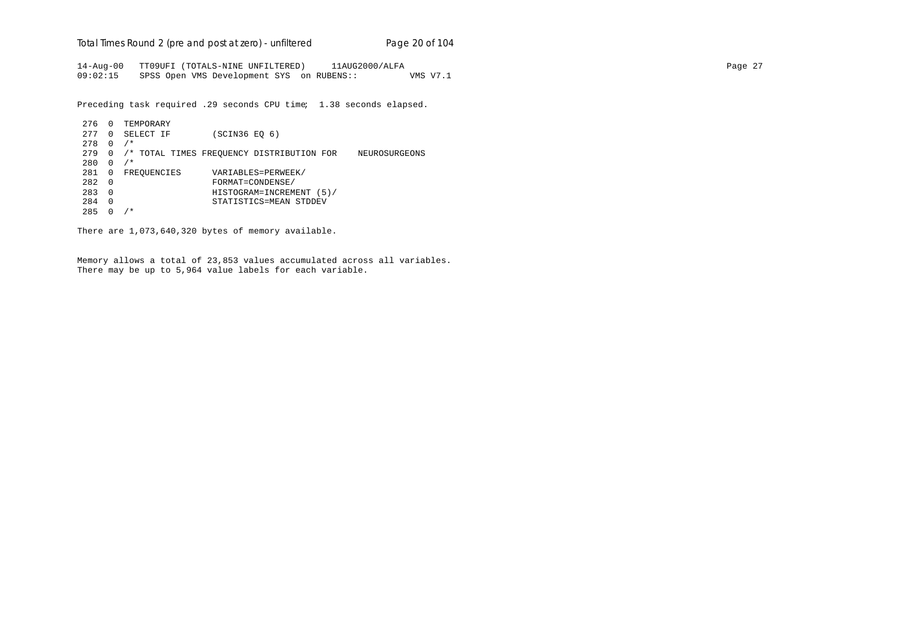```
14-Aug-00   TT09UFI (TOTALS-NINE UNFILTERED)     11AUG2000/ALFA
09:02:15    SPSS Open VMS Development SYS  on RUBENS::          VMS V7.1
```

Preceding task required .29 seconds CPU time;  1.38 seconds elapsed.

```
 276  0  TEMPORARY
 277  0  SELECT IF        (SCIN36 EQ 6)
 278  0  /*
 279  0  /* TOTAL TIMES FREQUENCY DISTRIBUTION FOR    NEUROSURGEONS
 280  0  /*
 281  0  FREQUENCIES      VARIABLES=PERWEEK/
 282  0                   FORMAT=CONDENSE/
 283  0                   HISTOGRAM=INCREMENT (5)/
 284  0                   STATISTICS=MEAN STDDEV
 285  0  /*
```

There are 1,073,640,320 bytes of memory available.

Memory allows a total of 23,853 values accumulated across all variables.
There may be up to 5,964 value labels for each variable.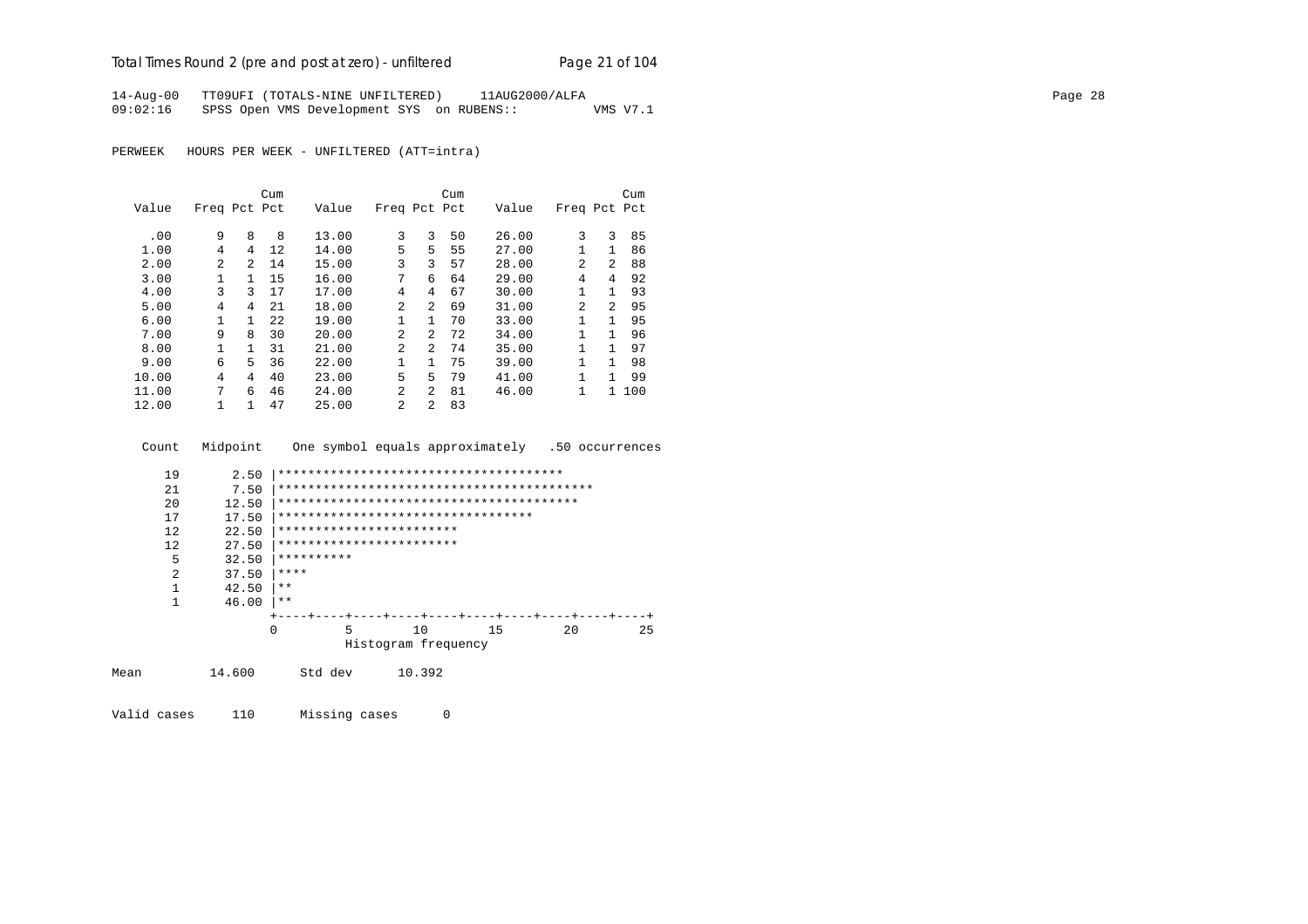14-Aug-00 TT09UFI (TOTALS-NINE UNFILTERED) 11AUG2000/ALFA
09:02:16 SPSS Open VMS Development SYS on RUBENS:: VMS V7.1

PERWEEK HOURS PER WEEK - UNFILTERED (ATT=intra)

| Value | Freq | Pct | Cum Pct | Value | Freq | Pct | Cum Pct | Value | Freq | Pct | Cum Pct |
|---|---|---|---|---|---|---|---|---|---|---|---|
| .00 | 9 | 8 | 8 | 13.00 | 3 | 3 | 50 | 26.00 | 3 | 3 | 85 |
| 1.00 | 4 | 4 | 12 | 14.00 | 5 | 5 | 55 | 27.00 | 1 | 1 | 86 |
| 2.00 | 2 | 2 | 14 | 15.00 | 3 | 3 | 57 | 28.00 | 2 | 2 | 88 |
| 3.00 | 1 | 1 | 15 | 16.00 | 7 | 6 | 64 | 29.00 | 4 | 4 | 92 |
| 4.00 | 3 | 3 | 17 | 17.00 | 4 | 4 | 67 | 30.00 | 1 | 1 | 93 |
| 5.00 | 4 | 4 | 21 | 18.00 | 2 | 2 | 69 | 31.00 | 2 | 2 | 95 |
| 6.00 | 1 | 1 | 22 | 19.00 | 1 | 1 | 70 | 33.00 | 1 | 1 | 95 |
| 7.00 | 9 | 8 | 30 | 20.00 | 2 | 2 | 72 | 34.00 | 1 | 1 | 96 |
| 8.00 | 1 | 1 | 31 | 21.00 | 2 | 2 | 74 | 35.00 | 1 | 1 | 97 |
| 9.00 | 6 | 5 | 36 | 22.00 | 1 | 1 | 75 | 39.00 | 1 | 1 | 98 |
| 10.00 | 4 | 4 | 40 | 23.00 | 5 | 5 | 79 | 41.00 | 1 | 1 | 99 |
| 11.00 | 7 | 6 | 46 | 24.00 | 2 | 2 | 81 | 46.00 | 1 | 1 | 100 |
| 12.00 | 1 | 1 | 47 | 25.00 | 2 | 2 | 83 | | | | |

```
 Count   Midpoint    One symbol equals approximately   .50 occurrences

    19       2.50 |**************************************
    21       7.50 |******************************************
    20      12.50 |****************************************
    17      17.50 |**********************************
    12      22.50 |************************
    12      27.50 |************************
     5      32.50 |**********
     2      37.50 |****
     1      42.50 |**
     1      46.00 |**
                  +----+----+----+----+----+----+----+----+----+----+
                  0         5        10        15        20        25
                            Histogram frequency
```

Mean 14.600 Std dev 10.392

Valid cases 110 Missing cases 0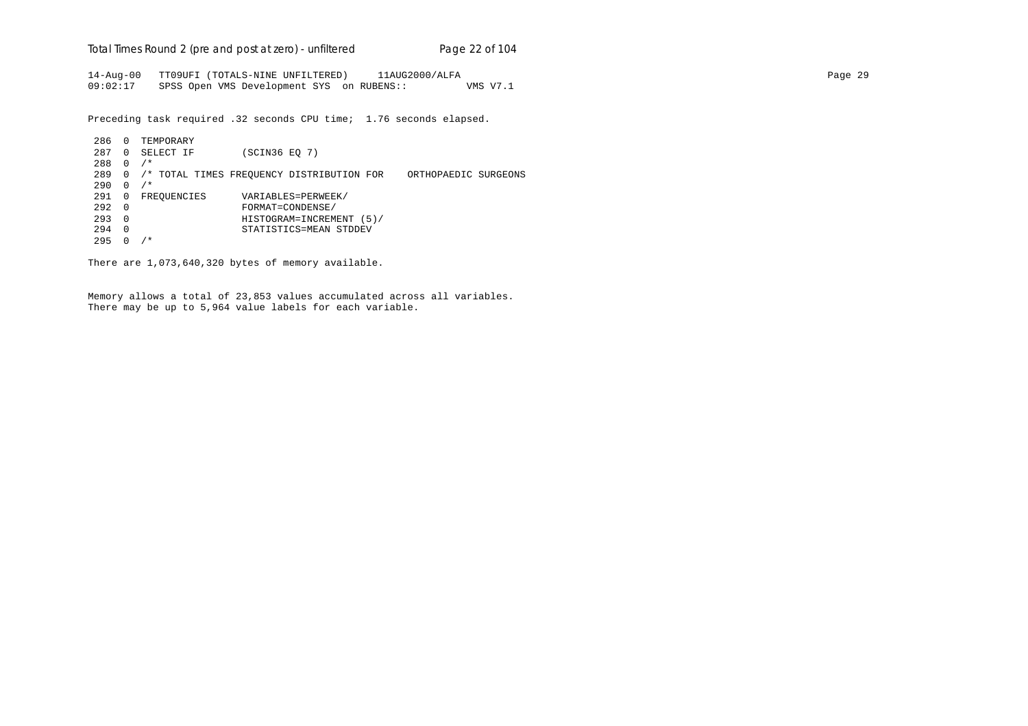```
14-Aug-00   TT09UFI (TOTALS-NINE UNFILTERED)     11AUG2000/ALFA
09:02:17    SPSS Open VMS Development SYS  on RUBENS::          VMS V7.1
```

Preceding task required .32 seconds CPU time;  1.76 seconds elapsed.

```
 286  0  TEMPORARY
 287  0  SELECT IF        (SCIN36 EQ 7)
 288  0  /*
 289  0  /* TOTAL TIMES FREQUENCY DISTRIBUTION FOR    ORTHOPAEDIC SURGEONS
 290  0  /*
 291  0  FREQUENCIES      VARIABLES=PERWEEK/
 292  0                   FORMAT=CONDENSE/
 293  0                   HISTOGRAM=INCREMENT (5)/
 294  0                   STATISTICS=MEAN STDDEV
 295  0  /*
```

There are 1,073,640,320 bytes of memory available.

Memory allows a total of 23,853 values accumulated across all variables.
There may be up to 5,964 value labels for each variable.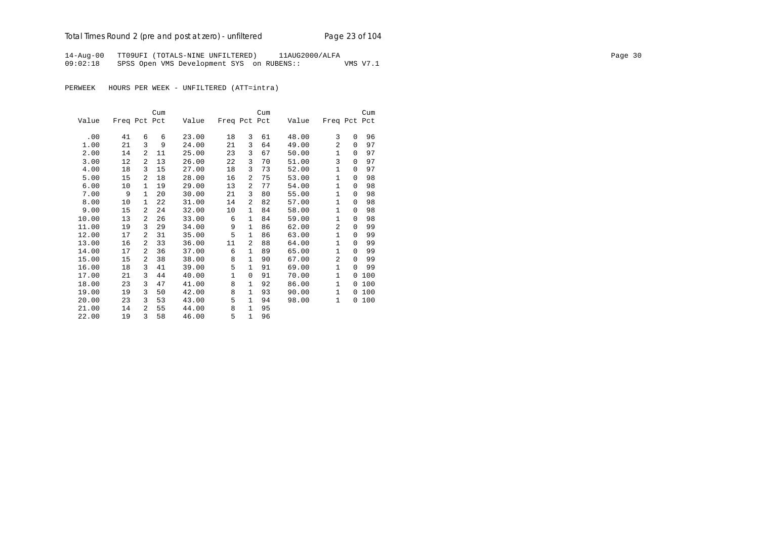14-Aug-00 TT09UFI (TOTALS-NINE UNFILTERED) 11AUG2000/ALFA
09:02:18 SPSS Open VMS Development SYS on RUBENS:: VMS V7.1

PERWEEK HOURS PER WEEK - UNFILTERED (ATT=intra)

| Value | Freq | Pct | Cum Pct | Value | Freq | Pct | Cum Pct | Value | Freq | Pct | Cum Pct |
|---|---|---|---|---|---|---|---|---|---|---|---|
| .00 | 41 | 6 | 6 | 23.00 | 18 | 3 | 61 | 48.00 | 3 | 0 | 96 |
| 1.00 | 21 | 3 | 9 | 24.00 | 21 | 3 | 64 | 49.00 | 2 | 0 | 97 |
| 2.00 | 14 | 2 | 11 | 25.00 | 23 | 3 | 67 | 50.00 | 1 | 0 | 97 |
| 3.00 | 12 | 2 | 13 | 26.00 | 22 | 3 | 70 | 51.00 | 3 | 0 | 97 |
| 4.00 | 18 | 3 | 15 | 27.00 | 18 | 3 | 73 | 52.00 | 1 | 0 | 97 |
| 5.00 | 15 | 2 | 18 | 28.00 | 16 | 2 | 75 | 53.00 | 1 | 0 | 98 |
| 6.00 | 10 | 1 | 19 | 29.00 | 13 | 2 | 77 | 54.00 | 1 | 0 | 98 |
| 7.00 | 9 | 1 | 20 | 30.00 | 21 | 3 | 80 | 55.00 | 1 | 0 | 98 |
| 8.00 | 10 | 1 | 22 | 31.00 | 14 | 2 | 82 | 57.00 | 1 | 0 | 98 |
| 9.00 | 15 | 2 | 24 | 32.00 | 10 | 1 | 84 | 58.00 | 1 | 0 | 98 |
| 10.00 | 13 | 2 | 26 | 33.00 | 6 | 1 | 84 | 59.00 | 1 | 0 | 98 |
| 11.00 | 19 | 3 | 29 | 34.00 | 9 | 1 | 86 | 62.00 | 2 | 0 | 99 |
| 12.00 | 17 | 2 | 31 | 35.00 | 5 | 1 | 86 | 63.00 | 1 | 0 | 99 |
| 13.00 | 16 | 2 | 33 | 36.00 | 11 | 2 | 88 | 64.00 | 1 | 0 | 99 |
| 14.00 | 17 | 2 | 36 | 37.00 | 6 | 1 | 89 | 65.00 | 1 | 0 | 99 |
| 15.00 | 15 | 2 | 38 | 38.00 | 8 | 1 | 90 | 67.00 | 2 | 0 | 99 |
| 16.00 | 18 | 3 | 41 | 39.00 | 5 | 1 | 91 | 69.00 | 1 | 0 | 99 |
| 17.00 | 21 | 3 | 44 | 40.00 | 1 | 0 | 91 | 70.00 | 1 | 0 | 100 |
| 18.00 | 23 | 3 | 47 | 41.00 | 8 | 1 | 92 | 86.00 | 1 | 0 | 100 |
| 19.00 | 19 | 3 | 50 | 42.00 | 8 | 1 | 93 | 90.00 | 1 | 0 | 100 |
| 20.00 | 23 | 3 | 53 | 43.00 | 5 | 1 | 94 | 98.00 | 1 | 0 | 100 |
| 21.00 | 14 | 2 | 55 | 44.00 | 8 | 1 | 95 | | | | |
| 22.00 | 19 | 3 | 58 | 46.00 | 5 | 1 | 96 | | | | |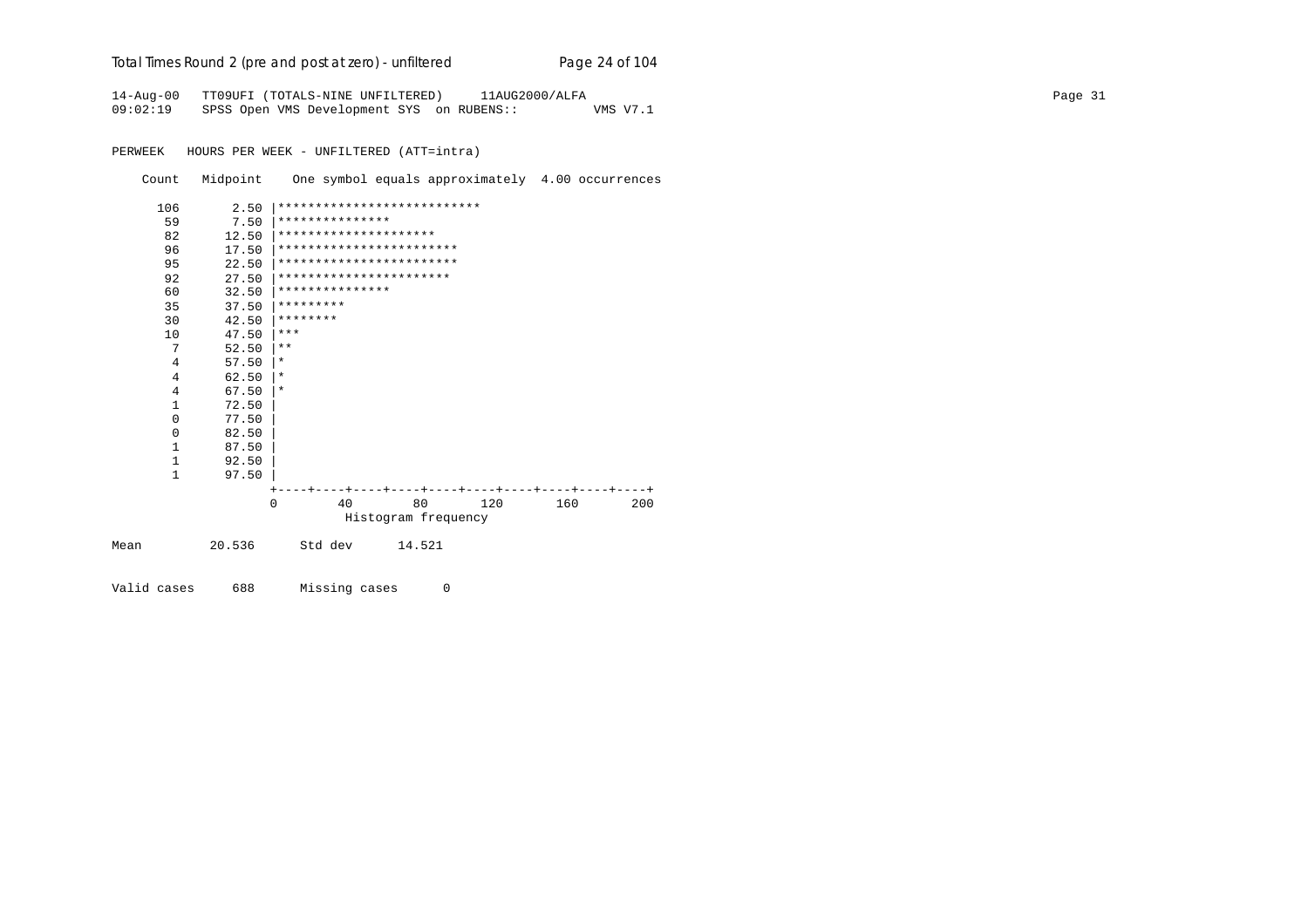Total Times Round 2 (pre and post at zero) - unfiltered

```
14-Aug-00   TT09UFI (TOTALS-NINE UNFILTERED)     11AUG2000/ALFA
09:02:19    SPSS Open VMS Development SYS  on RUBENS::          VMS V7.1


PERWEEK   HOURS PER WEEK - UNFILTERED (ATT=intra)

    Count   Midpoint    One symbol equals approximately  4.00 occurrences

     106       2.50 |***************************
      59       7.50 |***************
      82      12.50 |*********************
      96      17.50 |************************
      95      22.50 |************************
      92      27.50 |***********************
      60      32.50 |***************
      35      37.50 |*********
      30      42.50 |********
      10      47.50 |***
       7      52.50 |**
       4      57.50 |*
       4      62.50 |*
       4      67.50 |*
       1      72.50 |
       0      77.50 |
       0      82.50 |
       1      87.50 |
       1      92.50 |
       1      97.50 |
                    +----+----+----+----+----+----+----+----+----+----+
                    0        40        80       120       160       200
                              Histogram frequency

Mean         20.536      Std dev      14.521


Valid cases     688      Missing cases      0
```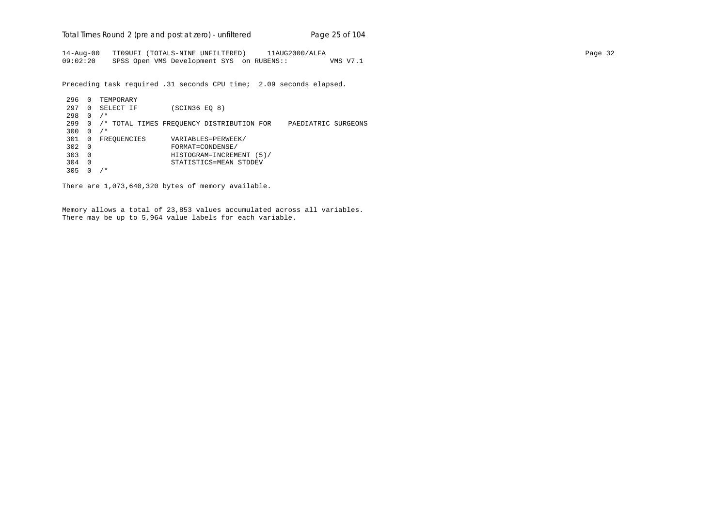```
14-Aug-00   TT09UFI (TOTALS-NINE UNFILTERED)     11AUG2000/ALFA
09:02:20    SPSS Open VMS Development SYS  on RUBENS::          VMS V7.1
```

Preceding task required .31 seconds CPU time;  2.09 seconds elapsed.

```
 296  0  TEMPORARY
 297  0  SELECT IF        (SCIN36 EQ 8)
 298  0  /*
 299  0  /* TOTAL TIMES FREQUENCY DISTRIBUTION FOR    PAEDIATRIC SURGEONS
 300  0  /*
 301  0  FREQUENCIES      VARIABLES=PERWEEK/
 302  0                   FORMAT=CONDENSE/
 303  0                   HISTOGRAM=INCREMENT (5)/
 304  0                   STATISTICS=MEAN STDDEV
 305  0  /*
```

There are 1,073,640,320 bytes of memory available.

Memory allows a total of 23,853 values accumulated across all variables.
There may be up to 5,964 value labels for each variable.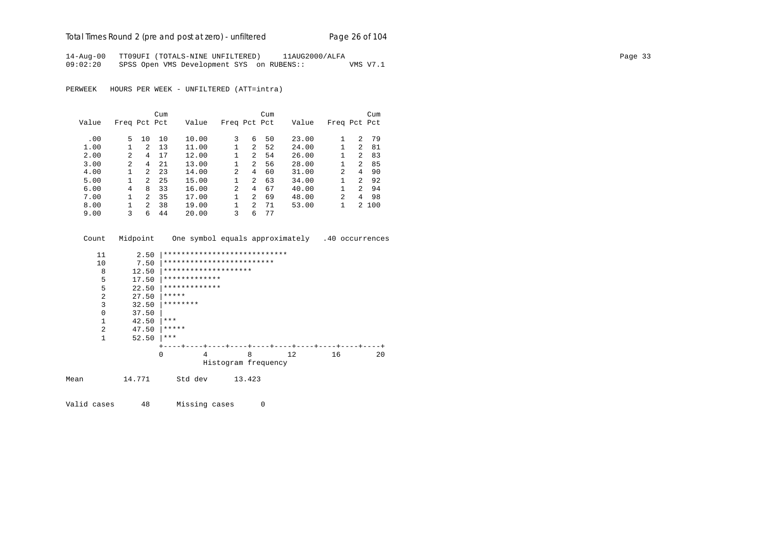14-Aug-00   TT09UFI (TOTALS-NINE UNFILTERED)     11AUG2000/ALFA
09:02:20    SPSS Open VMS Development SYS  on RUBENS::          VMS V7.1

PERWEEK   HOURS PER WEEK - UNFILTERED (ATT=intra)

| Value | Freq | Pct | Cum Pct | Value | Freq | Pct | Cum Pct | Value | Freq | Pct | Cum Pct |
|---|---|---|---|---|---|---|---|---|---|---|---|
| .00 | 5 | 10 | 10 | 10.00 | 3 | 6 | 50 | 23.00 | 1 | 2 | 79 |
| 1.00 | 1 | 2 | 13 | 11.00 | 1 | 2 | 52 | 24.00 | 1 | 2 | 81 |
| 2.00 | 2 | 4 | 17 | 12.00 | 1 | 2 | 54 | 26.00 | 1 | 2 | 83 |
| 3.00 | 2 | 4 | 21 | 13.00 | 1 | 2 | 56 | 28.00 | 1 | 2 | 85 |
| 4.00 | 1 | 2 | 23 | 14.00 | 2 | 4 | 60 | 31.00 | 2 | 4 | 90 |
| 5.00 | 1 | 2 | 25 | 15.00 | 1 | 2 | 63 | 34.00 | 1 | 2 | 92 |
| 6.00 | 4 | 8 | 33 | 16.00 | 2 | 4 | 67 | 40.00 | 1 | 2 | 94 |
| 7.00 | 1 | 2 | 35 | 17.00 | 1 | 2 | 69 | 48.00 | 2 | 4 | 98 |
| 8.00 | 1 | 2 | 38 | 19.00 | 1 | 2 | 71 | 53.00 | 1 | 2 | 100 |
| 9.00 | 3 | 6 | 44 | 20.00 | 3 | 6 | 77 | | | | |

```
  Count   Midpoint    One symbol equals approximately   .40 occurrences

     11       2.50 |****************************
     10       7.50 |*************************
      8      12.50 |********************
      5      17.50 |*************
      5      22.50 |*************
      2      27.50 |*****
      3      32.50 |********
      0      37.50 |
      1      42.50 |***
      2      47.50 |*****
      1      52.50 |***
                   +----+----+----+----+----+----+----+----+----+----+
                   0         4         8        12        16        20
                              Histogram frequency

Mean         14.771      Std dev      13.423

Valid cases      48      Missing cases      0
```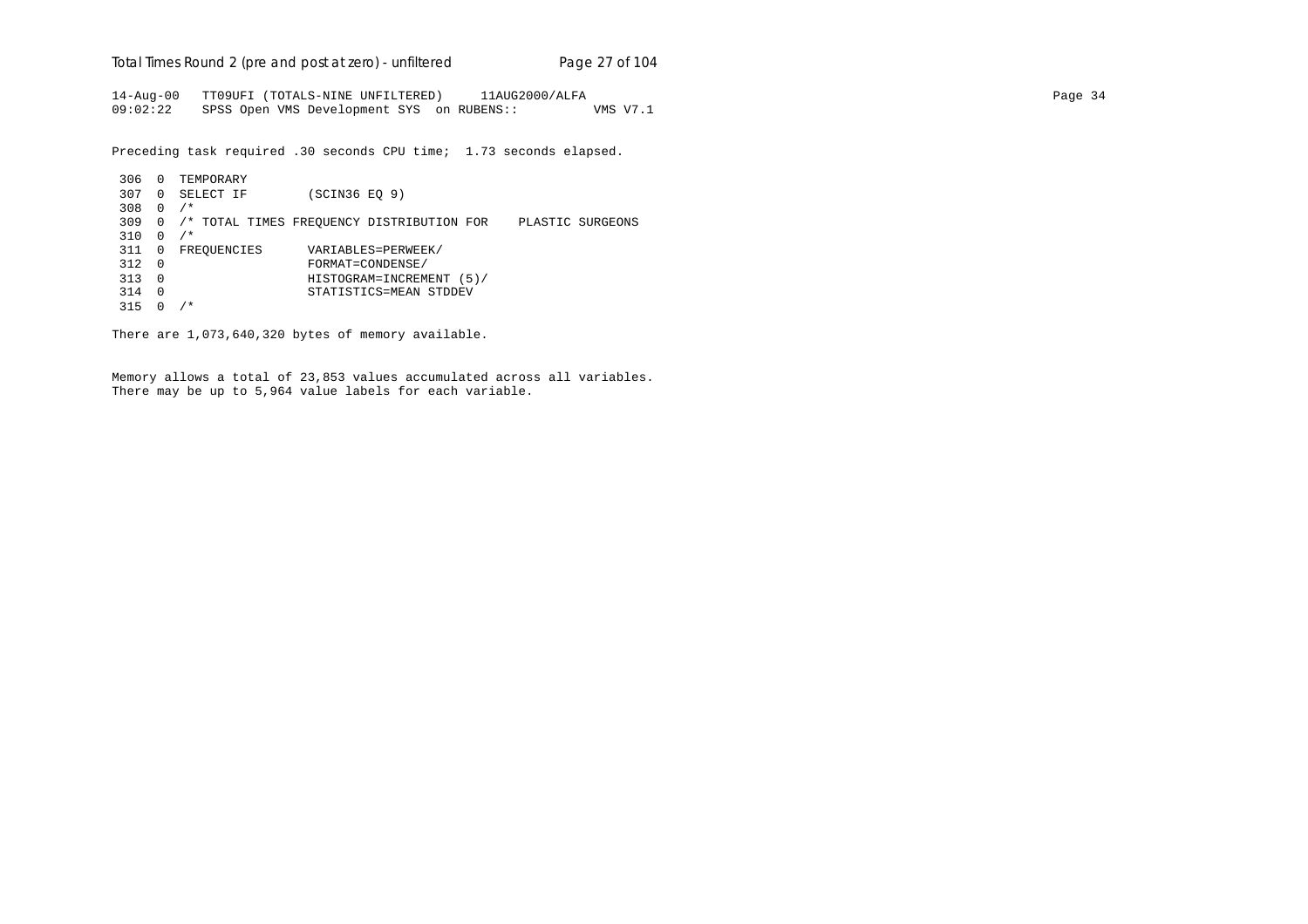```
14-Aug-00   TT09UFI (TOTALS-NINE UNFILTERED)     11AUG2000/ALFA
09:02:22    SPSS Open VMS Development SYS  on RUBENS::          VMS V7.1
```

Preceding task required .30 seconds CPU time;  1.73 seconds elapsed.

```
 306  0  TEMPORARY
 307  0  SELECT IF        (SCIN36 EQ 9)
 308  0  /*
 309  0  /* TOTAL TIMES FREQUENCY DISTRIBUTION FOR    PLASTIC SURGEONS
 310  0  /*
 311  0  FREQUENCIES      VARIABLES=PERWEEK/
 312  0                   FORMAT=CONDENSE/
 313  0                   HISTOGRAM=INCREMENT (5)/
 314  0                   STATISTICS=MEAN STDDEV
 315  0  /*
```

There are 1,073,640,320 bytes of memory available.

Memory allows a total of 23,853 values accumulated across all variables.
There may be up to 5,964 value labels for each variable.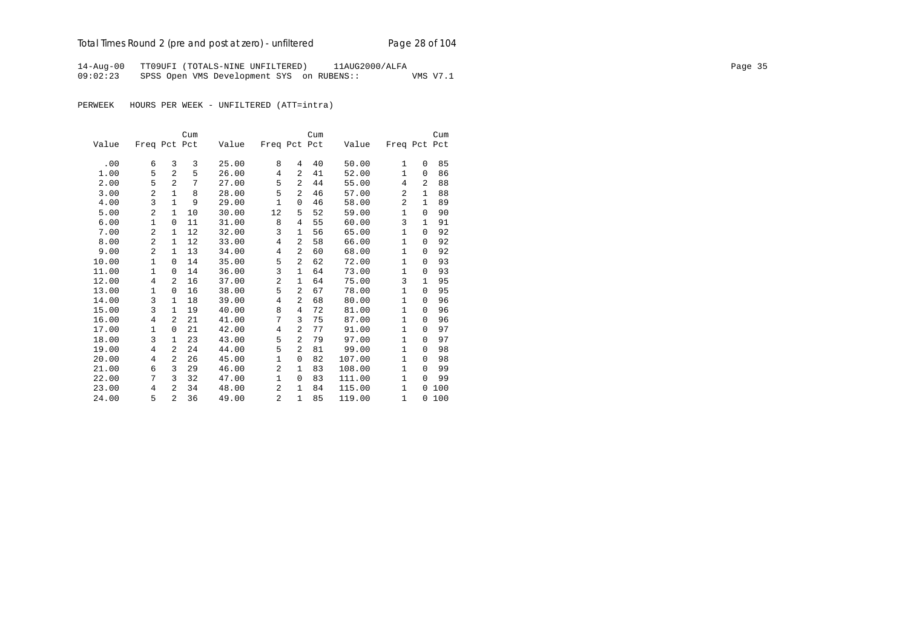14-Aug-00 TT09UFI (TOTALS-NINE UNFILTERED) 11AUG2000/ALFA
09:02:23 SPSS Open VMS Development SYS on RUBENS:: VMS V7.1

PERWEEK HOURS PER WEEK - UNFILTERED (ATT=intra)

| Value | Freq | Pct | Cum Pct | Value | Freq | Pct | Cum Pct | Value | Freq | Pct | Cum Pct |
|---|---|---|---|---|---|---|---|---|---|---|---|
| .00 | 6 | 3 | 3 | 25.00 | 8 | 4 | 40 | 50.00 | 1 | 0 | 85 |
| 1.00 | 5 | 2 | 5 | 26.00 | 4 | 2 | 41 | 52.00 | 1 | 0 | 86 |
| 2.00 | 5 | 2 | 7 | 27.00 | 5 | 2 | 44 | 55.00 | 4 | 2 | 88 |
| 3.00 | 2 | 1 | 8 | 28.00 | 5 | 2 | 46 | 57.00 | 2 | 1 | 88 |
| 4.00 | 3 | 1 | 9 | 29.00 | 1 | 0 | 46 | 58.00 | 2 | 1 | 89 |
| 5.00 | 2 | 1 | 10 | 30.00 | 12 | 5 | 52 | 59.00 | 1 | 0 | 90 |
| 6.00 | 1 | 0 | 11 | 31.00 | 8 | 4 | 55 | 60.00 | 3 | 1 | 91 |
| 7.00 | 2 | 1 | 12 | 32.00 | 3 | 1 | 56 | 65.00 | 1 | 0 | 92 |
| 8.00 | 2 | 1 | 12 | 33.00 | 4 | 2 | 58 | 66.00 | 1 | 0 | 92 |
| 9.00 | 2 | 1 | 13 | 34.00 | 4 | 2 | 60 | 68.00 | 1 | 0 | 92 |
| 10.00 | 1 | 0 | 14 | 35.00 | 5 | 2 | 62 | 72.00 | 1 | 0 | 93 |
| 11.00 | 1 | 0 | 14 | 36.00 | 3 | 1 | 64 | 73.00 | 1 | 0 | 93 |
| 12.00 | 4 | 2 | 16 | 37.00 | 2 | 1 | 64 | 75.00 | 3 | 1 | 95 |
| 13.00 | 1 | 0 | 16 | 38.00 | 5 | 2 | 67 | 78.00 | 1 | 0 | 95 |
| 14.00 | 3 | 1 | 18 | 39.00 | 4 | 2 | 68 | 80.00 | 1 | 0 | 96 |
| 15.00 | 3 | 1 | 19 | 40.00 | 8 | 4 | 72 | 81.00 | 1 | 0 | 96 |
| 16.00 | 4 | 2 | 21 | 41.00 | 7 | 3 | 75 | 87.00 | 1 | 0 | 96 |
| 17.00 | 1 | 0 | 21 | 42.00 | 4 | 2 | 77 | 91.00 | 1 | 0 | 97 |
| 18.00 | 3 | 1 | 23 | 43.00 | 5 | 2 | 79 | 97.00 | 1 | 0 | 97 |
| 19.00 | 4 | 2 | 24 | 44.00 | 5 | 2 | 81 | 99.00 | 1 | 0 | 98 |
| 20.00 | 4 | 2 | 26 | 45.00 | 1 | 0 | 82 | 107.00 | 1 | 0 | 98 |
| 21.00 | 6 | 3 | 29 | 46.00 | 2 | 1 | 83 | 108.00 | 1 | 0 | 99 |
| 22.00 | 7 | 3 | 32 | 47.00 | 1 | 0 | 83 | 111.00 | 1 | 0 | 99 |
| 23.00 | 4 | 2 | 34 | 48.00 | 2 | 1 | 84 | 115.00 | 1 | 0 | 100 |
| 24.00 | 5 | 2 | 36 | 49.00 | 2 | 1 | 85 | 119.00 | 1 | 0 | 100 |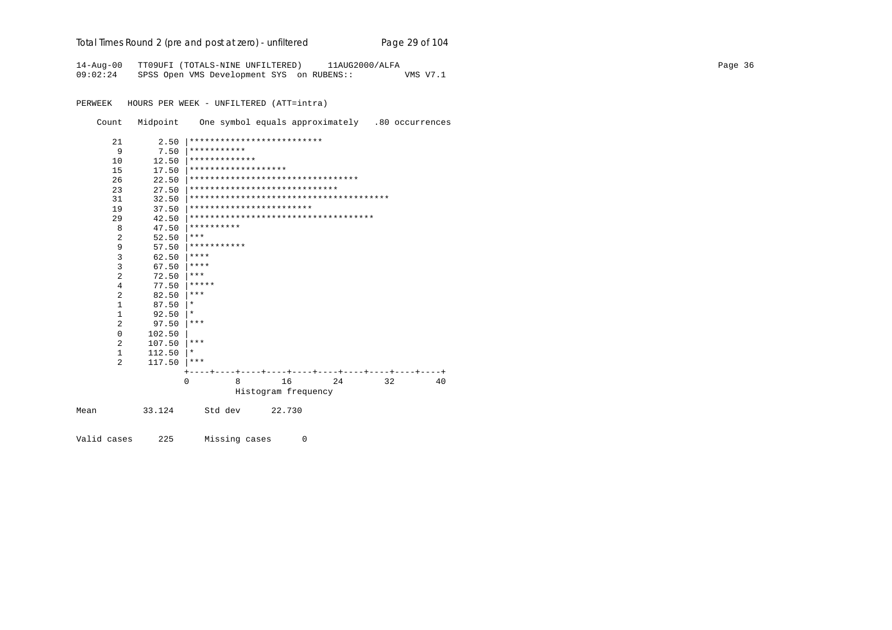14-Aug-00   TT09UFI (TOTALS-NINE UNFILTERED)     11AUG2000/ALFA
09:02:24    SPSS Open VMS Development SYS  on RUBENS::          VMS V7.1

PERWEEK   HOURS PER WEEK - UNFILTERED (ATT=intra)

```
    Count   Midpoint    One symbol equals approximately   .80 occurrences

      21       2.50 |**************************
       9       7.50 |***********
      10      12.50 |*************
      15      17.50 |*******************
      26      22.50 |********************************
      23      27.50 |*****************************
      31      32.50 |***************************************
      19      37.50 |************************
      29      42.50 |************************************
       8      47.50 |**********
       2      52.50 |***
       9      57.50 |***********
       3      62.50 |****
       3      67.50 |****
       2      72.50 |***
       4      77.50 |*****
       2      82.50 |***
       1      87.50 |*
       1      92.50 |*
       2      97.50 |***
       0     102.50 |
       2     107.50 |***
       1     112.50 |*
       2     117.50 |***
                    +----+----+----+----+----+----+----+----+----+----+
                    0         8        16        24        32        40
                              Histogram frequency

Mean         33.124      Std dev      22.730

Valid cases     225      Missing cases      0
```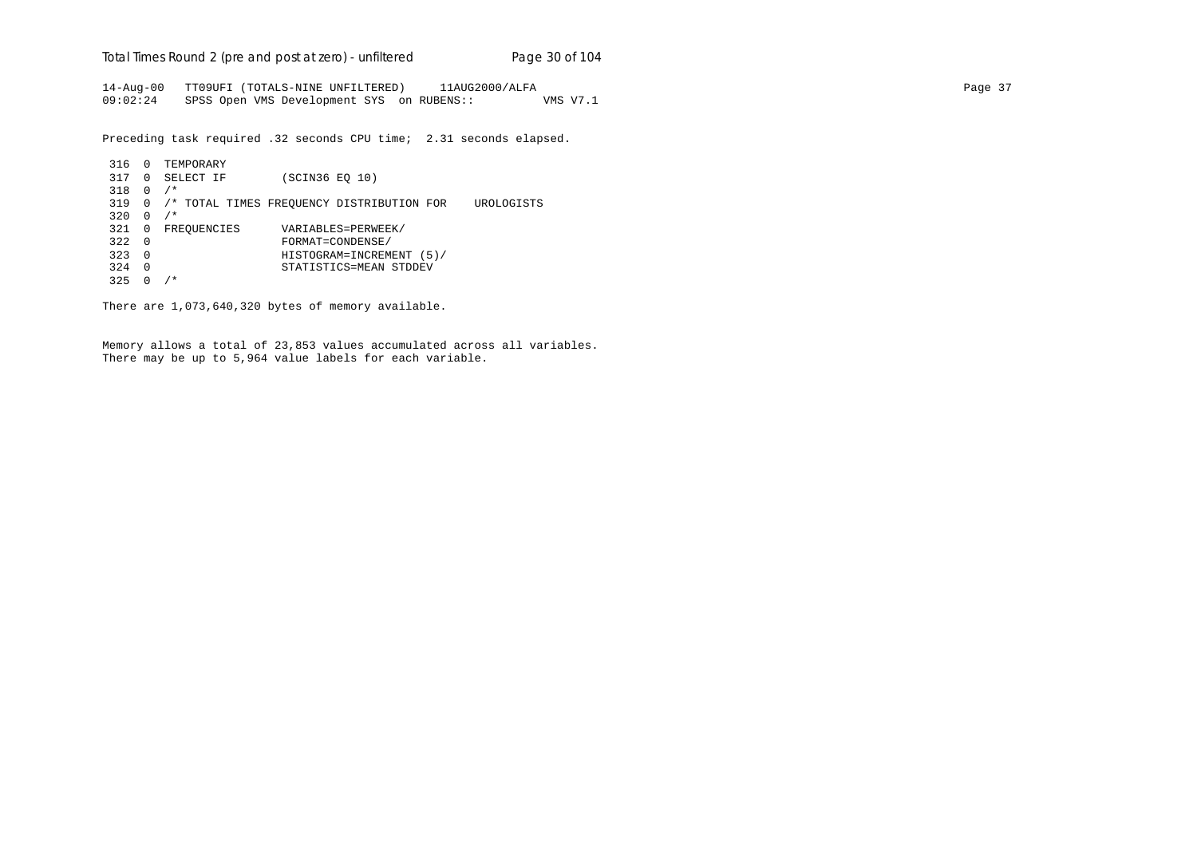```
14-Aug-00   TT09UFI (TOTALS-NINE UNFILTERED)     11AUG2000/ALFA
09:02:24    SPSS Open VMS Development SYS  on RUBENS::          VMS V7.1

Preceding task required .32 seconds CPU time;  2.31 seconds elapsed.

 316  0  TEMPORARY
 317  0  SELECT IF        (SCIN36 EQ 10)
 318  0  /*
 319  0  /* TOTAL TIMES FREQUENCY DISTRIBUTION FOR    UROLOGISTS
 320  0  /*
 321  0  FREQUENCIES      VARIABLES=PERWEEK/
 322  0                   FORMAT=CONDENSE/
 323  0                   HISTOGRAM=INCREMENT (5)/
 324  0                   STATISTICS=MEAN STDDEV
 325  0  /*

There are 1,073,640,320 bytes of memory available.


Memory allows a total of 23,853 values accumulated across all variables.
There may be up to 5,964 value labels for each variable.
```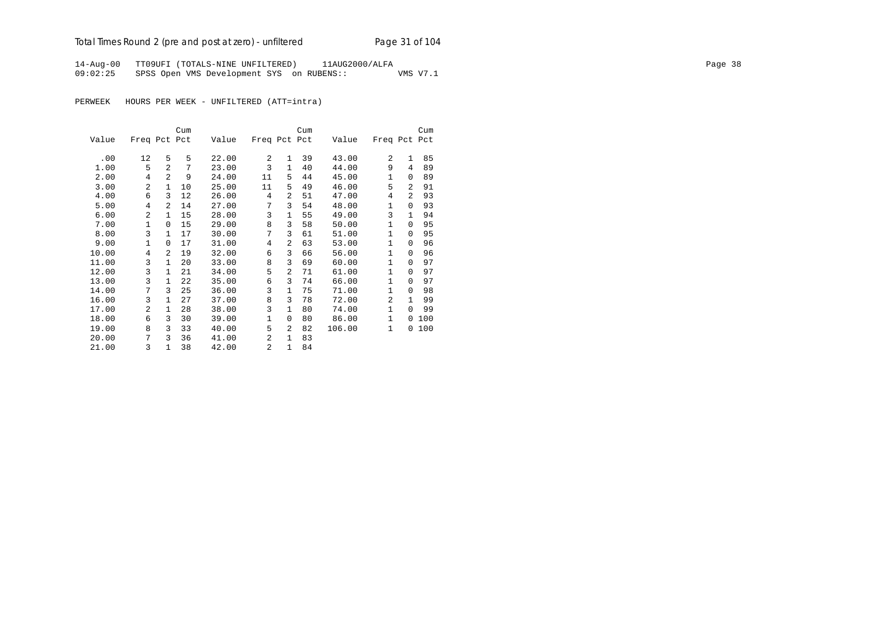14-Aug-00 TT09UFI (TOTALS-NINE UNFILTERED) 11AUG2000/ALFA

09:02:25 SPSS Open VMS Development SYS on RUBENS:: VMS V7.1

PERWEEK HOURS PER WEEK - UNFILTERED (ATT=intra)

| Value | Freq | Pct | Cum Pct | Value | Freq | Pct | Cum Pct | Value | Freq | Pct | Cum Pct |
|---|---|---|---|---|---|---|---|---|---|---|---|
| .00 | 12 | 5 | 5 | 22.00 | 2 | 1 | 39 | 43.00 | 2 | 1 | 85 |
| 1.00 | 5 | 2 | 7 | 23.00 | 3 | 1 | 40 | 44.00 | 9 | 4 | 89 |
| 2.00 | 4 | 2 | 9 | 24.00 | 11 | 5 | 44 | 45.00 | 1 | 0 | 89 |
| 3.00 | 2 | 1 | 10 | 25.00 | 11 | 5 | 49 | 46.00 | 5 | 2 | 91 |
| 4.00 | 6 | 3 | 12 | 26.00 | 4 | 2 | 51 | 47.00 | 4 | 2 | 93 |
| 5.00 | 4 | 2 | 14 | 27.00 | 7 | 3 | 54 | 48.00 | 1 | 0 | 93 |
| 6.00 | 2 | 1 | 15 | 28.00 | 3 | 1 | 55 | 49.00 | 3 | 1 | 94 |
| 7.00 | 1 | 0 | 15 | 29.00 | 8 | 3 | 58 | 50.00 | 1 | 0 | 95 |
| 8.00 | 3 | 1 | 17 | 30.00 | 7 | 3 | 61 | 51.00 | 1 | 0 | 95 |
| 9.00 | 1 | 0 | 17 | 31.00 | 4 | 2 | 63 | 53.00 | 1 | 0 | 96 |
| 10.00 | 4 | 2 | 19 | 32.00 | 6 | 3 | 66 | 56.00 | 1 | 0 | 96 |
| 11.00 | 3 | 1 | 20 | 33.00 | 8 | 3 | 69 | 60.00 | 1 | 0 | 97 |
| 12.00 | 3 | 1 | 21 | 34.00 | 5 | 2 | 71 | 61.00 | 1 | 0 | 97 |
| 13.00 | 3 | 1 | 22 | 35.00 | 6 | 3 | 74 | 66.00 | 1 | 0 | 97 |
| 14.00 | 7 | 3 | 25 | 36.00 | 3 | 1 | 75 | 71.00 | 1 | 0 | 98 |
| 16.00 | 3 | 1 | 27 | 37.00 | 8 | 3 | 78 | 72.00 | 2 | 1 | 99 |
| 17.00 | 2 | 1 | 28 | 38.00 | 3 | 1 | 80 | 74.00 | 1 | 0 | 99 |
| 18.00 | 6 | 3 | 30 | 39.00 | 1 | 0 | 80 | 86.00 | 1 | 0 | 100 |
| 19.00 | 8 | 3 | 33 | 40.00 | 5 | 2 | 82 | 106.00 | 1 | 0 | 100 |
| 20.00 | 7 | 3 | 36 | 41.00 | 2 | 1 | 83 | | | | |
| 21.00 | 3 | 1 | 38 | 42.00 | 2 | 1 | 84 | | | | |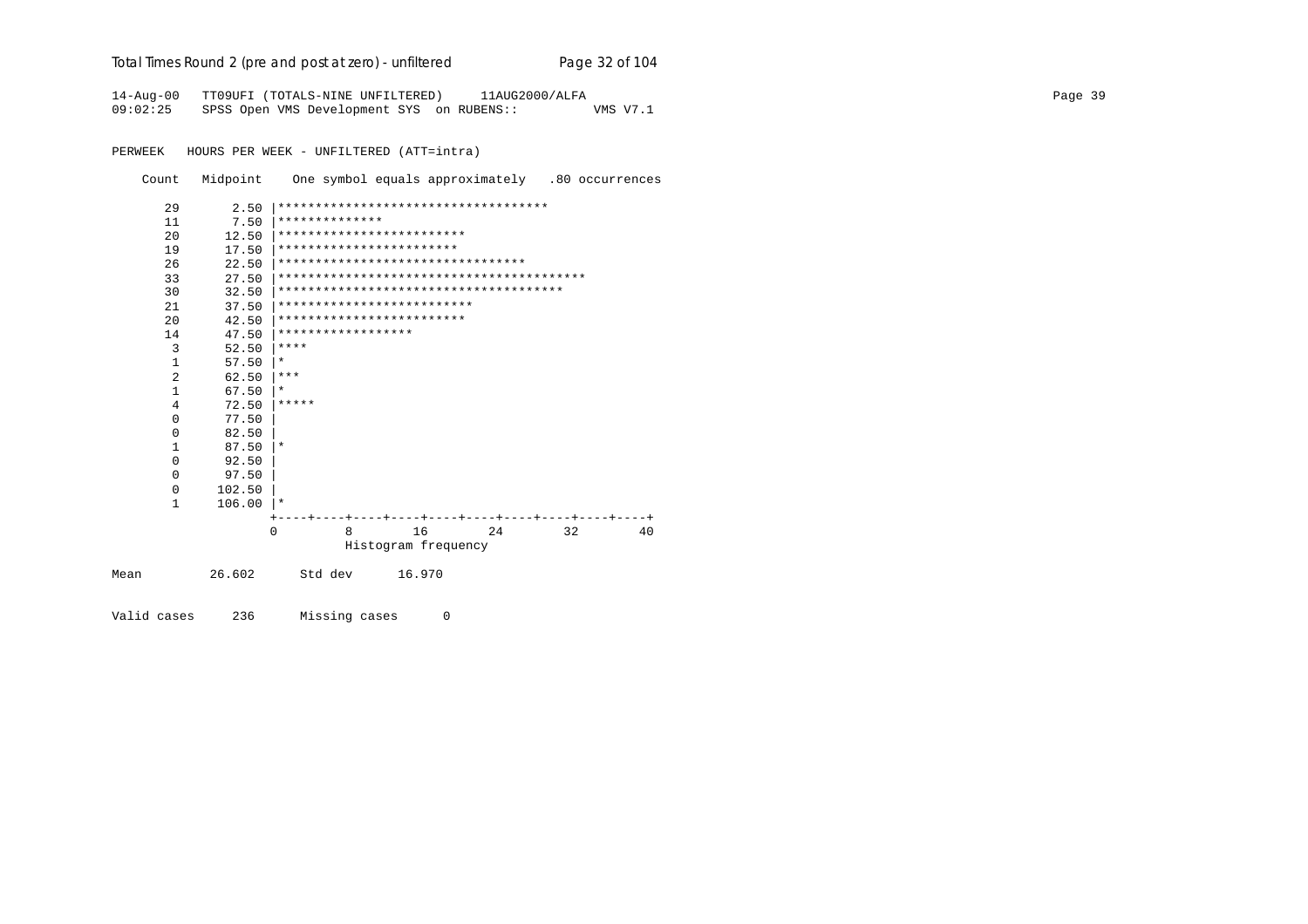```
14-Aug-00   TT09UFI (TOTALS-NINE UNFILTERED)     11AUG2000/ALFA
09:02:25    SPSS Open VMS Development SYS  on RUBENS::          VMS V7.1


PERWEEK   HOURS PER WEEK - UNFILTERED (ATT=intra)

    Count   Midpoint    One symbol equals approximately   .80 occurrences

       29       2.50 |************************************
       11       7.50 |**************
       20      12.50 |*************************
       19      17.50 |************************
       26      22.50 |*********************************
       33      27.50 |*****************************************
       30      32.50 |**************************************
       21      37.50 |**************************
       20      42.50 |*************************
       14      47.50 |******************
        3      52.50 |****
        1      57.50 |*
        2      62.50 |***
        1      67.50 |*
        4      72.50 |*****
        0      77.50 |
        0      82.50 |
        1      87.50 |*
        0      92.50 |
        0      97.50 |
        0     102.50 |
        1     106.00 |*
                     +----+----+----+----+----+----+----+----+----+----+
                     0         8        16        24        32        40
                               Histogram frequency

Mean         26.602      Std dev      16.970


Valid cases     236      Missing cases      0
```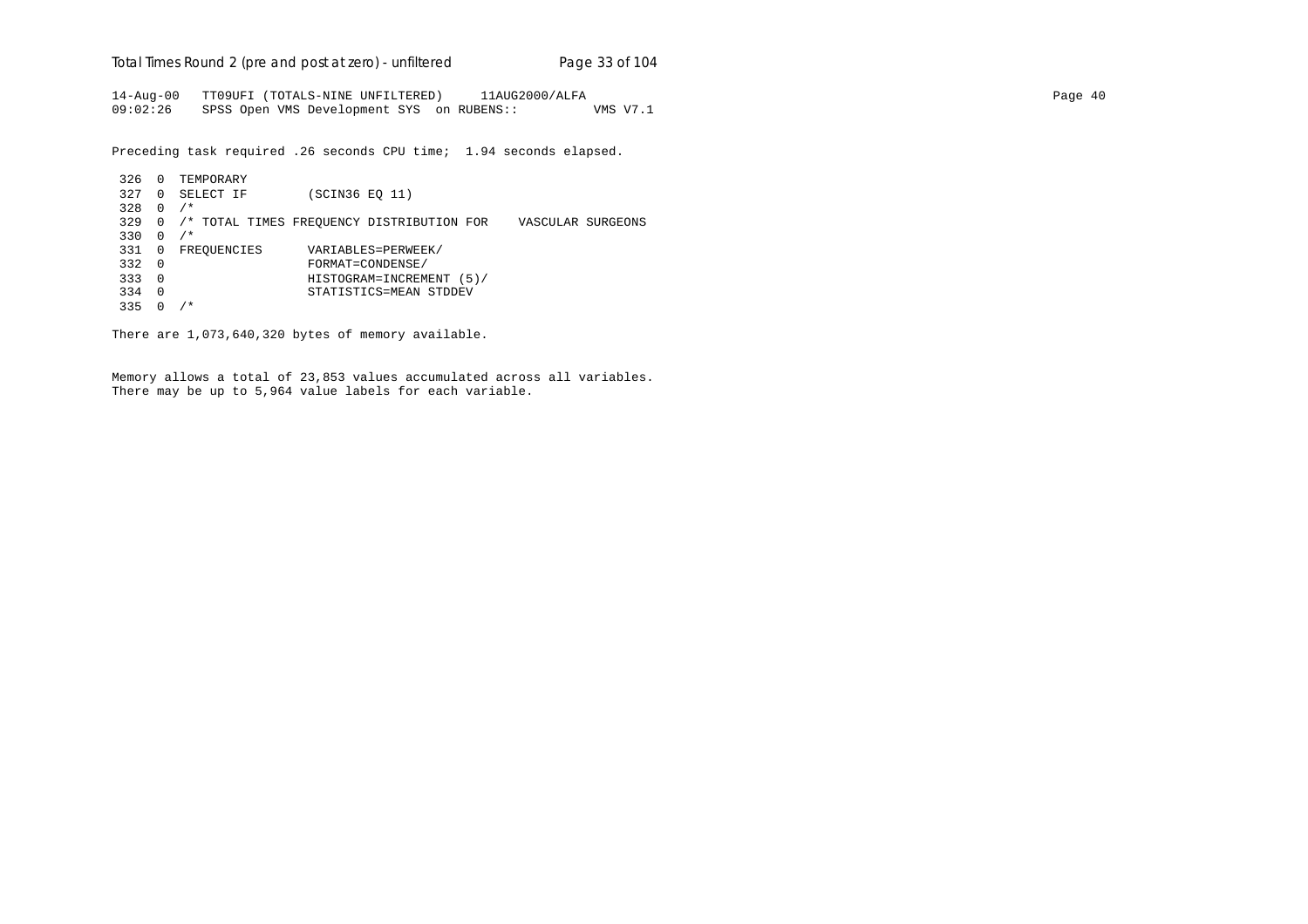```
14-Aug-00   TT09UFI (TOTALS-NINE UNFILTERED)     11AUG2000/ALFA
09:02:26    SPSS Open VMS Development SYS  on RUBENS::          VMS V7.1

Preceding task required .26 seconds CPU time;  1.94 seconds elapsed.

 326  0  TEMPORARY
 327  0  SELECT IF        (SCIN36 EQ 11)
 328  0  /*
 329  0  /* TOTAL TIMES FREQUENCY DISTRIBUTION FOR    VASCULAR SURGEONS
 330  0  /*
 331  0  FREQUENCIES      VARIABLES=PERWEEK/
 332  0                   FORMAT=CONDENSE/
 333  0                   HISTOGRAM=INCREMENT (5)/
 334  0                   STATISTICS=MEAN STDDEV
 335  0  /*

There are 1,073,640,320 bytes of memory available.


Memory allows a total of 23,853 values accumulated across all variables.
There may be up to 5,964 value labels for each variable.
```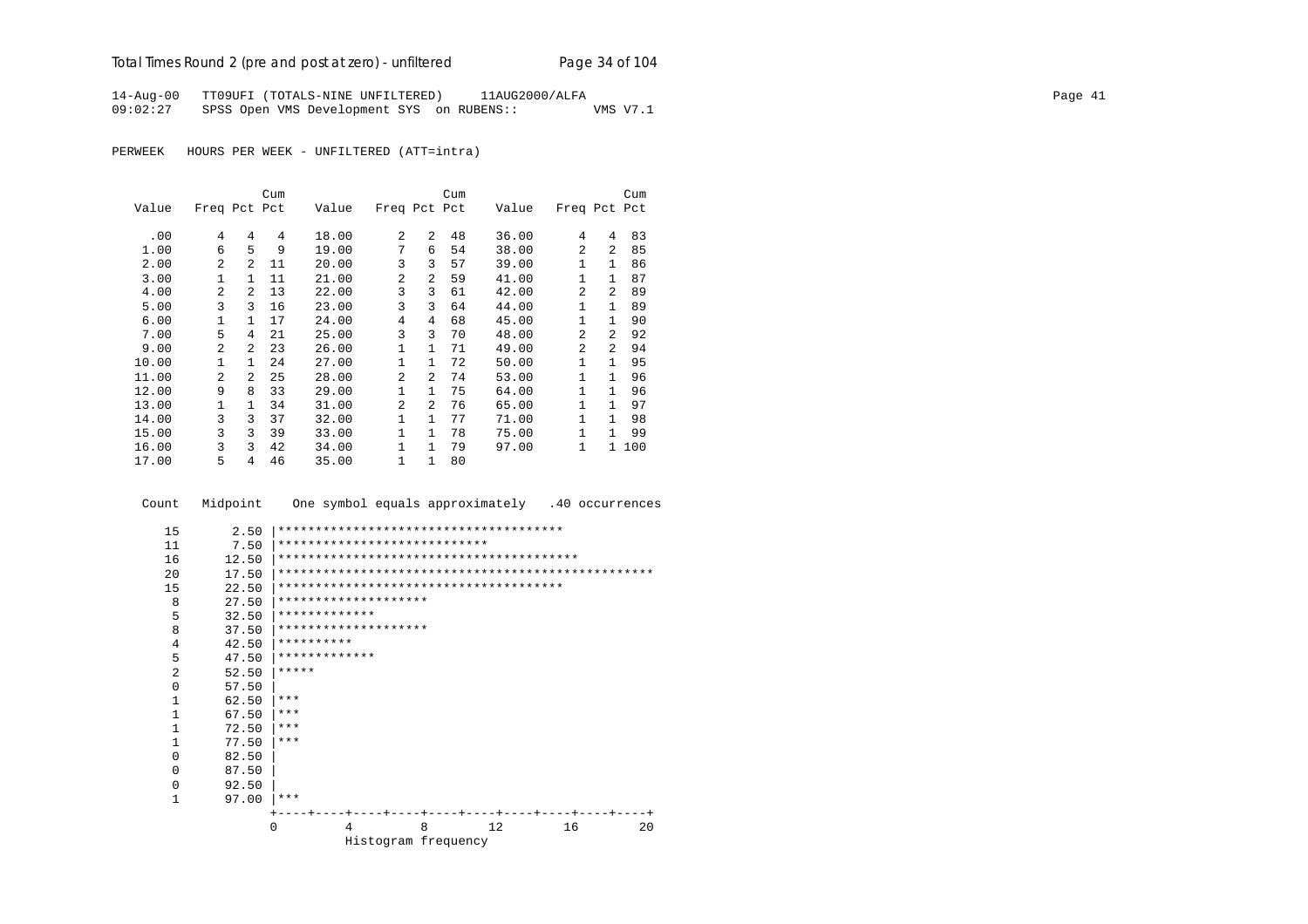14-Aug-00 TT09UFI (TOTALS-NINE UNFILTERED) 11AUG2000/ALFA
09:02:27 SPSS Open VMS Development SYS on RUBENS:: VMS V7.1

PERWEEK HOURS PER WEEK - UNFILTERED (ATT=intra)

| Value | Freq | Pct | Cum Pct | Value | Freq | Pct | Cum Pct | Value | Freq | Pct | Cum Pct |
|---|---|---|---|---|---|---|---|---|---|---|---|
| .00 | 4 | 4 | 4 | 18.00 | 2 | 2 | 48 | 36.00 | 4 | 4 | 83 |
| 1.00 | 6 | 5 | 9 | 19.00 | 7 | 6 | 54 | 38.00 | 2 | 2 | 85 |
| 2.00 | 2 | 2 | 11 | 20.00 | 3 | 3 | 57 | 39.00 | 1 | 1 | 86 |
| 3.00 | 1 | 1 | 11 | 21.00 | 2 | 2 | 59 | 41.00 | 1 | 1 | 87 |
| 4.00 | 2 | 2 | 13 | 22.00 | 3 | 3 | 61 | 42.00 | 2 | 2 | 89 |
| 5.00 | 3 | 3 | 16 | 23.00 | 3 | 3 | 64 | 44.00 | 1 | 1 | 89 |
| 6.00 | 1 | 1 | 17 | 24.00 | 4 | 4 | 68 | 45.00 | 1 | 1 | 90 |
| 7.00 | 5 | 4 | 21 | 25.00 | 3 | 3 | 70 | 48.00 | 2 | 2 | 92 |
| 9.00 | 2 | 2 | 23 | 26.00 | 1 | 1 | 71 | 49.00 | 2 | 2 | 94 |
| 10.00 | 1 | 1 | 24 | 27.00 | 1 | 1 | 72 | 50.00 | 1 | 1 | 95 |
| 11.00 | 2 | 2 | 25 | 28.00 | 2 | 2 | 74 | 53.00 | 1 | 1 | 96 |
| 12.00 | 9 | 8 | 33 | 29.00 | 1 | 1 | 75 | 64.00 | 1 | 1 | 96 |
| 13.00 | 1 | 1 | 34 | 31.00 | 2 | 2 | 76 | 65.00 | 1 | 1 | 97 |
| 14.00 | 3 | 3 | 37 | 32.00 | 1 | 1 | 77 | 71.00 | 1 | 1 | 98 |
| 15.00 | 3 | 3 | 39 | 33.00 | 1 | 1 | 78 | 75.00 | 1 | 1 | 99 |
| 16.00 | 3 | 3 | 42 | 34.00 | 1 | 1 | 79 | 97.00 | 1 | 1 | 100 |
| 17.00 | 5 | 4 | 46 | 35.00 | 1 | 1 | 80 | | | | |

```
 Count   Midpoint     One symbol equals approximately   .40 occurrences

    15       2.50 |**************************************
    11       7.50 |****************************
    16      12.50 |****************************************
    20      17.50 |**************************************************
    15      22.50 |**************************************
     8      27.50 |********************
     5      32.50 |*************
     8      37.50 |********************
     4      42.50 |**********
     5      47.50 |*************
     2      52.50 |*****
     0      57.50 |
     1      62.50 |***
     1      67.50 |***
     1      72.50 |***
     1      77.50 |***
     0      82.50 |
     0      87.50 |
     0      92.50 |
     1      97.00 |***
                  +----+----+----+----+----+----+----+----+----+----+
                  0         4         8        12        16        20
                            Histogram frequency
```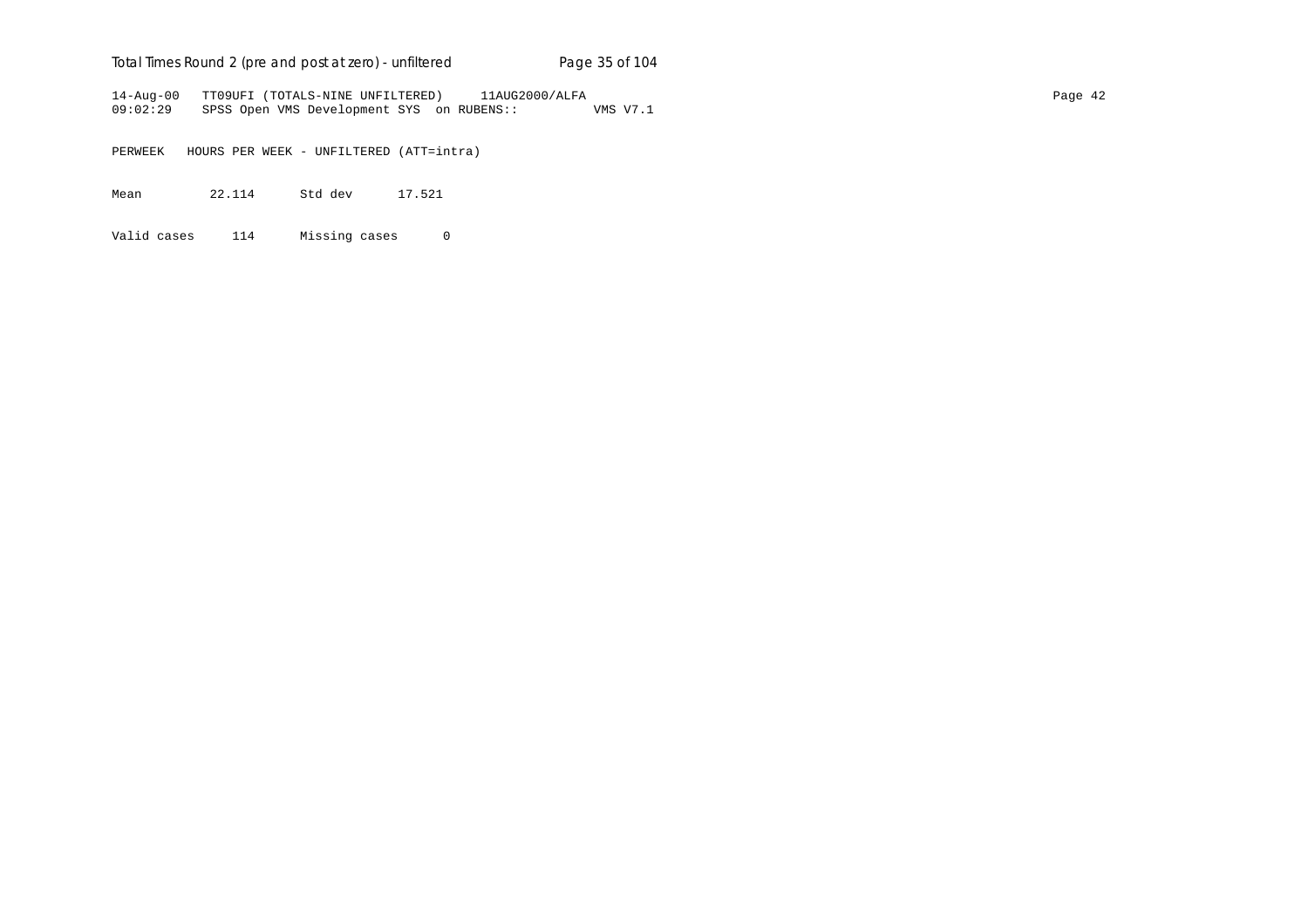```
14-Aug-00   TT09UFI (TOTALS-NINE UNFILTERED)     11AUG2000/ALFA
09:02:29    SPSS Open VMS Development SYS  on RUBENS::          VMS V7.1

PERWEEK   HOURS PER WEEK - UNFILTERED (ATT=intra)

Mean         22.114      Std dev      17.521

Valid cases     114      Missing cases      0
```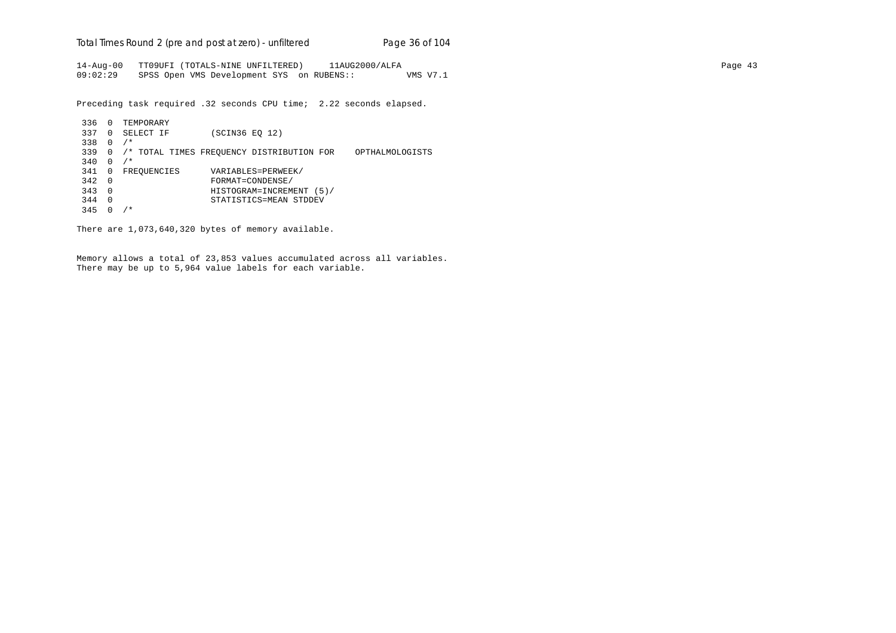```
14-Aug-00   TT09UFI (TOTALS-NINE UNFILTERED)     11AUG2000/ALFA
09:02:29    SPSS Open VMS Development SYS  on RUBENS::          VMS V7.1
```

Preceding task required .32 seconds CPU time;  2.22 seconds elapsed.

```
 336  0  TEMPORARY
 337  0  SELECT IF        (SCIN36 EQ 12)
 338  0  /*
 339  0  /* TOTAL TIMES FREQUENCY DISTRIBUTION FOR    OPTHALMOLOGISTS
 340  0  /*
 341  0  FREQUENCIES      VARIABLES=PERWEEK/
 342  0                   FORMAT=CONDENSE/
 343  0                   HISTOGRAM=INCREMENT (5)/
 344  0                   STATISTICS=MEAN STDDEV
 345  0  /*
```

There are 1,073,640,320 bytes of memory available.

Memory allows a total of 23,853 values accumulated across all variables.
There may be up to 5,964 value labels for each variable.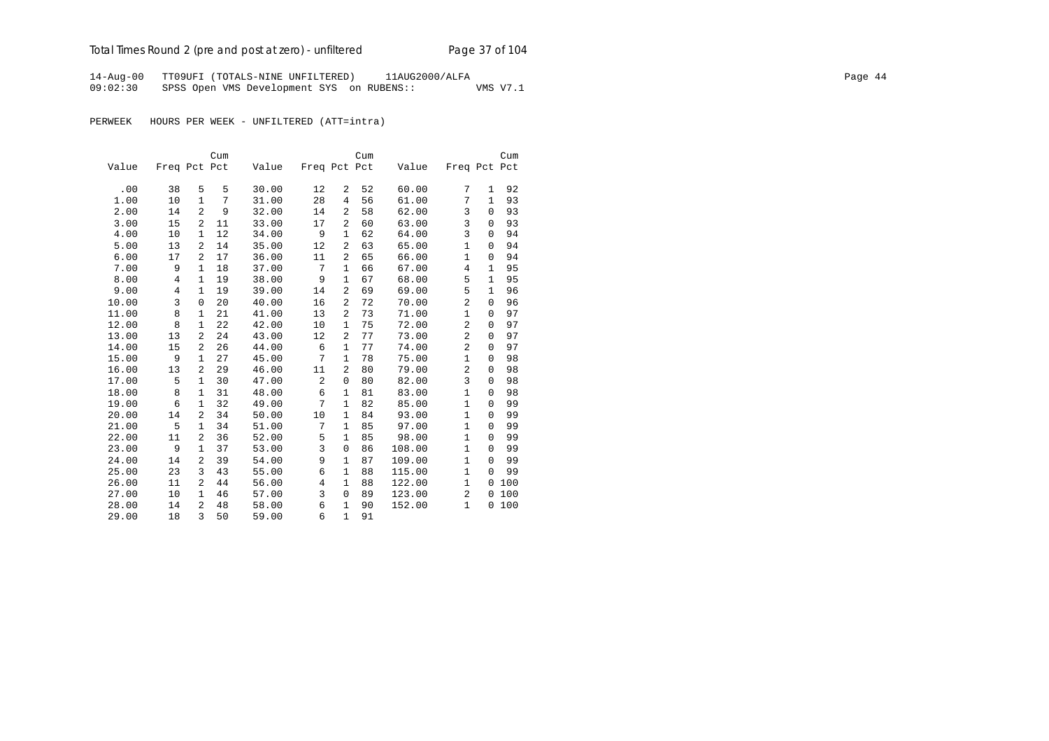14-Aug-00 TT09UFI (TOTALS-NINE UNFILTERED) 11AUG2000/ALFA
09:02:30 SPSS Open VMS Development SYS on RUBENS:: VMS V7.1

PERWEEK HOURS PER WEEK - UNFILTERED (ATT=intra)

| Value | Freq | Pct | Cum Pct | Value | Freq | Pct | Cum Pct | Value | Freq | Pct | Cum Pct |
|---|---|---|---|---|---|---|---|---|---|---|---|
| .00 | 38 | 5 | 5 | 30.00 | 12 | 2 | 52 | 60.00 | 7 | 1 | 92 |
| 1.00 | 10 | 1 | 7 | 31.00 | 28 | 4 | 56 | 61.00 | 7 | 1 | 93 |
| 2.00 | 14 | 2 | 9 | 32.00 | 14 | 2 | 58 | 62.00 | 3 | 0 | 93 |
| 3.00 | 15 | 2 | 11 | 33.00 | 17 | 2 | 60 | 63.00 | 3 | 0 | 93 |
| 4.00 | 10 | 1 | 12 | 34.00 | 9 | 1 | 62 | 64.00 | 3 | 0 | 94 |
| 5.00 | 13 | 2 | 14 | 35.00 | 12 | 2 | 63 | 65.00 | 1 | 0 | 94 |
| 6.00 | 17 | 2 | 17 | 36.00 | 11 | 2 | 65 | 66.00 | 1 | 0 | 94 |
| 7.00 | 9 | 1 | 18 | 37.00 | 7 | 1 | 66 | 67.00 | 4 | 1 | 95 |
| 8.00 | 4 | 1 | 19 | 38.00 | 9 | 1 | 67 | 68.00 | 5 | 1 | 95 |
| 9.00 | 4 | 1 | 19 | 39.00 | 14 | 2 | 69 | 69.00 | 5 | 1 | 96 |
| 10.00 | 3 | 0 | 20 | 40.00 | 16 | 2 | 72 | 70.00 | 2 | 0 | 96 |
| 11.00 | 8 | 1 | 21 | 41.00 | 13 | 2 | 73 | 71.00 | 1 | 0 | 97 |
| 12.00 | 8 | 1 | 22 | 42.00 | 10 | 1 | 75 | 72.00 | 2 | 0 | 97 |
| 13.00 | 13 | 2 | 24 | 43.00 | 12 | 2 | 77 | 73.00 | 2 | 0 | 97 |
| 14.00 | 15 | 2 | 26 | 44.00 | 6 | 1 | 77 | 74.00 | 2 | 0 | 97 |
| 15.00 | 9 | 1 | 27 | 45.00 | 7 | 1 | 78 | 75.00 | 1 | 0 | 98 |
| 16.00 | 13 | 2 | 29 | 46.00 | 11 | 2 | 80 | 79.00 | 2 | 0 | 98 |
| 17.00 | 5 | 1 | 30 | 47.00 | 2 | 0 | 80 | 82.00 | 3 | 0 | 98 |
| 18.00 | 8 | 1 | 31 | 48.00 | 6 | 1 | 81 | 83.00 | 1 | 0 | 98 |
| 19.00 | 6 | 1 | 32 | 49.00 | 7 | 1 | 82 | 85.00 | 1 | 0 | 99 |
| 20.00 | 14 | 2 | 34 | 50.00 | 10 | 1 | 84 | 93.00 | 1 | 0 | 99 |
| 21.00 | 5 | 1 | 34 | 51.00 | 7 | 1 | 85 | 97.00 | 1 | 0 | 99 |
| 22.00 | 11 | 2 | 36 | 52.00 | 5 | 1 | 85 | 98.00 | 1 | 0 | 99 |
| 23.00 | 9 | 1 | 37 | 53.00 | 3 | 0 | 86 | 108.00 | 1 | 0 | 99 |
| 24.00 | 14 | 2 | 39 | 54.00 | 9 | 1 | 87 | 109.00 | 1 | 0 | 99 |
| 25.00 | 23 | 3 | 43 | 55.00 | 6 | 1 | 88 | 115.00 | 1 | 0 | 99 |
| 26.00 | 11 | 2 | 44 | 56.00 | 4 | 1 | 88 | 122.00 | 1 | 0 | 100 |
| 27.00 | 10 | 1 | 46 | 57.00 | 3 | 0 | 89 | 123.00 | 2 | 0 | 100 |
| 28.00 | 14 | 2 | 48 | 58.00 | 6 | 1 | 90 | 152.00 | 1 | 0 | 100 |
| 29.00 | 18 | 3 | 50 | 59.00 | 6 | 1 | 91 | | | | |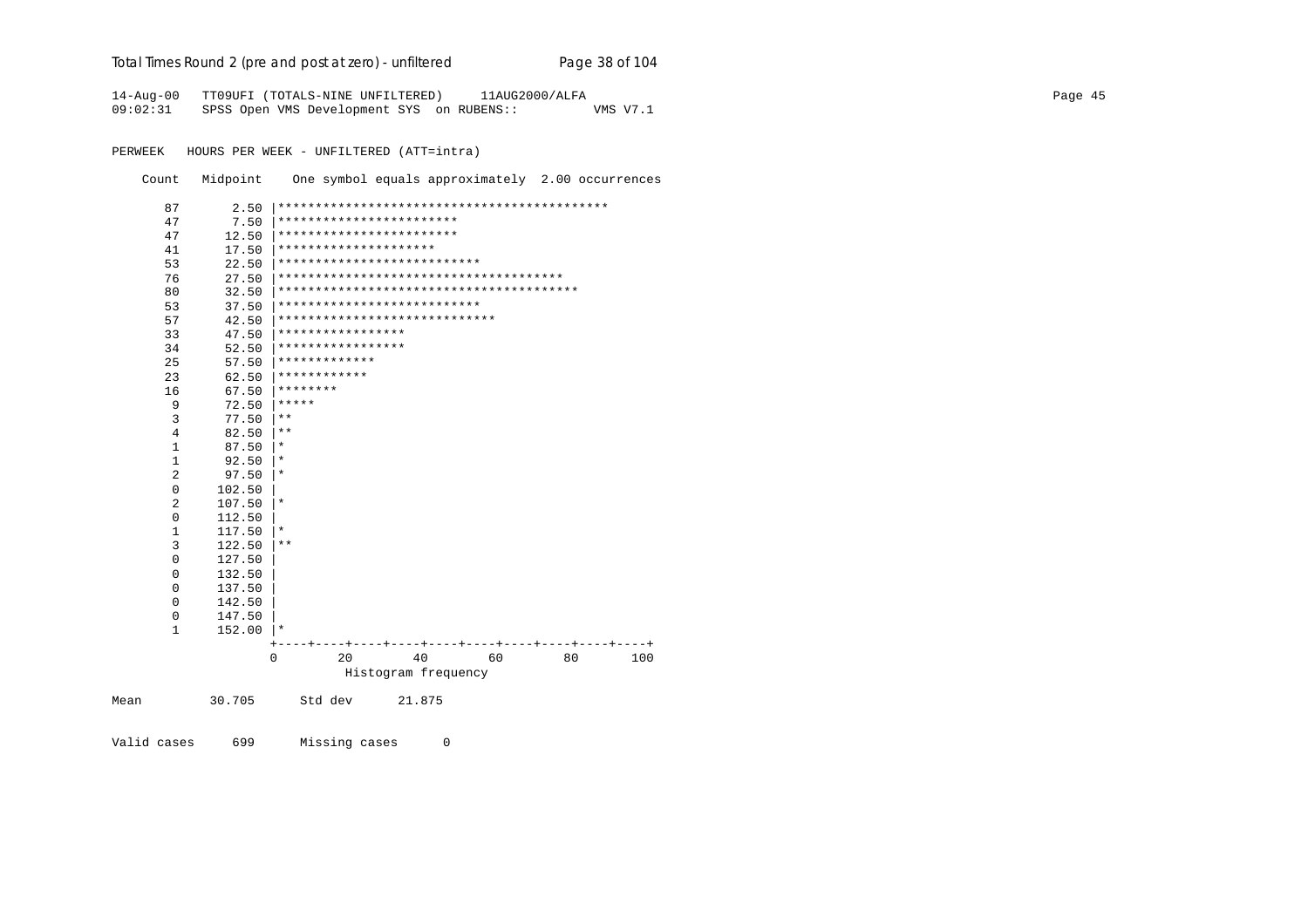```
14-Aug-00   TT09UFI (TOTALS-NINE UNFILTERED)     11AUG2000/ALFA
09:02:31    SPSS Open VMS Development SYS  on RUBENS::          VMS V7.1

PERWEEK   HOURS PER WEEK - UNFILTERED (ATT=intra)

    Count   Midpoint    One symbol equals approximately  2.00 occurrences

       87       2.50 |********************************************
       47       7.50 |************************
       47      12.50 |************************
       41      17.50 |*********************
       53      22.50 |***************************
       76      27.50 |**************************************
       80      32.50 |****************************************
       53      37.50 |***************************
       57      42.50 |*****************************
       33      47.50 |*****************
       34      52.50 |*****************
       25      57.50 |*************
       23      62.50 |************
       16      67.50 |********
        9      72.50 |*****
        3      77.50 |**
        4      82.50 |**
        1      87.50 |*
        1      92.50 |*
        2      97.50 |*
        0     102.50 |
        2     107.50 |*
        0     112.50 |
        1     117.50 |*
        3     122.50 |**
        0     127.50 |
        0     132.50 |
        0     137.50 |
        0     142.50 |
        0     147.50 |
        1     152.00 |*
                     +----+----+----+----+----+----+----+----+----+----+
                     0        20        40        60        80       100
                                Histogram frequency

Mean         30.705      Std dev      21.875


Valid cases     699      Missing cases      0
```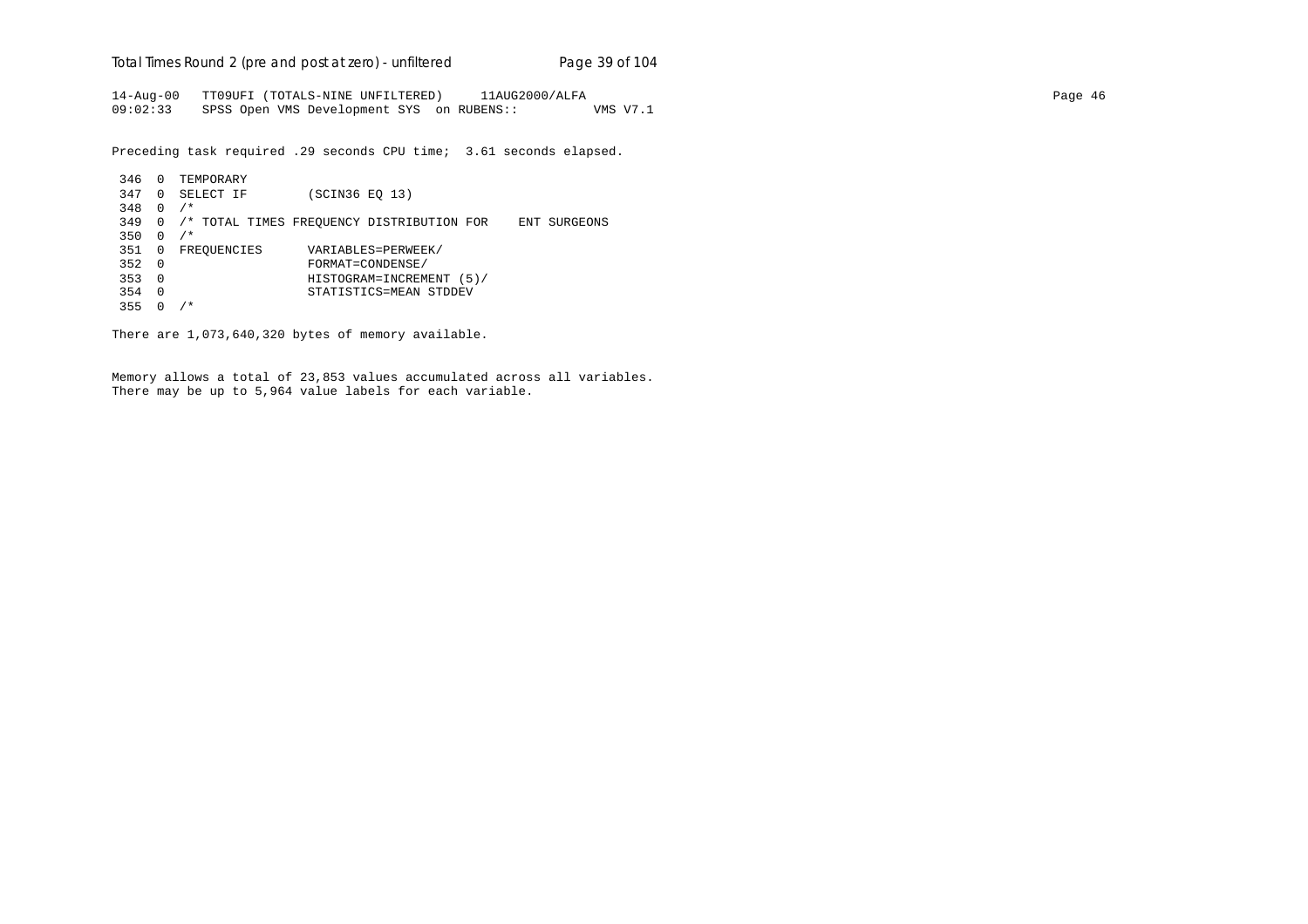14-Aug-00   TT09UFI (TOTALS-NINE UNFILTERED)     11AUG2000/ALFA  
09:02:33    SPSS Open VMS Development SYS  on RUBENS::          VMS V7.1

Preceding task required .29 seconds CPU time;  3.61 seconds elapsed.

```
 346  0  TEMPORARY
 347  0  SELECT IF        (SCIN36 EQ 13)
 348  0  /*
 349  0  /* TOTAL TIMES FREQUENCY DISTRIBUTION FOR    ENT SURGEONS
 350  0  /*
 351  0  FREQUENCIES      VARIABLES=PERWEEK/
 352  0                   FORMAT=CONDENSE/
 353  0                   HISTOGRAM=INCREMENT (5)/
 354  0                   STATISTICS=MEAN STDDEV
 355  0  /*
```

There are 1,073,640,320 bytes of memory available.

Memory allows a total of 23,853 values accumulated across all variables.  
There may be up to 5,964 value labels for each variable.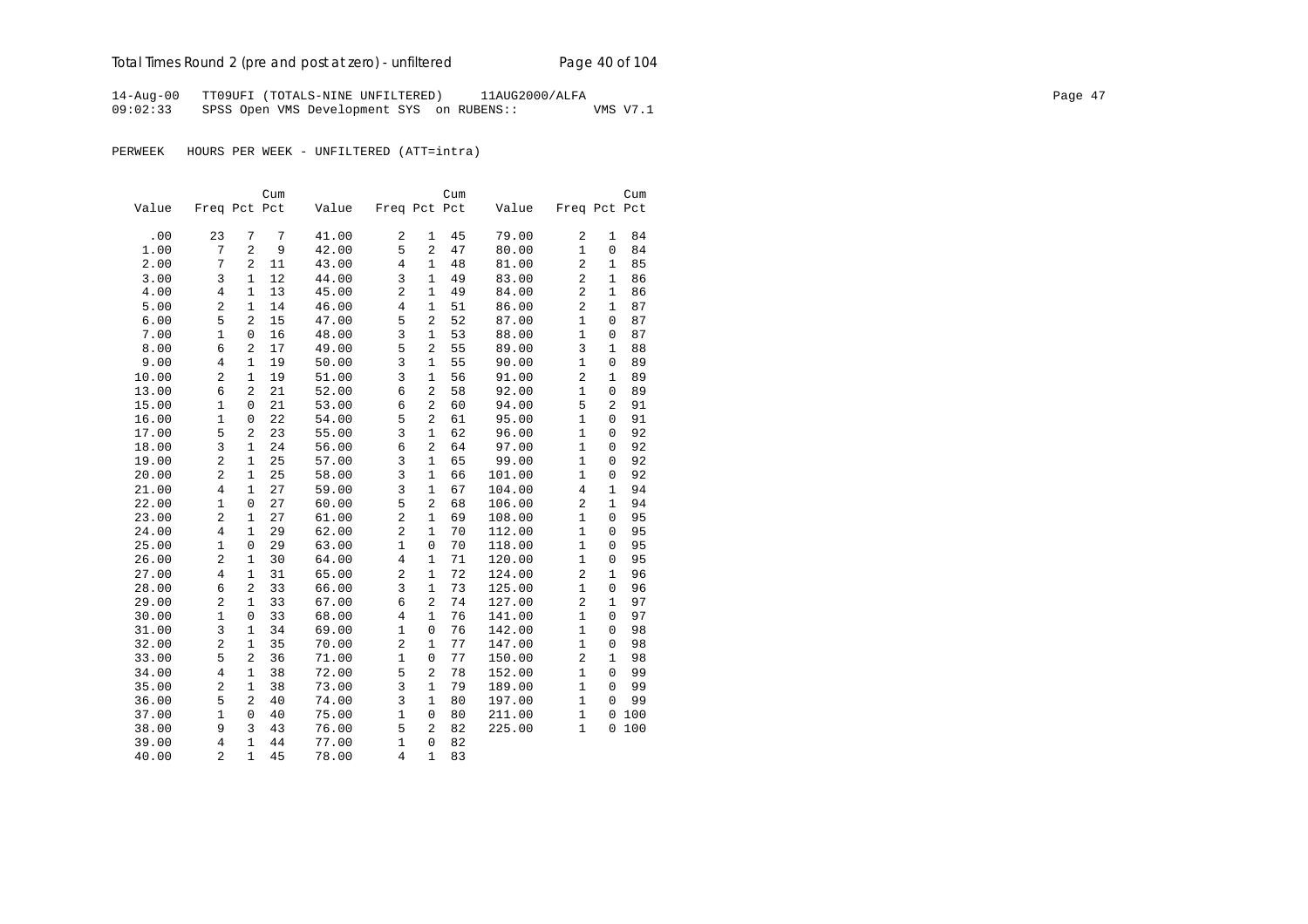14-Aug-00 TT09UFI (TOTALS-NINE UNFILTERED) 11AUG2000/ALFA
09:02:33 SPSS Open VMS Development SYS on RUBENS:: VMS V7.1

PERWEEK HOURS PER WEEK - UNFILTERED (ATT=intra)

| Value | Freq | Pct | Cum Pct | Value | Freq | Pct | Cum Pct | Value | Freq | Pct | Cum Pct |
|---|---|---|---|---|---|---|---|---|---|---|---|
| .00 | 23 | 7 | 7 | 41.00 | 2 | 1 | 45 | 79.00 | 2 | 1 | 84 |
| 1.00 | 7 | 2 | 9 | 42.00 | 5 | 2 | 47 | 80.00 | 1 | 0 | 84 |
| 2.00 | 7 | 2 | 11 | 43.00 | 4 | 1 | 48 | 81.00 | 2 | 1 | 85 |
| 3.00 | 3 | 1 | 12 | 44.00 | 3 | 1 | 49 | 83.00 | 2 | 1 | 86 |
| 4.00 | 4 | 1 | 13 | 45.00 | 2 | 1 | 49 | 84.00 | 2 | 1 | 86 |
| 5.00 | 2 | 1 | 14 | 46.00 | 4 | 1 | 51 | 86.00 | 2 | 1 | 87 |
| 6.00 | 5 | 2 | 15 | 47.00 | 5 | 2 | 52 | 87.00 | 1 | 0 | 87 |
| 7.00 | 1 | 0 | 16 | 48.00 | 3 | 1 | 53 | 88.00 | 1 | 0 | 87 |
| 8.00 | 6 | 2 | 17 | 49.00 | 5 | 2 | 55 | 89.00 | 3 | 1 | 88 |
| 9.00 | 4 | 1 | 19 | 50.00 | 3 | 1 | 55 | 90.00 | 1 | 0 | 89 |
| 10.00 | 2 | 1 | 19 | 51.00 | 3 | 1 | 56 | 91.00 | 2 | 1 | 89 |
| 13.00 | 6 | 2 | 21 | 52.00 | 6 | 2 | 58 | 92.00 | 1 | 0 | 89 |
| 15.00 | 1 | 0 | 21 | 53.00 | 6 | 2 | 60 | 94.00 | 5 | 2 | 91 |
| 16.00 | 1 | 0 | 22 | 54.00 | 5 | 2 | 61 | 95.00 | 1 | 0 | 91 |
| 17.00 | 5 | 2 | 23 | 55.00 | 3 | 1 | 62 | 96.00 | 1 | 0 | 92 |
| 18.00 | 3 | 1 | 24 | 56.00 | 6 | 2 | 64 | 97.00 | 1 | 0 | 92 |
| 19.00 | 2 | 1 | 25 | 57.00 | 3 | 1 | 65 | 99.00 | 1 | 0 | 92 |
| 20.00 | 2 | 1 | 25 | 58.00 | 3 | 1 | 66 | 101.00 | 1 | 0 | 92 |
| 21.00 | 4 | 1 | 27 | 59.00 | 3 | 1 | 67 | 104.00 | 4 | 1 | 94 |
| 22.00 | 1 | 0 | 27 | 60.00 | 5 | 2 | 68 | 106.00 | 2 | 1 | 94 |
| 23.00 | 2 | 1 | 27 | 61.00 | 2 | 1 | 69 | 108.00 | 1 | 0 | 95 |
| 24.00 | 4 | 1 | 29 | 62.00 | 2 | 1 | 70 | 112.00 | 1 | 0 | 95 |
| 25.00 | 1 | 0 | 29 | 63.00 | 1 | 0 | 70 | 118.00 | 1 | 0 | 95 |
| 26.00 | 2 | 1 | 30 | 64.00 | 4 | 1 | 71 | 120.00 | 1 | 0 | 95 |
| 27.00 | 4 | 1 | 31 | 65.00 | 2 | 1 | 72 | 124.00 | 2 | 1 | 96 |
| 28.00 | 6 | 2 | 33 | 66.00 | 3 | 1 | 73 | 125.00 | 1 | 0 | 96 |
| 29.00 | 2 | 1 | 33 | 67.00 | 6 | 2 | 74 | 127.00 | 2 | 1 | 97 |
| 30.00 | 1 | 0 | 33 | 68.00 | 4 | 1 | 76 | 141.00 | 1 | 0 | 97 |
| 31.00 | 3 | 1 | 34 | 69.00 | 1 | 0 | 76 | 142.00 | 1 | 0 | 98 |
| 32.00 | 2 | 1 | 35 | 70.00 | 2 | 1 | 77 | 147.00 | 1 | 0 | 98 |
| 33.00 | 5 | 2 | 36 | 71.00 | 1 | 0 | 77 | 150.00 | 2 | 1 | 98 |
| 34.00 | 4 | 1 | 38 | 72.00 | 5 | 2 | 78 | 152.00 | 1 | 0 | 99 |
| 35.00 | 2 | 1 | 38 | 73.00 | 3 | 1 | 79 | 189.00 | 1 | 0 | 99 |
| 36.00 | 5 | 2 | 40 | 74.00 | 3 | 1 | 80 | 197.00 | 1 | 0 | 99 |
| 37.00 | 1 | 0 | 40 | 75.00 | 1 | 0 | 80 | 211.00 | 1 | 0 | 100 |
| 38.00 | 9 | 3 | 43 | 76.00 | 5 | 2 | 82 | 225.00 | 1 | 0 | 100 |
| 39.00 | 4 | 1 | 44 | 77.00 | 1 | 0 | 82 | | | | |
| 40.00 | 2 | 1 | 45 | 78.00 | 4 | 1 | 83 | | | | |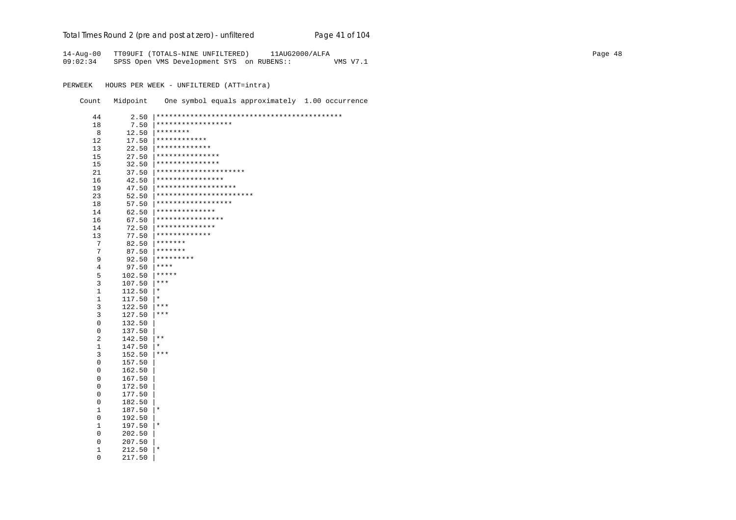```
14-Aug-00   TT09UFI (TOTALS-NINE UNFILTERED)     11AUG2000/ALFA
09:02:34    SPSS Open VMS Development SYS  on RUBENS::          VMS V7.1


PERWEEK   HOURS PER WEEK - UNFILTERED (ATT=intra)

    Count   Midpoint    One symbol equals approximately  1.00 occurrence

       44       2.50 |********************************************
       18       7.50 |******************
        8      12.50 |********
       12      17.50 |************
       13      22.50 |*************
       15      27.50 |***************
       15      32.50 |***************
       21      37.50 |*********************
       16      42.50 |****************
       19      47.50 |*******************
       23      52.50 |***********************
       18      57.50 |******************
       14      62.50 |**************
       16      67.50 |****************
       14      72.50 |**************
       13      77.50 |*************
        7      82.50 |*******
        7      87.50 |*******
        9      92.50 |*********
        4      97.50 |****
        5     102.50 |*****
        3     107.50 |***
        1     112.50 |*
        1     117.50 |*
        3     122.50 |***
        3     127.50 |***
        0     132.50 |
        0     137.50 |
        2     142.50 |**
        1     147.50 |*
        3     152.50 |***
        0     157.50 |
        0     162.50 |
        0     167.50 |
        0     172.50 |
        0     177.50 |
        0     182.50 |
        1     187.50 |*
        0     192.50 |
        1     197.50 |*
        0     202.50 |
        0     207.50 |
        1     212.50 |*
        0     217.50 |
```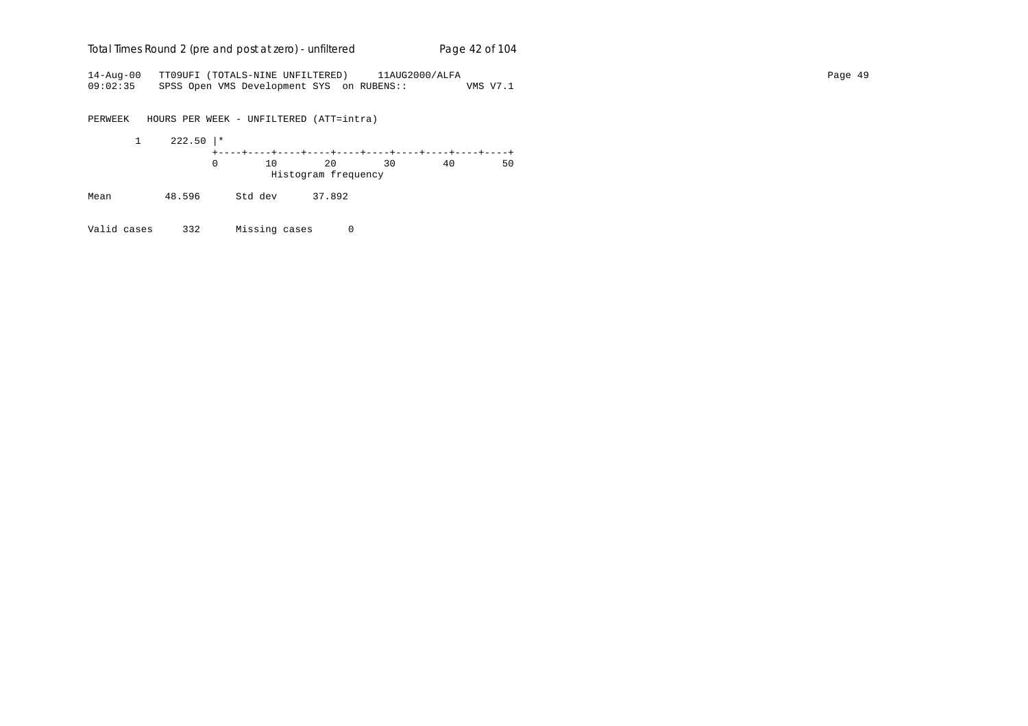```
14-Aug-00   TT09UFI (TOTALS-NINE UNFILTERED)     11AUG2000/ALFA
09:02:35    SPSS Open VMS Development SYS  on RUBENS::          VMS V7.1


PERWEEK   HOURS PER WEEK - UNFILTERED (ATT=intra)

       1     222.50 |*
                    +----+----+----+----+----+----+----+----+----+----+
                    0        10        20        30        40        50
                              Histogram frequency

Mean         48.596      Std dev      37.892


Valid cases     332      Missing cases      0
```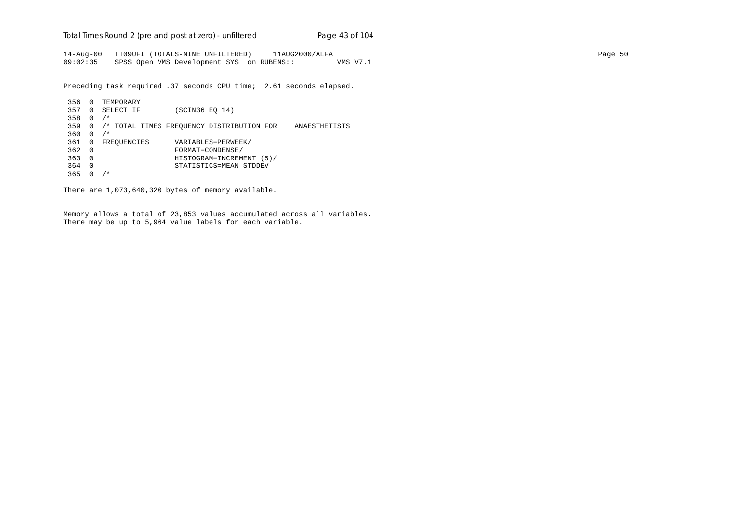```
14-Aug-00   TT09UFI (TOTALS-NINE UNFILTERED)     11AUG2000/ALFA
09:02:35    SPSS Open VMS Development SYS  on RUBENS::         VMS V7.1

Preceding task required .37 seconds CPU time;  2.61 seconds elapsed.

 356  0  TEMPORARY
 357  0  SELECT IF        (SCIN36 EQ 14)
 358  0  /*
 359  0  /* TOTAL TIMES FREQUENCY DISTRIBUTION FOR    ANAESTHETISTS
 360  0  /*
 361  0  FREQUENCIES      VARIABLES=PERWEEK/
 362  0                   FORMAT=CONDENSE/
 363  0                   HISTOGRAM=INCREMENT (5)/
 364  0                   STATISTICS=MEAN STDDEV
 365  0  /*

There are 1,073,640,320 bytes of memory available.

Memory allows a total of 23,853 values accumulated across all variables.
There may be up to 5,964 value labels for each variable.
```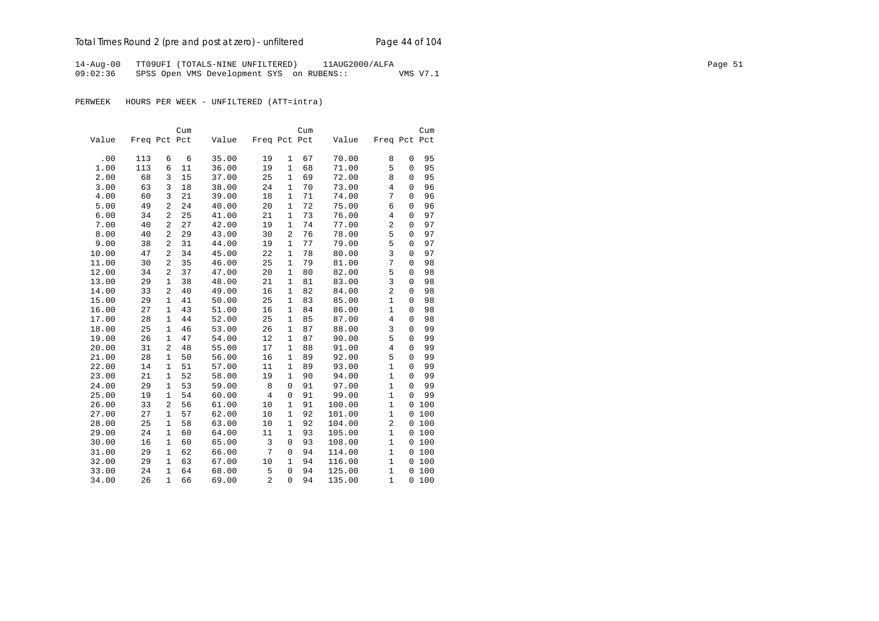14-Aug-00 TT09UFI (TOTALS-NINE UNFILTERED) 11AUG2000/ALFA
09:02:36 SPSS Open VMS Development SYS on RUBENS:: VMS V7.1

PERWEEK HOURS PER WEEK - UNFILTERED (ATT=intra)

| Value | Freq | Pct | Cum Pct | Value | Freq | Pct | Cum Pct | Value | Freq | Pct | Cum Pct |
|---|---|---|---|---|---|---|---|---|---|---|---|
| .00 | 113 | 6 | 6 | 35.00 | 19 | 1 | 67 | 70.00 | 8 | 0 | 95 |
| 1.00 | 113 | 6 | 11 | 36.00 | 19 | 1 | 68 | 71.00 | 5 | 0 | 95 |
| 2.00 | 68 | 3 | 15 | 37.00 | 25 | 1 | 69 | 72.00 | 8 | 0 | 95 |
| 3.00 | 63 | 3 | 18 | 38.00 | 24 | 1 | 70 | 73.00 | 4 | 0 | 96 |
| 4.00 | 60 | 3 | 21 | 39.00 | 18 | 1 | 71 | 74.00 | 7 | 0 | 96 |
| 5.00 | 49 | 2 | 24 | 40.00 | 20 | 1 | 72 | 75.00 | 6 | 0 | 96 |
| 6.00 | 34 | 2 | 25 | 41.00 | 21 | 1 | 73 | 76.00 | 4 | 0 | 97 |
| 7.00 | 40 | 2 | 27 | 42.00 | 19 | 1 | 74 | 77.00 | 2 | 0 | 97 |
| 8.00 | 40 | 2 | 29 | 43.00 | 30 | 2 | 76 | 78.00 | 5 | 0 | 97 |
| 9.00 | 38 | 2 | 31 | 44.00 | 19 | 1 | 77 | 79.00 | 5 | 0 | 97 |
| 10.00 | 47 | 2 | 34 | 45.00 | 22 | 1 | 78 | 80.00 | 3 | 0 | 97 |
| 11.00 | 30 | 2 | 35 | 46.00 | 25 | 1 | 79 | 81.00 | 7 | 0 | 98 |
| 12.00 | 34 | 2 | 37 | 47.00 | 20 | 1 | 80 | 82.00 | 5 | 0 | 98 |
| 13.00 | 29 | 1 | 38 | 48.00 | 21 | 1 | 81 | 83.00 | 3 | 0 | 98 |
| 14.00 | 33 | 2 | 40 | 49.00 | 16 | 1 | 82 | 84.00 | 2 | 0 | 98 |
| 15.00 | 29 | 1 | 41 | 50.00 | 25 | 1 | 83 | 85.00 | 1 | 0 | 98 |
| 16.00 | 27 | 1 | 43 | 51.00 | 16 | 1 | 84 | 86.00 | 1 | 0 | 98 |
| 17.00 | 28 | 1 | 44 | 52.00 | 25 | 1 | 85 | 87.00 | 4 | 0 | 98 |
| 18.00 | 25 | 1 | 46 | 53.00 | 26 | 1 | 87 | 88.00 | 3 | 0 | 99 |
| 19.00 | 26 | 1 | 47 | 54.00 | 12 | 1 | 87 | 90.00 | 5 | 0 | 99 |
| 20.00 | 31 | 2 | 48 | 55.00 | 17 | 1 | 88 | 91.00 | 4 | 0 | 99 |
| 21.00 | 28 | 1 | 50 | 56.00 | 16 | 1 | 89 | 92.00 | 5 | 0 | 99 |
| 22.00 | 14 | 1 | 51 | 57.00 | 11 | 1 | 89 | 93.00 | 1 | 0 | 99 |
| 23.00 | 21 | 1 | 52 | 58.00 | 19 | 1 | 90 | 94.00 | 1 | 0 | 99 |
| 24.00 | 29 | 1 | 53 | 59.00 | 8 | 0 | 91 | 97.00 | 1 | 0 | 99 |
| 25.00 | 19 | 1 | 54 | 60.00 | 4 | 0 | 91 | 99.00 | 1 | 0 | 99 |
| 26.00 | 33 | 2 | 56 | 61.00 | 10 | 1 | 91 | 100.00 | 1 | 0 | 100 |
| 27.00 | 27 | 1 | 57 | 62.00 | 10 | 1 | 92 | 101.00 | 1 | 0 | 100 |
| 28.00 | 25 | 1 | 58 | 63.00 | 10 | 1 | 92 | 104.00 | 2 | 0 | 100 |
| 29.00 | 24 | 1 | 60 | 64.00 | 11 | 1 | 93 | 105.00 | 1 | 0 | 100 |
| 30.00 | 16 | 1 | 60 | 65.00 | 3 | 0 | 93 | 108.00 | 1 | 0 | 100 |
| 31.00 | 29 | 1 | 62 | 66.00 | 7 | 0 | 94 | 114.00 | 1 | 0 | 100 |
| 32.00 | 29 | 1 | 63 | 67.00 | 10 | 1 | 94 | 116.00 | 1 | 0 | 100 |
| 33.00 | 24 | 1 | 64 | 68.00 | 5 | 0 | 94 | 125.00 | 1 | 0 | 100 |
| 34.00 | 26 | 1 | 66 | 69.00 | 2 | 0 | 94 | 135.00 | 1 | 0 | 100 |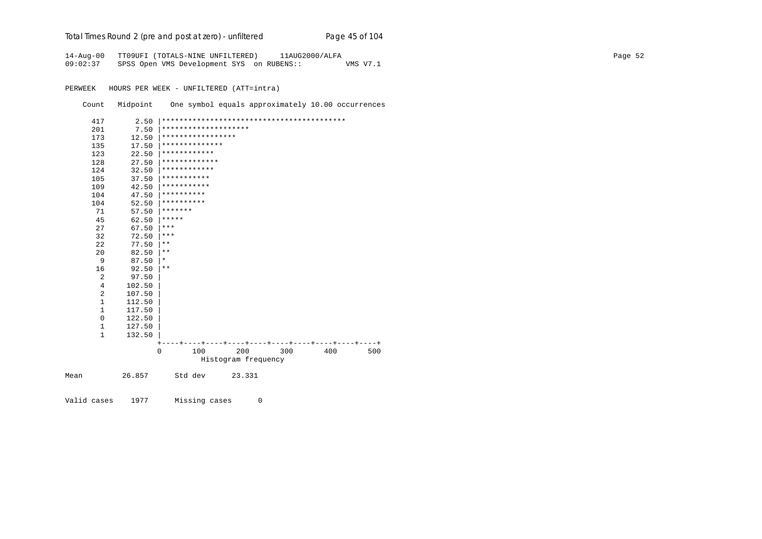14-Aug-00 TT09UFI (TOTALS-NINE UNFILTERED) 11AUG2000/ALFA
09:02:37 SPSS Open VMS Development SYS on RUBENS:: VMS V7.1

PERWEEK HOURS PER WEEK - UNFILTERED (ATT=intra)

```
    Count   Midpoint    One symbol equals approximately 10.00 occurrences

      417       2.50 |******************************************
      201       7.50 |********************
      173      12.50 |*****************
      135      17.50 |**************
      123      22.50 |************
      128      27.50 |*************
      124      32.50 |************
      105      37.50 |***********
      109      42.50 |***********
      104      47.50 |**********
      104      52.50 |**********
       71      57.50 |*******
       45      62.50 |*****
       27      67.50 |***
       32      72.50 |***
       22      77.50 |**
       20      82.50 |**
        9      87.50 |*
       16      92.50 |**
        2      97.50 |
        4     102.50 |
        2     107.50 |
        1     112.50 |
        1     117.50 |
        0     122.50 |
        1     127.50 |
        1     132.50 |
                     +----+----+----+----+----+----+----+----+----+----+
                     0       100       200       300       400       500
                               Histogram frequency

Mean         26.857      Std dev      23.331

Valid cases    1977      Missing cases      0
```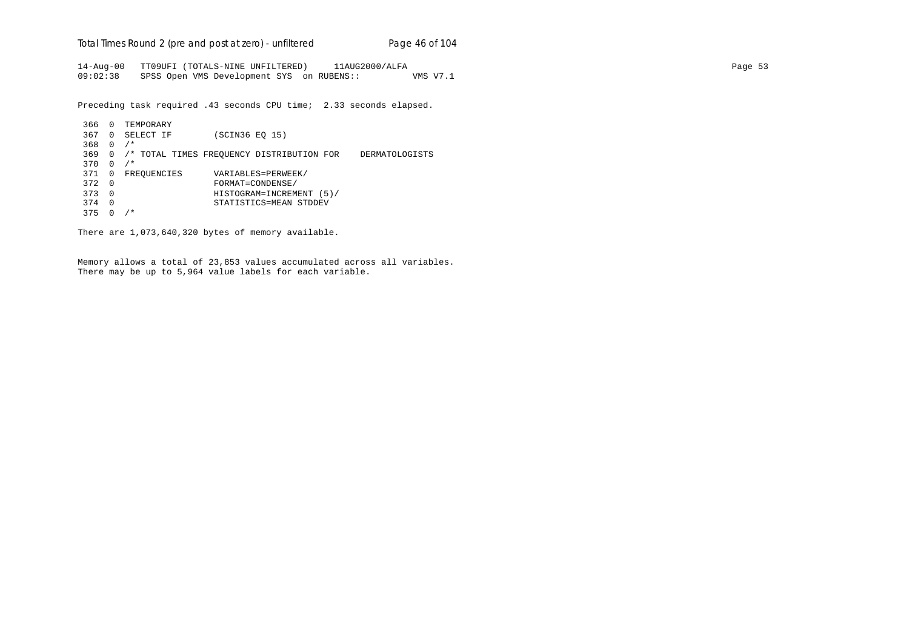```
14-Aug-00   TT09UFI (TOTALS-NINE UNFILTERED)     11AUG2000/ALFA
09:02:38    SPSS Open VMS Development SYS  on RUBENS::          VMS V7.1
```

Preceding task required .43 seconds CPU time;  2.33 seconds elapsed.

```
 366  0  TEMPORARY
 367  0  SELECT IF        (SCIN36 EQ 15)
 368  0  /*
 369  0  /* TOTAL TIMES FREQUENCY DISTRIBUTION FOR    DERMATOLOGISTS
 370  0  /*
 371  0  FREQUENCIES      VARIABLES=PERWEEK/
 372  0                   FORMAT=CONDENSE/
 373  0                   HISTOGRAM=INCREMENT (5)/
 374  0                   STATISTICS=MEAN STDDEV
 375  0  /*
```

There are 1,073,640,320 bytes of memory available.

Memory allows a total of 23,853 values accumulated across all variables.
There may be up to 5,964 value labels for each variable.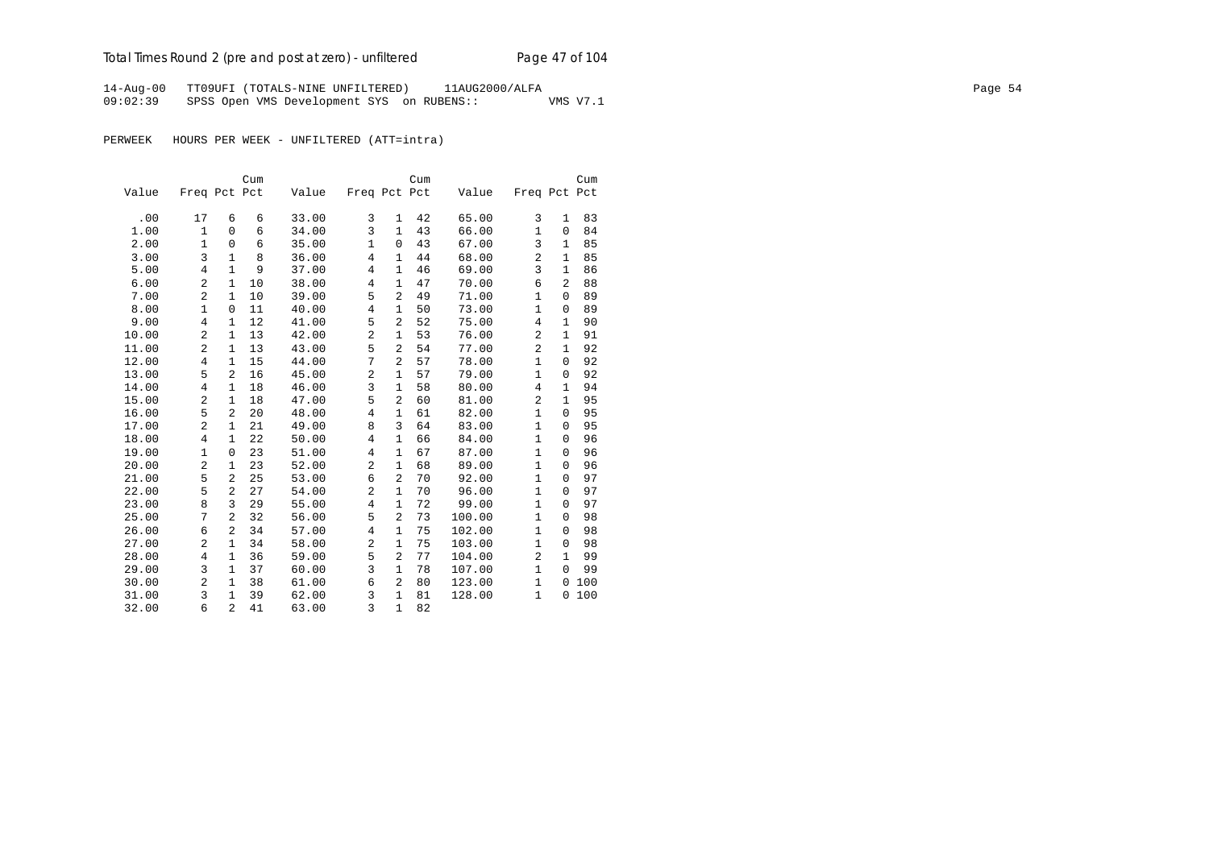14-Aug-00 TT09UFI (TOTALS-NINE UNFILTERED) 11AUG2000/ALFA

09:02:39 SPSS Open VMS Development SYS on RUBENS:: VMS V7.1

PERWEEK HOURS PER WEEK - UNFILTERED (ATT=intra)

| Value | Freq | Pct | Cum Pct | Value | Freq | Pct | Cum Pct | Value | Freq | Pct | Cum Pct |
|---|---|---|---|---|---|---|---|---|---|---|---|
| .00 | 17 | 6 | 6 | 33.00 | 3 | 1 | 42 | 65.00 | 3 | 1 | 83 |
| 1.00 | 1 | 0 | 6 | 34.00 | 3 | 1 | 43 | 66.00 | 1 | 0 | 84 |
| 2.00 | 1 | 0 | 6 | 35.00 | 1 | 0 | 43 | 67.00 | 3 | 1 | 85 |
| 3.00 | 3 | 1 | 8 | 36.00 | 4 | 1 | 44 | 68.00 | 2 | 1 | 85 |
| 5.00 | 4 | 1 | 9 | 37.00 | 4 | 1 | 46 | 69.00 | 3 | 1 | 86 |
| 6.00 | 2 | 1 | 10 | 38.00 | 4 | 1 | 47 | 70.00 | 6 | 2 | 88 |
| 7.00 | 2 | 1 | 10 | 39.00 | 5 | 2 | 49 | 71.00 | 1 | 0 | 89 |
| 8.00 | 1 | 0 | 11 | 40.00 | 4 | 1 | 50 | 73.00 | 1 | 0 | 89 |
| 9.00 | 4 | 1 | 12 | 41.00 | 5 | 2 | 52 | 75.00 | 4 | 1 | 90 |
| 10.00 | 2 | 1 | 13 | 42.00 | 2 | 1 | 53 | 76.00 | 2 | 1 | 91 |
| 11.00 | 2 | 1 | 13 | 43.00 | 5 | 2 | 54 | 77.00 | 2 | 1 | 92 |
| 12.00 | 4 | 1 | 15 | 44.00 | 7 | 2 | 57 | 78.00 | 1 | 0 | 92 |
| 13.00 | 5 | 2 | 16 | 45.00 | 2 | 1 | 57 | 79.00 | 1 | 0 | 92 |
| 14.00 | 4 | 1 | 18 | 46.00 | 3 | 1 | 58 | 80.00 | 4 | 1 | 94 |
| 15.00 | 2 | 1 | 18 | 47.00 | 5 | 2 | 60 | 81.00 | 2 | 1 | 95 |
| 16.00 | 5 | 2 | 20 | 48.00 | 4 | 1 | 61 | 82.00 | 1 | 0 | 95 |
| 17.00 | 2 | 1 | 21 | 49.00 | 8 | 3 | 64 | 83.00 | 1 | 0 | 95 |
| 18.00 | 4 | 1 | 22 | 50.00 | 4 | 1 | 66 | 84.00 | 1 | 0 | 96 |
| 19.00 | 1 | 0 | 23 | 51.00 | 4 | 1 | 67 | 87.00 | 1 | 0 | 96 |
| 20.00 | 2 | 1 | 23 | 52.00 | 2 | 1 | 68 | 89.00 | 1 | 0 | 96 |
| 21.00 | 5 | 2 | 25 | 53.00 | 6 | 2 | 70 | 92.00 | 1 | 0 | 97 |
| 22.00 | 5 | 2 | 27 | 54.00 | 2 | 1 | 70 | 96.00 | 1 | 0 | 97 |
| 23.00 | 8 | 3 | 29 | 55.00 | 4 | 1 | 72 | 99.00 | 1 | 0 | 97 |
| 25.00 | 7 | 2 | 32 | 56.00 | 5 | 2 | 73 | 100.00 | 1 | 0 | 98 |
| 26.00 | 6 | 2 | 34 | 57.00 | 4 | 1 | 75 | 102.00 | 1 | 0 | 98 |
| 27.00 | 2 | 1 | 34 | 58.00 | 2 | 1 | 75 | 103.00 | 1 | 0 | 98 |
| 28.00 | 4 | 1 | 36 | 59.00 | 5 | 2 | 77 | 104.00 | 2 | 1 | 99 |
| 29.00 | 3 | 1 | 37 | 60.00 | 3 | 1 | 78 | 107.00 | 1 | 0 | 99 |
| 30.00 | 2 | 1 | 38 | 61.00 | 6 | 2 | 80 | 123.00 | 1 | 0 | 100 |
| 31.00 | 3 | 1 | 39 | 62.00 | 3 | 1 | 81 | 128.00 | 1 | 0 | 100 |
| 32.00 | 6 | 2 | 41 | 63.00 | 3 | 1 | 82 | | | | |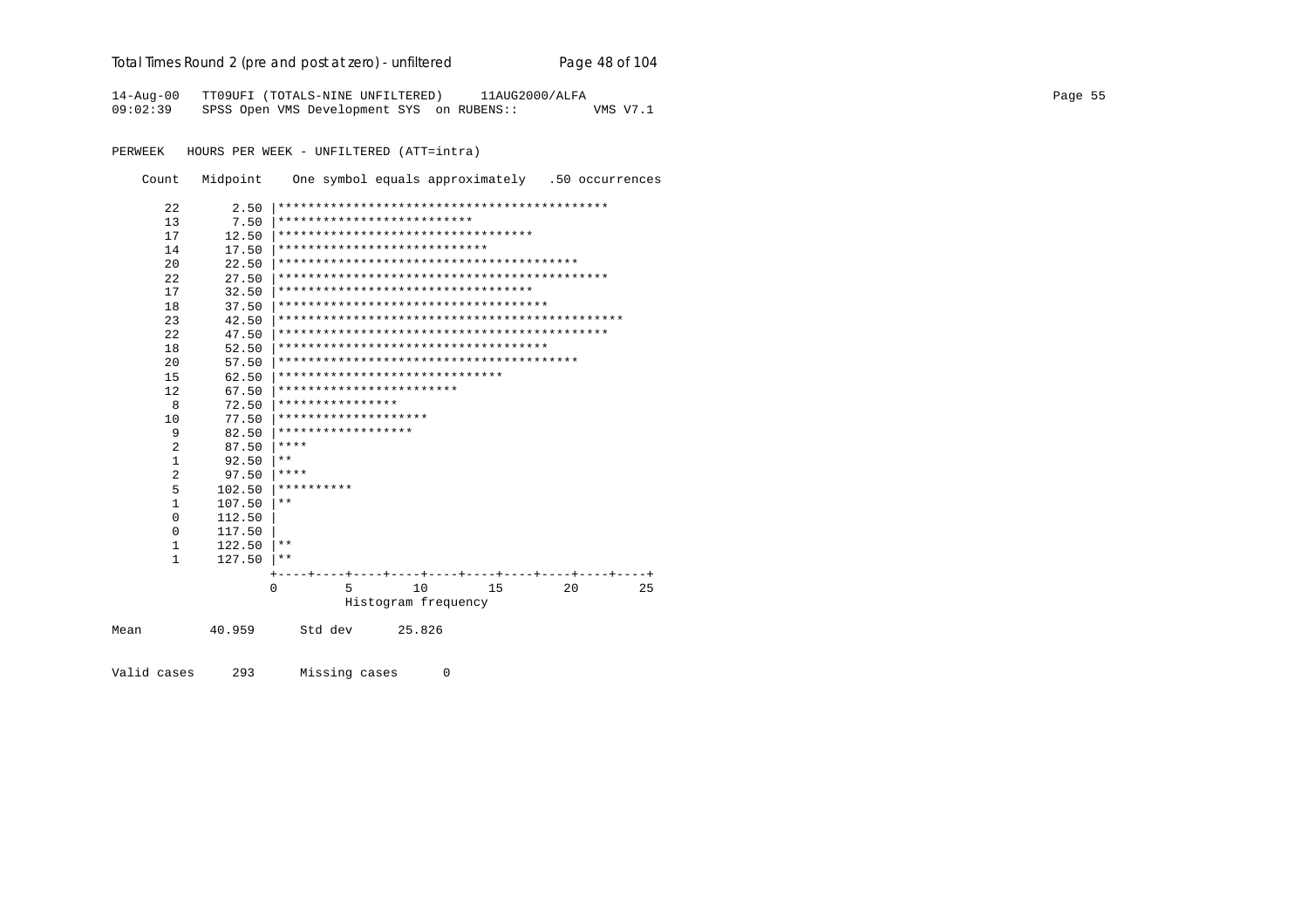14-Aug-00 TT09UFI (TOTALS-NINE UNFILTERED) 11AUG2000/ALFA
09:02:39 SPSS Open VMS Development SYS on RUBENS:: VMS V7.1

PERWEEK HOURS PER WEEK - UNFILTERED (ATT=intra)

```
    Count   Midpoint    One symbol equals approximately   .50 occurrences

       22       2.50 |********************************************
       13       7.50 |**************************
       17      12.50 |**********************************
       14      17.50 |****************************
       20      22.50 |****************************************
       22      27.50 |********************************************
       17      32.50 |**********************************
       18      37.50 |************************************
       23      42.50 |**********************************************
       22      47.50 |********************************************
       18      52.50 |************************************
       20      57.50 |****************************************
       15      62.50 |******************************
       12      67.50 |************************
        8      72.50 |****************
       10      77.50 |********************
        9      82.50 |******************
        2      87.50 |****
        1      92.50 |**
        2      97.50 |****
        5     102.50 |**********
        1     107.50 |**
        0     112.50 |
        0     117.50 |
        1     122.50 |**
        1     127.50 |**
                     +----+----+----+----+----+----+----+----+----+----+
                     0         5        10        15        20        25
                               Histogram frequency

Mean         40.959      Std dev      25.826

Valid cases     293      Missing cases       0
```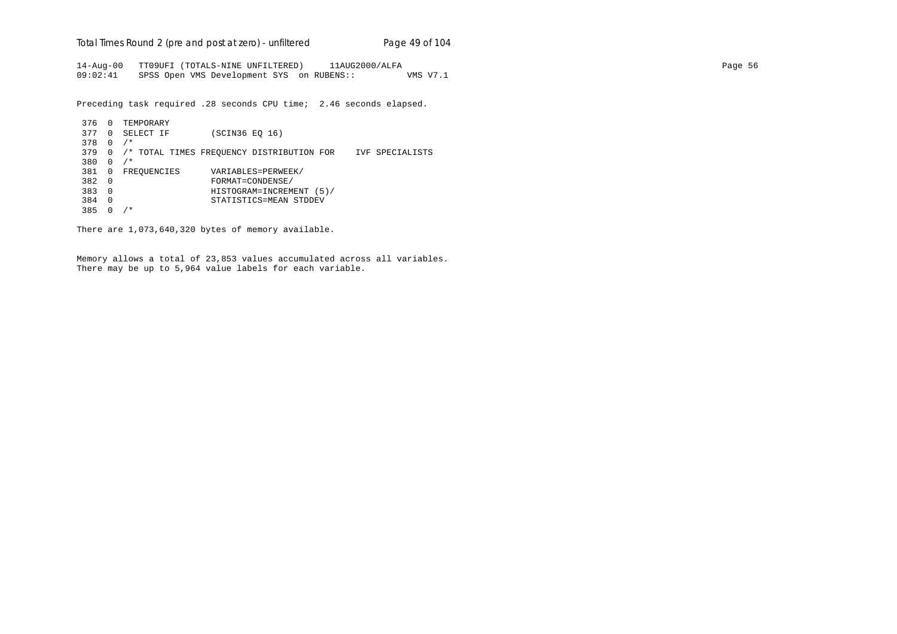```
14-Aug-00   TT09UFI (TOTALS-NINE UNFILTERED)     11AUG2000/ALFA
09:02:41    SPSS Open VMS Development SYS  on RUBENS::          VMS V7.1
```

Preceding task required .28 seconds CPU time;  2.46 seconds elapsed.

```
 376  0  TEMPORARY
 377  0  SELECT IF        (SCIN36 EQ 16)
 378  0  /*
 379  0  /* TOTAL TIMES FREQUENCY DISTRIBUTION FOR    IVF SPECIALISTS
 380  0  /*
 381  0  FREQUENCIES      VARIABLES=PERWEEK/
 382  0                   FORMAT=CONDENSE/
 383  0                   HISTOGRAM=INCREMENT (5)/
 384  0                   STATISTICS=MEAN STDDEV
 385  0  /*
```

There are 1,073,640,320 bytes of memory available.

Memory allows a total of 23,853 values accumulated across all variables.
There may be up to 5,964 value labels for each variable.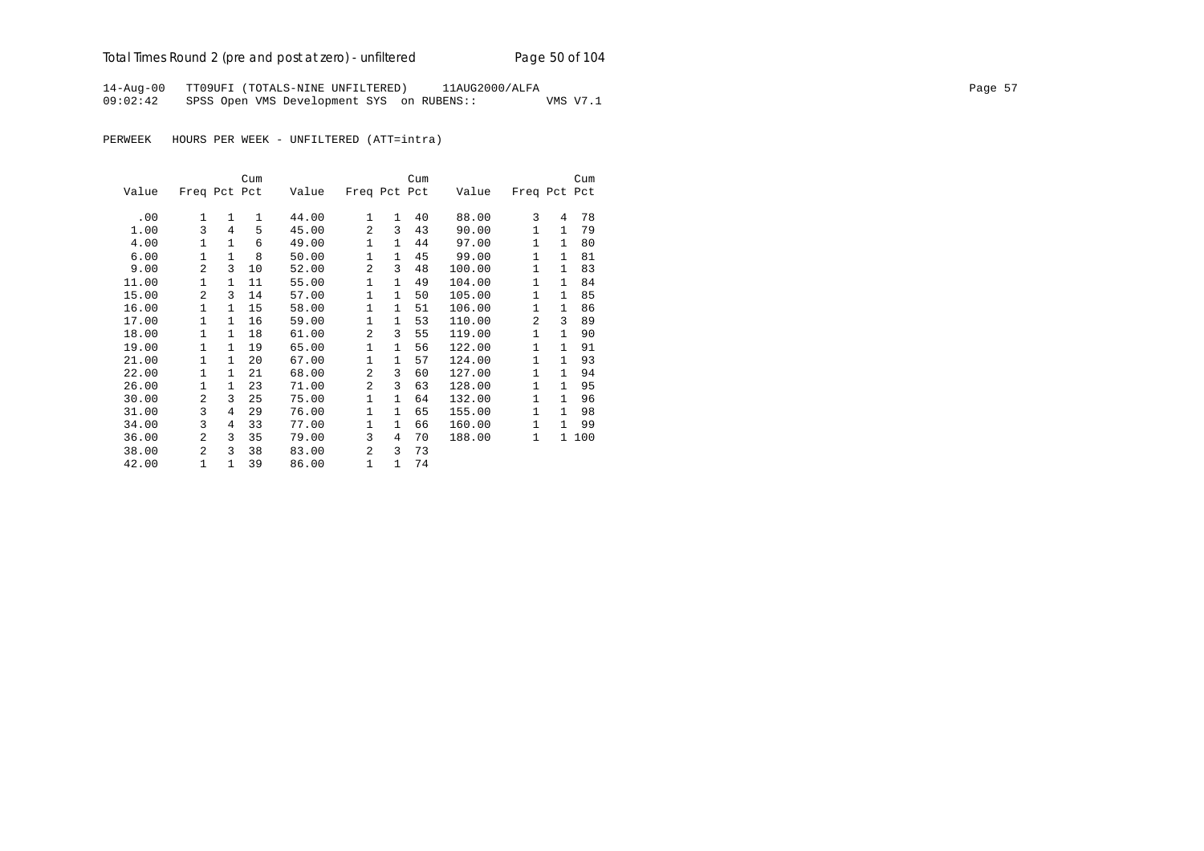14-Aug-00   TT09UFI (TOTALS-NINE UNFILTERED)   11AUG2000/ALFA
09:02:42   SPSS Open VMS Development SYS on RUBENS::   VMS V7.1

PERWEEK   HOURS PER WEEK - UNFILTERED (ATT=intra)

| Value | Freq | Pct | Cum Pct | Value | Freq | Pct | Cum Pct | Value | Freq | Pct | Cum Pct |
|---|---|---|---|---|---|---|---|---|---|---|---|
| .00 | 1 | 1 | 1 | 44.00 | 1 | 1 | 40 | 88.00 | 3 | 4 | 78 |
| 1.00 | 3 | 4 | 5 | 45.00 | 2 | 3 | 43 | 90.00 | 1 | 1 | 79 |
| 4.00 | 1 | 1 | 6 | 49.00 | 1 | 1 | 44 | 97.00 | 1 | 1 | 80 |
| 6.00 | 1 | 1 | 8 | 50.00 | 1 | 1 | 45 | 99.00 | 1 | 1 | 81 |
| 9.00 | 2 | 3 | 10 | 52.00 | 2 | 3 | 48 | 100.00 | 1 | 1 | 83 |
| 11.00 | 1 | 1 | 11 | 55.00 | 1 | 1 | 49 | 104.00 | 1 | 1 | 84 |
| 15.00 | 2 | 3 | 14 | 57.00 | 1 | 1 | 50 | 105.00 | 1 | 1 | 85 |
| 16.00 | 1 | 1 | 15 | 58.00 | 1 | 1 | 51 | 106.00 | 1 | 1 | 86 |
| 17.00 | 1 | 1 | 16 | 59.00 | 1 | 1 | 53 | 110.00 | 2 | 3 | 89 |
| 18.00 | 1 | 1 | 18 | 61.00 | 2 | 3 | 55 | 119.00 | 1 | 1 | 90 |
| 19.00 | 1 | 1 | 19 | 65.00 | 1 | 1 | 56 | 122.00 | 1 | 1 | 91 |
| 21.00 | 1 | 1 | 20 | 67.00 | 1 | 1 | 57 | 124.00 | 1 | 1 | 93 |
| 22.00 | 1 | 1 | 21 | 68.00 | 2 | 3 | 60 | 127.00 | 1 | 1 | 94 |
| 26.00 | 1 | 1 | 23 | 71.00 | 2 | 3 | 63 | 128.00 | 1 | 1 | 95 |
| 30.00 | 2 | 3 | 25 | 75.00 | 1 | 1 | 64 | 132.00 | 1 | 1 | 96 |
| 31.00 | 3 | 4 | 29 | 76.00 | 1 | 1 | 65 | 155.00 | 1 | 1 | 98 |
| 34.00 | 3 | 4 | 33 | 77.00 | 1 | 1 | 66 | 160.00 | 1 | 1 | 99 |
| 36.00 | 2 | 3 | 35 | 79.00 | 3 | 4 | 70 | 188.00 | 1 | 1 | 100 |
| 38.00 | 2 | 3 | 38 | 83.00 | 2 | 3 | 73 | | | | |
| 42.00 | 1 | 1 | 39 | 86.00 | 1 | 1 | 74 | | | | |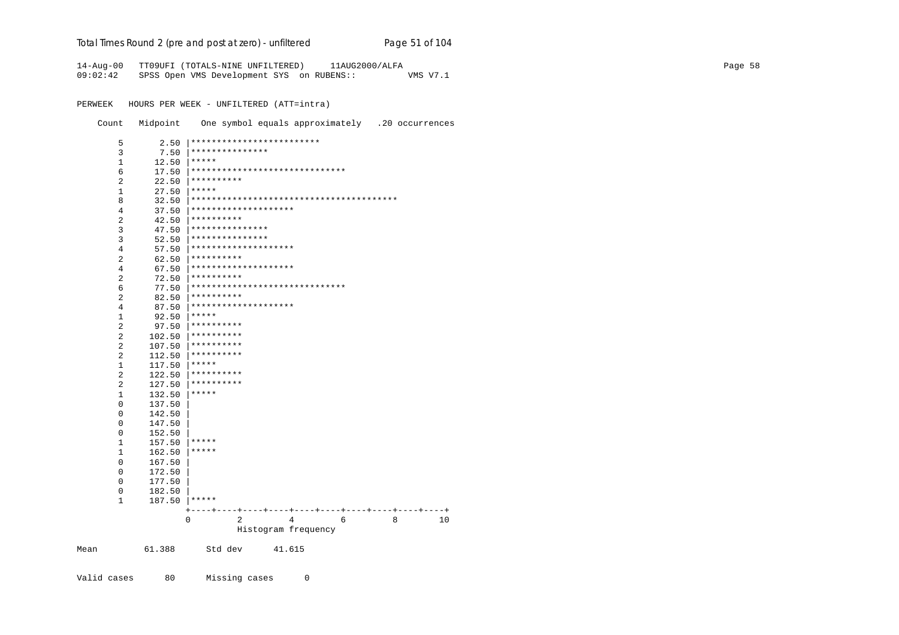14-Aug-00 TT09UFI (TOTALS-NINE UNFILTERED) 11AUG2000/ALFA
09:02:42 SPSS Open VMS Development SYS on RUBENS:: VMS V7.1

PERWEEK HOURS PER WEEK - UNFILTERED (ATT=intra)

```
    Count   Midpoint    One symbol equals approximately   .20 occurrences

        5       2.50 |*************************
        3       7.50 |***************
        1      12.50 |*****
        6      17.50 |******************************
        2      22.50 |**********
        1      27.50 |*****
        8      32.50 |****************************************
        4      37.50 |********************
        2      42.50 |**********
        3      47.50 |***************
        3      52.50 |***************
        4      57.50 |********************
        2      62.50 |**********
        4      67.50 |********************
        2      72.50 |**********
        6      77.50 |******************************
        2      82.50 |**********
        4      87.50 |********************
        1      92.50 |*****
        2      97.50 |**********
        2     102.50 |**********
        2     107.50 |**********
        2     112.50 |**********
        1     117.50 |*****
        2     122.50 |**********
        2     127.50 |**********
        1     132.50 |*****
        0     137.50 |
        0     142.50 |
        0     147.50 |
        0     152.50 |
        1     157.50 |*****
        1     162.50 |*****
        0     167.50 |
        0     172.50 |
        0     177.50 |
        0     182.50 |
        1     187.50 |*****
                     +----+----+----+----+----+----+----+----+----+----+
                     0         2         4         6         8        10
                               Histogram frequency

Mean         61.388      Std dev      41.615


Valid cases      80      Missing cases      0
```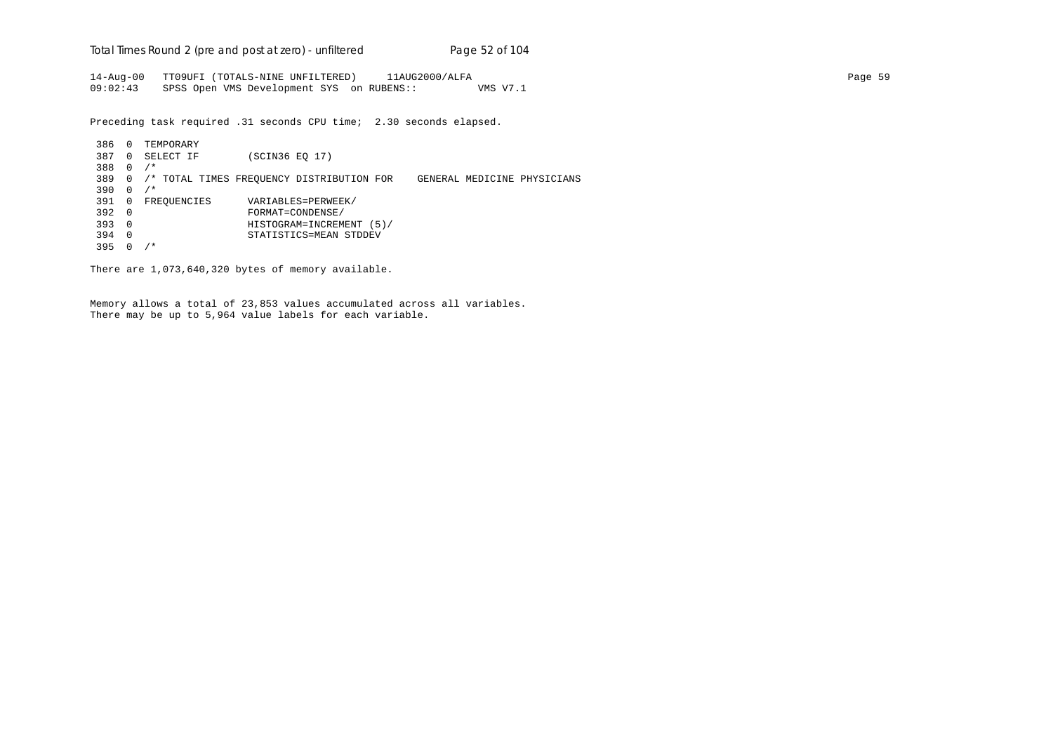```
14-Aug-00   TT09UFI (TOTALS-NINE UNFILTERED)     11AUG2000/ALFA
09:02:43    SPSS Open VMS Development SYS  on RUBENS::          VMS V7.1
```

Preceding task required .31 seconds CPU time;  2.30 seconds elapsed.

```
 386  0  TEMPORARY
 387  0  SELECT IF        (SCIN36 EQ 17)
 388  0  /*
 389  0  /* TOTAL TIMES FREQUENCY DISTRIBUTION FOR    GENERAL MEDICINE PHYSICIANS
 390  0  /*
 391  0  FREQUENCIES      VARIABLES=PERWEEK/
 392  0                   FORMAT=CONDENSE/
 393  0                   HISTOGRAM=INCREMENT (5)/
 394  0                   STATISTICS=MEAN STDDEV
 395  0  /*
```

There are 1,073,640,320 bytes of memory available.

Memory allows a total of 23,853 values accumulated across all variables.
There may be up to 5,964 value labels for each variable.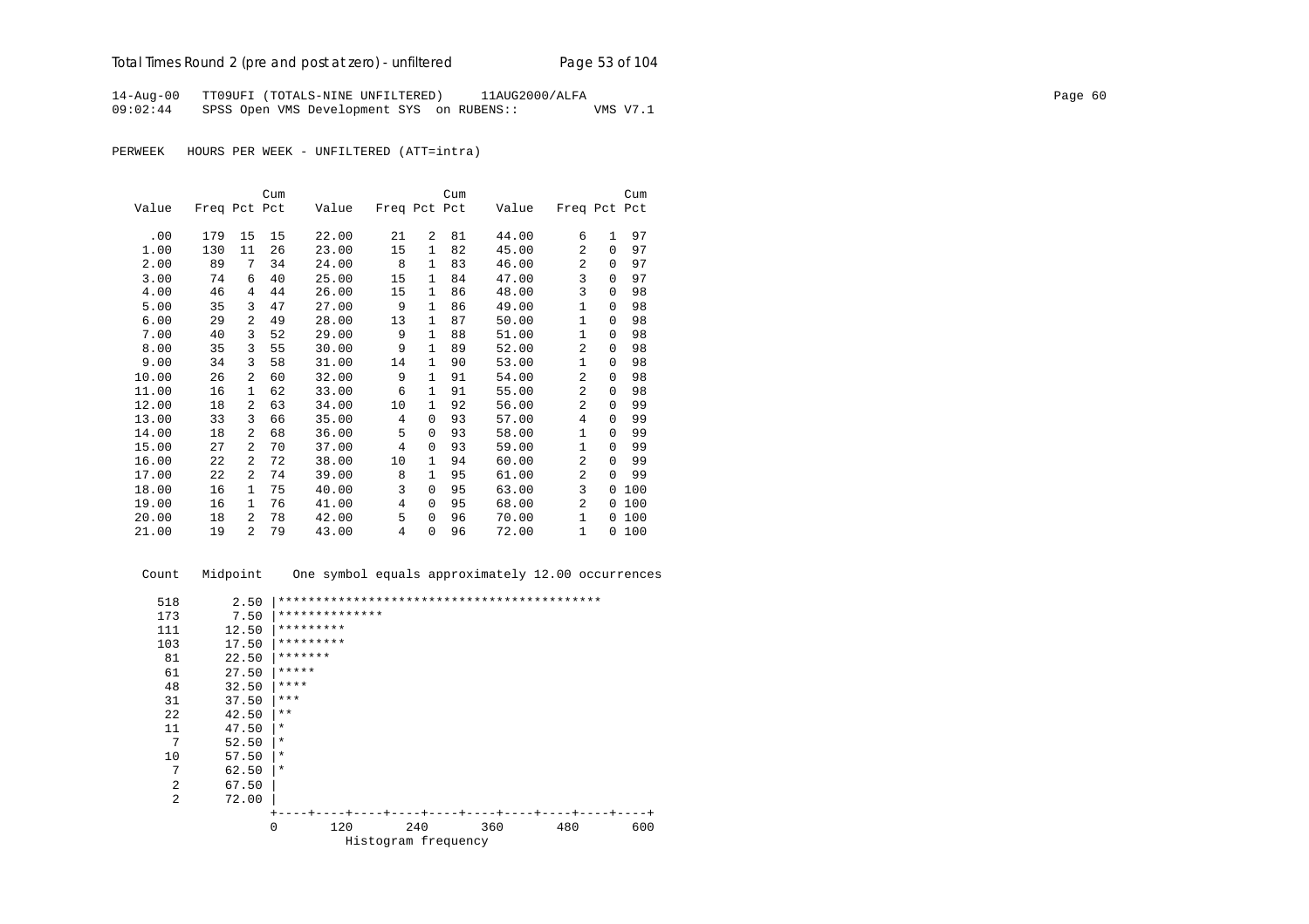14-Aug-00 TT09UFI (TOTALS-NINE UNFILTERED) 11AUG2000/ALFA
09:02:44 SPSS Open VMS Development SYS on RUBENS:: VMS V7.1

PERWEEK HOURS PER WEEK - UNFILTERED (ATT=intra)

| Value | Freq | Pct | Cum Pct | Value | Freq | Pct | Cum Pct | Value | Freq | Pct | Cum Pct |
|---|---|---|---|---|---|---|---|---|---|---|---|
| .00 | 179 | 15 | 15 | 22.00 | 21 | 2 | 81 | 44.00 | 6 | 1 | 97 |
| 1.00 | 130 | 11 | 26 | 23.00 | 15 | 1 | 82 | 45.00 | 2 | 0 | 97 |
| 2.00 | 89 | 7 | 34 | 24.00 | 8 | 1 | 83 | 46.00 | 2 | 0 | 97 |
| 3.00 | 74 | 6 | 40 | 25.00 | 15 | 1 | 84 | 47.00 | 3 | 0 | 97 |
| 4.00 | 46 | 4 | 44 | 26.00 | 15 | 1 | 86 | 48.00 | 3 | 0 | 98 |
| 5.00 | 35 | 3 | 47 | 27.00 | 9 | 1 | 86 | 49.00 | 1 | 0 | 98 |
| 6.00 | 29 | 2 | 49 | 28.00 | 13 | 1 | 87 | 50.00 | 1 | 0 | 98 |
| 7.00 | 40 | 3 | 52 | 29.00 | 9 | 1 | 88 | 51.00 | 1 | 0 | 98 |
| 8.00 | 35 | 3 | 55 | 30.00 | 9 | 1 | 89 | 52.00 | 2 | 0 | 98 |
| 9.00 | 34 | 3 | 58 | 31.00 | 14 | 1 | 90 | 53.00 | 1 | 0 | 98 |
| 10.00 | 26 | 2 | 60 | 32.00 | 9 | 1 | 91 | 54.00 | 2 | 0 | 98 |
| 11.00 | 16 | 1 | 62 | 33.00 | 6 | 1 | 91 | 55.00 | 2 | 0 | 98 |
| 12.00 | 18 | 2 | 63 | 34.00 | 10 | 1 | 92 | 56.00 | 2 | 0 | 99 |
| 13.00 | 33 | 3 | 66 | 35.00 | 4 | 0 | 93 | 57.00 | 4 | 0 | 99 |
| 14.00 | 18 | 2 | 68 | 36.00 | 5 | 0 | 93 | 58.00 | 1 | 0 | 99 |
| 15.00 | 27 | 2 | 70 | 37.00 | 4 | 0 | 93 | 59.00 | 1 | 0 | 99 |
| 16.00 | 22 | 2 | 72 | 38.00 | 10 | 1 | 94 | 60.00 | 2 | 0 | 99 |
| 17.00 | 22 | 2 | 74 | 39.00 | 8 | 1 | 95 | 61.00 | 2 | 0 | 99 |
| 18.00 | 16 | 1 | 75 | 40.00 | 3 | 0 | 95 | 63.00 | 3 | 0 | 100 |
| 19.00 | 16 | 1 | 76 | 41.00 | 4 | 0 | 95 | 68.00 | 2 | 0 | 100 |
| 20.00 | 18 | 2 | 78 | 42.00 | 5 | 0 | 96 | 70.00 | 1 | 0 | 100 |
| 21.00 | 19 | 2 | 79 | 43.00 | 4 | 0 | 96 | 72.00 | 1 | 0 | 100 |

```
  Count   Midpoint    One symbol equals approximately 12.00 occurrences

    518       2.50  |*******************************************
    173       7.50  |**************
    111      12.50  |*********
    103      17.50  |*********
     81      22.50  |*******
     61      27.50  |*****
     48      32.50  |****
     31      37.50  |***
     22      42.50  |**
     11      47.50  |*
      7      52.50  |*
     10      57.50  |*
      7      62.50  |*
      2      67.50  |
      2      72.00  |
                    +----+----+----+----+----+----+----+----+----+----+
                    0        120       240       360       480       600
                                 Histogram frequency
```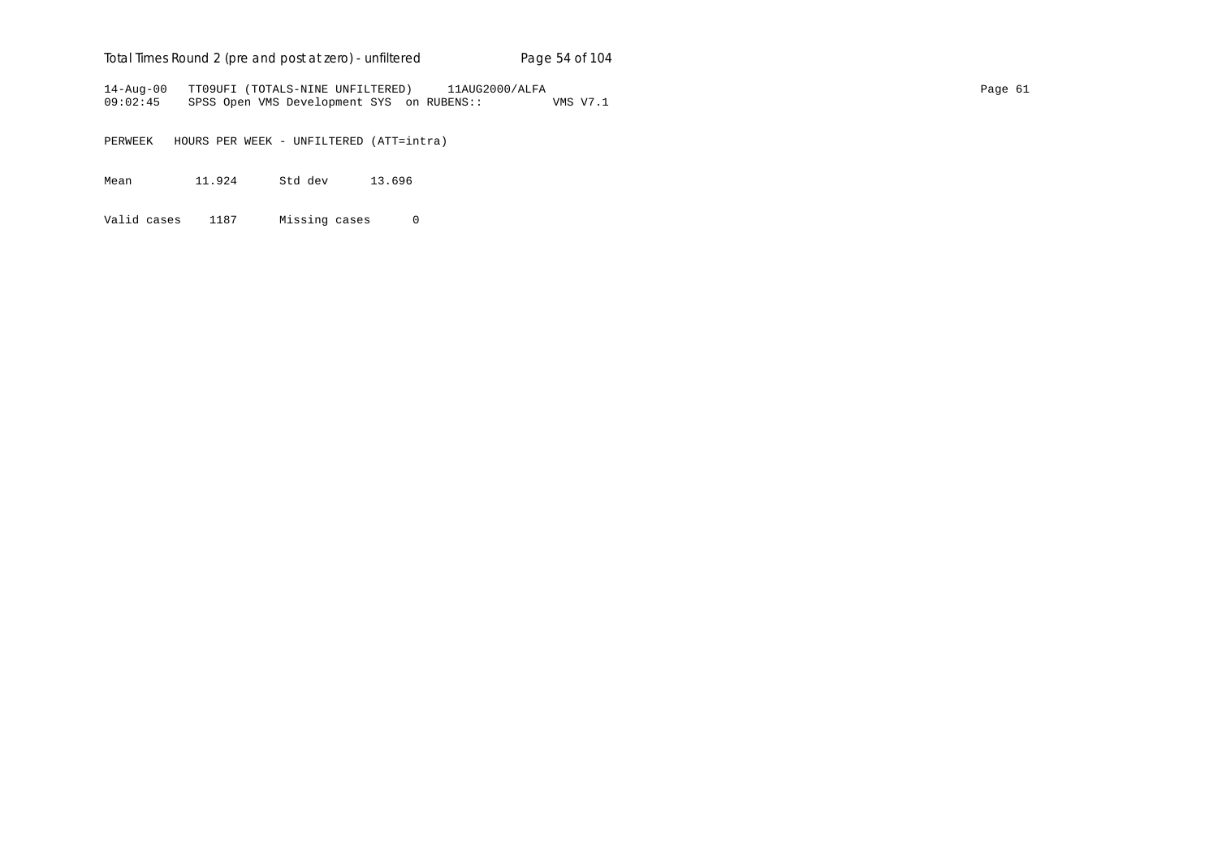```
14-Aug-00   TT09UFI (TOTALS-NINE UNFILTERED)     11AUG2000/ALFA
09:02:45    SPSS Open VMS Development SYS  on RUBENS::          VMS V7.1

PERWEEK   HOURS PER WEEK - UNFILTERED (ATT=intra)

Mean         11.924      Std dev      13.696

Valid cases    1187      Missing cases      0
```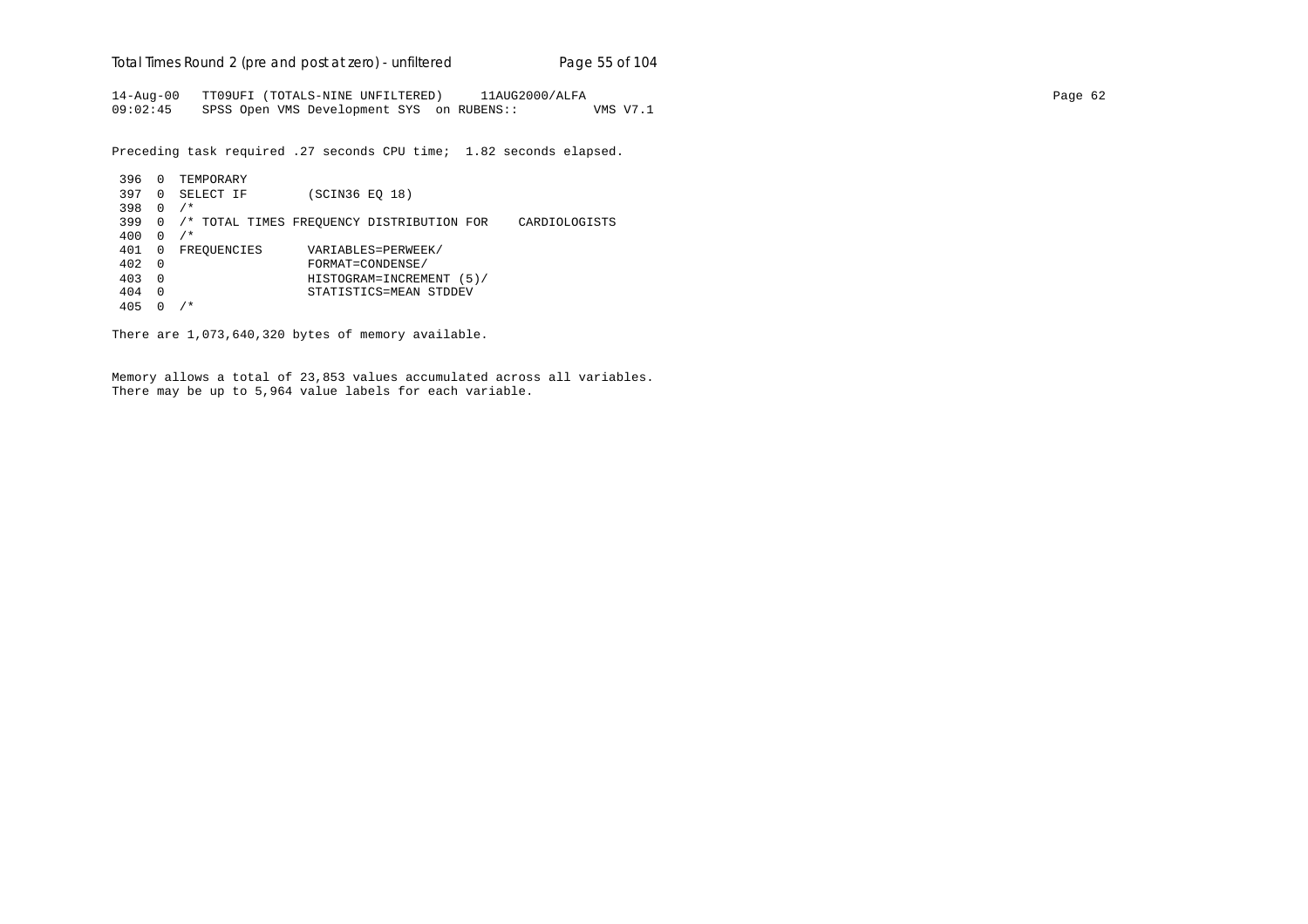```
14-Aug-00   TT09UFI (TOTALS-NINE UNFILTERED)     11AUG2000/ALFA
09:02:45    SPSS Open VMS Development SYS  on RUBENS::          VMS V7.1
```

Preceding task required .27 seconds CPU time;  1.82 seconds elapsed.

```
 396  0  TEMPORARY
 397  0  SELECT IF        (SCIN36 EQ 18)
 398  0  /*
 399  0  /* TOTAL TIMES FREQUENCY DISTRIBUTION FOR    CARDIOLOGISTS
 400  0  /*
 401  0  FREQUENCIES      VARIABLES=PERWEEK/
 402  0                   FORMAT=CONDENSE/
 403  0                   HISTOGRAM=INCREMENT (5)/
 404  0                   STATISTICS=MEAN STDDEV
 405  0  /*
```

There are 1,073,640,320 bytes of memory available.

Memory allows a total of 23,853 values accumulated across all variables.
There may be up to 5,964 value labels for each variable.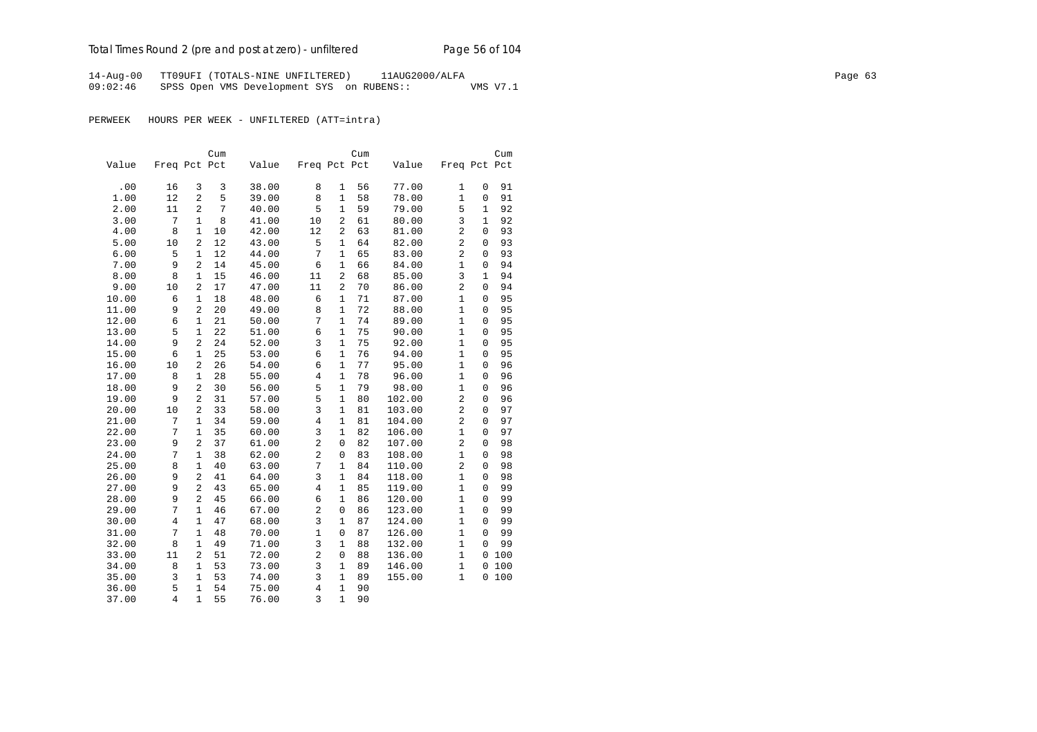14-Aug-00 TT09UFI (TOTALS-NINE UNFILTERED) 11AUG2000/ALFA
09:02:46 SPSS Open VMS Development SYS on RUBENS:: VMS V7.1

PERWEEK HOURS PER WEEK - UNFILTERED (ATT=intra)

| Value | Freq | Pct | Cum Pct | Value | Freq | Pct | Cum Pct | Value | Freq | Pct | Cum Pct |
|---|---|---|---|---|---|---|---|---|---|---|---|
| .00 | 16 | 3 | 3 | 38.00 | 8 | 1 | 56 | 77.00 | 1 | 0 | 91 |
| 1.00 | 12 | 2 | 5 | 39.00 | 8 | 1 | 58 | 78.00 | 1 | 0 | 91 |
| 2.00 | 11 | 2 | 7 | 40.00 | 5 | 1 | 59 | 79.00 | 5 | 1 | 92 |
| 3.00 | 7 | 1 | 8 | 41.00 | 10 | 2 | 61 | 80.00 | 3 | 1 | 92 |
| 4.00 | 8 | 1 | 10 | 42.00 | 12 | 2 | 63 | 81.00 | 2 | 0 | 93 |
| 5.00 | 10 | 2 | 12 | 43.00 | 5 | 1 | 64 | 82.00 | 2 | 0 | 93 |
| 6.00 | 5 | 1 | 12 | 44.00 | 7 | 1 | 65 | 83.00 | 2 | 0 | 93 |
| 7.00 | 9 | 2 | 14 | 45.00 | 6 | 1 | 66 | 84.00 | 1 | 0 | 94 |
| 8.00 | 8 | 1 | 15 | 46.00 | 11 | 2 | 68 | 85.00 | 3 | 1 | 94 |
| 9.00 | 10 | 2 | 17 | 47.00 | 11 | 2 | 70 | 86.00 | 2 | 0 | 94 |
| 10.00 | 6 | 1 | 18 | 48.00 | 6 | 1 | 71 | 87.00 | 1 | 0 | 95 |
| 11.00 | 9 | 2 | 20 | 49.00 | 8 | 1 | 72 | 88.00 | 1 | 0 | 95 |
| 12.00 | 6 | 1 | 21 | 50.00 | 7 | 1 | 74 | 89.00 | 1 | 0 | 95 |
| 13.00 | 5 | 1 | 22 | 51.00 | 6 | 1 | 75 | 90.00 | 1 | 0 | 95 |
| 14.00 | 9 | 2 | 24 | 52.00 | 3 | 1 | 75 | 92.00 | 1 | 0 | 95 |
| 15.00 | 6 | 1 | 25 | 53.00 | 6 | 1 | 76 | 94.00 | 1 | 0 | 95 |
| 16.00 | 10 | 2 | 26 | 54.00 | 6 | 1 | 77 | 95.00 | 1 | 0 | 96 |
| 17.00 | 8 | 1 | 28 | 55.00 | 4 | 1 | 78 | 96.00 | 1 | 0 | 96 |
| 18.00 | 9 | 2 | 30 | 56.00 | 5 | 1 | 79 | 98.00 | 1 | 0 | 96 |
| 19.00 | 9 | 2 | 31 | 57.00 | 5 | 1 | 80 | 102.00 | 2 | 0 | 96 |
| 20.00 | 10 | 2 | 33 | 58.00 | 3 | 1 | 81 | 103.00 | 2 | 0 | 97 |
| 21.00 | 7 | 1 | 34 | 59.00 | 4 | 1 | 81 | 104.00 | 2 | 0 | 97 |
| 22.00 | 7 | 1 | 35 | 60.00 | 3 | 1 | 82 | 106.00 | 1 | 0 | 97 |
| 23.00 | 9 | 2 | 37 | 61.00 | 2 | 0 | 82 | 107.00 | 2 | 0 | 98 |
| 24.00 | 7 | 1 | 38 | 62.00 | 2 | 0 | 83 | 108.00 | 1 | 0 | 98 |
| 25.00 | 8 | 1 | 40 | 63.00 | 7 | 1 | 84 | 110.00 | 2 | 0 | 98 |
| 26.00 | 9 | 2 | 41 | 64.00 | 3 | 1 | 84 | 118.00 | 1 | 0 | 98 |
| 27.00 | 9 | 2 | 43 | 65.00 | 4 | 1 | 85 | 119.00 | 1 | 0 | 99 |
| 28.00 | 9 | 2 | 45 | 66.00 | 6 | 1 | 86 | 120.00 | 1 | 0 | 99 |
| 29.00 | 7 | 1 | 46 | 67.00 | 2 | 0 | 86 | 123.00 | 1 | 0 | 99 |
| 30.00 | 4 | 1 | 47 | 68.00 | 3 | 1 | 87 | 124.00 | 1 | 0 | 99 |
| 31.00 | 7 | 1 | 48 | 70.00 | 1 | 0 | 87 | 126.00 | 1 | 0 | 99 |
| 32.00 | 8 | 1 | 49 | 71.00 | 3 | 1 | 88 | 132.00 | 1 | 0 | 99 |
| 33.00 | 11 | 2 | 51 | 72.00 | 2 | 0 | 88 | 136.00 | 1 | 0 | 100 |
| 34.00 | 8 | 1 | 53 | 73.00 | 3 | 1 | 89 | 146.00 | 1 | 0 | 100 |
| 35.00 | 3 | 1 | 53 | 74.00 | 3 | 1 | 89 | 155.00 | 1 | 0 | 100 |
| 36.00 | 5 | 1 | 54 | 75.00 | 4 | 1 | 90 | | | | |
| 37.00 | 4 | 1 | 55 | 76.00 | 3 | 1 | 90 | | | | |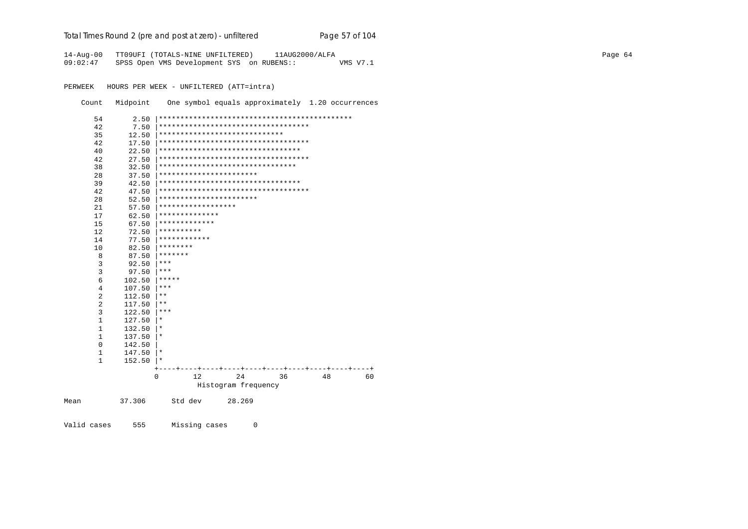```
14-Aug-00   TT09UFI (TOTALS-NINE UNFILTERED)     11AUG2000/ALFA
09:02:47    SPSS Open VMS Development SYS  on RUBENS::          VMS V7.1


PERWEEK   HOURS PER WEEK - UNFILTERED (ATT=intra)

    Count   Midpoint    One symbol equals approximately  1.20 occurrences

       54       2.50 |*********************************************
       42       7.50 |***********************************
       35      12.50 |*****************************
       42      17.50 |***********************************
       40      22.50 |*********************************
       42      27.50 |***********************************
       38      32.50 |********************************
       28      37.50 |***********************
       39      42.50 |*********************************
       42      47.50 |***********************************
       28      52.50 |***********************
       21      57.50 |******************
       17      62.50 |**************
       15      67.50 |*************
       12      72.50 |**********
       14      77.50 |************
       10      82.50 |********
        8      87.50 |*******
        3      92.50 |***
        3      97.50 |***
        6     102.50 |*****
        4     107.50 |***
        2     112.50 |**
        2     117.50 |**
        3     122.50 |***
        1     127.50 |*
        1     132.50 |*
        1     137.50 |*
        0     142.50 |
        1     147.50 |*
        1     152.50 |*
                     +----+----+----+----+----+----+----+----+----+----+
                     0        12        24        36        48        60
                                   Histogram frequency

Mean         37.306      Std dev      28.269


Valid cases     555      Missing cases      0
```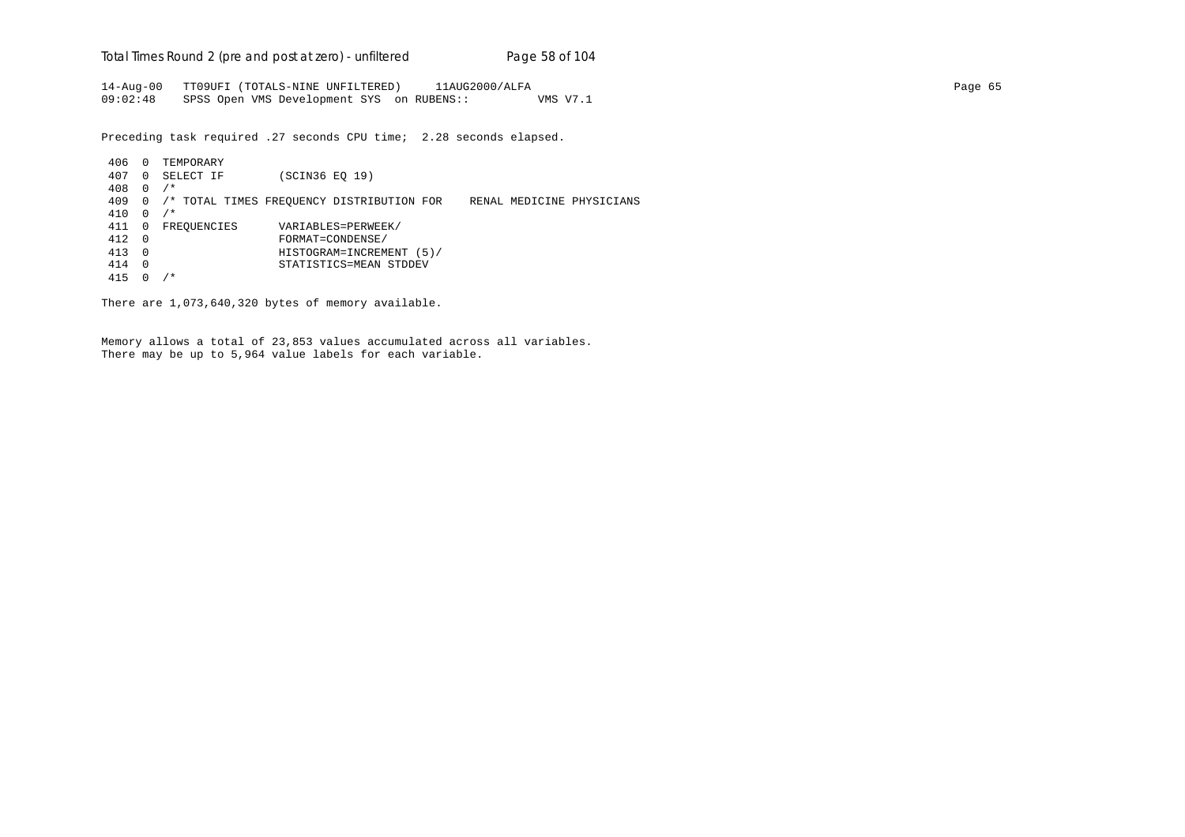```
14-Aug-00   TT09UFI (TOTALS-NINE UNFILTERED)     11AUG2000/ALFA
09:02:48    SPSS Open VMS Development SYS  on RUBENS::          VMS V7.1
```

Preceding task required .27 seconds CPU time;  2.28 seconds elapsed.

```
 406  0  TEMPORARY
 407  0  SELECT IF        (SCIN36 EQ 19)
 408  0  /*
 409  0  /* TOTAL TIMES FREQUENCY DISTRIBUTION FOR    RENAL MEDICINE PHYSICIANS
 410  0  /*
 411  0  FREQUENCIES      VARIABLES=PERWEEK/
 412  0                   FORMAT=CONDENSE/
 413  0                   HISTOGRAM=INCREMENT (5)/
 414  0                   STATISTICS=MEAN STDDEV
 415  0  /*
```

There are 1,073,640,320 bytes of memory available.

Memory allows a total of 23,853 values accumulated across all variables.
There may be up to 5,964 value labels for each variable.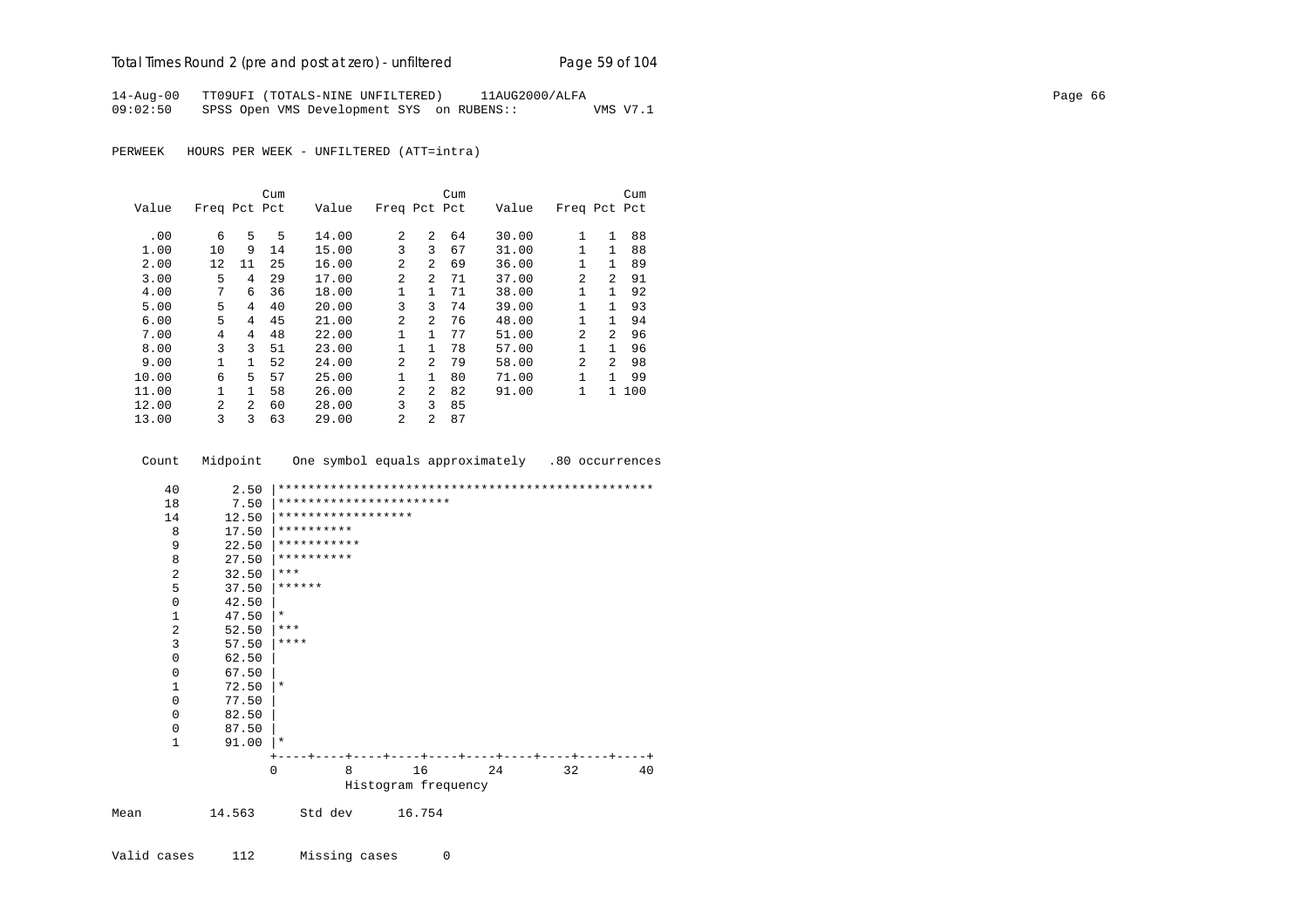14-Aug-00 TT09UFI (TOTALS-NINE UNFILTERED) 11AUG2000/ALFA
09:02:50 SPSS Open VMS Development SYS on RUBENS:: VMS V7.1

PERWEEK HOURS PER WEEK - UNFILTERED (ATT=intra)

| Value | Freq | Pct | Cum Pct | Value | Freq | Pct | Cum Pct | Value | Freq | Pct | Cum Pct |
|---|---|---|---|---|---|---|---|---|---|---|---|
| .00 | 6 | 5 | 5 | 14.00 | 2 | 2 | 64 | 30.00 | 1 | 1 | 88 |
| 1.00 | 10 | 9 | 14 | 15.00 | 3 | 3 | 67 | 31.00 | 1 | 1 | 88 |
| 2.00 | 12 | 11 | 25 | 16.00 | 2 | 2 | 69 | 36.00 | 1 | 1 | 89 |
| 3.00 | 5 | 4 | 29 | 17.00 | 2 | 2 | 71 | 37.00 | 2 | 2 | 91 |
| 4.00 | 7 | 6 | 36 | 18.00 | 1 | 1 | 71 | 38.00 | 1 | 1 | 92 |
| 5.00 | 5 | 4 | 40 | 20.00 | 3 | 3 | 74 | 39.00 | 1 | 1 | 93 |
| 6.00 | 5 | 4 | 45 | 21.00 | 2 | 2 | 76 | 48.00 | 1 | 1 | 94 |
| 7.00 | 4 | 4 | 48 | 22.00 | 1 | 1 | 77 | 51.00 | 2 | 2 | 96 |
| 8.00 | 3 | 3 | 51 | 23.00 | 1 | 1 | 78 | 57.00 | 1 | 1 | 96 |
| 9.00 | 1 | 1 | 52 | 24.00 | 2 | 2 | 79 | 58.00 | 2 | 2 | 98 |
| 10.00 | 6 | 5 | 57 | 25.00 | 1 | 1 | 80 | 71.00 | 1 | 1 | 99 |
| 11.00 | 1 | 1 | 58 | 26.00 | 2 | 2 | 82 | 91.00 | 1 | 1 | 100 |
| 12.00 | 2 | 2 | 60 | 28.00 | 3 | 3 | 85 | | | | |
| 13.00 | 3 | 3 | 63 | 29.00 | 2 | 2 | 87 | | | | |

```
   Count   Midpoint    One symbol equals approximately   .80 occurrences

      40       2.50 |**************************************************
      18       7.50 |***********************
      14      12.50 |******************
       8      17.50 |**********
       9      22.50 |***********
       8      27.50 |**********
       2      32.50 |***
       5      37.50 |******
       0      42.50 |
       1      47.50 |*
       2      52.50 |***
       3      57.50 |****
       0      62.50 |
       0      67.50 |
       1      72.50 |*
       0      77.50 |
       0      82.50 |
       0      87.50 |
       1      91.00 |*
                    +----+----+----+----+----+----+----+----+----+----+
                    0         8        16        24        32        40
                              Histogram frequency
```

Mean 14.563 Std dev 16.754

Valid cases 112 Missing cases 0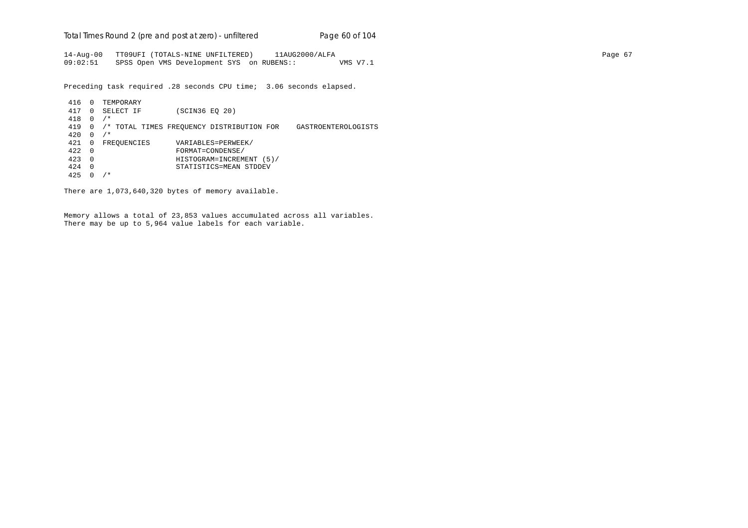```
14-Aug-00   TT09UFI (TOTALS-NINE UNFILTERED)     11AUG2000/ALFA
09:02:51    SPSS Open VMS Development SYS  on RUBENS::          VMS V7.1
```

Preceding task required .28 seconds CPU time;  3.06 seconds elapsed.

```
 416  0  TEMPORARY
 417  0  SELECT IF        (SCIN36 EQ 20)
 418  0  /*
 419  0  /* TOTAL TIMES FREQUENCY DISTRIBUTION FOR    GASTROENTEROLOGISTS
 420  0  /*
 421  0  FREQUENCIES      VARIABLES=PERWEEK/
 422  0                   FORMAT=CONDENSE/
 423  0                   HISTOGRAM=INCREMENT (5)/
 424  0                   STATISTICS=MEAN STDDEV
 425  0  /*
```

There are 1,073,640,320 bytes of memory available.

Memory allows a total of 23,853 values accumulated across all variables.
There may be up to 5,964 value labels for each variable.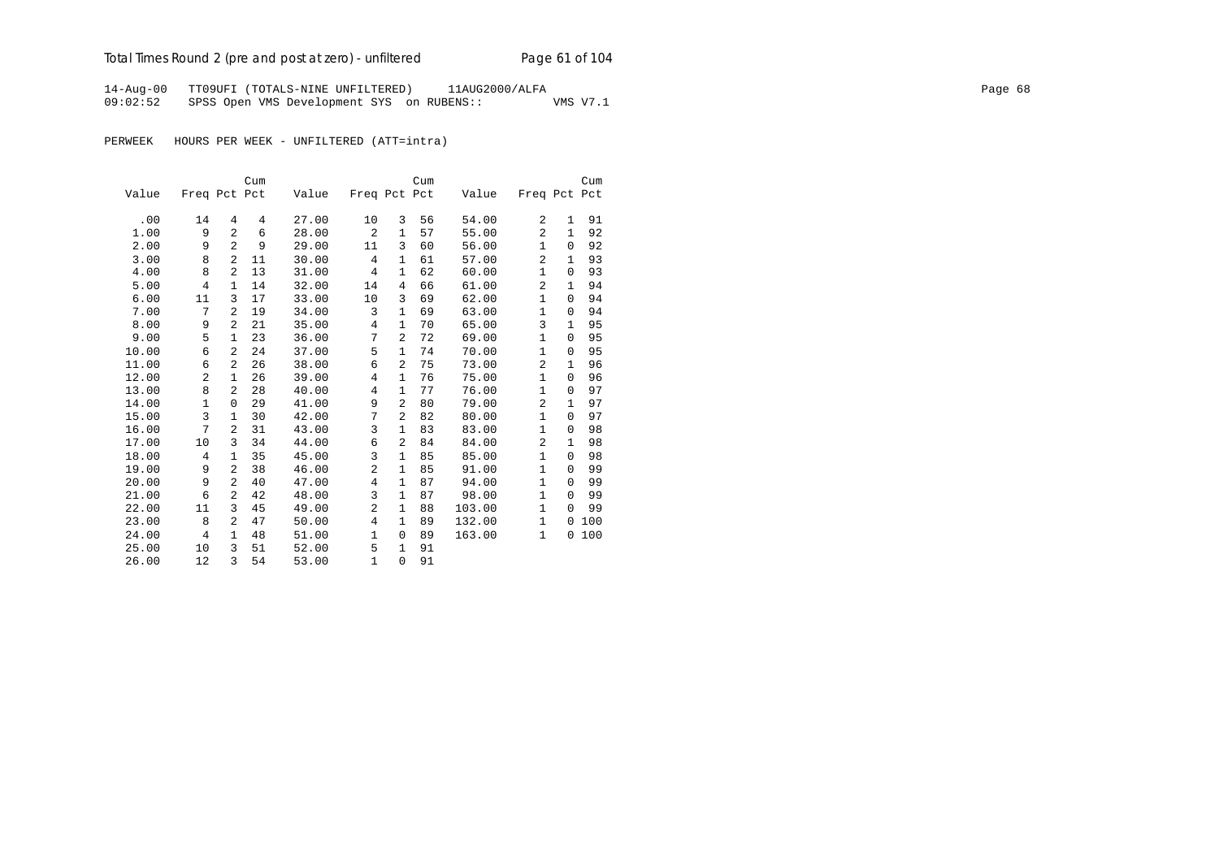14-Aug-00 TT09UFI (TOTALS-NINE UNFILTERED) 11AUG2000/ALFA
09:02:52 SPSS Open VMS Development SYS on RUBENS:: VMS V7.1

PERWEEK HOURS PER WEEK - UNFILTERED (ATT=intra)

| Value | Freq | Pct | Cum Pct | Value | Freq | Pct | Cum Pct | Value | Freq | Pct | Cum Pct |
|---|---|---|---|---|---|---|---|---|---|---|---|
| .00 | 14 | 4 | 4 | 27.00 | 10 | 3 | 56 | 54.00 | 2 | 1 | 91 |
| 1.00 | 9 | 2 | 6 | 28.00 | 2 | 1 | 57 | 55.00 | 2 | 1 | 92 |
| 2.00 | 9 | 2 | 9 | 29.00 | 11 | 3 | 60 | 56.00 | 1 | 0 | 92 |
| 3.00 | 8 | 2 | 11 | 30.00 | 4 | 1 | 61 | 57.00 | 2 | 1 | 93 |
| 4.00 | 8 | 2 | 13 | 31.00 | 4 | 1 | 62 | 60.00 | 1 | 0 | 93 |
| 5.00 | 4 | 1 | 14 | 32.00 | 14 | 4 | 66 | 61.00 | 2 | 1 | 94 |
| 6.00 | 11 | 3 | 17 | 33.00 | 10 | 3 | 69 | 62.00 | 1 | 0 | 94 |
| 7.00 | 7 | 2 | 19 | 34.00 | 3 | 1 | 69 | 63.00 | 1 | 0 | 94 |
| 8.00 | 9 | 2 | 21 | 35.00 | 4 | 1 | 70 | 65.00 | 3 | 1 | 95 |
| 9.00 | 5 | 1 | 23 | 36.00 | 7 | 2 | 72 | 69.00 | 1 | 0 | 95 |
| 10.00 | 6 | 2 | 24 | 37.00 | 5 | 1 | 74 | 70.00 | 1 | 0 | 95 |
| 11.00 | 6 | 2 | 26 | 38.00 | 6 | 2 | 75 | 73.00 | 2 | 1 | 96 |
| 12.00 | 2 | 1 | 26 | 39.00 | 4 | 1 | 76 | 75.00 | 1 | 0 | 96 |
| 13.00 | 8 | 2 | 28 | 40.00 | 4 | 1 | 77 | 76.00 | 1 | 0 | 97 |
| 14.00 | 1 | 0 | 29 | 41.00 | 9 | 2 | 80 | 79.00 | 2 | 1 | 97 |
| 15.00 | 3 | 1 | 30 | 42.00 | 7 | 2 | 82 | 80.00 | 1 | 0 | 97 |
| 16.00 | 7 | 2 | 31 | 43.00 | 3 | 1 | 83 | 83.00 | 1 | 0 | 98 |
| 17.00 | 10 | 3 | 34 | 44.00 | 6 | 2 | 84 | 84.00 | 2 | 1 | 98 |
| 18.00 | 4 | 1 | 35 | 45.00 | 3 | 1 | 85 | 85.00 | 1 | 0 | 98 |
| 19.00 | 9 | 2 | 38 | 46.00 | 2 | 1 | 85 | 91.00 | 1 | 0 | 99 |
| 20.00 | 9 | 2 | 40 | 47.00 | 4 | 1 | 87 | 94.00 | 1 | 0 | 99 |
| 21.00 | 6 | 2 | 42 | 48.00 | 3 | 1 | 87 | 98.00 | 1 | 0 | 99 |
| 22.00 | 11 | 3 | 45 | 49.00 | 2 | 1 | 88 | 103.00 | 1 | 0 | 99 |
| 23.00 | 8 | 2 | 47 | 50.00 | 4 | 1 | 89 | 132.00 | 1 | 0 | 100 |
| 24.00 | 4 | 1 | 48 | 51.00 | 1 | 0 | 89 | 163.00 | 1 | 0 | 100 |
| 25.00 | 10 | 3 | 51 | 52.00 | 5 | 1 | 91 | | | | |
| 26.00 | 12 | 3 | 54 | 53.00 | 1 | 0 | 91 | | | | |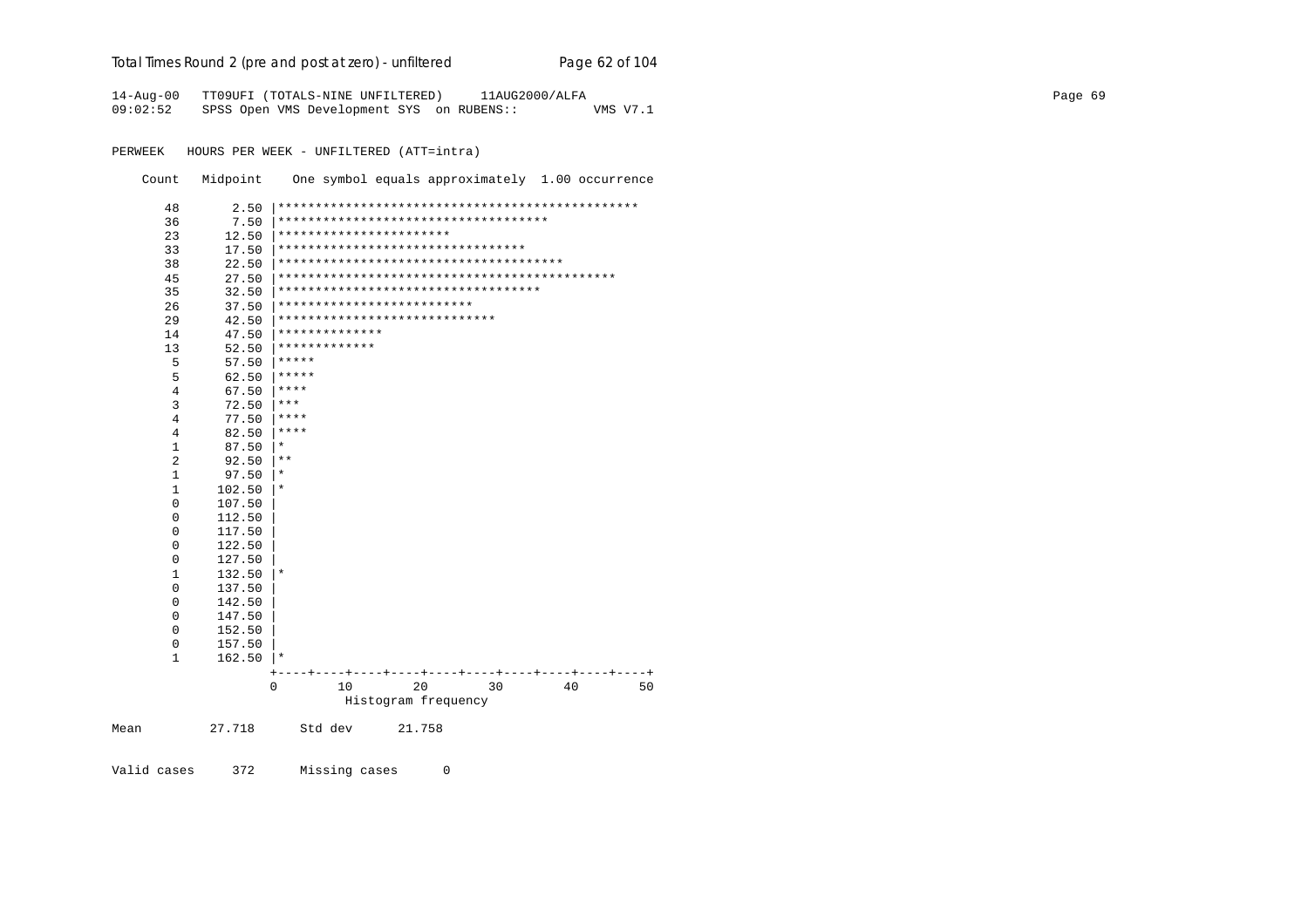14-Aug-00 TT09UFI (TOTALS-NINE UNFILTERED) 11AUG2000/ALFA
09:02:52 SPSS Open VMS Development SYS on RUBENS:: VMS V7.1

PERWEEK HOURS PER WEEK - UNFILTERED (ATT=intra)

```
    Count   Midpoint    One symbol equals approximately  1.00 occurrence

      48       2.50 |************************************************
      36       7.50 |************************************
      23      12.50 |***********************
      33      17.50 |*********************************
      38      22.50 |**************************************
      45      27.50 |*********************************************
      35      32.50 |***********************************
      26      37.50 |**************************
      29      42.50 |*****************************
      14      47.50 |**************
      13      52.50 |*************
       5      57.50 |*****
       5      62.50 |*****
       4      67.50 |****
       3      72.50 |***
       4      77.50 |****
       4      82.50 |****
       1      87.50 |*
       2      92.50 |**
       1      97.50 |*
       1     102.50 |*
       0     107.50 |
       0     112.50 |
       0     117.50 |
       0     122.50 |
       0     127.50 |
       1     132.50 |*
       0     137.50 |
       0     142.50 |
       0     147.50 |
       0     152.50 |
       0     157.50 |
       1     162.50 |*
                    +----+----+----+----+----+----+----+----+----+----+
                    0        10        20        30        40        50
                              Histogram frequency

Mean         27.718      Std dev      21.758


Valid cases     372      Missing cases      0
```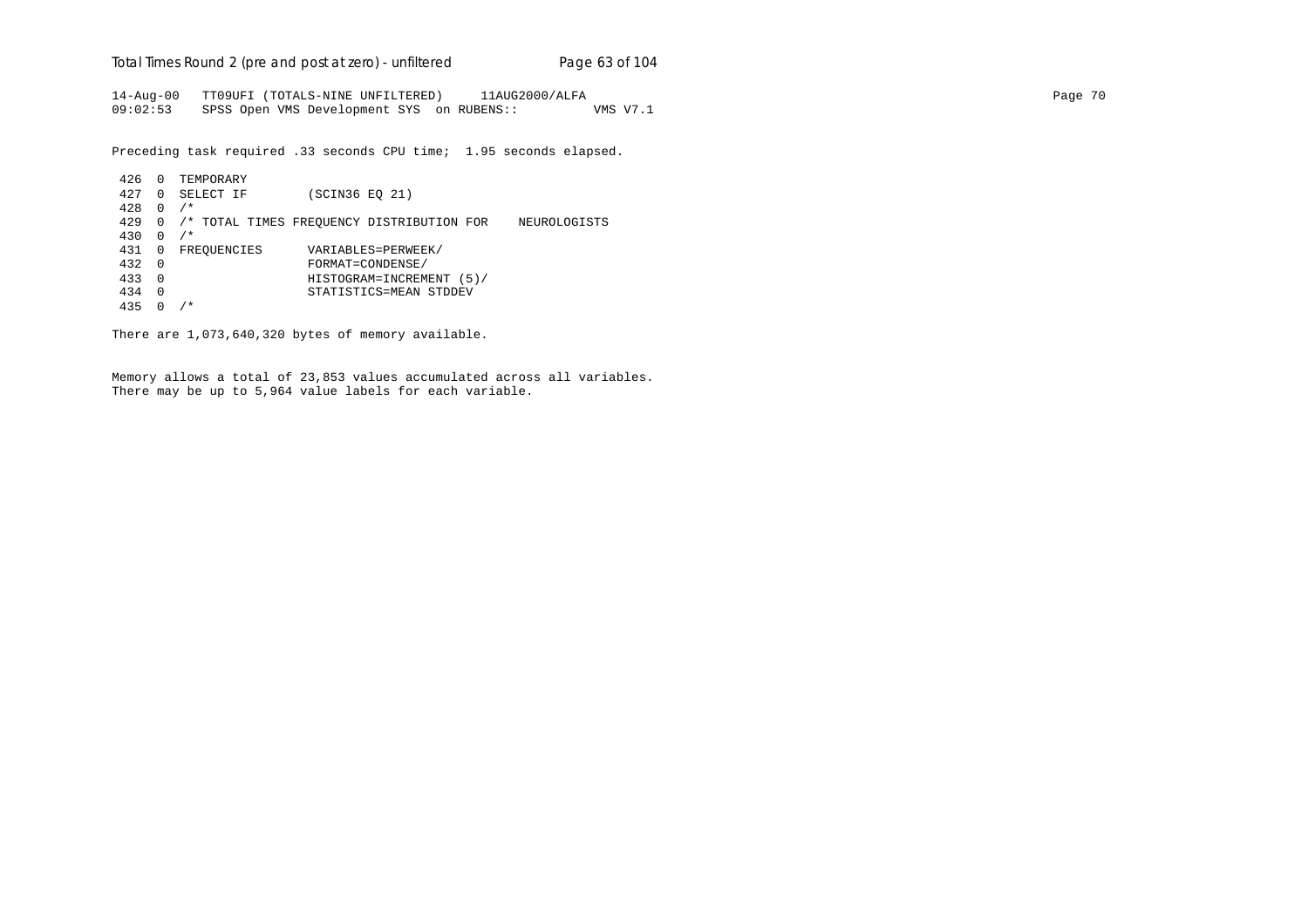Preceding task required .33 seconds CPU time;  1.95 seconds elapsed.

```
 426  0  TEMPORARY
 427  0  SELECT IF        (SCIN36 EQ 21)
 428  0  /*
 429  0  /* TOTAL TIMES FREQUENCY DISTRIBUTION FOR    NEUROLOGISTS
 430  0  /*
 431  0  FREQUENCIES      VARIABLES=PERWEEK/
 432  0                   FORMAT=CONDENSE/
 433  0                   HISTOGRAM=INCREMENT (5)/
 434  0                   STATISTICS=MEAN STDDEV
 435  0  /*
```

There are 1,073,640,320 bytes of memory available.

Memory allows a total of 23,853 values accumulated across all variables.
There may be up to 5,964 value labels for each variable.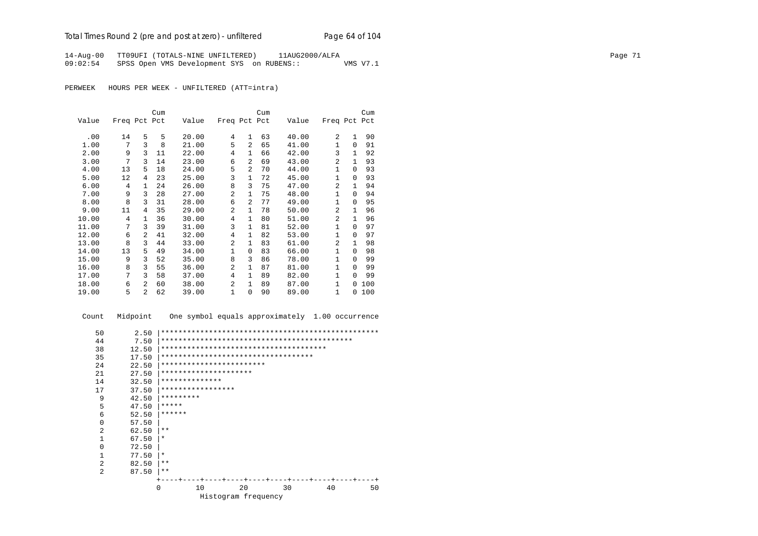14-Aug-00 TT09UFI (TOTALS-NINE UNFILTERED) 11AUG2000/ALFA
09:02:54 SPSS Open VMS Development SYS on RUBENS:: VMS V7.1

PERWEEK HOURS PER WEEK - UNFILTERED (ATT=intra)

| Value | Freq | Pct | Cum Pct | Value | Freq | Pct | Cum Pct | Value | Freq | Pct | Cum Pct |
|---|---|---|---|---|---|---|---|---|---|---|---|
| .00 | 14 | 5 | 5 | 20.00 | 4 | 1 | 63 | 40.00 | 2 | 1 | 90 |
| 1.00 | 7 | 3 | 8 | 21.00 | 5 | 2 | 65 | 41.00 | 1 | 0 | 91 |
| 2.00 | 9 | 3 | 11 | 22.00 | 4 | 1 | 66 | 42.00 | 3 | 1 | 92 |
| 3.00 | 7 | 3 | 14 | 23.00 | 6 | 2 | 69 | 43.00 | 2 | 1 | 93 |
| 4.00 | 13 | 5 | 18 | 24.00 | 5 | 2 | 70 | 44.00 | 1 | 0 | 93 |
| 5.00 | 12 | 4 | 23 | 25.00 | 3 | 1 | 72 | 45.00 | 1 | 0 | 93 |
| 6.00 | 4 | 1 | 24 | 26.00 | 8 | 3 | 75 | 47.00 | 2 | 1 | 94 |
| 7.00 | 9 | 3 | 28 | 27.00 | 2 | 1 | 75 | 48.00 | 1 | 0 | 94 |
| 8.00 | 8 | 3 | 31 | 28.00 | 6 | 2 | 77 | 49.00 | 1 | 0 | 95 |
| 9.00 | 11 | 4 | 35 | 29.00 | 2 | 1 | 78 | 50.00 | 2 | 1 | 96 |
| 10.00 | 4 | 1 | 36 | 30.00 | 4 | 1 | 80 | 51.00 | 2 | 1 | 96 |
| 11.00 | 7 | 3 | 39 | 31.00 | 3 | 1 | 81 | 52.00 | 1 | 0 | 97 |
| 12.00 | 6 | 2 | 41 | 32.00 | 4 | 1 | 82 | 53.00 | 1 | 0 | 97 |
| 13.00 | 8 | 3 | 44 | 33.00 | 2 | 1 | 83 | 61.00 | 2 | 1 | 98 |
| 14.00 | 13 | 5 | 49 | 34.00 | 1 | 0 | 83 | 66.00 | 1 | 0 | 98 |
| 15.00 | 9 | 3 | 52 | 35.00 | 8 | 3 | 86 | 78.00 | 1 | 0 | 99 |
| 16.00 | 8 | 3 | 55 | 36.00 | 2 | 1 | 87 | 81.00 | 1 | 0 | 99 |
| 17.00 | 7 | 3 | 58 | 37.00 | 4 | 1 | 89 | 82.00 | 1 | 0 | 99 |
| 18.00 | 6 | 2 | 60 | 38.00 | 2 | 1 | 89 | 87.00 | 1 | 0 | 100 |
| 19.00 | 5 | 2 | 62 | 39.00 | 1 | 0 | 90 | 89.00 | 1 | 0 | 100 |

```
Count   Midpoint    One symbol equals approximately  1.00 occurrence

   50       2.50 |**************************************************
   44       7.50 |********************************************
   38      12.50 |**************************************
   35      17.50 |***********************************
   24      22.50 |************************
   21      27.50 |*********************
   14      32.50 |**************
   17      37.50 |*****************
    9      42.50 |*********
    5      47.50 |*****
    6      52.50 |******
    0      57.50 |
    2      62.50 |**
    1      67.50 |*
    0      72.50 |
    1      77.50 |*
    2      82.50 |**
    2      87.50 |**
                 +----+----+----+----+----+----+----+----+----+----+
                 0         10        20        30        40        50
                           Histogram frequency
```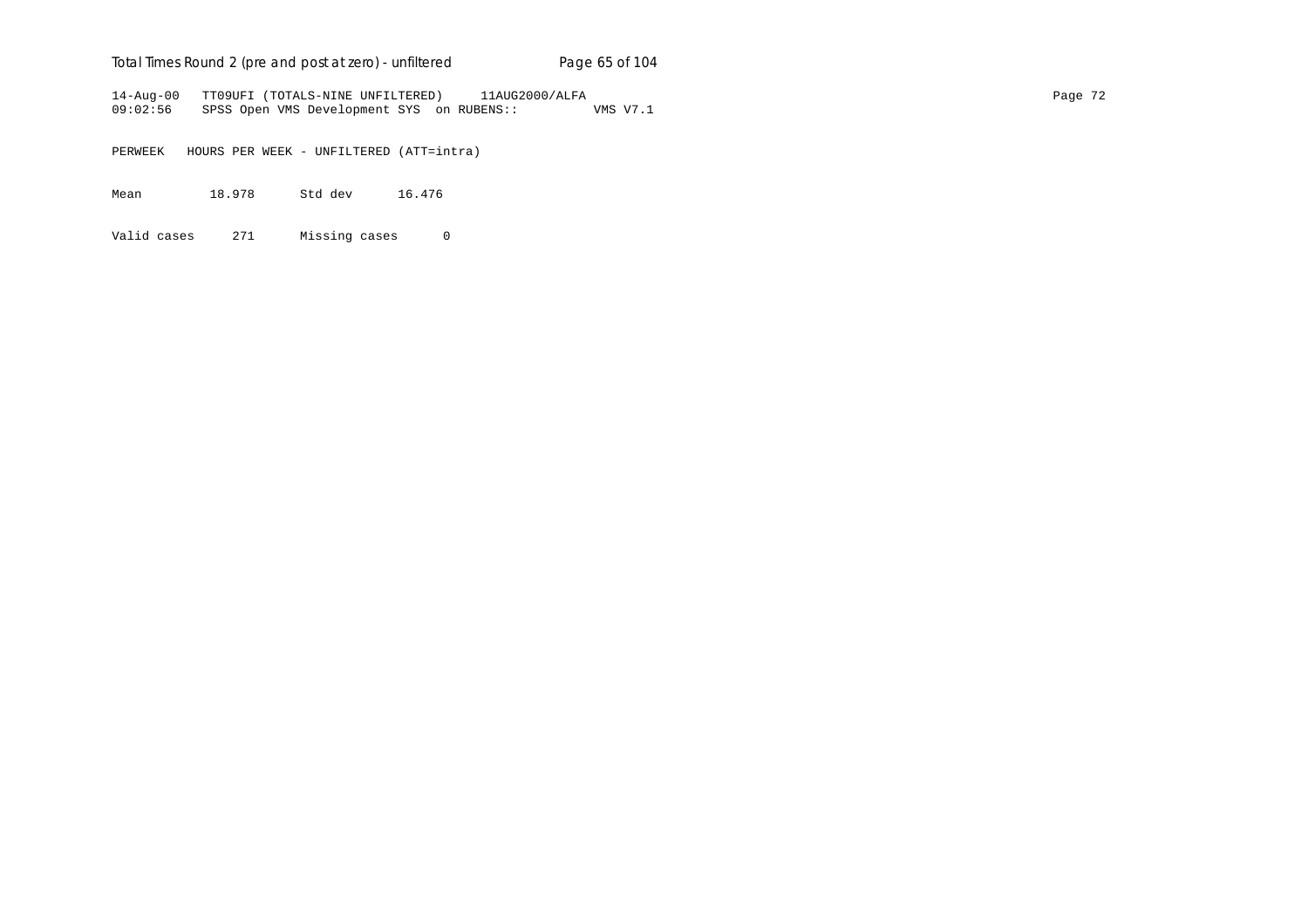```
14-Aug-00   TT09UFI (TOTALS-NINE UNFILTERED)     11AUG2000/ALFA
09:02:56    SPSS Open VMS Development SYS  on RUBENS::          VMS V7.1

PERWEEK   HOURS PER WEEK - UNFILTERED (ATT=intra)

Mean          18.978      Std dev      16.476

Valid cases     271      Missing cases      0
```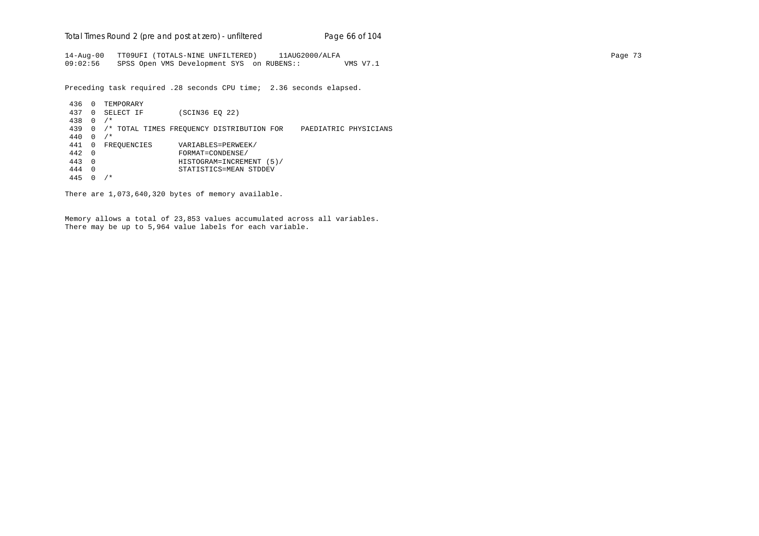14-Aug-00 TT09UFI (TOTALS-NINE UNFILTERED) 11AUG2000/ALFA
09:02:56 SPSS Open VMS Development SYS on RUBENS:: VMS V7.1

Preceding task required .28 seconds CPU time; 2.36 seconds elapsed.

```
 436  0  TEMPORARY
 437  0  SELECT IF        (SCIN36 EQ 22)
 438  0  /*
 439  0  /* TOTAL TIMES FREQUENCY DISTRIBUTION FOR    PAEDIATRIC PHYSICIANS
 440  0  /*
 441  0  FREQUENCIES      VARIABLES=PERWEEK/
 442  0                   FORMAT=CONDENSE/
 443  0                   HISTOGRAM=INCREMENT (5)/
 444  0                   STATISTICS=MEAN STDDEV
 445  0  /*
```

There are 1,073,640,320 bytes of memory available.

Memory allows a total of 23,853 values accumulated across all variables.
There may be up to 5,964 value labels for each variable.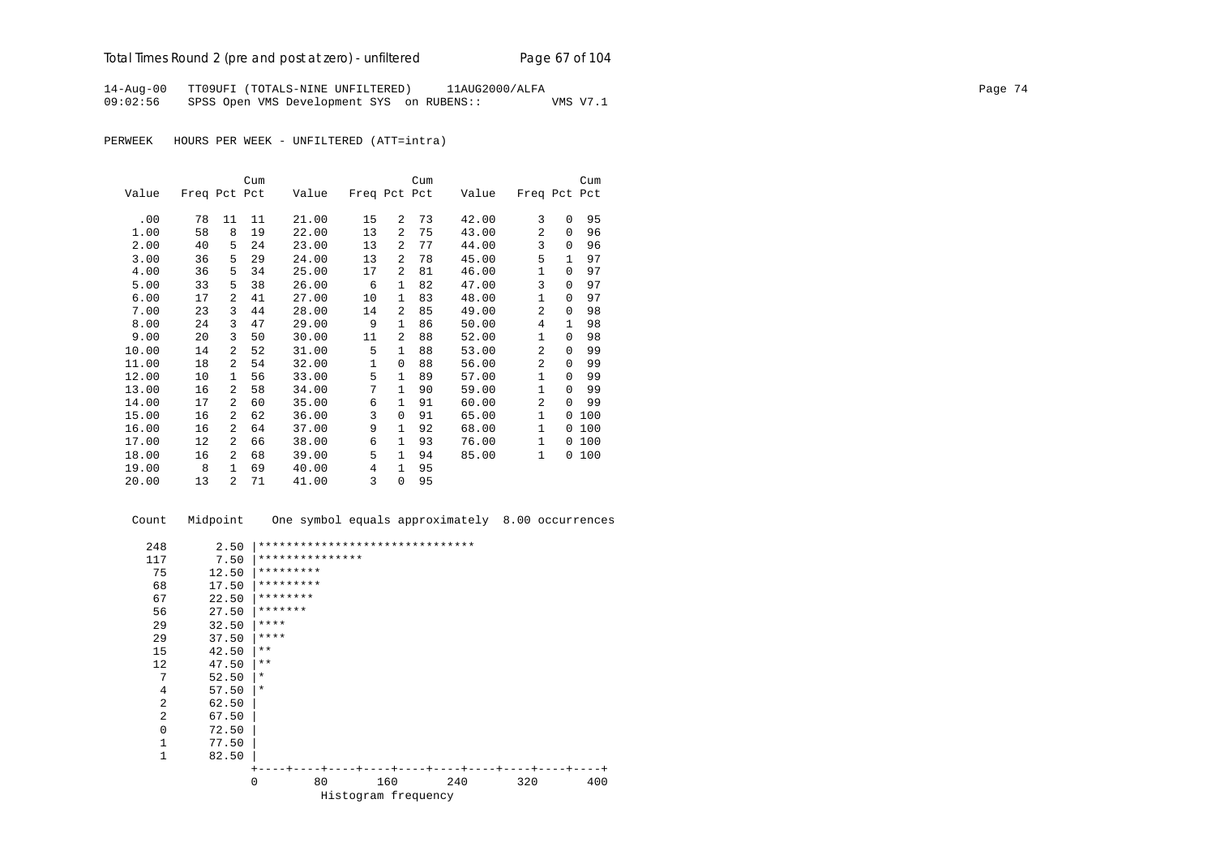14-Aug-00   TT09UFI (TOTALS-NINE UNFILTERED)     11AUG2000/ALFA
09:02:56    SPSS Open VMS Development SYS  on RUBENS::          VMS V7.1

PERWEEK   HOURS PER WEEK - UNFILTERED (ATT=intra)

| Value | Freq | Pct | Cum Pct | Value | Freq | Pct | Cum Pct | Value | Freq | Pct | Cum Pct |
|---|---|---|---|---|---|---|---|---|---|---|---|
| .00 | 78 | 11 | 11 | 21.00 | 15 | 2 | 73 | 42.00 | 3 | 0 | 95 |
| 1.00 | 58 | 8 | 19 | 22.00 | 13 | 2 | 75 | 43.00 | 2 | 0 | 96 |
| 2.00 | 40 | 5 | 24 | 23.00 | 13 | 2 | 77 | 44.00 | 3 | 0 | 96 |
| 3.00 | 36 | 5 | 29 | 24.00 | 13 | 2 | 78 | 45.00 | 5 | 1 | 97 |
| 4.00 | 36 | 5 | 34 | 25.00 | 17 | 2 | 81 | 46.00 | 1 | 0 | 97 |
| 5.00 | 33 | 5 | 38 | 26.00 | 6 | 1 | 82 | 47.00 | 3 | 0 | 97 |
| 6.00 | 17 | 2 | 41 | 27.00 | 10 | 1 | 83 | 48.00 | 1 | 0 | 97 |
| 7.00 | 23 | 3 | 44 | 28.00 | 14 | 2 | 85 | 49.00 | 2 | 0 | 98 |
| 8.00 | 24 | 3 | 47 | 29.00 | 9 | 1 | 86 | 50.00 | 4 | 1 | 98 |
| 9.00 | 20 | 3 | 50 | 30.00 | 11 | 2 | 88 | 52.00 | 1 | 0 | 98 |
| 10.00 | 14 | 2 | 52 | 31.00 | 5 | 1 | 88 | 53.00 | 2 | 0 | 99 |
| 11.00 | 18 | 2 | 54 | 32.00 | 1 | 0 | 88 | 56.00 | 2 | 0 | 99 |
| 12.00 | 10 | 1 | 56 | 33.00 | 5 | 1 | 89 | 57.00 | 1 | 0 | 99 |
| 13.00 | 16 | 2 | 58 | 34.00 | 7 | 1 | 90 | 59.00 | 1 | 0 | 99 |
| 14.00 | 17 | 2 | 60 | 35.00 | 6 | 1 | 91 | 60.00 | 2 | 0 | 99 |
| 15.00 | 16 | 2 | 62 | 36.00 | 3 | 0 | 91 | 65.00 | 1 | 0 | 100 |
| 16.00 | 16 | 2 | 64 | 37.00 | 9 | 1 | 92 | 68.00 | 1 | 0 | 100 |
| 17.00 | 12 | 2 | 66 | 38.00 | 6 | 1 | 93 | 76.00 | 1 | 0 | 100 |
| 18.00 | 16 | 2 | 68 | 39.00 | 5 | 1 | 94 | 85.00 | 1 | 0 | 100 |
| 19.00 | 8 | 1 | 69 | 40.00 | 4 | 1 | 95 | | | | |
| 20.00 | 13 | 2 | 71 | 41.00 | 3 | 0 | 95 | | | | |

```
 Count   Midpoint    One symbol equals approximately  8.00 occurrences

   248       2.50 |*******************************
   117       7.50 |***************
    75      12.50 |*********
    68      17.50 |*********
    67      22.50 |********
    56      27.50 |*******
    29      32.50 |****
    29      37.50 |****
    15      42.50 |**
    12      47.50 |**
     7      52.50 |*
     4      57.50 |*
     2      62.50 |
     2      67.50 |
     0      72.50 |
     1      77.50 |
     1      82.50 |
                  +----+----+----+----+----+----+----+----+----+----+
                  0        80       160       240       320       400
                            Histogram frequency
```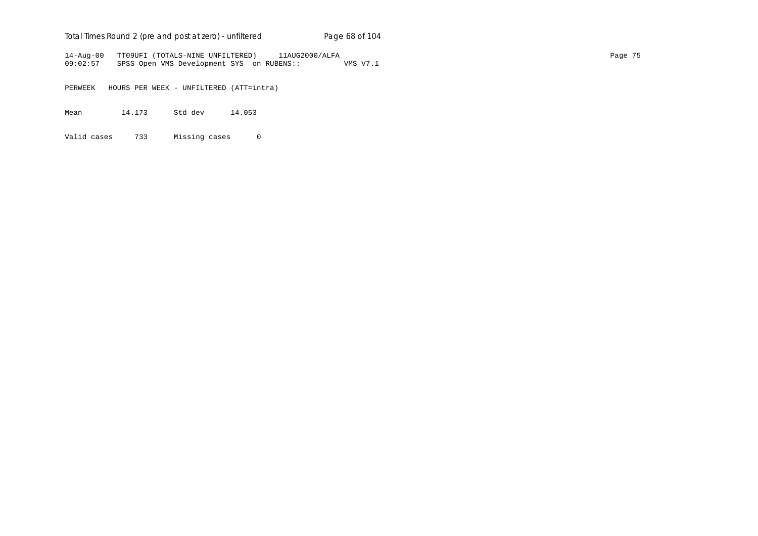14-Aug-00 TT09UFI (TOTALS-NINE UNFILTERED) 11AUG2000/ALFA
09:02:57 SPSS Open VMS Development SYS on RUBENS:: VMS V7.1

PERWEEK HOURS PER WEEK - UNFILTERED (ATT=intra)

| | | | |
|---|---|---|---|
| Mean | 14.173 | Std dev | 14.053 |
| Valid cases | 733 | Missing cases | 0 |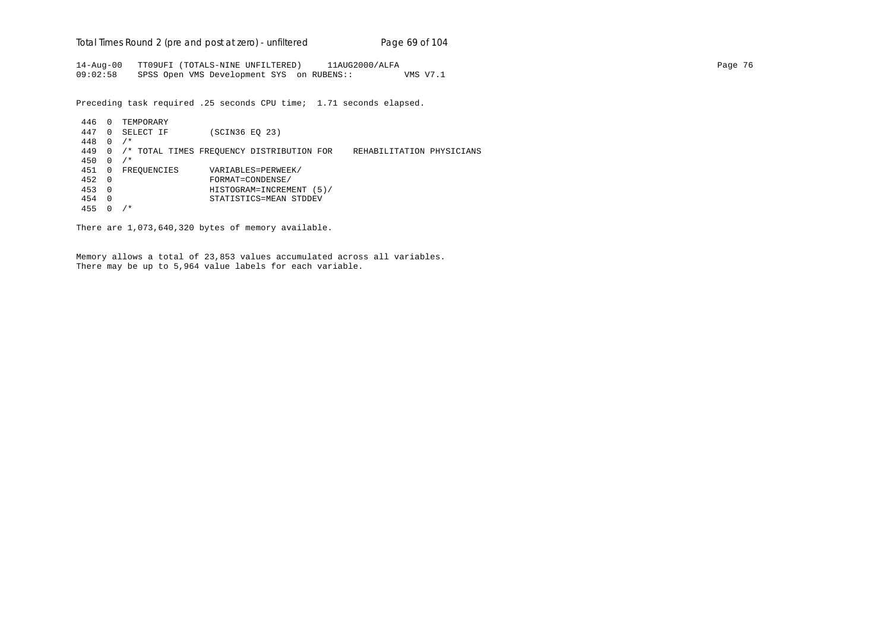```
14-Aug-00   TT09UFI (TOTALS-NINE UNFILTERED)     11AUG2000/ALFA
09:02:58    SPSS Open VMS Development SYS  on RUBENS::         VMS V7.1
```

Preceding task required .25 seconds CPU time; 1.71 seconds elapsed.

```
 446  0  TEMPORARY
 447  0  SELECT IF        (SCIN36 EQ 23)
 448  0  /*
 449  0  /* TOTAL TIMES FREQUENCY DISTRIBUTION FOR    REHABILITATION PHYSICIANS
 450  0  /*
 451  0  FREQUENCIES      VARIABLES=PERWEEK/
 452  0                   FORMAT=CONDENSE/
 453  0                   HISTOGRAM=INCREMENT (5)/
 454  0                   STATISTICS=MEAN STDDEV
 455  0  /*
```

There are 1,073,640,320 bytes of memory available.

Memory allows a total of 23,853 values accumulated across all variables.
There may be up to 5,964 value labels for each variable.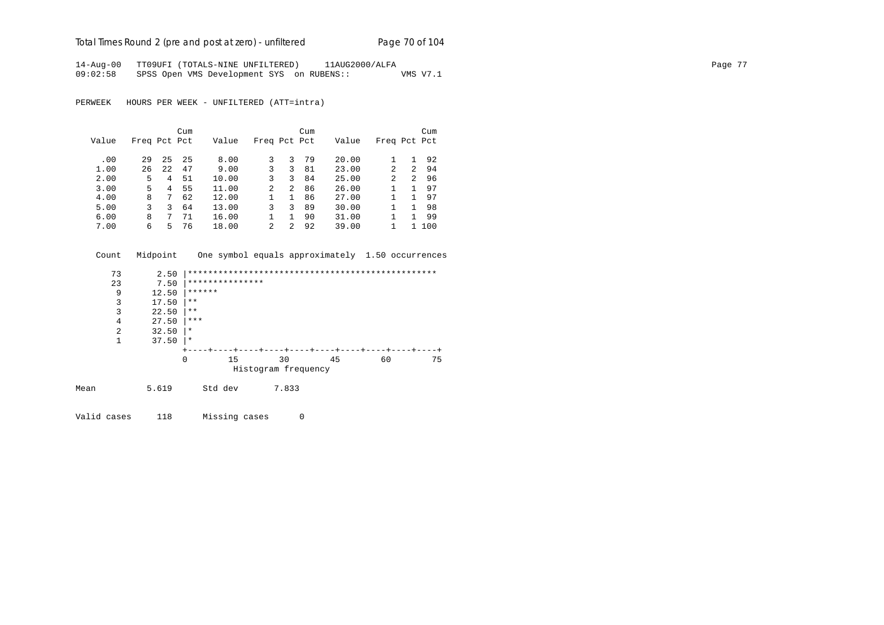14-Aug-00 TT09UFI (TOTALS-NINE UNFILTERED) 11AUG2000/ALFA
09:02:58 SPSS Open VMS Development SYS on RUBENS:: VMS V7.1

PERWEEK HOURS PER WEEK - UNFILTERED (ATT=intra)

| Value | Freq | Pct | Cum Pct | Value | Freq | Pct | Cum Pct | Value | Freq | Pct | Cum Pct |
|---|---|---|---|---|---|---|---|---|---|---|---|
| .00 | 29 | 25 | 25 | 8.00 | 3 | 3 | 79 | 20.00 | 1 | 1 | 92 |
| 1.00 | 26 | 22 | 47 | 9.00 | 3 | 3 | 81 | 23.00 | 2 | 2 | 94 |
| 2.00 | 5 | 4 | 51 | 10.00 | 3 | 3 | 84 | 25.00 | 2 | 2 | 96 |
| 3.00 | 5 | 4 | 55 | 11.00 | 2 | 2 | 86 | 26.00 | 1 | 1 | 97 |
| 4.00 | 8 | 7 | 62 | 12.00 | 1 | 1 | 86 | 27.00 | 1 | 1 | 97 |
| 5.00 | 3 | 3 | 64 | 13.00 | 3 | 3 | 89 | 30.00 | 1 | 1 | 98 |
| 6.00 | 8 | 7 | 71 | 16.00 | 1 | 1 | 90 | 31.00 | 1 | 1 | 99 |
| 7.00 | 6 | 5 | 76 | 18.00 | 2 | 2 | 92 | 39.00 | 1 | 1 | 100 |

```
 Count   Midpoint    One symbol equals approximately  1.50 occurrences

    73       2.50 |*************************************************
    23       7.50 |***************
     9      12.50 |******
     3      17.50 |**
     3      22.50 |**
     4      27.50 |***
     2      32.50 |*
     1      37.50 |*
                  +----+----+----+----+----+----+----+----+----+----+
                  0        15        30        45        60        75
                            Histogram frequency
```

Mean 5.619 Std dev 7.833

Valid cases 118 Missing cases 0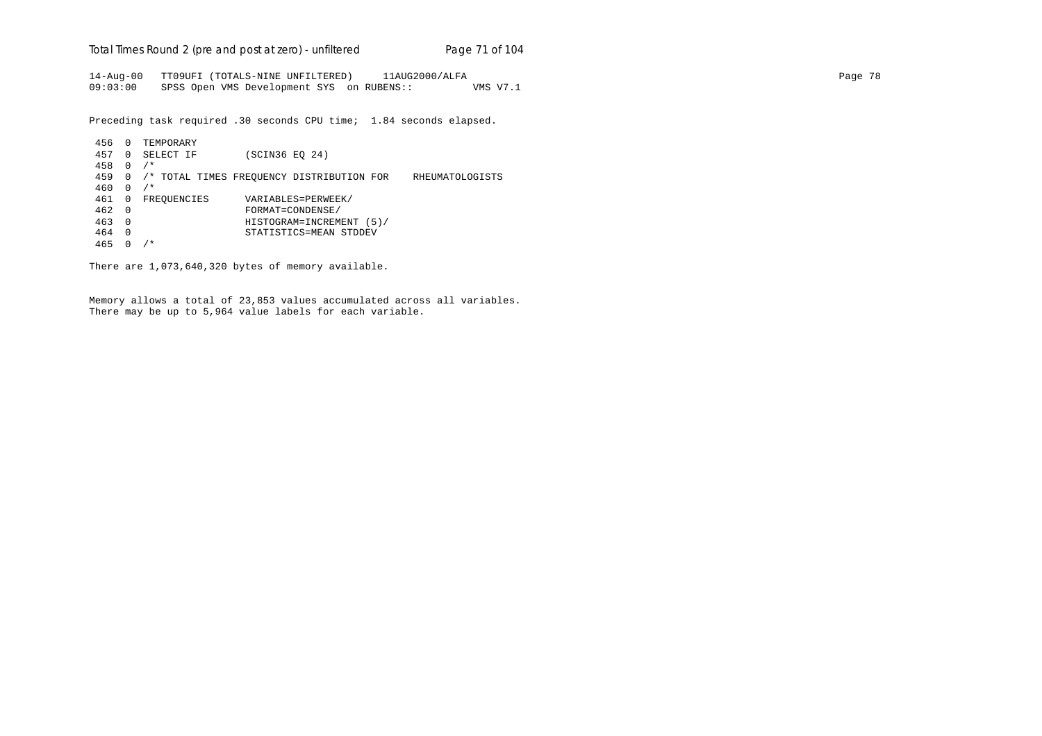14-Aug-00 TT09UFI (TOTALS-NINE UNFILTERED) 11AUG2000/ALFA
09:03:00 SPSS Open VMS Development SYS on RUBENS:: VMS V7.1

Preceding task required .30 seconds CPU time; 1.84 seconds elapsed.

```
 456  0  TEMPORARY
 457  0  SELECT IF        (SCIN36 EQ 24)
 458  0  /*
 459  0  /* TOTAL TIMES FREQUENCY DISTRIBUTION FOR    RHEUMATOLOGISTS
 460  0  /*
 461  0  FREQUENCIES      VARIABLES=PERWEEK/
 462  0                   FORMAT=CONDENSE/
 463  0                   HISTOGRAM=INCREMENT (5)/
 464  0                   STATISTICS=MEAN STDDEV
 465  0  /*
```

There are 1,073,640,320 bytes of memory available.

Memory allows a total of 23,853 values accumulated across all variables.
There may be up to 5,964 value labels for each variable.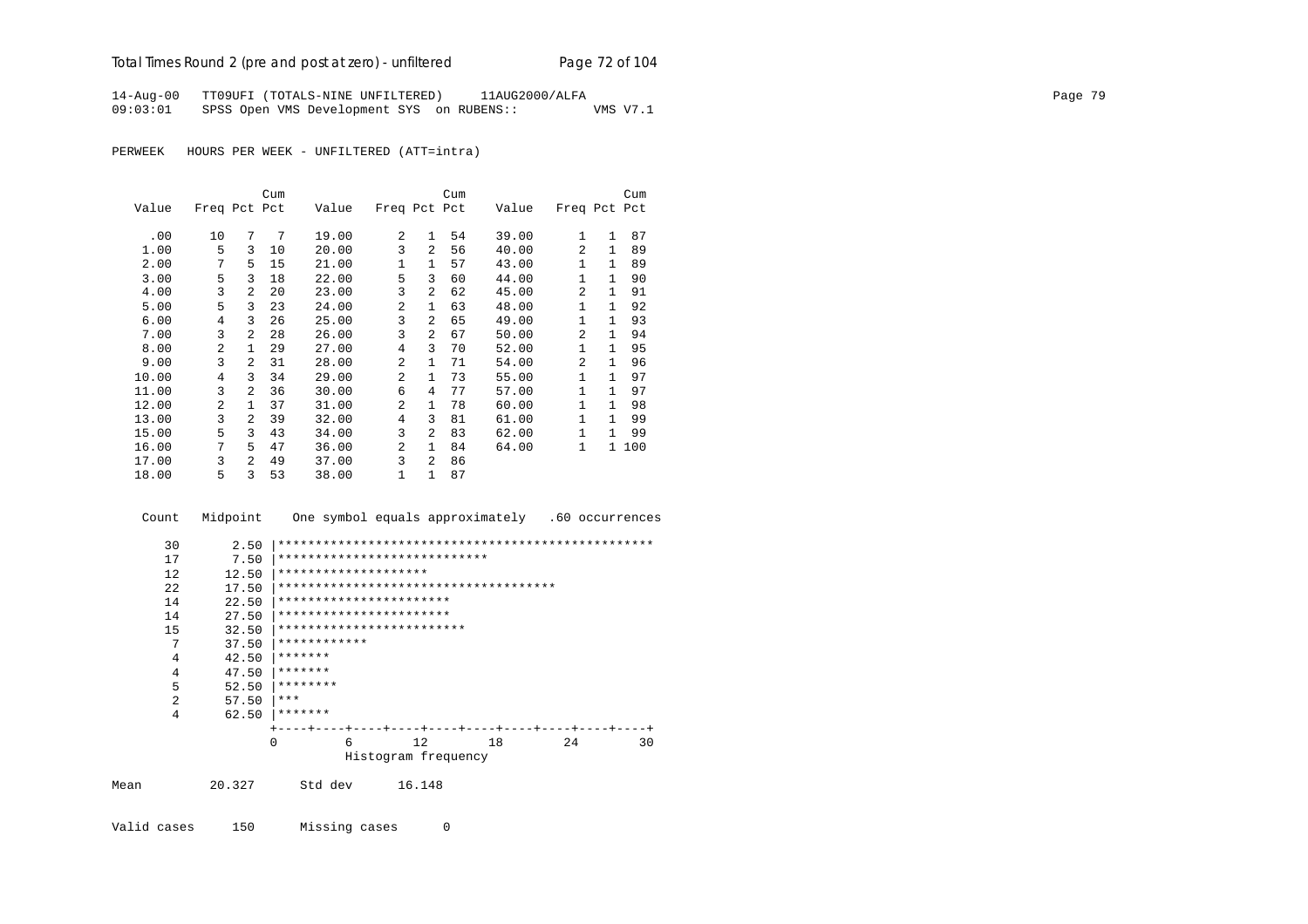14-Aug-00 TT09UFI (TOTALS-NINE UNFILTERED) 11AUG2000/ALFA
09:03:01 SPSS Open VMS Development SYS on RUBENS:: VMS V7.1

PERWEEK HOURS PER WEEK - UNFILTERED (ATT=intra)

| Value | Freq | Pct | Cum Pct | Value | Freq | Pct | Cum Pct | Value | Freq | Pct | Cum Pct |
|---|---|---|---|---|---|---|---|---|---|---|---|
| .00 | 10 | 7 | 7 | 19.00 | 2 | 1 | 54 | 39.00 | 1 | 1 | 87 |
| 1.00 | 5 | 3 | 10 | 20.00 | 3 | 2 | 56 | 40.00 | 2 | 1 | 89 |
| 2.00 | 7 | 5 | 15 | 21.00 | 1 | 1 | 57 | 43.00 | 1 | 1 | 89 |
| 3.00 | 5 | 3 | 18 | 22.00 | 5 | 3 | 60 | 44.00 | 1 | 1 | 90 |
| 4.00 | 3 | 2 | 20 | 23.00 | 3 | 2 | 62 | 45.00 | 2 | 1 | 91 |
| 5.00 | 5 | 3 | 23 | 24.00 | 2 | 1 | 63 | 48.00 | 1 | 1 | 92 |
| 6.00 | 4 | 3 | 26 | 25.00 | 3 | 2 | 65 | 49.00 | 1 | 1 | 93 |
| 7.00 | 3 | 2 | 28 | 26.00 | 3 | 2 | 67 | 50.00 | 2 | 1 | 94 |
| 8.00 | 2 | 1 | 29 | 27.00 | 4 | 3 | 70 | 52.00 | 1 | 1 | 95 |
| 9.00 | 3 | 2 | 31 | 28.00 | 2 | 1 | 71 | 54.00 | 2 | 1 | 96 |
| 10.00 | 4 | 3 | 34 | 29.00 | 2 | 1 | 73 | 55.00 | 1 | 1 | 97 |
| 11.00 | 3 | 2 | 36 | 30.00 | 6 | 4 | 77 | 57.00 | 1 | 1 | 97 |
| 12.00 | 2 | 1 | 37 | 31.00 | 2 | 1 | 78 | 60.00 | 1 | 1 | 98 |
| 13.00 | 3 | 2 | 39 | 32.00 | 4 | 3 | 81 | 61.00 | 1 | 1 | 99 |
| 15.00 | 5 | 3 | 43 | 34.00 | 3 | 2 | 83 | 62.00 | 1 | 1 | 99 |
| 16.00 | 7 | 5 | 47 | 36.00 | 2 | 1 | 84 | 64.00 | 1 | 1 | 100 |
| 17.00 | 3 | 2 | 49 | 37.00 | 3 | 2 | 86 | | | | |
| 18.00 | 5 | 3 | 53 | 38.00 | 1 | 1 | 87 | | | | |

```
Count   Midpoint    One symbol equals approximately   .60 occurrences

   30      2.50 |**************************************************
   17      7.50 |****************************
   12     12.50 |********************
   22     17.50 |*************************************
   14     22.50 |***********************
   14     27.50 |***********************
   15     32.50 |*************************
    7     37.50 |************
    4     42.50 |*******
    4     47.50 |*******
    5     52.50 |********
    2     57.50 |***
    4     62.50 |*******
                +----+----+----+----+----+----+----+----+----+----+
                0         6        12        18        24        30
                          Histogram frequency
```

Mean 20.327 Std dev 16.148

Valid cases 150 Missing cases 0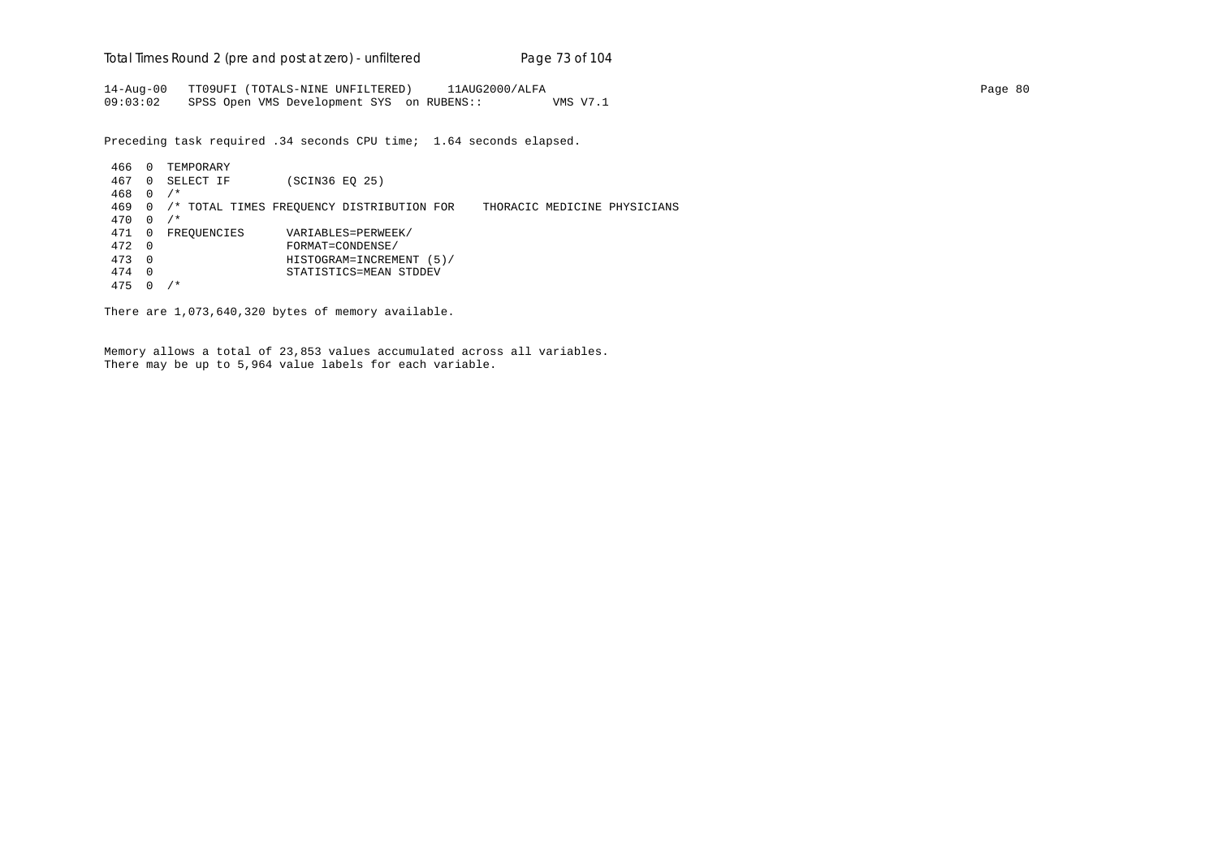```
14-Aug-00   TT09UFI (TOTALS-NINE UNFILTERED)     11AUG2000/ALFA
09:03:02    SPSS Open VMS Development SYS  on RUBENS::          VMS V7.1

Preceding task required .34 seconds CPU time;  1.64 seconds elapsed.

 466  0  TEMPORARY
 467  0  SELECT IF        (SCIN36 EQ 25)
 468  0  /*
 469  0  /* TOTAL TIMES FREQUENCY DISTRIBUTION FOR    THORACIC MEDICINE PHYSICIANS
 470  0  /*
 471  0  FREQUENCIES      VARIABLES=PERWEEK/
 472  0                   FORMAT=CONDENSE/
 473  0                   HISTOGRAM=INCREMENT (5)/
 474  0                   STATISTICS=MEAN STDDEV
 475  0  /*

There are 1,073,640,320 bytes of memory available.


Memory allows a total of 23,853 values accumulated across all variables.
There may be up to 5,964 value labels for each variable.
```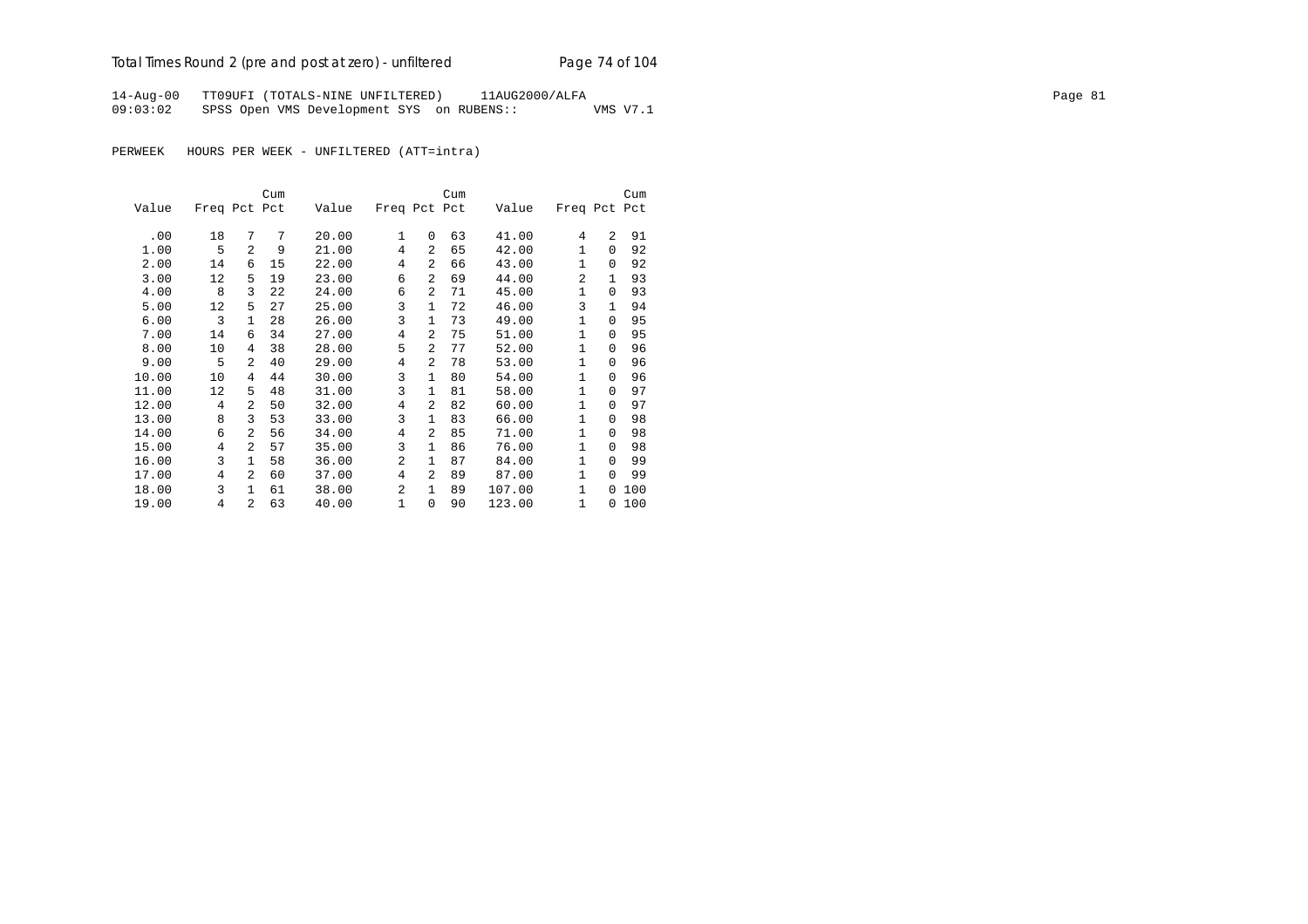14-Aug-00 TT09UFI (TOTALS-NINE UNFILTERED) 11AUG2000/ALFA

09:03:02 SPSS Open VMS Development SYS on RUBENS:: VMS V7.1

PERWEEK HOURS PER WEEK - UNFILTERED (ATT=intra)

| Value | Freq | Pct | Cum Pct | Value | Freq | Pct | Cum Pct | Value | Freq | Pct | Cum Pct |
|---|---|---|---|---|---|---|---|---|---|---|---|
| .00 | 18 | 7 | 7 | 20.00 | 1 | 0 | 63 | 41.00 | 4 | 2 | 91 |
| 1.00 | 5 | 2 | 9 | 21.00 | 4 | 2 | 65 | 42.00 | 1 | 0 | 92 |
| 2.00 | 14 | 6 | 15 | 22.00 | 4 | 2 | 66 | 43.00 | 1 | 0 | 92 |
| 3.00 | 12 | 5 | 19 | 23.00 | 6 | 2 | 69 | 44.00 | 2 | 1 | 93 |
| 4.00 | 8 | 3 | 22 | 24.00 | 6 | 2 | 71 | 45.00 | 1 | 0 | 93 |
| 5.00 | 12 | 5 | 27 | 25.00 | 3 | 1 | 72 | 46.00 | 3 | 1 | 94 |
| 6.00 | 3 | 1 | 28 | 26.00 | 3 | 1 | 73 | 49.00 | 1 | 0 | 95 |
| 7.00 | 14 | 6 | 34 | 27.00 | 4 | 2 | 75 | 51.00 | 1 | 0 | 95 |
| 8.00 | 10 | 4 | 38 | 28.00 | 5 | 2 | 77 | 52.00 | 1 | 0 | 96 |
| 9.00 | 5 | 2 | 40 | 29.00 | 4 | 2 | 78 | 53.00 | 1 | 0 | 96 |
| 10.00 | 10 | 4 | 44 | 30.00 | 3 | 1 | 80 | 54.00 | 1 | 0 | 96 |
| 11.00 | 12 | 5 | 48 | 31.00 | 3 | 1 | 81 | 58.00 | 1 | 0 | 97 |
| 12.00 | 4 | 2 | 50 | 32.00 | 4 | 2 | 82 | 60.00 | 1 | 0 | 97 |
| 13.00 | 8 | 3 | 53 | 33.00 | 3 | 1 | 83 | 66.00 | 1 | 0 | 98 |
| 14.00 | 6 | 2 | 56 | 34.00 | 4 | 2 | 85 | 71.00 | 1 | 0 | 98 |
| 15.00 | 4 | 2 | 57 | 35.00 | 3 | 1 | 86 | 76.00 | 1 | 0 | 98 |
| 16.00 | 3 | 1 | 58 | 36.00 | 2 | 1 | 87 | 84.00 | 1 | 0 | 99 |
| 17.00 | 4 | 2 | 60 | 37.00 | 4 | 2 | 89 | 87.00 | 1 | 0 | 99 |
| 18.00 | 3 | 1 | 61 | 38.00 | 2 | 1 | 89 | 107.00 | 1 | 0 | 100 |
| 19.00 | 4 | 2 | 63 | 40.00 | 1 | 0 | 90 | 123.00 | 1 | 0 | 100 |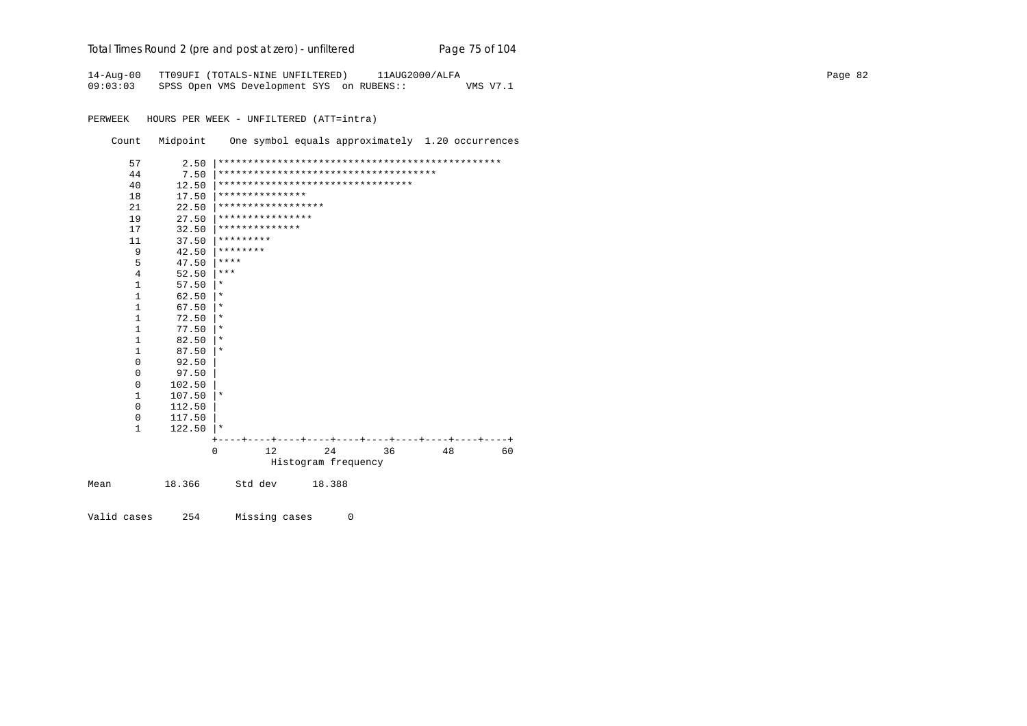PERWEEK HOURS PER WEEK - UNFILTERED (ATT=intra)

```
    Count   Midpoint    One symbol equals approximately  1.20 occurrences

      57       2.50 |************************************************
      44       7.50 |*************************************
      40      12.50 |*********************************
      18      17.50 |***************
      21      22.50 |******************
      19      27.50 |****************
      17      32.50 |**************
      11      37.50 |*********
       9      42.50 |********
       5      47.50 |****
       4      52.50 |***
       1      57.50 |*
       1      62.50 |*
       1      67.50 |*
       1      72.50 |*
       1      77.50 |*
       1      82.50 |*
       1      87.50 |*
       0      92.50 |
       0      97.50 |
       0     102.50 |
       1     107.50 |*
       0     112.50 |
       0     117.50 |
       1     122.50 |*
                    +----+----+----+----+----+----+----+----+----+----+
                    0        12        24        36        48        60
                              Histogram frequency

Mean         18.366      Std dev      18.388

Valid cases     254      Missing cases      0
```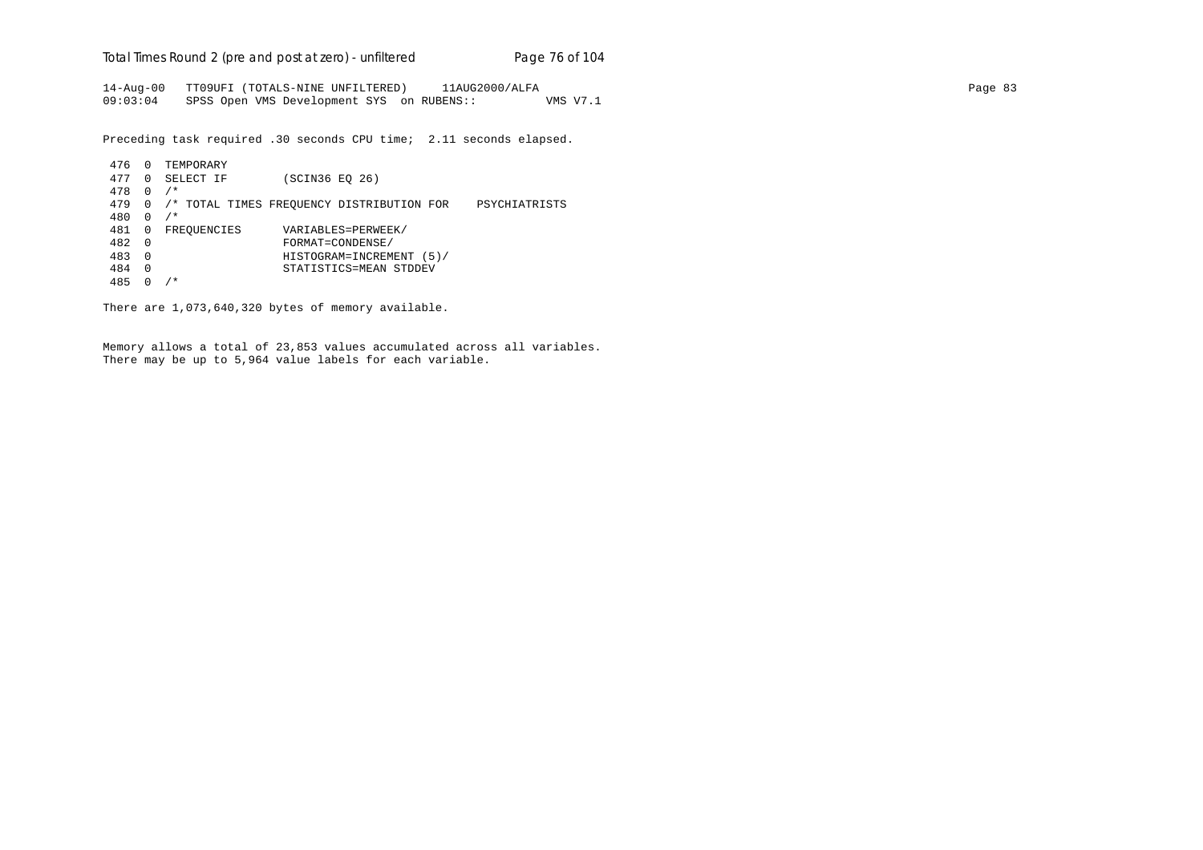```
14-Aug-00   TT09UFI (TOTALS-NINE UNFILTERED)     11AUG2000/ALFA
09:03:04    SPSS Open VMS Development SYS  on RUBENS::          VMS V7.1
```

Preceding task required .30 seconds CPU time;  2.11 seconds elapsed.

```
 476  0  TEMPORARY
 477  0  SELECT IF        (SCIN36 EQ 26)
 478  0  /*
 479  0  /* TOTAL TIMES FREQUENCY DISTRIBUTION FOR    PSYCHIATRISTS
 480  0  /*
 481  0  FREQUENCIES      VARIABLES=PERWEEK/
 482  0                   FORMAT=CONDENSE/
 483  0                   HISTOGRAM=INCREMENT (5)/
 484  0                   STATISTICS=MEAN STDDEV
 485  0  /*
```

There are 1,073,640,320 bytes of memory available.

Memory allows a total of 23,853 values accumulated across all variables.
There may be up to 5,964 value labels for each variable.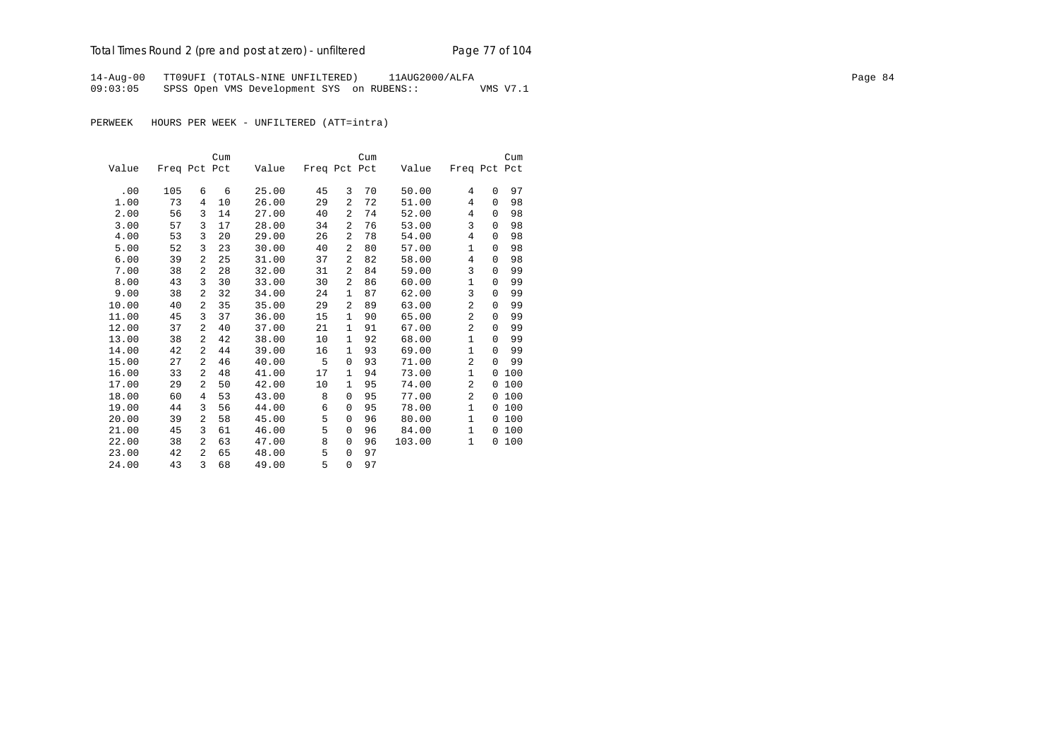14-Aug-00 TT09UFI (TOTALS-NINE UNFILTERED) 11AUG2000/ALFA
09:03:05 SPSS Open VMS Development SYS on RUBENS:: VMS V7.1

PERWEEK HOURS PER WEEK - UNFILTERED (ATT=intra)

| Value | Freq | Pct | Cum Pct | Value | Freq | Pct | Cum Pct | Value | Freq | Pct | Cum Pct |
|---|---|---|---|---|---|---|---|---|---|---|---|
| .00 | 105 | 6 | 6 | 25.00 | 45 | 3 | 70 | 50.00 | 4 | 0 | 97 |
| 1.00 | 73 | 4 | 10 | 26.00 | 29 | 2 | 72 | 51.00 | 4 | 0 | 98 |
| 2.00 | 56 | 3 | 14 | 27.00 | 40 | 2 | 74 | 52.00 | 4 | 0 | 98 |
| 3.00 | 57 | 3 | 17 | 28.00 | 34 | 2 | 76 | 53.00 | 3 | 0 | 98 |
| 4.00 | 53 | 3 | 20 | 29.00 | 26 | 2 | 78 | 54.00 | 4 | 0 | 98 |
| 5.00 | 52 | 3 | 23 | 30.00 | 40 | 2 | 80 | 57.00 | 1 | 0 | 98 |
| 6.00 | 39 | 2 | 25 | 31.00 | 37 | 2 | 82 | 58.00 | 4 | 0 | 98 |
| 7.00 | 38 | 2 | 28 | 32.00 | 31 | 2 | 84 | 59.00 | 3 | 0 | 99 |
| 8.00 | 43 | 3 | 30 | 33.00 | 30 | 2 | 86 | 60.00 | 1 | 0 | 99 |
| 9.00 | 38 | 2 | 32 | 34.00 | 24 | 1 | 87 | 62.00 | 3 | 0 | 99 |
| 10.00 | 40 | 2 | 35 | 35.00 | 29 | 2 | 89 | 63.00 | 2 | 0 | 99 |
| 11.00 | 45 | 3 | 37 | 36.00 | 15 | 1 | 90 | 65.00 | 2 | 0 | 99 |
| 12.00 | 37 | 2 | 40 | 37.00 | 21 | 1 | 91 | 67.00 | 2 | 0 | 99 |
| 13.00 | 38 | 2 | 42 | 38.00 | 10 | 1 | 92 | 68.00 | 1 | 0 | 99 |
| 14.00 | 42 | 2 | 44 | 39.00 | 16 | 1 | 93 | 69.00 | 1 | 0 | 99 |
| 15.00 | 27 | 2 | 46 | 40.00 | 5 | 0 | 93 | 71.00 | 2 | 0 | 99 |
| 16.00 | 33 | 2 | 48 | 41.00 | 17 | 1 | 94 | 73.00 | 1 | 0 | 100 |
| 17.00 | 29 | 2 | 50 | 42.00 | 10 | 1 | 95 | 74.00 | 2 | 0 | 100 |
| 18.00 | 60 | 4 | 53 | 43.00 | 8 | 0 | 95 | 77.00 | 2 | 0 | 100 |
| 19.00 | 44 | 3 | 56 | 44.00 | 6 | 0 | 95 | 78.00 | 1 | 0 | 100 |
| 20.00 | 39 | 2 | 58 | 45.00 | 5 | 0 | 96 | 80.00 | 1 | 0 | 100 |
| 21.00 | 45 | 3 | 61 | 46.00 | 5 | 0 | 96 | 84.00 | 1 | 0 | 100 |
| 22.00 | 38 | 2 | 63 | 47.00 | 8 | 0 | 96 | 103.00 | 1 | 0 | 100 |
| 23.00 | 42 | 2 | 65 | 48.00 | 5 | 0 | 97 | | | | |
| 24.00 | 43 | 3 | 68 | 49.00 | 5 | 0 | 97 | | | | |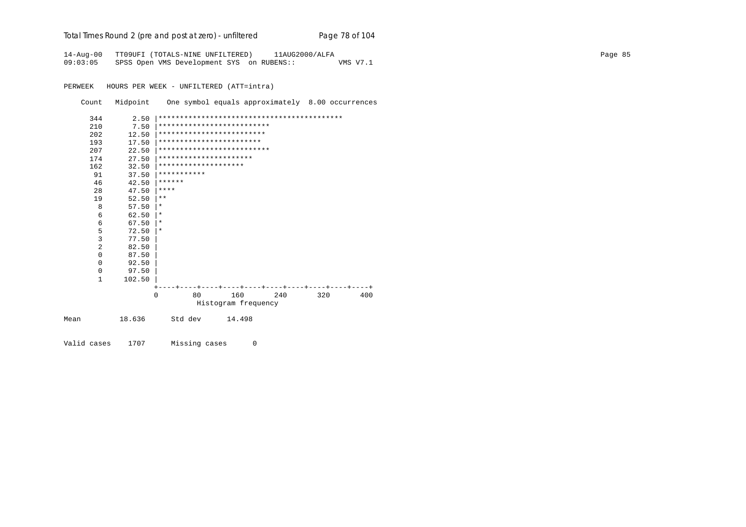14-Aug-00   TT09UFI (TOTALS-NINE UNFILTERED)     11AUG2000/ALFA
09:03:05    SPSS Open VMS Development SYS  on RUBENS::          VMS V7.1

PERWEEK   HOURS PER WEEK - UNFILTERED (ATT=intra)

```
    Count   Midpoint    One symbol equals approximately  8.00 occurrences

      344       2.50 |*******************************************
      210       7.50 |**************************
      202      12.50 |*************************
      193      17.50 |************************
      207      22.50 |**************************
      174      27.50 |**********************
      162      32.50 |********************
       91      37.50 |***********
       46      42.50 |******
       28      47.50 |****
       19      52.50 |**
        8      57.50 |*
        6      62.50 |*
        6      67.50 |*
        5      72.50 |*
        3      77.50 |
        2      82.50 |
        0      87.50 |
        0      92.50 |
        0      97.50 |
        1     102.50 |
                     +----+----+----+----+----+----+----+----+----+----+
                     0        80       160       240       320       400
                               Histogram frequency

Mean         18.636      Std dev      14.498


Valid cases    1707      Missing cases      0
```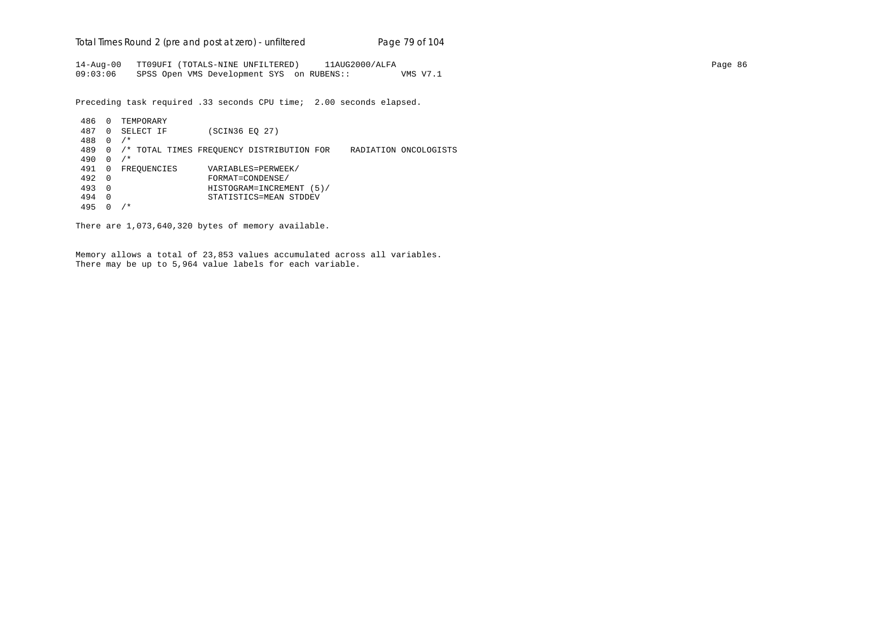```
14-Aug-00   TT09UFI (TOTALS-NINE UNFILTERED)     11AUG2000/ALFA
09:03:06    SPSS Open VMS Development SYS  on RUBENS::          VMS V7.1
```

Preceding task required .33 seconds CPU time;  2.00 seconds elapsed.

```
 486  0  TEMPORARY
 487  0  SELECT IF        (SCIN36 EQ 27)
 488  0  /*
 489  0  /* TOTAL TIMES FREQUENCY DISTRIBUTION FOR    RADIATION ONCOLOGISTS
 490  0  /*
 491  0  FREQUENCIES      VARIABLES=PERWEEK/
 492  0                   FORMAT=CONDENSE/
 493  0                   HISTOGRAM=INCREMENT (5)/
 494  0                   STATISTICS=MEAN STDDEV
 495  0  /*
```

There are 1,073,640,320 bytes of memory available.

Memory allows a total of 23,853 values accumulated across all variables.
There may be up to 5,964 value labels for each variable.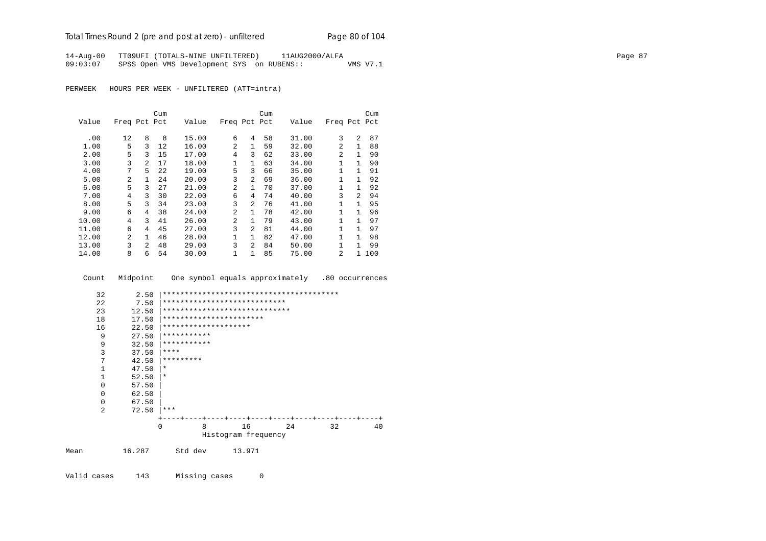14-Aug-00 TT09UFI (TOTALS-NINE UNFILTERED) 11AUG2000/ALFA
09:03:07 SPSS Open VMS Development SYS on RUBENS:: VMS V7.1

PERWEEK HOURS PER WEEK - UNFILTERED (ATT=intra)

| Value | Freq | Pct | Cum Pct | Value | Freq | Pct | Cum Pct | Value | Freq | Pct | Cum Pct |
|---|---|---|---|---|---|---|---|---|---|---|---|
| .00 | 12 | 8 | 8 | 15.00 | 6 | 4 | 58 | 31.00 | 3 | 2 | 87 |
| 1.00 | 5 | 3 | 12 | 16.00 | 2 | 1 | 59 | 32.00 | 2 | 1 | 88 |
| 2.00 | 5 | 3 | 15 | 17.00 | 4 | 3 | 62 | 33.00 | 2 | 1 | 90 |
| 3.00 | 3 | 2 | 17 | 18.00 | 1 | 1 | 63 | 34.00 | 1 | 1 | 90 |
| 4.00 | 7 | 5 | 22 | 19.00 | 5 | 3 | 66 | 35.00 | 1 | 1 | 91 |
| 5.00 | 2 | 1 | 24 | 20.00 | 3 | 2 | 69 | 36.00 | 1 | 1 | 92 |
| 6.00 | 5 | 3 | 27 | 21.00 | 2 | 1 | 70 | 37.00 | 1 | 1 | 92 |
| 7.00 | 4 | 3 | 30 | 22.00 | 6 | 4 | 74 | 40.00 | 3 | 2 | 94 |
| 8.00 | 5 | 3 | 34 | 23.00 | 3 | 2 | 76 | 41.00 | 1 | 1 | 95 |
| 9.00 | 6 | 4 | 38 | 24.00 | 2 | 1 | 78 | 42.00 | 1 | 1 | 96 |
| 10.00 | 4 | 3 | 41 | 26.00 | 2 | 1 | 79 | 43.00 | 1 | 1 | 97 |
| 11.00 | 6 | 4 | 45 | 27.00 | 3 | 2 | 81 | 44.00 | 1 | 1 | 97 |
| 12.00 | 2 | 1 | 46 | 28.00 | 1 | 1 | 82 | 47.00 | 1 | 1 | 98 |
| 13.00 | 3 | 2 | 48 | 29.00 | 3 | 2 | 84 | 50.00 | 1 | 1 | 99 |
| 14.00 | 8 | 6 | 54 | 30.00 | 1 | 1 | 85 | 75.00 | 2 | 1 | 100 |

```
 Count   Midpoint    One symbol equals approximately   .80 occurrences

    32       2.50 |****************************************
    22       7.50 |****************************
    23      12.50 |*****************************
    18      17.50 |***********************
    16      22.50 |********************
     9      27.50 |***********
     9      32.50 |***********
     3      37.50 |****
     7      42.50 |*********
     1      47.50 |*
     1      52.50 |*
     0      57.50 |
     0      62.50 |
     0      67.50 |
     2      72.50 |***
                  +----+----+----+----+----+----+----+----+----+----+
                  0         8        16        24        32        40
                            Histogram frequency
```

Mean 16.287 Std dev 13.971

Valid cases 143 Missing cases 0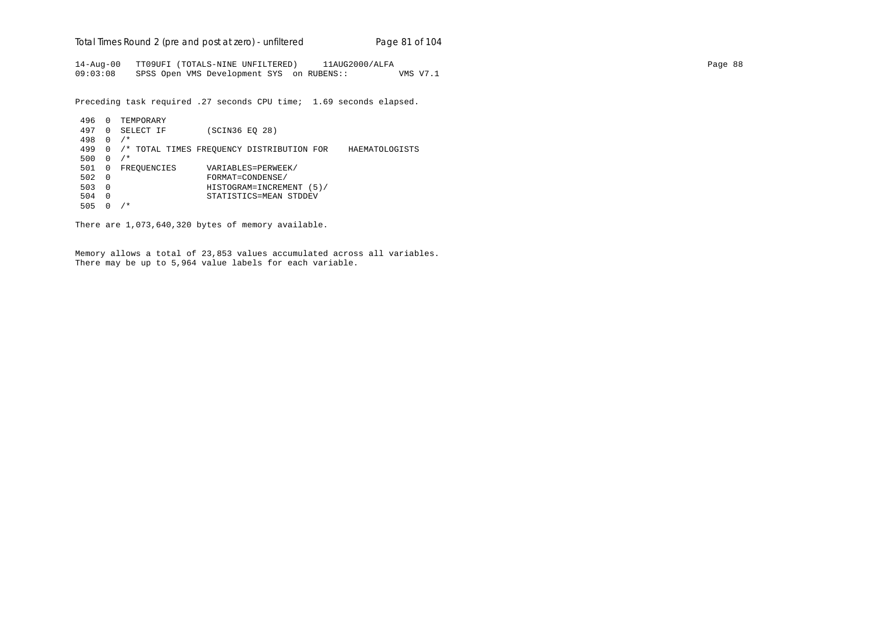```
14-Aug-00   TT09UFI (TOTALS-NINE UNFILTERED)     11AUG2000/ALFA
09:03:08    SPSS Open VMS Development SYS  on RUBENS::          VMS V7.1
```

Preceding task required .27 seconds CPU time;  1.69 seconds elapsed.

```
 496  0  TEMPORARY
 497  0  SELECT IF        (SCIN36 EQ 28)
 498  0  /*
 499  0  /* TOTAL TIMES FREQUENCY DISTRIBUTION FOR    HAEMATOLOGISTS
 500  0  /*
 501  0  FREQUENCIES      VARIABLES=PERWEEK/
 502  0                   FORMAT=CONDENSE/
 503  0                   HISTOGRAM=INCREMENT (5)/
 504  0                   STATISTICS=MEAN STDDEV
 505  0  /*
```

There are 1,073,640,320 bytes of memory available.

Memory allows a total of 23,853 values accumulated across all variables.
There may be up to 5,964 value labels for each variable.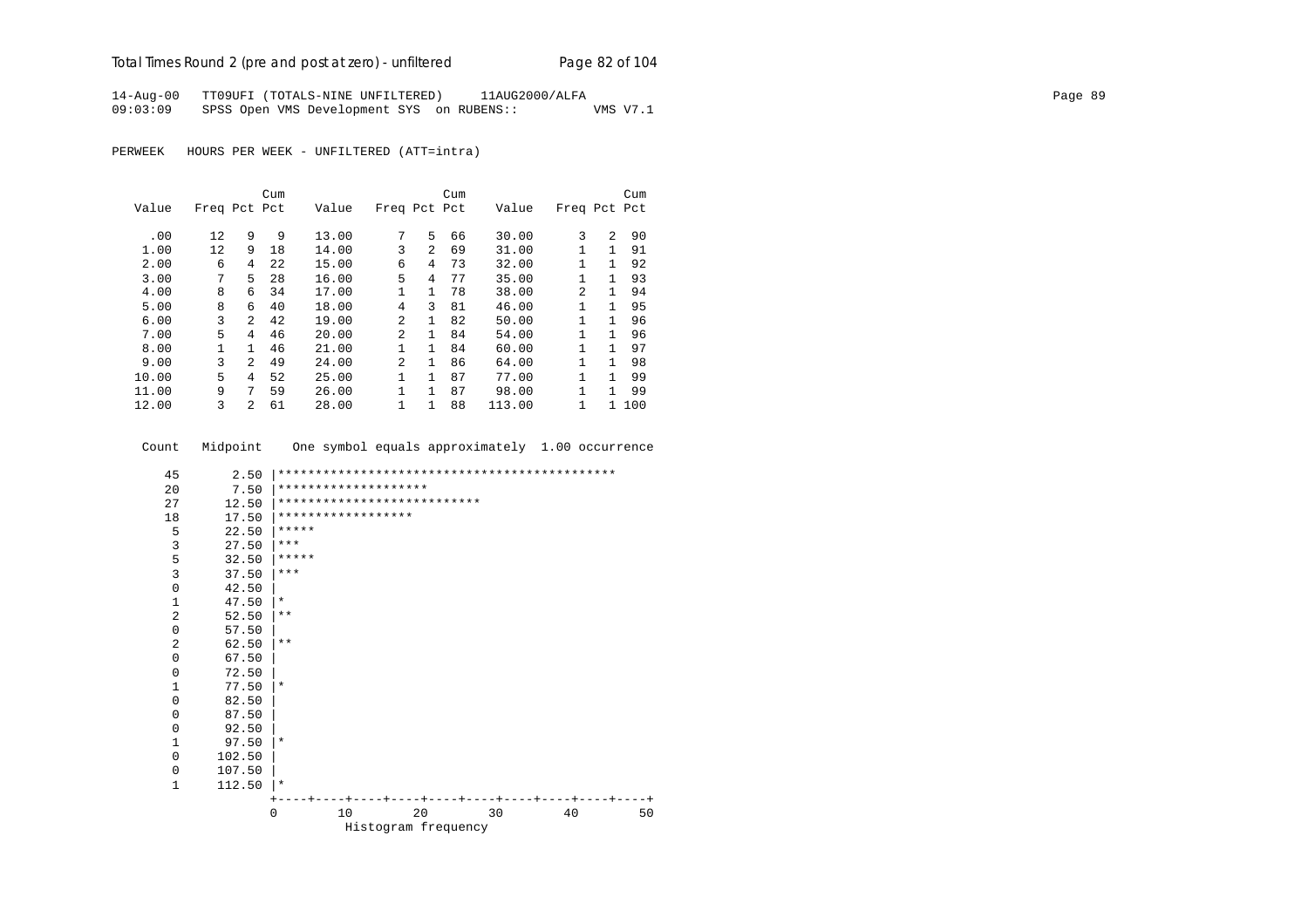14-Aug-00 TT09UFI (TOTALS-NINE UNFILTERED) 11AUG2000/ALFA
09:03:09 SPSS Open VMS Development SYS on RUBENS:: VMS V7.1

PERWEEK HOURS PER WEEK - UNFILTERED (ATT=intra)

| Value | Freq | Pct | Cum Pct | Value | Freq | Pct | Cum Pct | Value | Freq | Pct | Cum Pct |
|---|---|---|---|---|---|---|---|---|---|---|---|
| .00 | 12 | 9 | 9 | 13.00 | 7 | 5 | 66 | 30.00 | 3 | 2 | 90 |
| 1.00 | 12 | 9 | 18 | 14.00 | 3 | 2 | 69 | 31.00 | 1 | 1 | 91 |
| 2.00 | 6 | 4 | 22 | 15.00 | 6 | 4 | 73 | 32.00 | 1 | 1 | 92 |
| 3.00 | 7 | 5 | 28 | 16.00 | 5 | 4 | 77 | 35.00 | 1 | 1 | 93 |
| 4.00 | 8 | 6 | 34 | 17.00 | 1 | 1 | 78 | 38.00 | 2 | 1 | 94 |
| 5.00 | 8 | 6 | 40 | 18.00 | 4 | 3 | 81 | 46.00 | 1 | 1 | 95 |
| 6.00 | 3 | 2 | 42 | 19.00 | 2 | 1 | 82 | 50.00 | 1 | 1 | 96 |
| 7.00 | 5 | 4 | 46 | 20.00 | 2 | 1 | 84 | 54.00 | 1 | 1 | 96 |
| 8.00 | 1 | 1 | 46 | 21.00 | 1 | 1 | 84 | 60.00 | 1 | 1 | 97 |
| 9.00 | 3 | 2 | 49 | 24.00 | 2 | 1 | 86 | 64.00 | 1 | 1 | 98 |
| 10.00 | 5 | 4 | 52 | 25.00 | 1 | 1 | 87 | 77.00 | 1 | 1 | 99 |
| 11.00 | 9 | 7 | 59 | 26.00 | 1 | 1 | 87 | 98.00 | 1 | 1 | 99 |
| 12.00 | 3 | 2 | 61 | 28.00 | 1 | 1 | 88 | 113.00 | 1 | 1 | 100 |

```
Count   Midpoint    One symbol equals approximately  1.00 occurrence

   45       2.50 |*********************************************
   20       7.50 |********************
   27      12.50 |***************************
   18      17.50 |******************
    5      22.50 |*****
    3      27.50 |***
    5      32.50 |*****
    3      37.50 |***
    0      42.50 |
    1      47.50 |*
    2      52.50 |**
    0      57.50 |
    2      62.50 |**
    0      67.50 |
    0      72.50 |
    1      77.50 |*
    0      82.50 |
    0      87.50 |
    0      92.50 |
    1      97.50 |*
    0     102.50 |
    0     107.50 |
    1     112.50 |*
                 +----+----+----+----+----+----+----+----+----+----+
                 0        10        20        30        40        50
                           Histogram frequency
```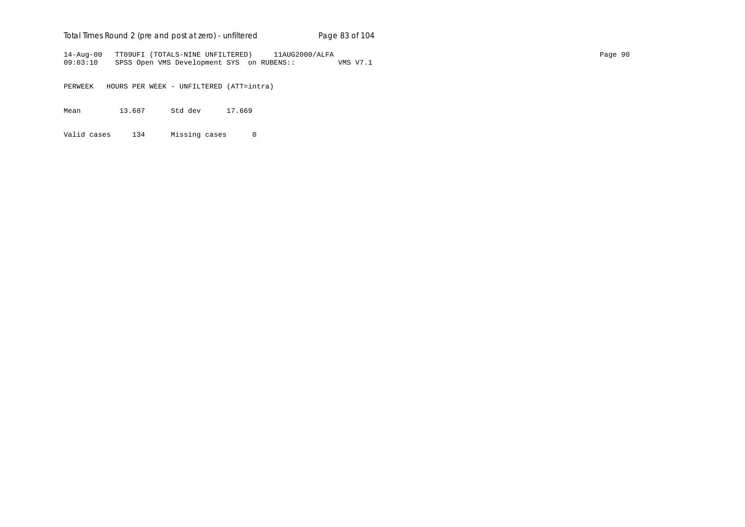```
14-Aug-00   TT09UFI (TOTALS-NINE UNFILTERED)     11AUG2000/ALFA
09:03:10    SPSS Open VMS Development SYS  on RUBENS::          VMS V7.1

PERWEEK   HOURS PER WEEK - UNFILTERED (ATT=intra)

Mean         13.687      Std dev      17.669

Valid cases     134      Missing cases      0
```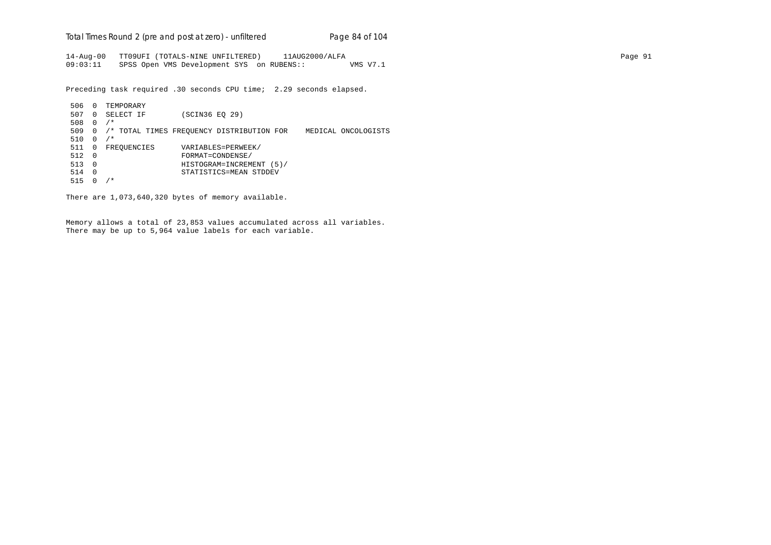```
14-Aug-00   TT09UFI (TOTALS-NINE UNFILTERED)     11AUG2000/ALFA
09:03:11    SPSS Open VMS Development SYS  on RUBENS::          VMS V7.1
```

Preceding task required .30 seconds CPU time;  2.29 seconds elapsed.

```
 506  0  TEMPORARY
 507  0  SELECT IF        (SCIN36 EQ 29)
 508  0  /*
 509  0  /* TOTAL TIMES FREQUENCY DISTRIBUTION FOR    MEDICAL ONCOLOGISTS
 510  0  /*
 511  0  FREQUENCIES      VARIABLES=PERWEEK/
 512  0                   FORMAT=CONDENSE/
 513  0                   HISTOGRAM=INCREMENT (5)/
 514  0                   STATISTICS=MEAN STDDEV
 515  0  /*
```

There are 1,073,640,320 bytes of memory available.

Memory allows a total of 23,853 values accumulated across all variables.
There may be up to 5,964 value labels for each variable.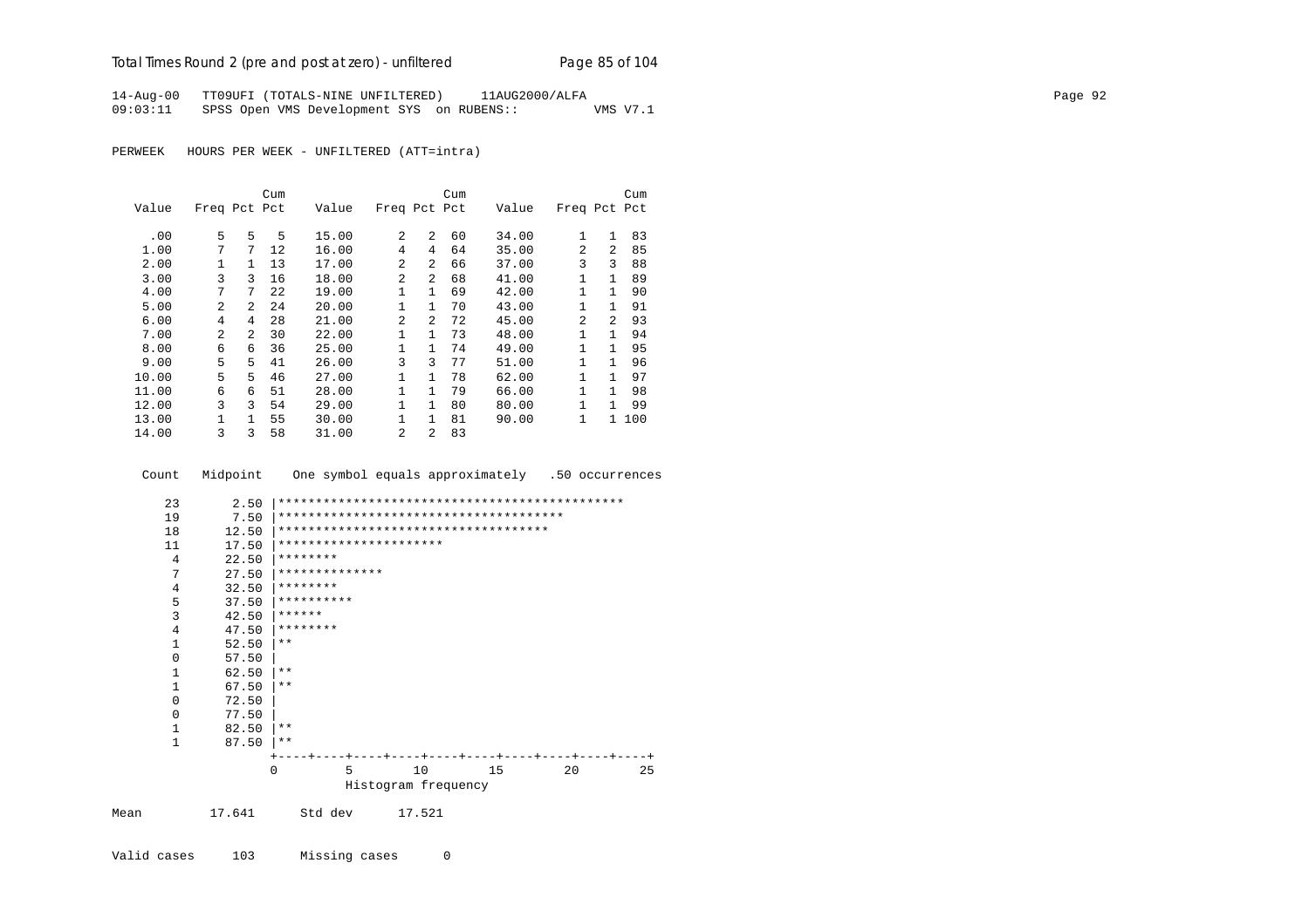14-Aug-00 TT09UFI (TOTALS-NINE UNFILTERED) 11AUG2000/ALFA
09:03:11 SPSS Open VMS Development SYS on RUBENS:: VMS V7.1

PERWEEK HOURS PER WEEK - UNFILTERED (ATT=intra)

| Value | Freq | Pct | Cum Pct | Value | Freq | Pct | Cum Pct | Value | Freq | Pct | Cum Pct |
|---|---|---|---|---|---|---|---|---|---|---|---|
| .00 | 5 | 5 | 5 | 15.00 | 2 | 2 | 60 | 34.00 | 1 | 1 | 83 |
| 1.00 | 7 | 7 | 12 | 16.00 | 4 | 4 | 64 | 35.00 | 2 | 2 | 85 |
| 2.00 | 1 | 1 | 13 | 17.00 | 2 | 2 | 66 | 37.00 | 3 | 3 | 88 |
| 3.00 | 3 | 3 | 16 | 18.00 | 2 | 2 | 68 | 41.00 | 1 | 1 | 89 |
| 4.00 | 7 | 7 | 22 | 19.00 | 1 | 1 | 69 | 42.00 | 1 | 1 | 90 |
| 5.00 | 2 | 2 | 24 | 20.00 | 1 | 1 | 70 | 43.00 | 1 | 1 | 91 |
| 6.00 | 4 | 4 | 28 | 21.00 | 2 | 2 | 72 | 45.00 | 2 | 2 | 93 |
| 7.00 | 2 | 2 | 30 | 22.00 | 1 | 1 | 73 | 48.00 | 1 | 1 | 94 |
| 8.00 | 6 | 6 | 36 | 25.00 | 1 | 1 | 74 | 49.00 | 1 | 1 | 95 |
| 9.00 | 5 | 5 | 41 | 26.00 | 3 | 3 | 77 | 51.00 | 1 | 1 | 96 |
| 10.00 | 5 | 5 | 46 | 27.00 | 1 | 1 | 78 | 62.00 | 1 | 1 | 97 |
| 11.00 | 6 | 6 | 51 | 28.00 | 1 | 1 | 79 | 66.00 | 1 | 1 | 98 |
| 12.00 | 3 | 3 | 54 | 29.00 | 1 | 1 | 80 | 80.00 | 1 | 1 | 99 |
| 13.00 | 1 | 1 | 55 | 30.00 | 1 | 1 | 81 | 90.00 | 1 | 1 | 100 |
| 14.00 | 3 | 3 | 58 | 31.00 | 2 | 2 | 83 | | | | |

```
    Count   Midpoint    One symbol equals approximately   .50 occurrences

      23       2.50 |**********************************************
      19       7.50 |**************************************
      18      12.50 |************************************
      11      17.50 |**********************
       4      22.50 |********
       7      27.50 |**************
       4      32.50 |********
       5      37.50 |**********
       3      42.50 |******
       4      47.50 |********
       1      52.50 |**
       0      57.50 |
       1      62.50 |**
       1      67.50 |**
       0      72.50 |
       0      77.50 |
       1      82.50 |**
       1      87.50 |**
                    +----+----+----+----+----+----+----+----+----+----+
                    0         5        10        15        20        25
                                 Histogram frequency
```

Mean 17.641 Std dev 17.521

Valid cases 103 Missing cases 0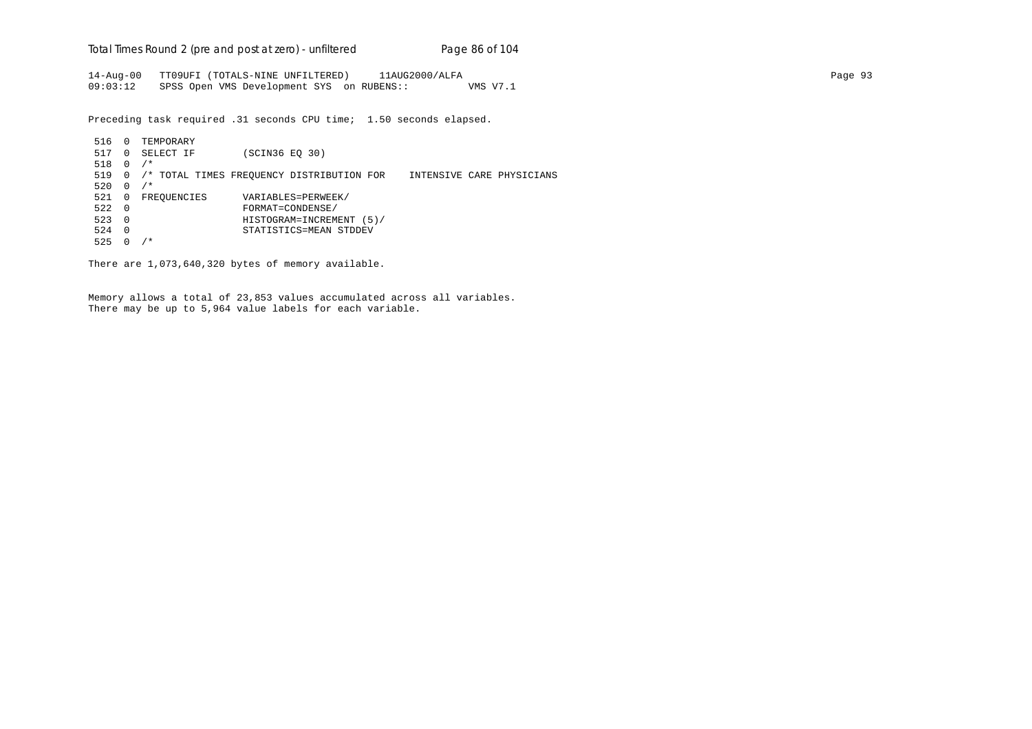14-Aug-00   TT09UFI (TOTALS-NINE UNFILTERED)     11AUG2000/ALFA
09:03:12    SPSS Open VMS Development SYS  on RUBENS::          VMS V7.1

Preceding task required .31 seconds CPU time;  1.50 seconds elapsed.

```
 516  0  TEMPORARY
 517  0  SELECT IF        (SCIN36 EQ 30)
 518  0  /*
 519  0  /* TOTAL TIMES FREQUENCY DISTRIBUTION FOR    INTENSIVE CARE PHYSICIANS
 520  0  /*
 521  0  FREQUENCIES      VARIABLES=PERWEEK/
 522  0                   FORMAT=CONDENSE/
 523  0                   HISTOGRAM=INCREMENT (5)/
 524  0                   STATISTICS=MEAN STDDEV
 525  0  /*
```

There are 1,073,640,320 bytes of memory available.

Memory allows a total of 23,853 values accumulated across all variables.
There may be up to 5,964 value labels for each variable.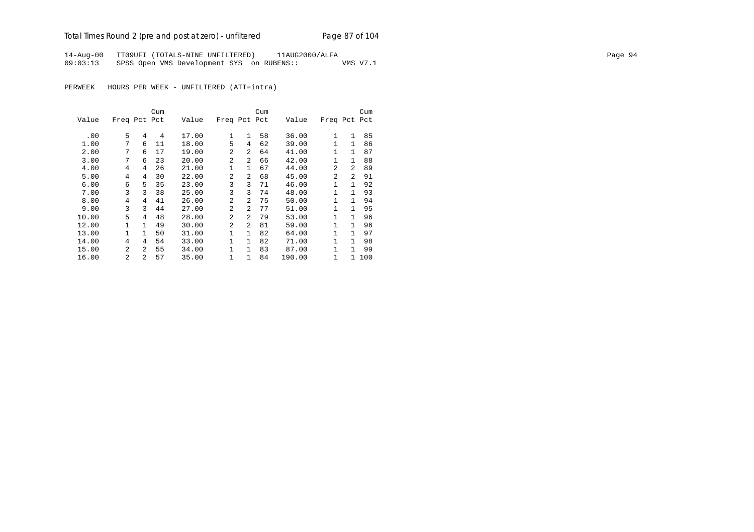14-Aug-00 TT09UFI (TOTALS-NINE UNFILTERED) 11AUG2000/ALFA Page 94
09:03:13 SPSS Open VMS Development SYS on RUBENS:: VMS V7.1

PERWEEK HOURS PER WEEK - UNFILTERED (ATT=intra)

| Value | Freq | Pct | Cum Pct | Value | Freq | Pct | Cum Pct | Value | Freq | Pct | Cum Pct |
|---|---|---|---|---|---|---|---|---|---|---|---|
| .00 | 5 | 4 | 4 | 17.00 | 1 | 1 | 58 | 36.00 | 1 | 1 | 85 |
| 1.00 | 7 | 6 | 11 | 18.00 | 5 | 4 | 62 | 39.00 | 1 | 1 | 86 |
| 2.00 | 7 | 6 | 17 | 19.00 | 2 | 2 | 64 | 41.00 | 1 | 1 | 87 |
| 3.00 | 7 | 6 | 23 | 20.00 | 2 | 2 | 66 | 42.00 | 1 | 1 | 88 |
| 4.00 | 4 | 4 | 26 | 21.00 | 1 | 1 | 67 | 44.00 | 2 | 2 | 89 |
| 5.00 | 4 | 4 | 30 | 22.00 | 2 | 2 | 68 | 45.00 | 2 | 2 | 91 |
| 6.00 | 6 | 5 | 35 | 23.00 | 3 | 3 | 71 | 46.00 | 1 | 1 | 92 |
| 7.00 | 3 | 3 | 38 | 25.00 | 3 | 3 | 74 | 48.00 | 1 | 1 | 93 |
| 8.00 | 4 | 4 | 41 | 26.00 | 2 | 2 | 75 | 50.00 | 1 | 1 | 94 |
| 9.00 | 3 | 3 | 44 | 27.00 | 2 | 2 | 77 | 51.00 | 1 | 1 | 95 |
| 10.00 | 5 | 4 | 48 | 28.00 | 2 | 2 | 79 | 53.00 | 1 | 1 | 96 |
| 12.00 | 1 | 1 | 49 | 30.00 | 2 | 2 | 81 | 59.00 | 1 | 1 | 96 |
| 13.00 | 1 | 1 | 50 | 31.00 | 1 | 1 | 82 | 64.00 | 1 | 1 | 97 |
| 14.00 | 4 | 4 | 54 | 33.00 | 1 | 1 | 82 | 71.00 | 1 | 1 | 98 |
| 15.00 | 2 | 2 | 55 | 34.00 | 1 | 1 | 83 | 87.00 | 1 | 1 | 99 |
| 16.00 | 2 | 2 | 57 | 35.00 | 1 | 1 | 84 | 190.00 | 1 | 1 | 100 |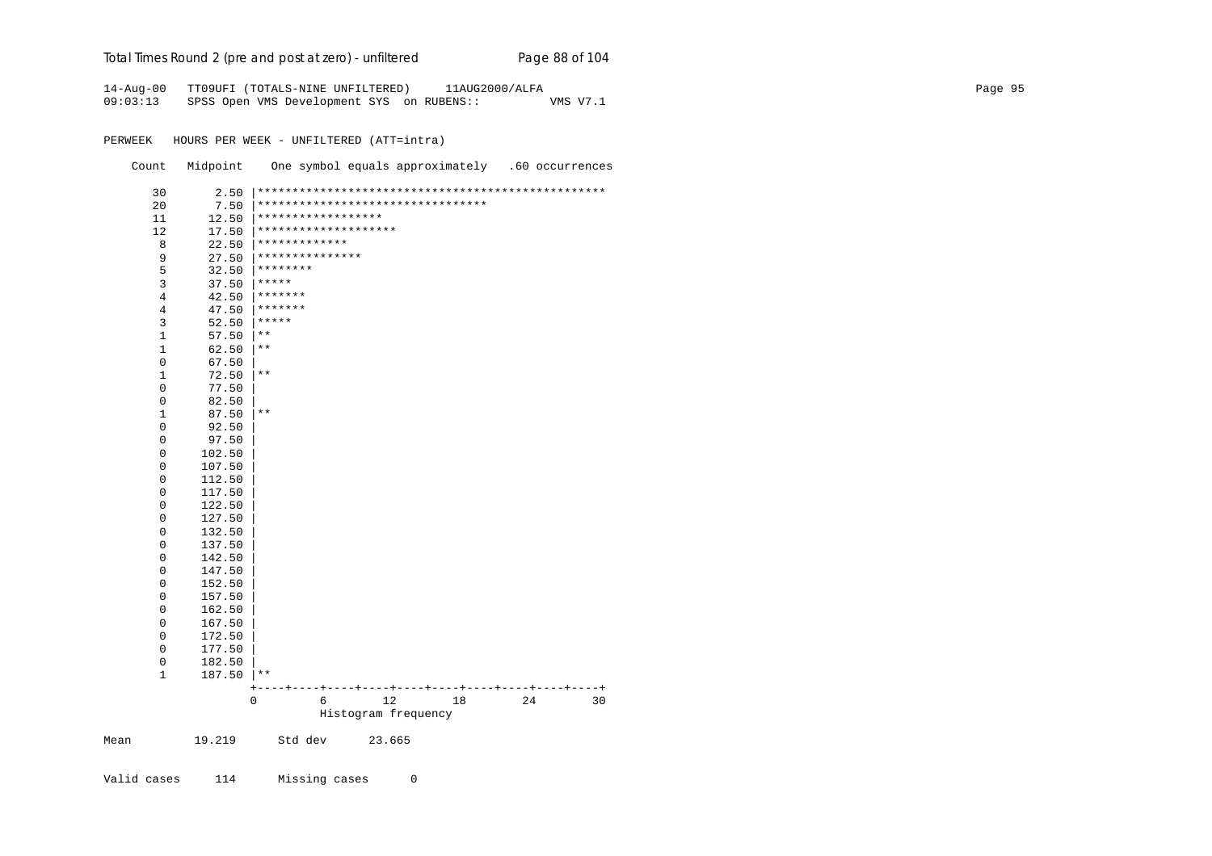Total Times Round 2 (pre and post at zero) - unfiltered

```
14-Aug-00   TT09UFI (TOTALS-NINE UNFILTERED)     11AUG2000/ALFA
09:03:13    SPSS Open VMS Development SYS  on RUBENS::          VMS V7.1

PERWEEK   HOURS PER WEEK - UNFILTERED (ATT=intra)

    Count   Midpoint    One symbol equals approximately   .60 occurrences

       30       2.50 |**************************************************
       20       7.50 |*********************************
       11      12.50 |******************
       12      17.50 |********************
        8      22.50 |*************
        9      27.50 |***************
        5      32.50 |********
        3      37.50 |*****
        4      42.50 |*******
        4      47.50 |*******
        3      52.50 |*****
        1      57.50 |**
        1      62.50 |**
        0      67.50 |
        1      72.50 |**
        0      77.50 |
        0      82.50 |
        1      87.50 |**
        0      92.50 |
        0      97.50 |
        0     102.50 |
        0     107.50 |
        0     112.50 |
        0     117.50 |
        0     122.50 |
        0     127.50 |
        0     132.50 |
        0     137.50 |
        0     142.50 |
        0     147.50 |
        0     152.50 |
        0     157.50 |
        0     162.50 |
        0     167.50 |
        0     172.50 |
        0     177.50 |
        0     182.50 |
        1     187.50 |**
                     +----+----+----+----+----+----+----+----+----+----+
                     0         6        12        18        24        30
                               Histogram frequency

Mean         19.219      Std dev      23.665


Valid cases     114      Missing cases      0
```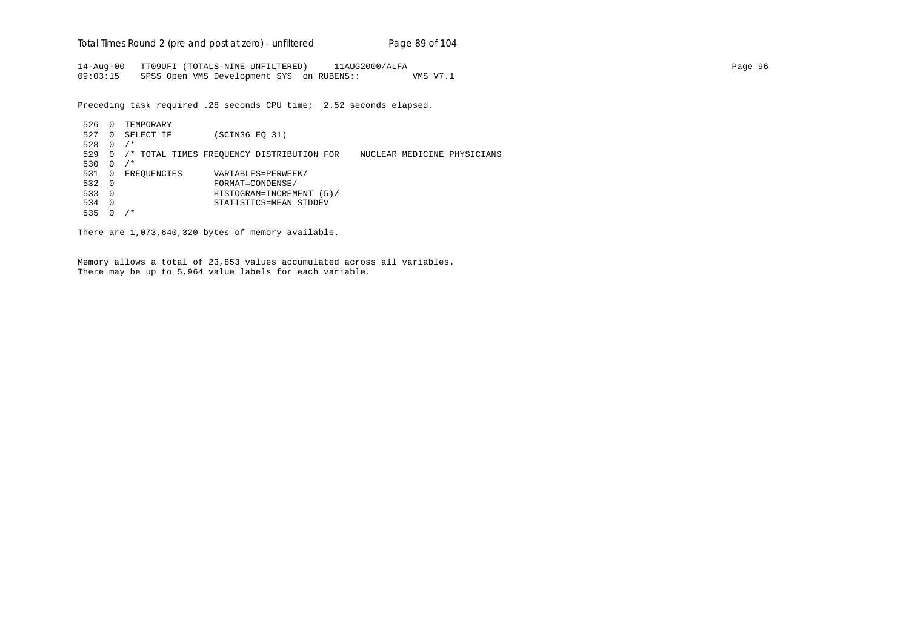14-Aug-00 TT09UFI (TOTALS-NINE UNFILTERED) 11AUG2000/ALFA Page 96
09:03:15 SPSS Open VMS Development SYS on RUBENS:: VMS V7.1

Preceding task required .28 seconds CPU time; 2.52 seconds elapsed.

```
 526  0  TEMPORARY
 527  0  SELECT IF        (SCIN36 EQ 31)
 528  0  /*
 529  0  /* TOTAL TIMES FREQUENCY DISTRIBUTION FOR    NUCLEAR MEDICINE PHYSICIANS
 530  0  /*
 531  0  FREQUENCIES      VARIABLES=PERWEEK/
 532  0                   FORMAT=CONDENSE/
 533  0                   HISTOGRAM=INCREMENT (5)/
 534  0                   STATISTICS=MEAN STDDEV
 535  0  /*
```

There are 1,073,640,320 bytes of memory available.

Memory allows a total of 23,853 values accumulated across all variables.
There may be up to 5,964 value labels for each variable.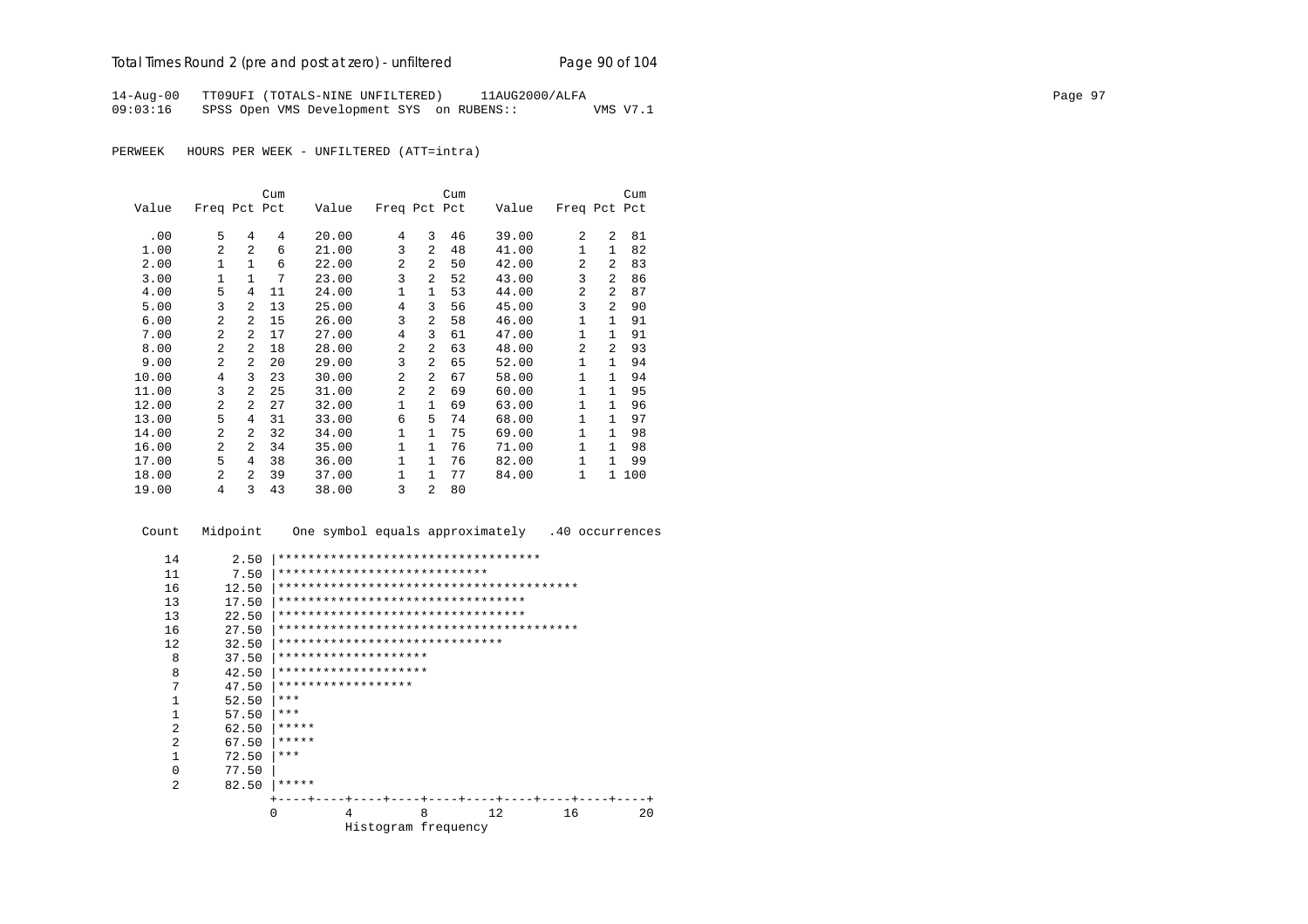14-Aug-00 TT09UFI (TOTALS-NINE UNFILTERED) 11AUG2000/ALFA
09:03:16 SPSS Open VMS Development SYS on RUBENS:: VMS V7.1

PERWEEK HOURS PER WEEK - UNFILTERED (ATT=intra)

| Value | Freq | Pct | Cum Pct | Value | Freq | Pct | Cum Pct | Value | Freq | Pct | Cum Pct |
|---|---|---|---|---|---|---|---|---|---|---|---|
| .00 | 5 | 4 | 4 | 20.00 | 4 | 3 | 46 | 39.00 | 2 | 2 | 81 |
| 1.00 | 2 | 2 | 6 | 21.00 | 3 | 2 | 48 | 41.00 | 1 | 1 | 82 |
| 2.00 | 1 | 1 | 6 | 22.00 | 2 | 2 | 50 | 42.00 | 2 | 2 | 83 |
| 3.00 | 1 | 1 | 7 | 23.00 | 3 | 2 | 52 | 43.00 | 3 | 2 | 86 |
| 4.00 | 5 | 4 | 11 | 24.00 | 1 | 1 | 53 | 44.00 | 2 | 2 | 87 |
| 5.00 | 3 | 2 | 13 | 25.00 | 4 | 3 | 56 | 45.00 | 3 | 2 | 90 |
| 6.00 | 2 | 2 | 15 | 26.00 | 3 | 2 | 58 | 46.00 | 1 | 1 | 91 |
| 7.00 | 2 | 2 | 17 | 27.00 | 4 | 3 | 61 | 47.00 | 1 | 1 | 91 |
| 8.00 | 2 | 2 | 18 | 28.00 | 2 | 2 | 63 | 48.00 | 2 | 2 | 93 |
| 9.00 | 2 | 2 | 20 | 29.00 | 3 | 2 | 65 | 52.00 | 1 | 1 | 94 |
| 10.00 | 4 | 3 | 23 | 30.00 | 2 | 2 | 67 | 58.00 | 1 | 1 | 94 |
| 11.00 | 3 | 2 | 25 | 31.00 | 2 | 2 | 69 | 60.00 | 1 | 1 | 95 |
| 12.00 | 2 | 2 | 27 | 32.00 | 1 | 1 | 69 | 63.00 | 1 | 1 | 96 |
| 13.00 | 5 | 4 | 31 | 33.00 | 6 | 5 | 74 | 68.00 | 1 | 1 | 97 |
| 14.00 | 2 | 2 | 32 | 34.00 | 1 | 1 | 75 | 69.00 | 1 | 1 | 98 |
| 16.00 | 2 | 2 | 34 | 35.00 | 1 | 1 | 76 | 71.00 | 1 | 1 | 98 |
| 17.00 | 5 | 4 | 38 | 36.00 | 1 | 1 | 76 | 82.00 | 1 | 1 | 99 |
| 18.00 | 2 | 2 | 39 | 37.00 | 1 | 1 | 77 | 84.00 | 1 | 1 | 100 |
| 19.00 | 4 | 3 | 43 | 38.00 | 3 | 2 | 80 | | | | |

```
 Count   Midpoint     One symbol equals approximately   .40 occurrences

    14       2.50 |***********************************
    11       7.50 |****************************
    16      12.50 |****************************************
    13      17.50 |*********************************
    13      22.50 |*********************************
    16      27.50 |****************************************
    12      32.50 |******************************
     8      37.50 |********************
     8      42.50 |********************
     7      47.50 |******************
     1      52.50 |***
     1      57.50 |***
     2      62.50 |*****
     2      67.50 |*****
     1      72.50 |***
     0      77.50 |
     2      82.50 |*****
                  +----+----+----+----+----+----+----+----+----+----+
                  0         4         8        12        16        20
                            Histogram frequency
```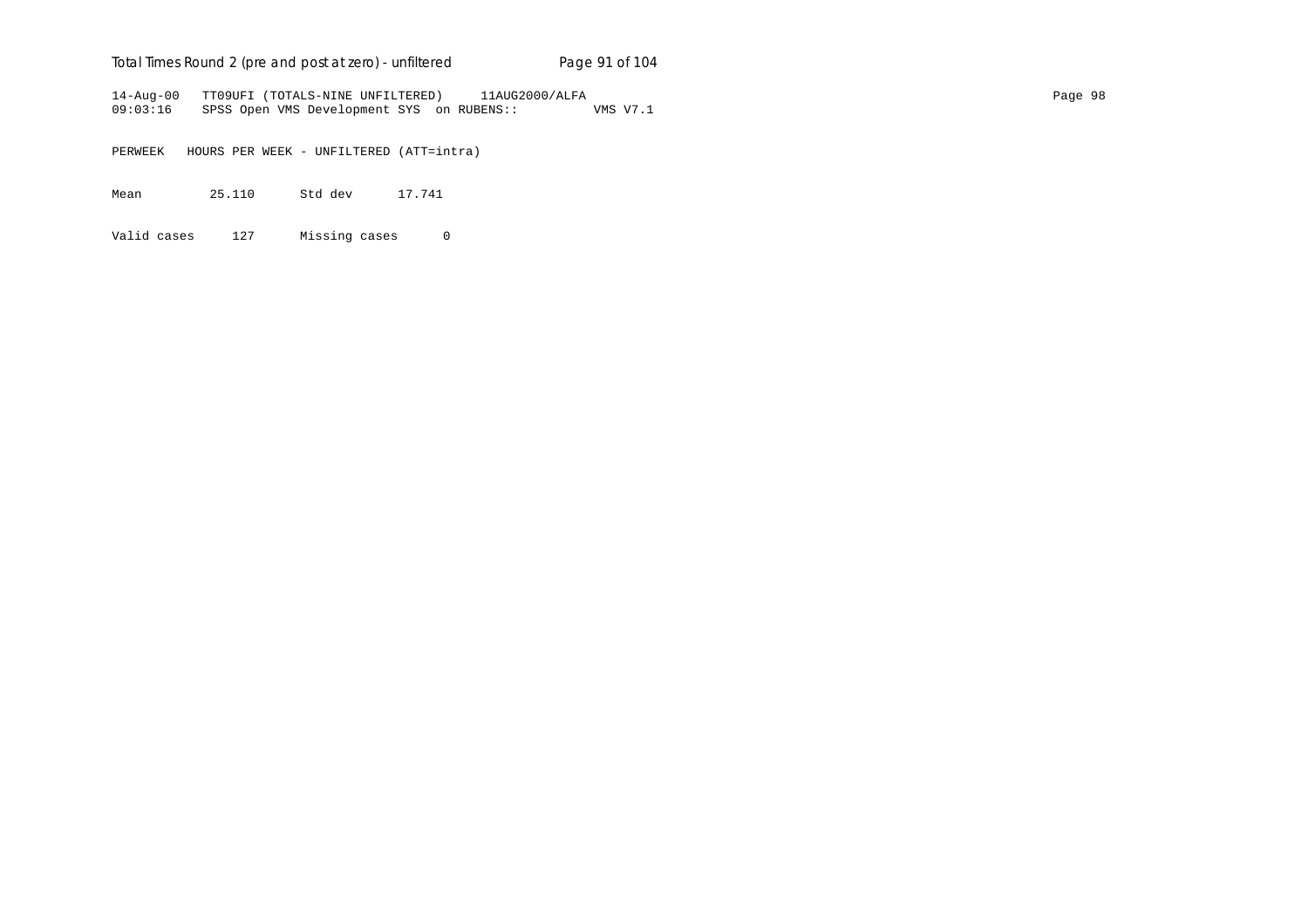```
14-Aug-00   TT09UFI (TOTALS-NINE UNFILTERED)     11AUG2000/ALFA
09:03:16    SPSS Open VMS Development SYS  on RUBENS::          VMS V7.1

PERWEEK   HOURS PER WEEK - UNFILTERED (ATT=intra)

Mean         25.110      Std dev      17.741

Valid cases     127      Missing cases      0
```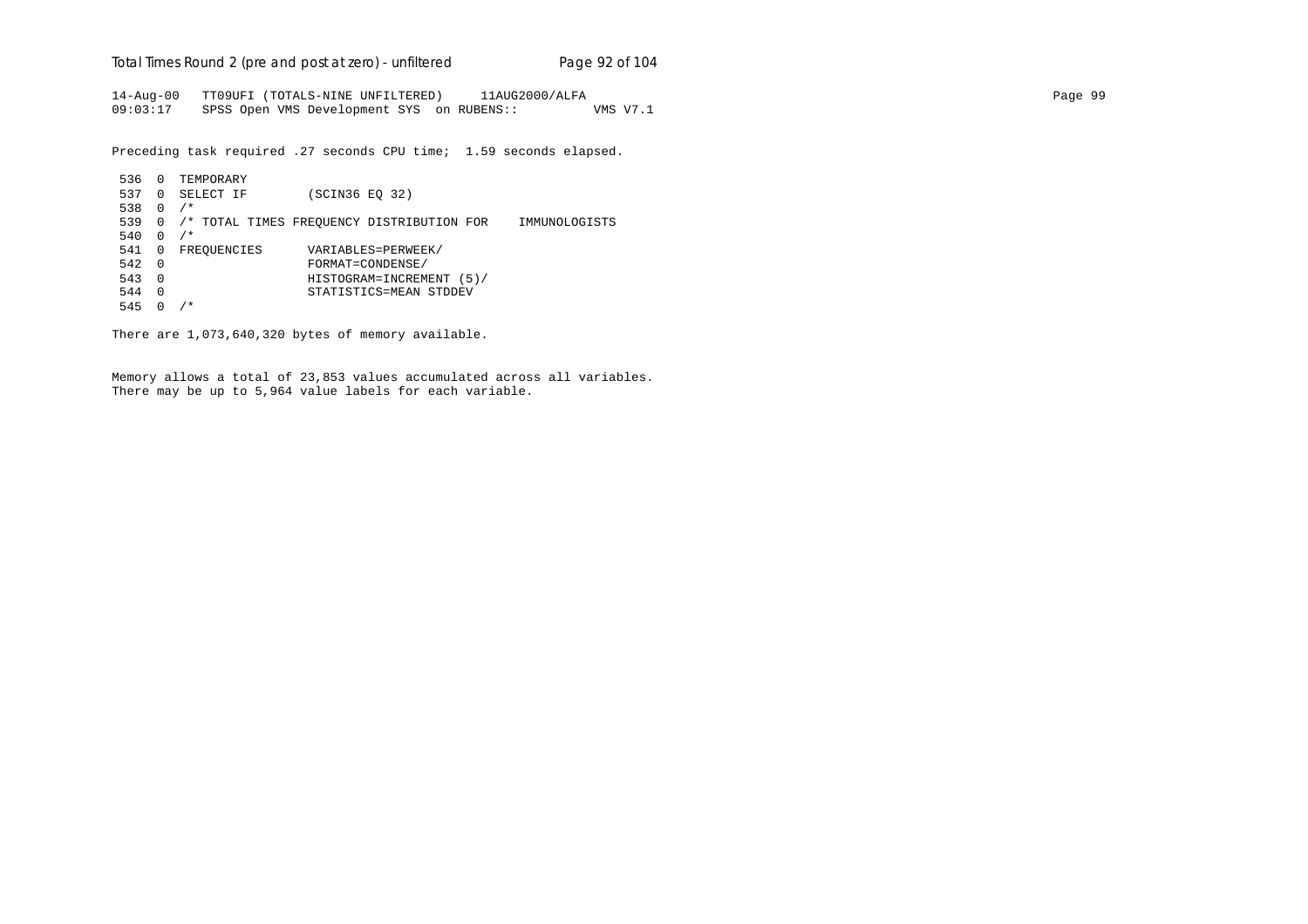```
14-Aug-00   TT09UFI (TOTALS-NINE UNFILTERED)     11AUG2000/ALFA
09:03:17    SPSS Open VMS Development SYS  on RUBENS::          VMS V7.1

Preceding task required .27 seconds CPU time;  1.59 seconds elapsed.

 536  0  TEMPORARY
 537  0  SELECT IF        (SCIN36 EQ 32)
 538  0  /*
 539  0  /* TOTAL TIMES FREQUENCY DISTRIBUTION FOR    IMMUNOLOGISTS
 540  0  /*
 541  0  FREQUENCIES      VARIABLES=PERWEEK/
 542  0                   FORMAT=CONDENSE/
 543  0                   HISTOGRAM=INCREMENT (5)/
 544  0                   STATISTICS=MEAN STDDEV
 545  0  /*

There are 1,073,640,320 bytes of memory available.


Memory allows a total of 23,853 values accumulated across all variables.
There may be up to 5,964 value labels for each variable.
```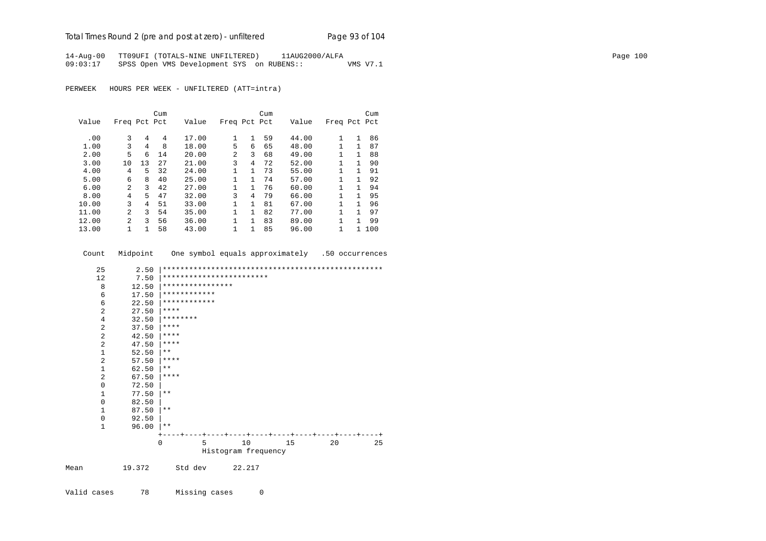14-Aug-00 TT09UFI (TOTALS-NINE UNFILTERED) 11AUG2000/ALFA
09:03:17 SPSS Open VMS Development SYS on RUBENS:: VMS V7.1

PERWEEK HOURS PER WEEK - UNFILTERED (ATT=intra)

| Value | Freq | Pct | Cum Pct | Value | Freq | Pct | Cum Pct | Value | Freq | Pct | Cum Pct |
|---|---|---|---|---|---|---|---|---|---|---|---|
| .00 | 3 | 4 | 4 | 17.00 | 1 | 1 | 59 | 44.00 | 1 | 1 | 86 |
| 1.00 | 3 | 4 | 8 | 18.00 | 5 | 6 | 65 | 48.00 | 1 | 1 | 87 |
| 2.00 | 5 | 6 | 14 | 20.00 | 2 | 3 | 68 | 49.00 | 1 | 1 | 88 |
| 3.00 | 10 | 13 | 27 | 21.00 | 3 | 4 | 72 | 52.00 | 1 | 1 | 90 |
| 4.00 | 4 | 5 | 32 | 24.00 | 1 | 1 | 73 | 55.00 | 1 | 1 | 91 |
| 5.00 | 6 | 8 | 40 | 25.00 | 1 | 1 | 74 | 57.00 | 1 | 1 | 92 |
| 6.00 | 2 | 3 | 42 | 27.00 | 1 | 1 | 76 | 60.00 | 1 | 1 | 94 |
| 8.00 | 4 | 5 | 47 | 32.00 | 3 | 4 | 79 | 66.00 | 1 | 1 | 95 |
| 10.00 | 3 | 4 | 51 | 33.00 | 1 | 1 | 81 | 67.00 | 1 | 1 | 96 |
| 11.00 | 2 | 3 | 54 | 35.00 | 1 | 1 | 82 | 77.00 | 1 | 1 | 97 |
| 12.00 | 2 | 3 | 56 | 36.00 | 1 | 1 | 83 | 89.00 | 1 | 1 | 99 |
| 13.00 | 1 | 1 | 58 | 43.00 | 1 | 1 | 85 | 96.00 | 1 | 1 | 100 |

```
 Count   Midpoint    One symbol equals approximately   .50 occurrences

    25       2.50 |**************************************************
    12       7.50 |************************
     8      12.50 |****************
     6      17.50 |************
     6      22.50 |************
     2      27.50 |****
     4      32.50 |********
     2      37.50 |****
     2      42.50 |****
     2      47.50 |****
     1      52.50 |**
     2      57.50 |****
     1      62.50 |**
     2      67.50 |****
     0      72.50 |
     1      77.50 |**
     0      82.50 |
     1      87.50 |**
     0      92.50 |
     1      96.00 |**
                  +----+----+----+----+----+----+----+----+----+----+
                  0         5        10        15        20        25
                                Histogram frequency
```

Mean 19.372 Std dev 22.217

Valid cases 78 Missing cases 0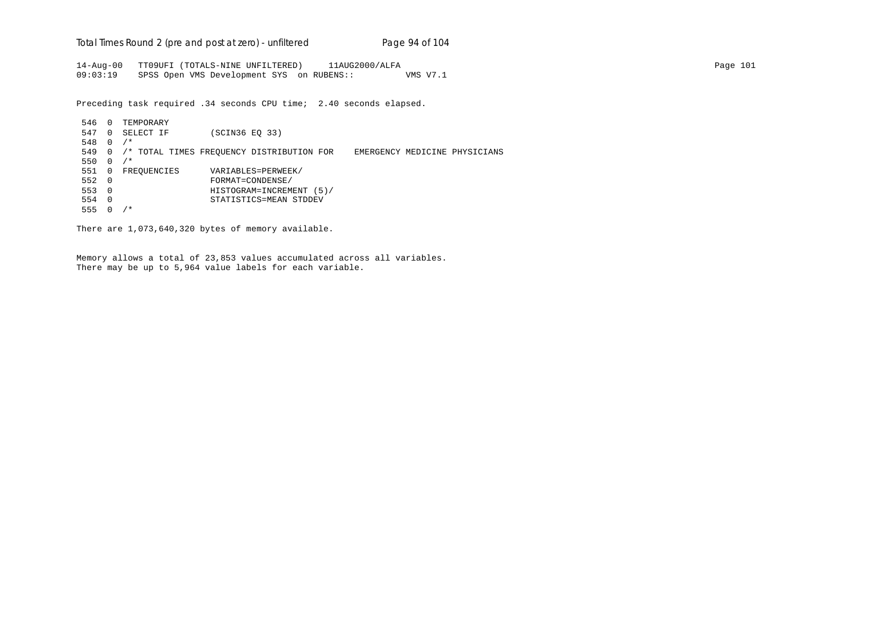```
14-Aug-00   TT09UFI (TOTALS-NINE UNFILTERED)     11AUG2000/ALFA
09:03:19    SPSS Open VMS Development SYS  on RUBENS::          VMS V7.1
```

Preceding task required .34 seconds CPU time;  2.40 seconds elapsed.

```
 546  0  TEMPORARY
 547  0  SELECT IF        (SCIN36 EQ 33)
 548  0  /*
 549  0  /* TOTAL TIMES FREQUENCY DISTRIBUTION FOR    EMERGENCY MEDICINE PHYSICIANS
 550  0  /*
 551  0  FREQUENCIES      VARIABLES=PERWEEK/
 552  0                   FORMAT=CONDENSE/
 553  0                   HISTOGRAM=INCREMENT (5)/
 554  0                   STATISTICS=MEAN STDDEV
 555  0  /*
```

There are 1,073,640,320 bytes of memory available.

Memory allows a total of 23,853 values accumulated across all variables.
There may be up to 5,964 value labels for each variable.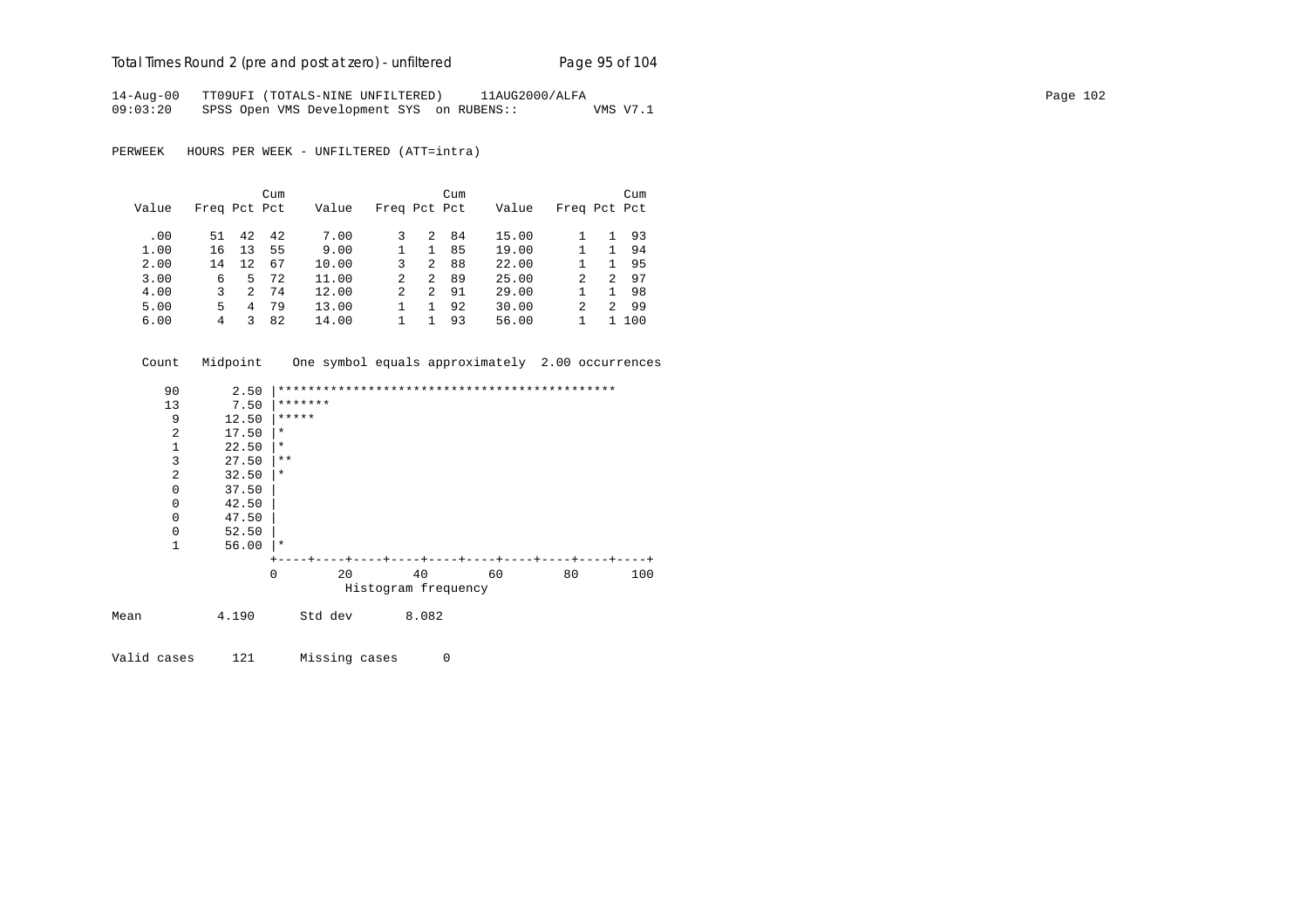14-Aug-00 TT09UFI (TOTALS-NINE UNFILTERED) 11AUG2000/ALFA
09:03:20 SPSS Open VMS Development SYS on RUBENS:: VMS V7.1

PERWEEK HOURS PER WEEK - UNFILTERED (ATT=intra)

| Value | Freq | Pct | Cum Pct | Value | Freq | Pct | Cum Pct | Value | Freq | Pct | Cum Pct |
|---|---|---|---|---|---|---|---|---|---|---|---|
| .00 | 51 | 42 | 42 | 7.00 | 3 | 2 | 84 | 15.00 | 1 | 1 | 93 |
| 1.00 | 16 | 13 | 55 | 9.00 | 1 | 1 | 85 | 19.00 | 1 | 1 | 94 |
| 2.00 | 14 | 12 | 67 | 10.00 | 3 | 2 | 88 | 22.00 | 1 | 1 | 95 |
| 3.00 | 6 | 5 | 72 | 11.00 | 2 | 2 | 89 | 25.00 | 2 | 2 | 97 |
| 4.00 | 3 | 2 | 74 | 12.00 | 2 | 2 | 91 | 29.00 | 1 | 1 | 98 |
| 5.00 | 5 | 4 | 79 | 13.00 | 1 | 1 | 92 | 30.00 | 2 | 2 | 99 |
| 6.00 | 4 | 3 | 82 | 14.00 | 1 | 1 | 93 | 56.00 | 1 | 1 | 100 |

```
   Count   Midpoint    One symbol equals approximately  2.00 occurrences

      90       2.50 |*********************************************
      13       7.50 |*******
       9      12.50 |*****
       2      17.50 |*
       1      22.50 |*
       3      27.50 |**
       2      32.50 |*
       0      37.50 |
       0      42.50 |
       0      47.50 |
       0      52.50 |
       1      56.00 |*
                    +----+----+----+----+----+----+----+----+----+----+
                    0        20        40        60        80       100
                              Histogram frequency
```

Mean 4.190 Std dev 8.082

Valid cases 121 Missing cases 0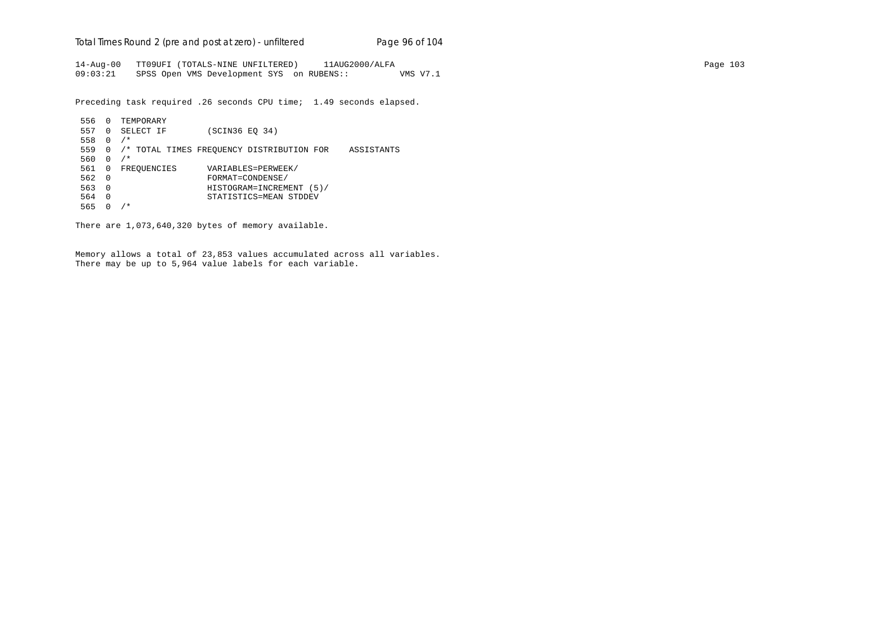```
14-Aug-00   TT09UFI (TOTALS-NINE UNFILTERED)     11AUG2000/ALFA
09:03:21    SPSS Open VMS Development SYS  on RUBENS::          VMS V7.1
```

Preceding task required .26 seconds CPU time;  1.49 seconds elapsed.

```
 556  0  TEMPORARY
 557  0  SELECT IF        (SCIN36 EQ 34)
 558  0  /*
 559  0  /* TOTAL TIMES FREQUENCY DISTRIBUTION FOR    ASSISTANTS
 560  0  /*
 561  0  FREQUENCIES      VARIABLES=PERWEEK/
 562  0                   FORMAT=CONDENSE/
 563  0                   HISTOGRAM=INCREMENT (5)/
 564  0                   STATISTICS=MEAN STDDEV
 565  0  /*
```

There are 1,073,640,320 bytes of memory available.

Memory allows a total of 23,853 values accumulated across all variables.
There may be up to 5,964 value labels for each variable.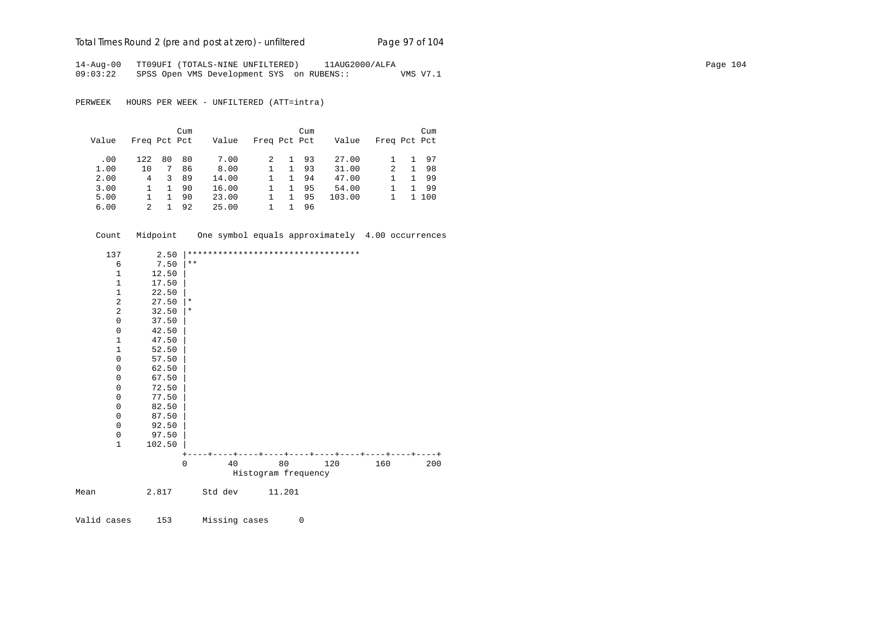```
14-Aug-00   TT09UFI (TOTALS-NINE UNFILTERED)     11AUG2000/ALFA
09:03:22    SPSS Open VMS Development SYS  on RUBENS::          VMS V7.1
```

PERWEEK   HOURS PER WEEK - UNFILTERED (ATT=intra)

| Value | Freq | Pct | Cum Pct | Value | Freq | Pct | Cum Pct | Value | Freq | Pct | Cum Pct |
|---|---|---|---|---|---|---|---|---|---|---|---|
| .00 | 122 | 80 | 80 | 7.00 | 2 | 1 | 93 | 27.00 | 1 | 1 | 97 |
| 1.00 | 10 | 7 | 86 | 8.00 | 1 | 1 | 93 | 31.00 | 2 | 1 | 98 |
| 2.00 | 4 | 3 | 89 | 14.00 | 1 | 1 | 94 | 47.00 | 1 | 1 | 99 |
| 3.00 | 1 | 1 | 90 | 16.00 | 1 | 1 | 95 | 54.00 | 1 | 1 | 99 |
| 5.00 | 1 | 1 | 90 | 23.00 | 1 | 1 | 95 | 103.00 | 1 | 1 | 100 |
| 6.00 | 2 | 1 | 92 | 25.00 | 1 | 1 | 96 | | | | |

```
    Count   Midpoint    One symbol equals approximately  4.00 occurrences

      137       2.50 |**********************************
        6       7.50 |**
        1      12.50 |
        1      17.50 |
        1      22.50 |
        2      27.50 |*
        2      32.50 |*
        0      37.50 |
        0      42.50 |
        1      47.50 |
        1      52.50 |
        0      57.50 |
        0      62.50 |
        0      67.50 |
        0      72.50 |
        0      77.50 |
        0      82.50 |
        0      87.50 |
        0      92.50 |
        0      97.50 |
        1     102.50 |
                     +----+----+----+----+----+----+----+----+----+----+
                     0        40        80       120       160       200
                               Histogram frequency
```

Mean 2.817 Std dev 11.201

Valid cases 153 Missing cases 0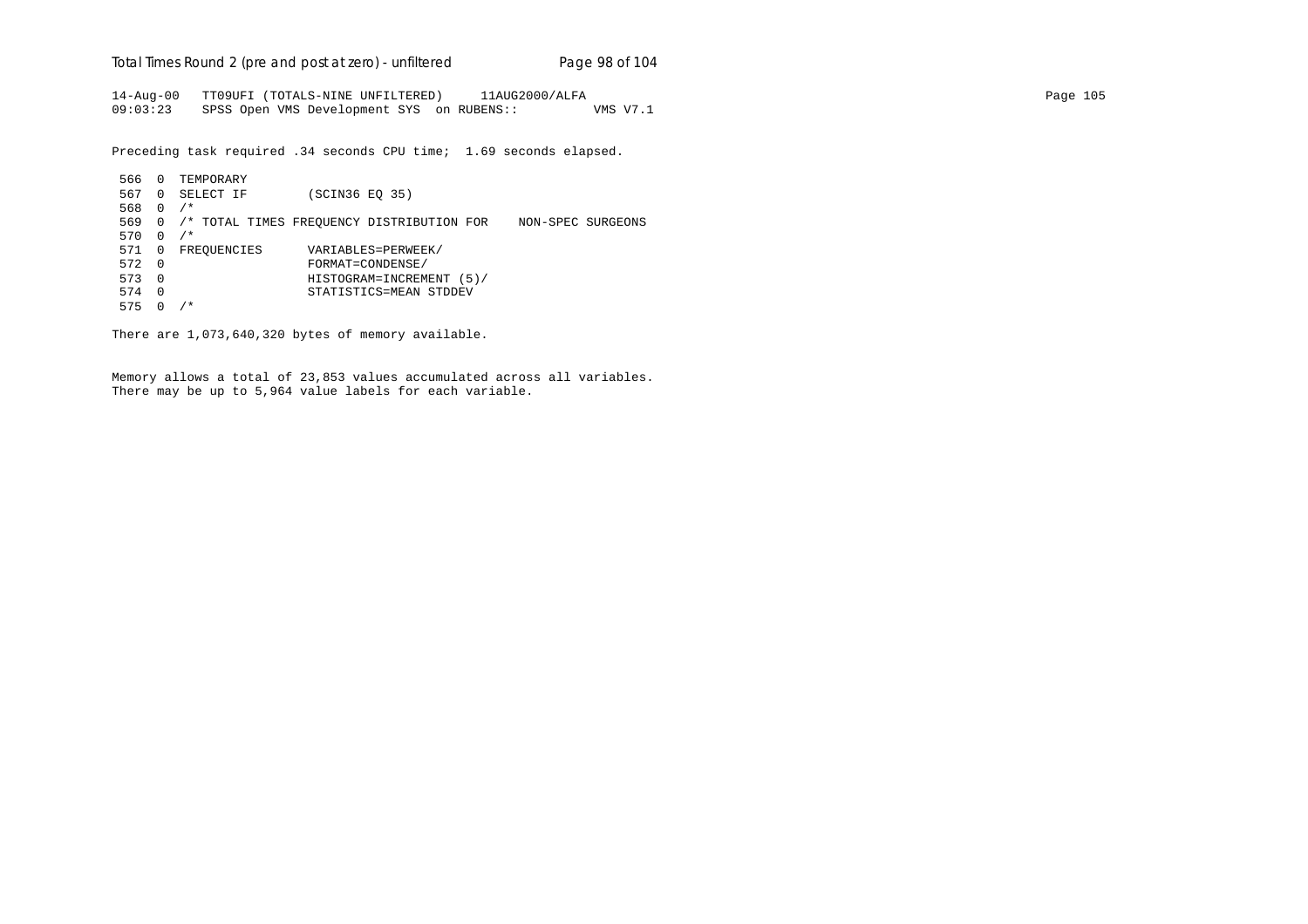```
14-Aug-00   TT09UFI (TOTALS-NINE UNFILTERED)     11AUG2000/ALFA
09:03:23    SPSS Open VMS Development SYS  on RUBENS::          VMS V7.1

Preceding task required .34 seconds CPU time;  1.69 seconds elapsed.

 566  0  TEMPORARY
 567  0  SELECT IF        (SCIN36 EQ 35)
 568  0  /*
 569  0  /* TOTAL TIMES FREQUENCY DISTRIBUTION FOR    NON-SPEC SURGEONS
 570  0  /*
 571  0  FREQUENCIES      VARIABLES=PERWEEK/
 572  0                   FORMAT=CONDENSE/
 573  0                   HISTOGRAM=INCREMENT (5)/
 574  0                   STATISTICS=MEAN STDDEV
 575  0  /*

There are 1,073,640,320 bytes of memory available.

Memory allows a total of 23,853 values accumulated across all variables.
There may be up to 5,964 value labels for each variable.
```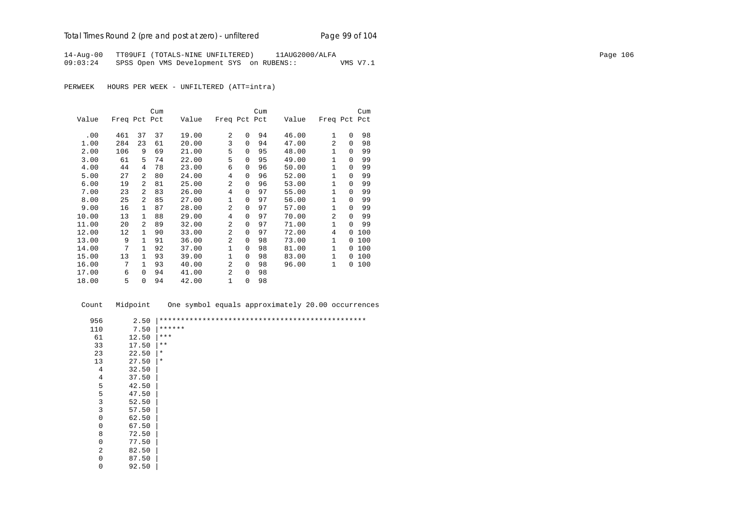14-Aug-00 TT09UFI (TOTALS-NINE UNFILTERED) 11AUG2000/ALFA
09:03:24 SPSS Open VMS Development SYS on RUBENS:: VMS V7.1

PERWEEK HOURS PER WEEK - UNFILTERED (ATT=intra)

| Value | Freq | Pct | Cum Pct | Value | Freq | Pct | Cum Pct | Value | Freq | Pct | Cum Pct |
|---|---|---|---|---|---|---|---|---|---|---|---|
| .00 | 461 | 37 | 37 | 19.00 | 2 | 0 | 94 | 46.00 | 1 | 0 | 98 |
| 1.00 | 284 | 23 | 61 | 20.00 | 3 | 0 | 94 | 47.00 | 2 | 0 | 98 |
| 2.00 | 106 | 9 | 69 | 21.00 | 5 | 0 | 95 | 48.00 | 1 | 0 | 99 |
| 3.00 | 61 | 5 | 74 | 22.00 | 5 | 0 | 95 | 49.00 | 1 | 0 | 99 |
| 4.00 | 44 | 4 | 78 | 23.00 | 6 | 0 | 96 | 50.00 | 1 | 0 | 99 |
| 5.00 | 27 | 2 | 80 | 24.00 | 4 | 0 | 96 | 52.00 | 1 | 0 | 99 |
| 6.00 | 19 | 2 | 81 | 25.00 | 2 | 0 | 96 | 53.00 | 1 | 0 | 99 |
| 7.00 | 23 | 2 | 83 | 26.00 | 4 | 0 | 97 | 55.00 | 1 | 0 | 99 |
| 8.00 | 25 | 2 | 85 | 27.00 | 1 | 0 | 97 | 56.00 | 1 | 0 | 99 |
| 9.00 | 16 | 1 | 87 | 28.00 | 2 | 0 | 97 | 57.00 | 1 | 0 | 99 |
| 10.00 | 13 | 1 | 88 | 29.00 | 4 | 0 | 97 | 70.00 | 2 | 0 | 99 |
| 11.00 | 20 | 2 | 89 | 32.00 | 2 | 0 | 97 | 71.00 | 1 | 0 | 99 |
| 12.00 | 12 | 1 | 90 | 33.00 | 2 | 0 | 97 | 72.00 | 4 | 0 | 100 |
| 13.00 | 9 | 1 | 91 | 36.00 | 2 | 0 | 98 | 73.00 | 1 | 0 | 100 |
| 14.00 | 7 | 1 | 92 | 37.00 | 1 | 0 | 98 | 81.00 | 1 | 0 | 100 |
| 15.00 | 13 | 1 | 93 | 39.00 | 1 | 0 | 98 | 83.00 | 1 | 0 | 100 |
| 16.00 | 7 | 1 | 93 | 40.00 | 2 | 0 | 98 | 96.00 | 1 | 0 | 100 |
| 17.00 | 6 | 0 | 94 | 41.00 | 2 | 0 | 98 | | | | |
| 18.00 | 5 | 0 | 94 | 42.00 | 1 | 0 | 98 | | | | |

```
Count   Midpoint    One symbol equals approximately 20.00 occurrences

  956       2.50 |************************************************
  110       7.50 |******
   61      12.50 |***
   33      17.50 |**
   23      22.50 |*
   13      27.50 |*
    4      32.50 |
    4      37.50 |
    5      42.50 |
    5      47.50 |
    3      52.50 |
    3      57.50 |
    0      62.50 |
    0      67.50 |
    8      72.50 |
    0      77.50 |
    2      82.50 |
    0      87.50 |
    0      92.50 |
```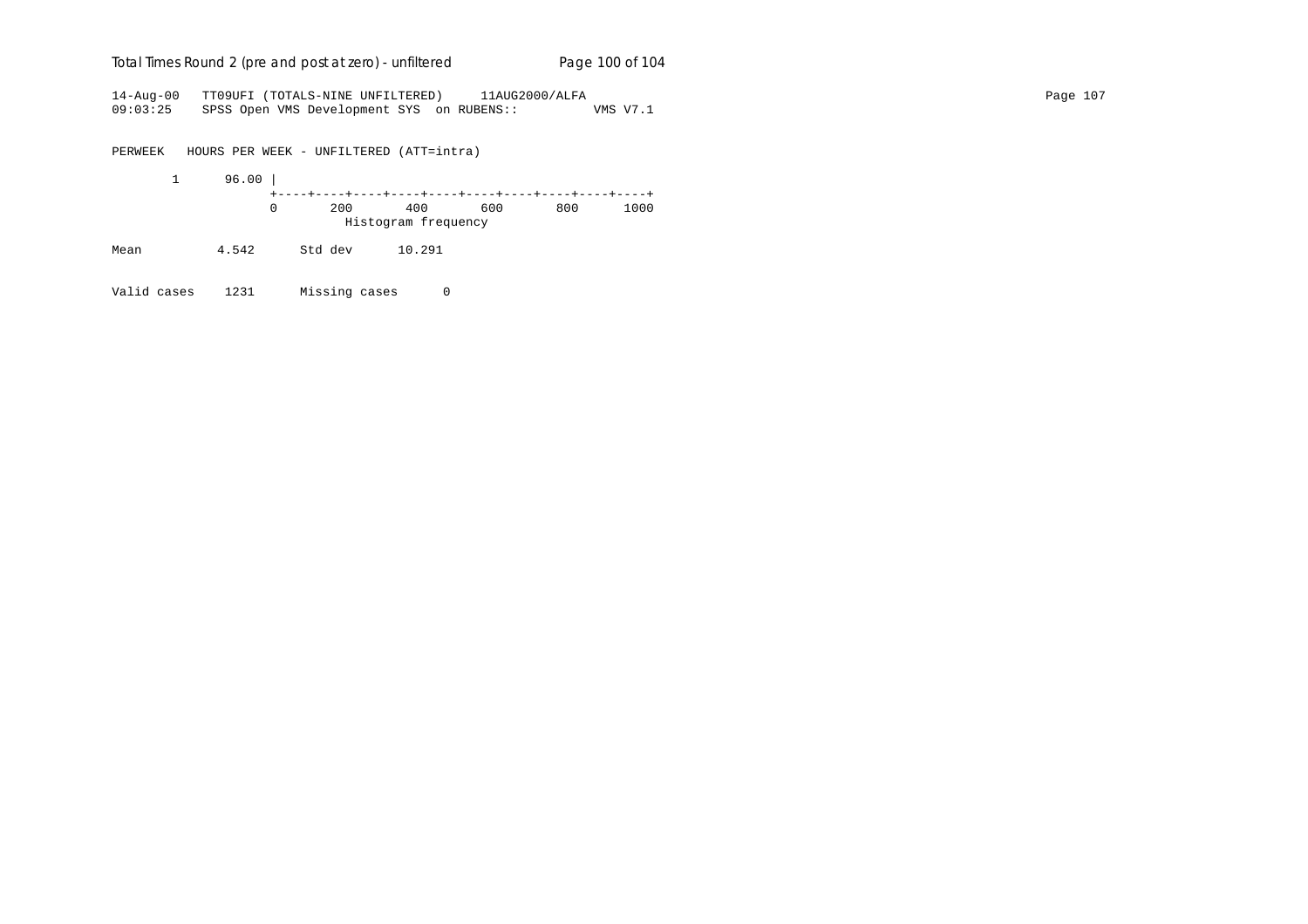```
14-Aug-00   TT09UFI (TOTALS-NINE UNFILTERED)     11AUG2000/ALFA
09:03:25    SPSS Open VMS Development SYS  on RUBENS::          VMS V7.1


PERWEEK   HOURS PER WEEK - UNFILTERED (ATT=intra)

       1      96.00 |
                    +----+----+----+----+----+----+----+----+----+----+
                    0       200       400       600       800      1000
                              Histogram frequency

Mean          4.542      Std dev      10.291


Valid cases    1231      Missing cases      0
```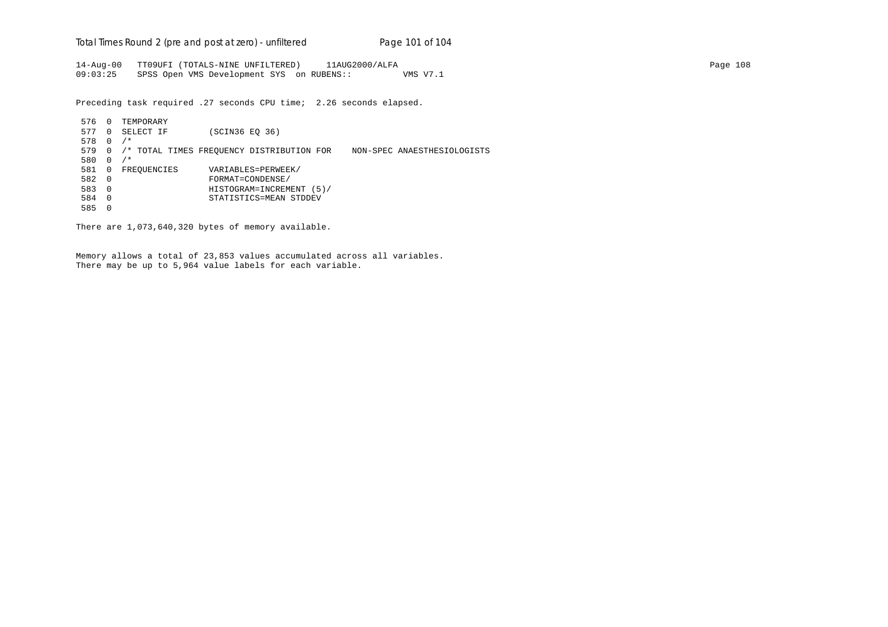14-Aug-00   TT09UFI (TOTALS-NINE UNFILTERED)     11AUG2000/ALFA
09:03:25    SPSS Open VMS Development SYS  on RUBENS::          VMS V7.1

Preceding task required .27 seconds CPU time;  2.26 seconds elapsed.

```
 576  0  TEMPORARY
 577  0  SELECT IF        (SCIN36 EQ 36)
 578  0  /*
 579  0  /* TOTAL TIMES FREQUENCY DISTRIBUTION FOR    NON-SPEC ANAESTHESIOLOGISTS
 580  0  /*
 581  0  FREQUENCIES      VARIABLES=PERWEEK/
 582  0                   FORMAT=CONDENSE/
 583  0                   HISTOGRAM=INCREMENT (5)/
 584  0                   STATISTICS=MEAN STDDEV
 585  0
```

There are 1,073,640,320 bytes of memory available.

Memory allows a total of 23,853 values accumulated across all variables.
There may be up to 5,964 value labels for each variable.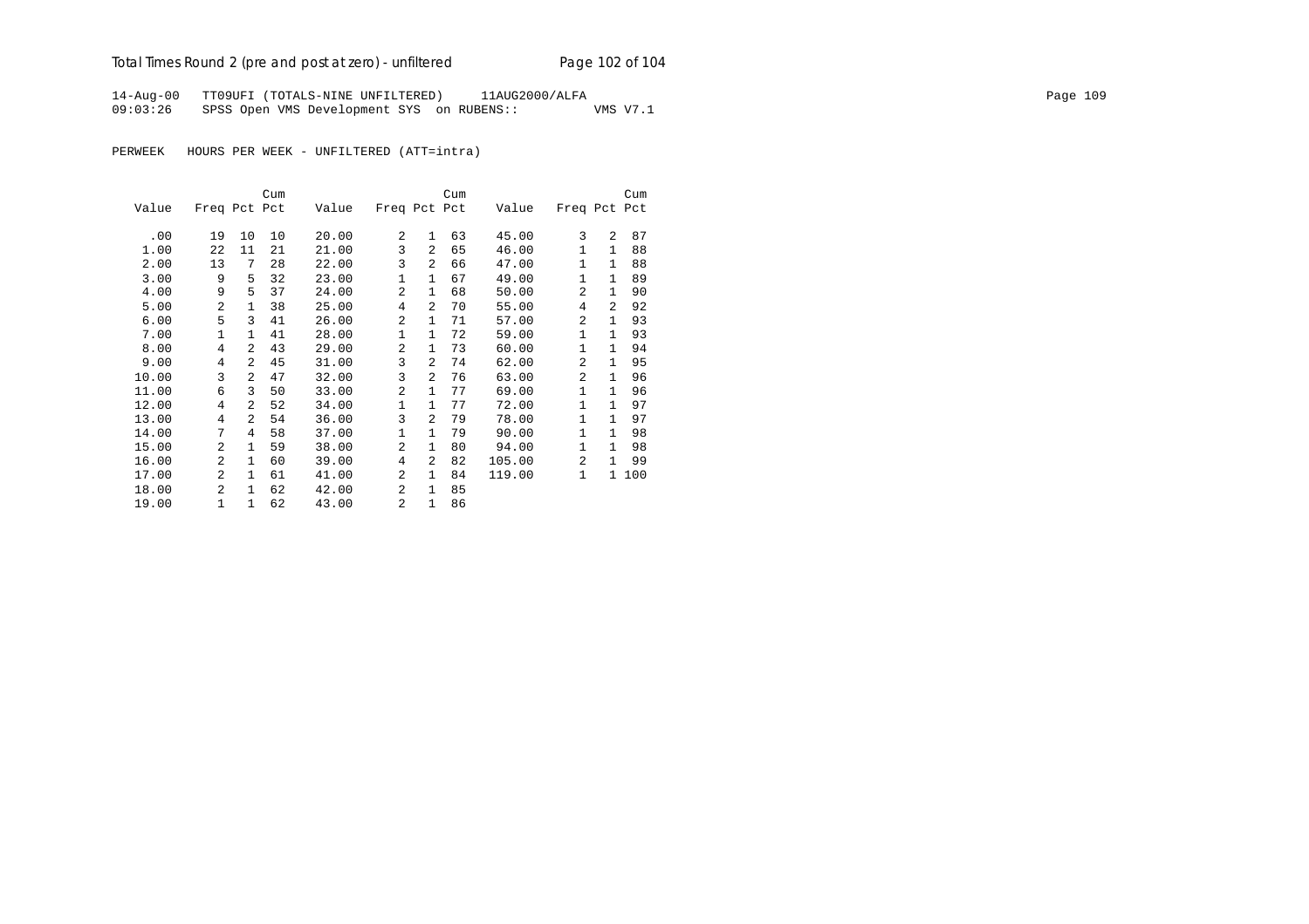14-Aug-00 TT09UFI (TOTALS-NINE UNFILTERED) 11AUG2000/ALFA
09:03:26 SPSS Open VMS Development SYS on RUBENS:: VMS V7.1

PERWEEK HOURS PER WEEK - UNFILTERED (ATT=intra)

| Value | Freq | Pct | Cum Pct | Value | Freq | Pct | Cum Pct | Value | Freq | Pct | Cum Pct |
|---|---|---|---|---|---|---|---|---|---|---|---|
| .00 | 19 | 10 | 10 | 20.00 | 2 | 1 | 63 | 45.00 | 3 | 2 | 87 |
| 1.00 | 22 | 11 | 21 | 21.00 | 3 | 2 | 65 | 46.00 | 1 | 1 | 88 |
| 2.00 | 13 | 7 | 28 | 22.00 | 3 | 2 | 66 | 47.00 | 1 | 1 | 88 |
| 3.00 | 9 | 5 | 32 | 23.00 | 1 | 1 | 67 | 49.00 | 1 | 1 | 89 |
| 4.00 | 9 | 5 | 37 | 24.00 | 2 | 1 | 68 | 50.00 | 2 | 1 | 90 |
| 5.00 | 2 | 1 | 38 | 25.00 | 4 | 2 | 70 | 55.00 | 4 | 2 | 92 |
| 6.00 | 5 | 3 | 41 | 26.00 | 2 | 1 | 71 | 57.00 | 2 | 1 | 93 |
| 7.00 | 1 | 1 | 41 | 28.00 | 1 | 1 | 72 | 59.00 | 1 | 1 | 93 |
| 8.00 | 4 | 2 | 43 | 29.00 | 2 | 1 | 73 | 60.00 | 1 | 1 | 94 |
| 9.00 | 4 | 2 | 45 | 31.00 | 3 | 2 | 74 | 62.00 | 2 | 1 | 95 |
| 10.00 | 3 | 2 | 47 | 32.00 | 3 | 2 | 76 | 63.00 | 2 | 1 | 96 |
| 11.00 | 6 | 3 | 50 | 33.00 | 2 | 1 | 77 | 69.00 | 1 | 1 | 96 |
| 12.00 | 4 | 2 | 52 | 34.00 | 1 | 1 | 77 | 72.00 | 1 | 1 | 97 |
| 13.00 | 4 | 2 | 54 | 36.00 | 3 | 2 | 79 | 78.00 | 1 | 1 | 97 |
| 14.00 | 7 | 4 | 58 | 37.00 | 1 | 1 | 79 | 90.00 | 1 | 1 | 98 |
| 15.00 | 2 | 1 | 59 | 38.00 | 2 | 1 | 80 | 94.00 | 1 | 1 | 98 |
| 16.00 | 2 | 1 | 60 | 39.00 | 4 | 2 | 82 | 105.00 | 2 | 1 | 99 |
| 17.00 | 2 | 1 | 61 | 41.00 | 2 | 1 | 84 | 119.00 | 1 | 1 | 100 |
| 18.00 | 2 | 1 | 62 | 42.00 | 2 | 1 | 85 | | | | |
| 19.00 | 1 | 1 | 62 | 43.00 | 2 | 1 | 86 | | | | |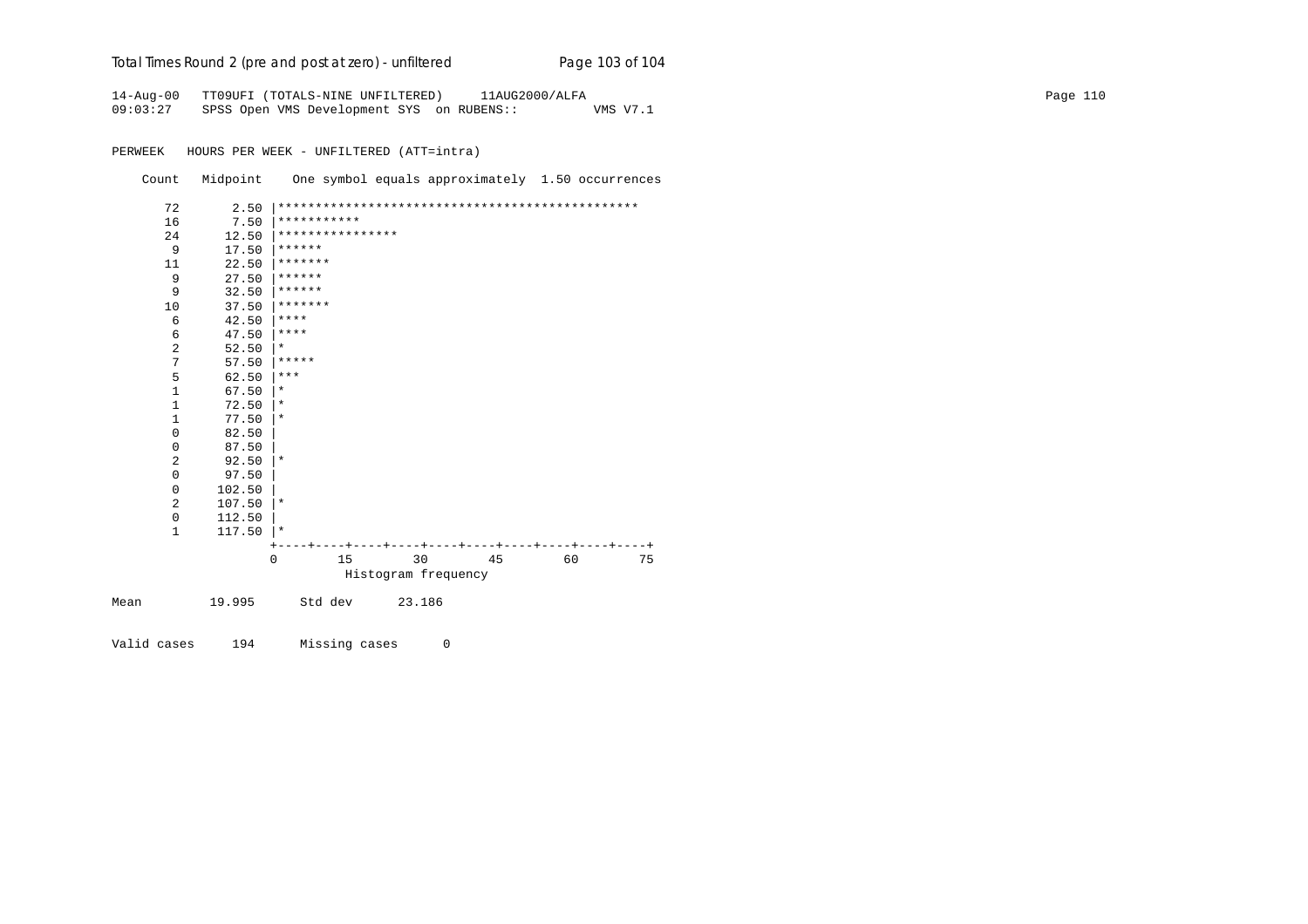```
14-Aug-00   TT09UFI (TOTALS-NINE UNFILTERED)     11AUG2000/ALFA                                                                        Page 110
09:03:27    SPSS Open VMS Development SYS  on RUBENS::          VMS V7.1


PERWEEK   HOURS PER WEEK - UNFILTERED (ATT=intra)

    Count   Midpoint    One symbol equals approximately  1.50 occurrences

       72       2.50 |************************************************
       16       7.50 |***********
       24      12.50 |****************
        9      17.50 |******
       11      22.50 |*******
        9      27.50 |******
        9      32.50 |******
       10      37.50 |*******
        6      42.50 |****
        6      47.50 |****
        2      52.50 |*
        7      57.50 |*****
        5      62.50 |***
        1      67.50 |*
        1      72.50 |*
        1      77.50 |*
        0      82.50 |
        0      87.50 |
        2      92.50 |*
        0      97.50 |
        0     102.50 |
        2     107.50 |*
        0     112.50 |
        1     117.50 |*
                     +----+----+----+----+----+----+----+----+----+----+
                     0        15        30        45        60        75
                                   Histogram frequency

Mean         19.995      Std dev      23.186


Valid cases     194      Missing cases      0
```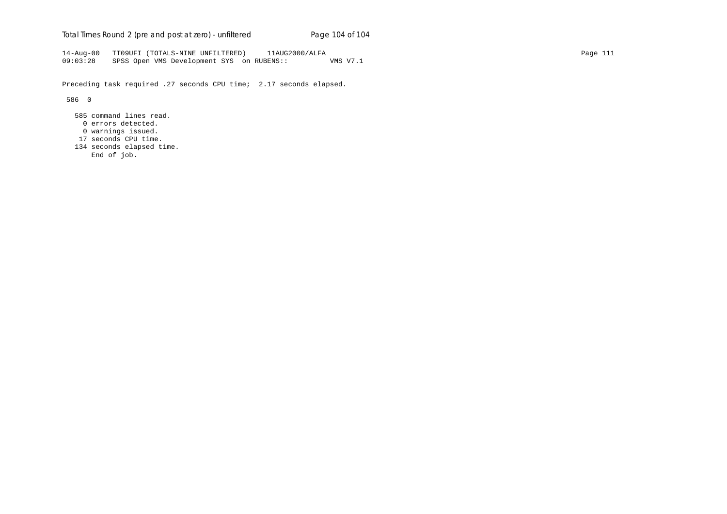```
14-Aug-00   TT09UFI (TOTALS-NINE UNFILTERED)     11AUG2000/ALFA
09:03:28    SPSS Open VMS Development SYS  on RUBENS::         VMS V7.1

Preceding task required .27 seconds CPU time;  2.17 seconds elapsed.

 586  0

   585 command lines read.
     0 errors detected.
     0 warnings issued.
    17 seconds CPU time.
   134 seconds elapsed time.
       End of job.
```